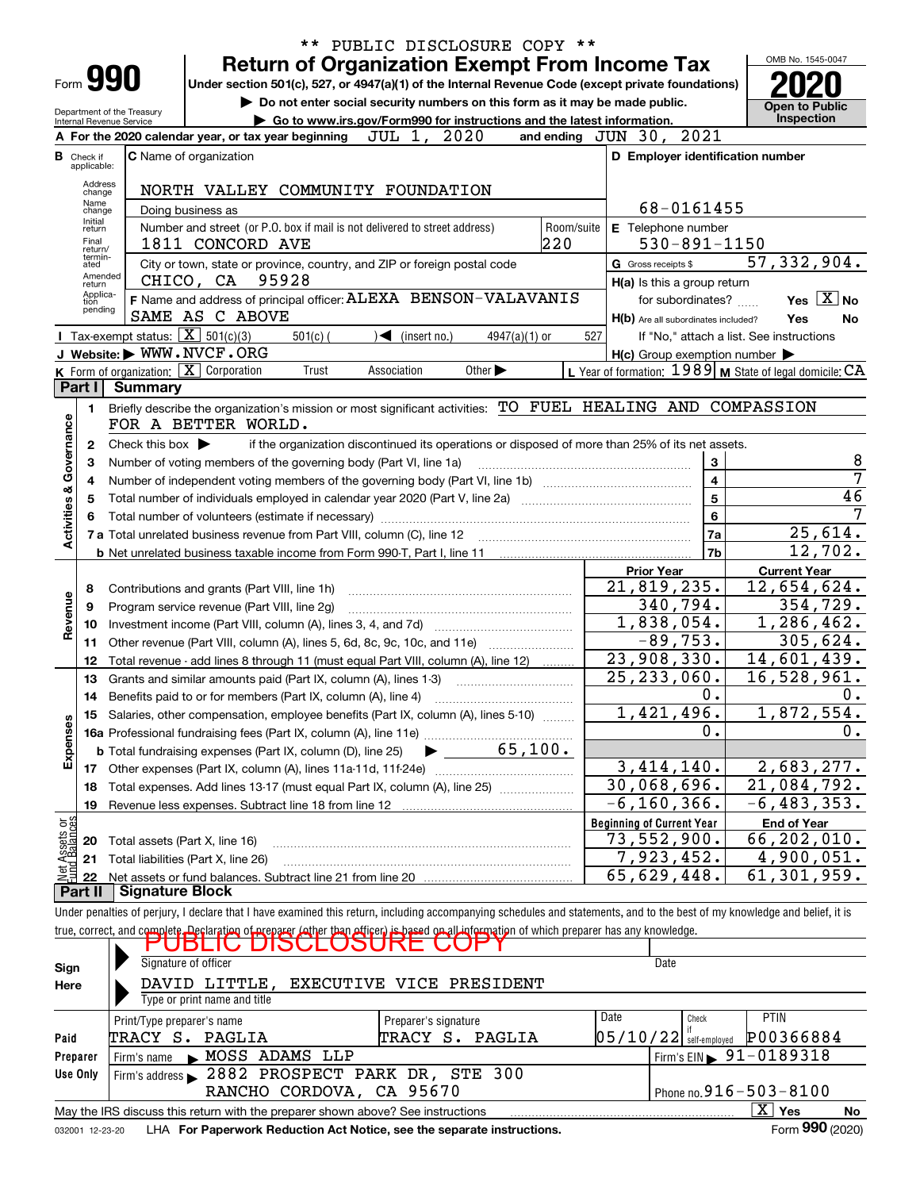\*\* PUBLIC DISCLOSURE COPY \*\*

# Form 990 — Return of Organization Exempt From Income Tax

Under section 501(c), 527, or 4947(a)(1) of the Internal Revenue Code (except private foundations)

▶ Do not enter social security numbers on this form as it may be made public.

▶ Go to www.irs.gov/Form990 for instructions and the latest information.

Department of the Treasury Internal Revenue Service

OMB No. 1545-0047

**2020**

Open to Public Inspection

**A** For the 2020 calendar year, or tax year beginning JUL 1, 2020 and ending JUN 30, 2021

**B** Check if applicable: Address change, Name change, Initial return, Final return/terminated, Amended return, Application pending

**C** Name of organization: NORTH VALLEY COMMUNITY FOUNDATION

Doing business as

Number and street (or P.O. box if mail is not delivered to street address): 1811 CONCORD AVE — Room/suite: 220

City or town, state or province, country, and ZIP or foreign postal code: CHICO, CA 95928

**D** Employer identification number: 68-0161455

**E** Telephone number: 530-891-1150

**G** Gross receipts $ 57,332,904.

**F** Name and address of principal officer: ALEXA BENSON-VALAVANIS, SAME AS C ABOVE

**H(a)** Is this a group return for subordinates? Yes [X] No

**H(b)** Are all subordinates included? Yes No — If "No," attach a list. See instructions

**H(c)** Group exemption number ▶

**I** Tax-exempt status: [X] 501(c)(3) 501(c) ( ) ◀ (insert no.) 4947(a)(1) or 527

**J** Website: ▶ WWW.NVCF.ORG

**K** Form of organization: [X] Corporation Trust Association Other ▶

**L** Year of formation: 1989 **M** State of legal domicile: CA

## Part I Summary

**Activities & Governance**

1 Briefly describe the organization's mission or most significant activities: TO FUEL HEALING AND COMPASSION FOR A BETTER WORLD.

2 Check this box ▶ if the organization discontinued its operations or disposed of more than 25% of its net assets.

| | | Line | Value |
|---|---|---|---|
| 3 | Number of voting members of the governing body (Part VI, line 1a) | 3 | 8 |
| 4 | Number of independent voting members of the governing body (Part VI, line 1b) | 4 | 7 |
| 5 | Total number of individuals employed in calendar year 2020 (Part V, line 2a) | 5 | 46 |
| 6 | Total number of volunteers (estimate if necessary) | 6 | 7 |
| 7a | Total unrelated business revenue from Part VIII, column (C), line 12 | 7a | 25,614. |
| 7b | Net unrelated business taxable income from Form 990-T, Part I, line 11 | 7b | 12,702. |

| | | Prior Year | Current Year |
|---|---|---|---|
| **Revenue** | | | |
| 8 | Contributions and grants (Part VIII, line 1h) | 21,819,235. | 12,654,624. |
| 9 | Program service revenue (Part VIII, line 2g) | 340,794. | 354,729. |
| 10 | Investment income (Part VIII, column (A), lines 3, 4, and 7d) | 1,838,054. | 1,286,462. |
| 11 | Other revenue (Part VIII, column (A), lines 5, 6d, 8c, 9c, 10c, and 11e) | -89,753. | 305,624. |
| 12 | Total revenue - add lines 8 through 11 (must equal Part VIII, column (A), line 12) | 23,908,330. | 14,601,439. |
| **Expenses** | | | |
| 13 | Grants and similar amounts paid (Part IX, column (A), lines 1-3) | 25,233,060. | 16,528,961. |
| 14 | Benefits paid to or for members (Part IX, column (A), line 4) | 0. | 0. |
| 15 | Salaries, other compensation, employee benefits (Part IX, column (A), lines 5-10) | 1,421,496. | 1,872,554. |
| 16a | Professional fundraising fees (Part IX, column (A), line 11e) | 0. | 0. |
| b | Total fundraising expenses (Part IX, column (D), line 25) ▶ 65,100. | | |
| 17 | Other expenses (Part IX, column (A), lines 11a-11d, 11f-24e) | 3,414,140. | 2,683,277. |
| 18 | Total expenses. Add lines 13-17 (must equal Part IX, column (A), line 25) | 30,068,696. | 21,084,792. |
| 19 | Revenue less expenses. Subtract line 18 from line 12 | -6,160,366. | -6,483,353. |

| **Net Assets or Fund Balances** | | Beginning of Current Year | End of Year |
|---|---|---|---|
| 20 | Total assets (Part X, line 16) | 73,552,900. | 66,202,010. |
| 21 | Total liabilities (Part X, line 26) | 7,923,452. | 4,900,051. |
| 22 | Net assets or fund balances. Subtract line 21 from line 20 | 65,629,448. | 61,301,959. |

## Part II Signature Block

Under penalties of perjury, I declare that I have examined this return, including accompanying schedules and statements, and to the best of my knowledge and belief, it is true, correct, and complete. Declaration of preparer (other than officer) is based on all information of which preparer has any knowledge.

**Sign Here**

PUBLIC DISCLOSURE COPY

Signature of officer — Date

DAVID LITTLE, EXECUTIVE VICE PRESIDENT

Type or print name and title

**Paid Preparer Use Only**

| Print/Type preparer's name | Preparer's signature | Date | Check if self-employed | PTIN |
|---|---|---|---|---|
| TRACY S. PAGLIA | TRACY S. PAGLIA | 05/10/22 | | P00366884 |

Firm's name ▶ MOSS ADAMS LLP — Firm's EIN ▶ 91-0189318

Firm's address ▶ 2882 PROSPECT PARK DR, STE 300, RANCHO CORDOVA, CA 95670 — Phone no. 916-503-8100

May the IRS discuss this return with the preparer shown above? See instructions [X] Yes No

032001 12-23-20 LHA For Paperwork Reduction Act Notice, see the separate instructions. Form **990** (2020)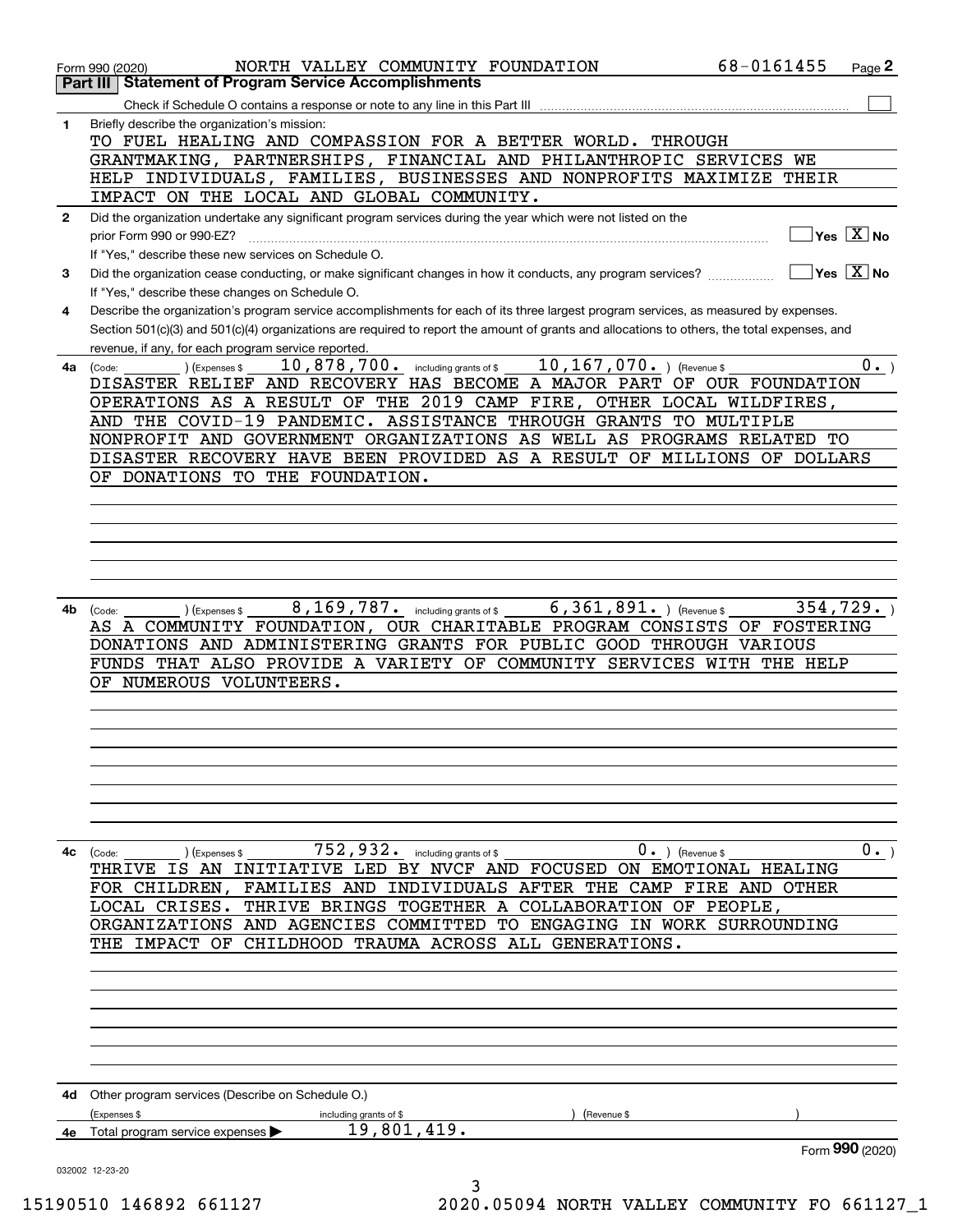Form 990 (2020) NORTH VALLEY COMMUNITY FOUNDATION 68-0161455 Page 2

## Part III Statement of Program Service Accomplishments

Check if Schedule O contains a response or note to any line in this Part III ☐

**1** Briefly describe the organization's mission:

TO FUEL HEALING AND COMPASSION FOR A BETTER WORLD. THROUGH GRANTMAKING, PARTNERSHIPS, FINANCIAL AND PHILANTHROPIC SERVICES WE HELP INDIVIDUALS, FAMILIES, BUSINESSES AND NONPROFITS MAXIMIZE THEIR IMPACT ON THE LOCAL AND GLOBAL COMMUNITY.

**2** Did the organization undertake any significant program services during the year which were not listed on the prior Form 990 or 990-EZ? ☐ Yes ☒ No

If "Yes," describe these new services on Schedule O.

**3** Did the organization cease conducting, or make significant changes in how it conducts, any program services? ☐ Yes ☒ No

If "Yes," describe these changes on Schedule O.

**4** Describe the organization's program service accomplishments for each of its three largest program services, as measured by expenses. Section 501(c)(3) and 501(c)(4) organizations are required to report the amount of grants and allocations to others, the total expenses, and revenue, if any, for each program service reported.

**4a** (Code: ) (Expenses $ 10,878,700. including grants of $ 10,167,070. ) (Revenue $ 0. )

DISASTER RELIEF AND RECOVERY HAS BECOME A MAJOR PART OF OUR FOUNDATION OPERATIONS AS A RESULT OF THE 2019 CAMP FIRE, OTHER LOCAL WILDFIRES, AND THE COVID-19 PANDEMIC. ASSISTANCE THROUGH GRANTS TO MULTIPLE NONPROFIT AND GOVERNMENT ORGANIZATIONS AS WELL AS PROGRAMS RELATED TO DISASTER RECOVERY HAVE BEEN PROVIDED AS A RESULT OF MILLIONS OF DOLLARS OF DONATIONS TO THE FOUNDATION.

**4b** (Code: ) (Expenses $ 8,169,787. including grants of $ 6,361,891. ) (Revenue $ 354,729. )

AS A COMMUNITY FOUNDATION, OUR CHARITABLE PROGRAM CONSISTS OF FOSTERING DONATIONS AND ADMINISTERING GRANTS FOR PUBLIC GOOD THROUGH VARIOUS FUNDS THAT ALSO PROVIDE A VARIETY OF COMMUNITY SERVICES WITH THE HELP OF NUMEROUS VOLUNTEERS.

**4c** (Code: ) (Expenses $ 752,932. including grants of $ 0. ) (Revenue $ 0. )

THRIVE IS AN INITIATIVE LED BY NVCF AND FOCUSED ON EMOTIONAL HEALING FOR CHILDREN, FAMILIES AND INDIVIDUALS AFTER THE CAMP FIRE AND OTHER LOCAL CRISES. THRIVE BRINGS TOGETHER A COLLABORATION OF PEOPLE, ORGANIZATIONS AND AGENCIES COMMITTED TO ENGAGING IN WORK SURROUNDING THE IMPACT OF CHILDHOOD TRAUMA ACROSS ALL GENERATIONS.

**4d** Other program services (Describe on Schedule O.)

(Expenses $ including grants of $ ) (Revenue $ )

**4e** Total program service expenses ▶ 19,801,419.

Form 990 (2020)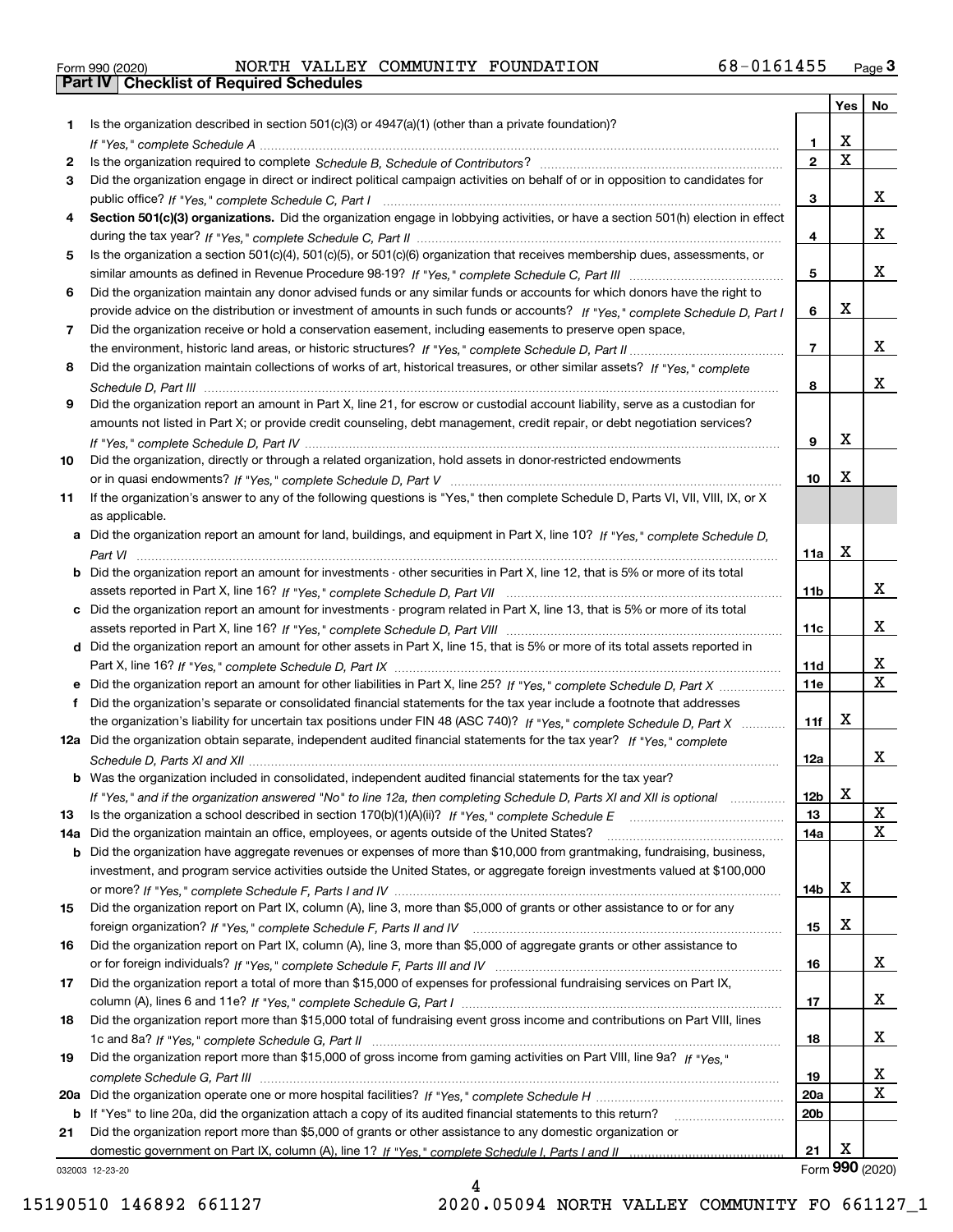Form 990 (2020) NORTH VALLEY COMMUNITY FOUNDATION 68-0161455

## Part IV Checklist of Required Schedules

| | | | Yes | No |
|---|---|---|---|---|
| 1 | Is the organization described in section 501(c)(3) or 4947(a)(1) (other than a private foundation)? *If "Yes," complete Schedule A* | 1 | X | |
| 2 | Is the organization required to complete *Schedule B, Schedule of Contributors*? | 2 | X | |
| 3 | Did the organization engage in direct or indirect political campaign activities on behalf of or in opposition to candidates for public office? *If "Yes," complete Schedule C, Part I* | 3 | | X |
| 4 | **Section 501(c)(3) organizations.** Did the organization engage in lobbying activities, or have a section 501(h) election in effect during the tax year? *If "Yes," complete Schedule C, Part II* | 4 | | X |
| 5 | Is the organization a section 501(c)(4), 501(c)(5), or 501(c)(6) organization that receives membership dues, assessments, or similar amounts as defined in Revenue Procedure 98-19? *If "Yes," complete Schedule C, Part III* | 5 | | X |
| 6 | Did the organization maintain any donor advised funds or any similar funds or accounts for which donors have the right to provide advice on the distribution or investment of amounts in such funds or accounts? *If "Yes," complete Schedule D, Part I* | 6 | X | |
| 7 | Did the organization receive or hold a conservation easement, including easements to preserve open space, the environment, historic land areas, or historic structures? *If "Yes," complete Schedule D, Part II* | 7 | | X |
| 8 | Did the organization maintain collections of works of art, historical treasures, or other similar assets? *If "Yes," complete Schedule D, Part III* | 8 | | X |
| 9 | Did the organization report an amount in Part X, line 21, for escrow or custodial account liability, serve as a custodian for amounts not listed in Part X; or provide credit counseling, debt management, credit repair, or debt negotiation services? *If "Yes," complete Schedule D, Part IV* | 9 | X | |
| 10 | Did the organization, directly or through a related organization, hold assets in donor-restricted endowments or in quasi endowments? *If "Yes," complete Schedule D, Part V* | 10 | X | |
| 11 | If the organization's answer to any of the following questions is "Yes," then complete Schedule D, Parts VI, VII, VIII, IX, or X as applicable. | | | |
| a | Did the organization report an amount for land, buildings, and equipment in Part X, line 10? *If "Yes," complete Schedule D, Part VI* | 11a | X | |
| b | Did the organization report an amount for investments - other securities in Part X, line 12, that is 5% or more of its total assets reported in Part X, line 16? *If "Yes," complete Schedule D, Part VII* | 11b | | X |
| c | Did the organization report an amount for investments - program related in Part X, line 13, that is 5% or more of its total assets reported in Part X, line 16? *If "Yes," complete Schedule D, Part VIII* | 11c | | X |
| d | Did the organization report an amount for other assets in Part X, line 15, that is 5% or more of its total assets reported in Part X, line 16? *If "Yes," complete Schedule D, Part IX* | 11d | | X |
| e | Did the organization report an amount for other liabilities in Part X, line 25? *If "Yes," complete Schedule D, Part X* | 11e | | X |
| f | Did the organization's separate or consolidated financial statements for the tax year include a footnote that addresses the organization's liability for uncertain tax positions under FIN 48 (ASC 740)? *If "Yes," complete Schedule D, Part X* | 11f | X | |
| 12a | Did the organization obtain separate, independent audited financial statements for the tax year? *If "Yes," complete Schedule D, Parts XI and XII* | 12a | | X |
| b | Was the organization included in consolidated, independent audited financial statements for the tax year? *If "Yes," and if the organization answered "No" to line 12a, then completing Schedule D, Parts XI and XII is optional* | 12b | X | |
| 13 | Is the organization a school described in section 170(b)(1)(A)(ii)? *If "Yes," complete Schedule E* | 13 | | X |
| 14a | Did the organization maintain an office, employees, or agents outside of the United States? | 14a | | X |
| b | Did the organization have aggregate revenues or expenses of more than $10,000 from grantmaking, fundraising, business, investment, and program service activities outside the United States, or aggregate foreign investments valued at $100,000 or more? *If "Yes," complete Schedule F, Parts I and IV* | 14b | X | |
| 15 | Did the organization report on Part IX, column (A), line 3, more than $5,000 of grants or other assistance to or for any foreign organization? *If "Yes," complete Schedule F, Parts II and IV* | 15 | X | |
| 16 | Did the organization report on Part IX, column (A), line 3, more than $5,000 of aggregate grants or other assistance to or for foreign individuals? *If "Yes," complete Schedule F, Parts III and IV* | 16 | | X |
| 17 | Did the organization report a total of more than $15,000 of expenses for professional fundraising services on Part IX, column (A), lines 6 and 11e? *If "Yes," complete Schedule G, Part I* | 17 | | X |
| 18 | Did the organization report more than $15,000 total of fundraising event gross income and contributions on Part VIII, lines 1c and 8a? *If "Yes," complete Schedule G, Part II* | 18 | | X |
| 19 | Did the organization report more than $15,000 of gross income from gaming activities on Part VIII, line 9a? *If "Yes," complete Schedule G, Part III* | 19 | | X |
| 20a | Did the organization operate one or more hospital facilities? *If "Yes," complete Schedule H* | 20a | | X |
| b | If "Yes" to line 20a, did the organization attach a copy of its audited financial statements to this return? | 20b | | |
| 21 | Did the organization report more than $5,000 of grants or other assistance to any domestic organization or domestic government on Part IX, column (A), line 1? *If "Yes," complete Schedule I, Parts I and II* | 21 | X | |

032003 12-23-20 Form **990** (2020)

15190510 146892 661127 2020.05094 NORTH VALLEY COMMUNITY FO 661127_1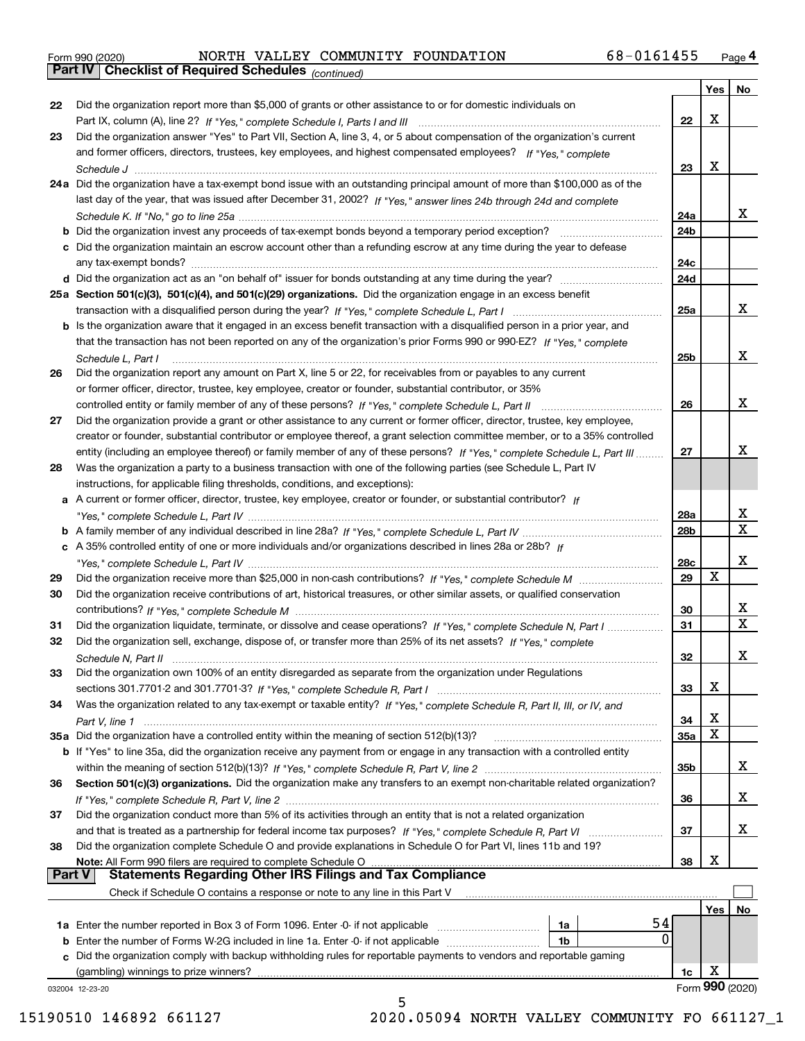Form 990 (2020) NORTH VALLEY COMMUNITY FOUNDATION 68-0161455 Page 4

**Part IV Checklist of Required Schedules** *(continued)*

| | | | Yes | No |
|---|---|---|---|---|
| 22 | Did the organization report more than $5,000 of grants or other assistance to or for domestic individuals on Part IX, column (A), line 2? *If "Yes," complete Schedule I, Parts I and III* | 22 | X | |
| 23 | Did the organization answer "Yes" to Part VII, Section A, line 3, 4, or 5 about compensation of the organization's current and former officers, directors, trustees, key employees, and highest compensated employees? *If "Yes," complete Schedule J* | 23 | X | |
| 24a | Did the organization have a tax-exempt bond issue with an outstanding principal amount of more than $100,000 as of the last day of the year, that was issued after December 31, 2002? *If "Yes," answer lines 24b through 24d and complete Schedule K. If "No," go to line 25a* | 24a | | X |
| b | Did the organization invest any proceeds of tax-exempt bonds beyond a temporary period exception? | 24b | | |
| c | Did the organization maintain an escrow account other than a refunding escrow at any time during the year to defease any tax-exempt bonds? | 24c | | |
| d | Did the organization act as an "on behalf of" issuer for bonds outstanding at any time during the year? | 24d | | |
| 25a | **Section 501(c)(3), 501(c)(4), and 501(c)(29) organizations.** Did the organization engage in an excess benefit transaction with a disqualified person during the year? *If "Yes," complete Schedule L, Part I* | 25a | | X |
| b | Is the organization aware that it engaged in an excess benefit transaction with a disqualified person in a prior year, and that the transaction has not been reported on any of the organization's prior Forms 990 or 990-EZ? *If "Yes," complete Schedule L, Part I* | 25b | | X |
| 26 | Did the organization report any amount on Part X, line 5 or 22, for receivables from or payables to any current or former officer, director, trustee, key employee, creator or founder, substantial contributor, or 35% controlled entity or family member of any of these persons? *If "Yes," complete Schedule L, Part II* | 26 | | X |
| 27 | Did the organization provide a grant or other assistance to any current or former officer, director, trustee, key employee, creator or founder, substantial contributor or employee thereof, a grant selection committee member, or to a 35% controlled entity (including an employee thereof) or family member of any of these persons? *If "Yes," complete Schedule L, Part III* | 27 | | X |
| 28 | Was the organization a party to a business transaction with one of the following parties (see Schedule L, Part IV instructions, for applicable filing thresholds, conditions, and exceptions): | | | |
| a | A current or former officer, director, trustee, key employee, creator or founder, or substantial contributor? *If "Yes," complete Schedule L, Part IV* | 28a | | X |
| b | A family member of any individual described in line 28a? *If "Yes," complete Schedule L, Part IV* | 28b | | X |
| c | A 35% controlled entity of one or more individuals and/or organizations described in lines 28a or 28b? *If "Yes," complete Schedule L, Part IV* | 28c | | X |
| 29 | Did the organization receive more than $25,000 in non-cash contributions? *If "Yes," complete Schedule M* | 29 | X | |
| 30 | Did the organization receive contributions of art, historical treasures, or other similar assets, or qualified conservation contributions? *If "Yes," complete Schedule M* | 30 | | X |
| 31 | Did the organization liquidate, terminate, or dissolve and cease operations? *If "Yes," complete Schedule N, Part I* | 31 | | X |
| 32 | Did the organization sell, exchange, dispose of, or transfer more than 25% of its net assets? *If "Yes," complete Schedule N, Part II* | 32 | | X |
| 33 | Did the organization own 100% of an entity disregarded as separate from the organization under Regulations sections 301.7701-2 and 301.7701-3? *If "Yes," complete Schedule R, Part I* | 33 | X | |
| 34 | Was the organization related to any tax-exempt or taxable entity? *If "Yes," complete Schedule R, Part II, III, or IV, and Part V, line 1* | 34 | X | |
| 35a | Did the organization have a controlled entity within the meaning of section 512(b)(13)? | 35a | X | |
| b | If "Yes" to line 35a, did the organization receive any payment from or engage in any transaction with a controlled entity within the meaning of section 512(b)(13)? *If "Yes," complete Schedule R, Part V, line 2* | 35b | | X |
| 36 | **Section 501(c)(3) organizations.** Did the organization make any transfers to an exempt non-charitable related organization? *If "Yes," complete Schedule R, Part V, line 2* | 36 | | X |
| 37 | Did the organization conduct more than 5% of its activities through an entity that is not a related organization and that is treated as a partnership for federal income tax purposes? *If "Yes," complete Schedule R, Part VI* | 37 | | X |
| 38 | Did the organization complete Schedule O and provide explanations in Schedule O for Part VI, lines 11b and 19? **Note:** All Form 990 filers are required to complete Schedule O | 38 | X | |

**Part V Statements Regarding Other IRS Filings and Tax Compliance**

Check if Schedule O contains a response or note to any line in this Part V

| | | | | | Yes | No |
|---|---|---|---|---|---|---|
| 1a | Enter the number reported in Box 3 of Form 1096. Enter -0- if not applicable | 1a | 54 | | | |
| b | Enter the number of Forms W-2G included in line 1a. Enter -0- if not applicable | 1b | 0 | | | |
| c | Did the organization comply with backup withholding rules for reportable payments to vendors and reportable gaming (gambling) winnings to prize winners? | | | 1c | X | |

032004 12-23-20

Form **990** (2020)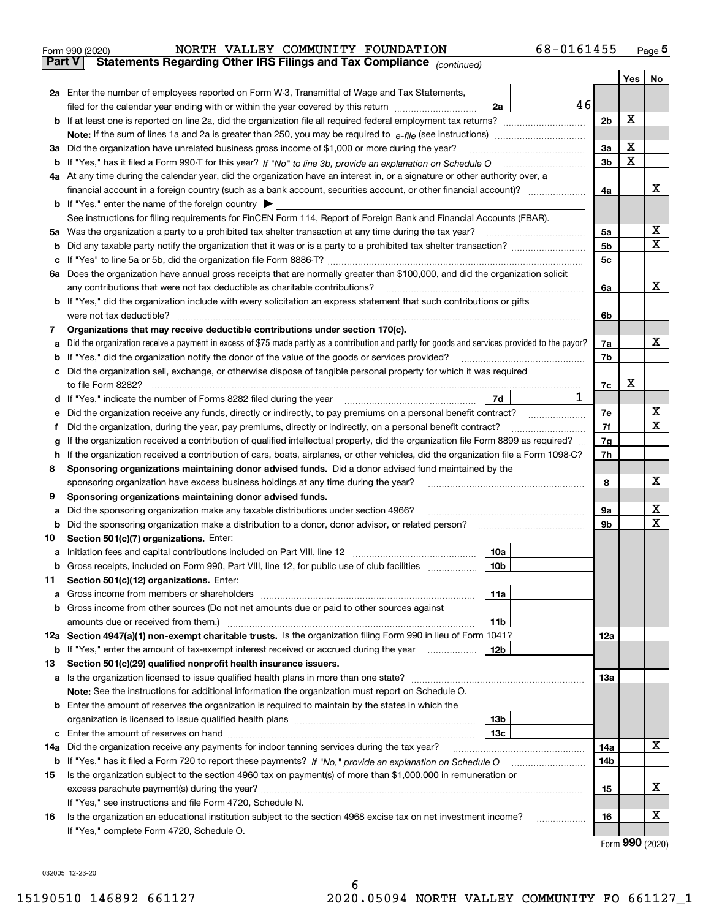Form 990 (2020) NORTH VALLEY COMMUNITY FOUNDATION 68-0161455 Page **5**

**Part V Statements Regarding Other IRS Filings and Tax Compliance** *(continued)*

| Line | Description | | Amount | Line | Yes | No |
|---|---|---|---|---|---|---|
| **2a** | Enter the number of employees reported on Form W-3, Transmittal of Wage and Tax Statements, filed for the calendar year ending with or within the year covered by this return | 2a | 46 | | | |
| **b** | If at least one is reported on line 2a, did the organization file all required federal employment tax returns? | | | 2b | X | |
| | **Note:** If the sum of lines 1a and 2a is greater than 250, you may be required to *e-file* (see instructions) | | | | | |
| **3a** | Did the organization have unrelated business gross income of $1,000 or more during the year? | | | 3a | X | |
| **b** | If "Yes," has it filed a Form 990-T for this year? *If "No" to line 3b, provide an explanation on Schedule O* | | | 3b | X | |
| **4a** | At any time during the calendar year, did the organization have an interest in, or a signature or other authority over, a financial account in a foreign country (such as a bank account, securities account, or other financial account)? | | | 4a | | X |
| **b** | If "Yes," enter the name of the foreign country ▶ | | | | | |
| | See instructions for filing requirements for FinCEN Form 114, Report of Foreign Bank and Financial Accounts (FBAR). | | | | | |
| **5a** | Was the organization a party to a prohibited tax shelter transaction at any time during the tax year? | | | 5a | | X |
| **b** | Did any taxable party notify the organization that it was or is a party to a prohibited tax shelter transaction? | | | 5b | | X |
| **c** | If "Yes" to line 5a or 5b, did the organization file Form 8886-T? | | | 5c | | |
| **6a** | Does the organization have annual gross receipts that are normally greater than $100,000, and did the organization solicit any contributions that were not tax deductible as charitable contributions? | | | 6a | | X |
| **b** | If "Yes," did the organization include with every solicitation an express statement that such contributions or gifts were not tax deductible? | | | 6b | | |
| **7** | **Organizations that may receive deductible contributions under section 170(c).** | | | | | |
| **a** | Did the organization receive a payment in excess of $75 made partly as a contribution and partly for goods and services provided to the payor? | | | 7a | | X |
| **b** | If "Yes," did the organization notify the donor of the value of the goods or services provided? | | | 7b | | |
| **c** | Did the organization sell, exchange, or otherwise dispose of tangible personal property for which it was required to file Form 8282? | | | 7c | X | |
| **d** | If "Yes," indicate the number of Forms 8282 filed during the year | 7d | 1 | | | |
| **e** | Did the organization receive any funds, directly or indirectly, to pay premiums on a personal benefit contract? | | | 7e | | X |
| **f** | Did the organization, during the year, pay premiums, directly or indirectly, on a personal benefit contract? | | | 7f | | X |
| **g** | If the organization received a contribution of qualified intellectual property, did the organization file Form 8899 as required? | | | 7g | | |
| **h** | If the organization received a contribution of cars, boats, airplanes, or other vehicles, did the organization file a Form 1098-C? | | | 7h | | |
| **8** | **Sponsoring organizations maintaining donor advised funds.** Did a donor advised fund maintained by the sponsoring organization have excess business holdings at any time during the year? | | | 8 | | X |
| **9** | **Sponsoring organizations maintaining donor advised funds.** | | | | | |
| **a** | Did the sponsoring organization make any taxable distributions under section 4966? | | | 9a | | X |
| **b** | Did the sponsoring organization make a distribution to a donor, donor advisor, or related person? | | | 9b | | X |
| **10** | **Section 501(c)(7) organizations.** Enter: | | | | | |
| **a** | Initiation fees and capital contributions included on Part VIII, line 12 | 10a | | | | |
| **b** | Gross receipts, included on Form 990, Part VIII, line 12, for public use of club facilities | 10b | | | | |
| **11** | **Section 501(c)(12) organizations.** Enter: | | | | | |
| **a** | Gross income from members or shareholders | 11a | | | | |
| **b** | Gross income from other sources (Do not net amounts due or paid to other sources against amounts due or received from them.) | 11b | | | | |
| **12a** | **Section 4947(a)(1) non-exempt charitable trusts.** Is the organization filing Form 990 in lieu of Form 1041? | | | 12a | | |
| **b** | If "Yes," enter the amount of tax-exempt interest received or accrued during the year | 12b | | | | |
| **13** | **Section 501(c)(29) qualified nonprofit health insurance issuers.** | | | | | |
| **a** | Is the organization licensed to issue qualified health plans in more than one state? | | | 13a | | |
| | **Note:** See the instructions for additional information the organization must report on Schedule O. | | | | | |
| **b** | Enter the amount of reserves the organization is required to maintain by the states in which the organization is licensed to issue qualified health plans | 13b | | | | |
| **c** | Enter the amount of reserves on hand | 13c | | | | |
| **14a** | Did the organization receive any payments for indoor tanning services during the tax year? | | | 14a | | X |
| **b** | If "Yes," has it filed a Form 720 to report these payments? *If "No," provide an explanation on Schedule O* | | | 14b | | |
| **15** | Is the organization subject to the section 4960 tax on payment(s) of more than $1,000,000 in remuneration or excess parachute payment(s) during the year? | | | 15 | | X |
| | If "Yes," see instructions and file Form 4720, Schedule N. | | | | | |
| **16** | Is the organization an educational institution subject to the section 4968 excise tax on net investment income? | | | 16 | | X |
| | If "Yes," complete Form 4720, Schedule O. | | | | | |

Form **990** (2020)

032005 12-23-20

15190510 146892 661127 2020.05094 NORTH VALLEY COMMUNITY FO 661127_1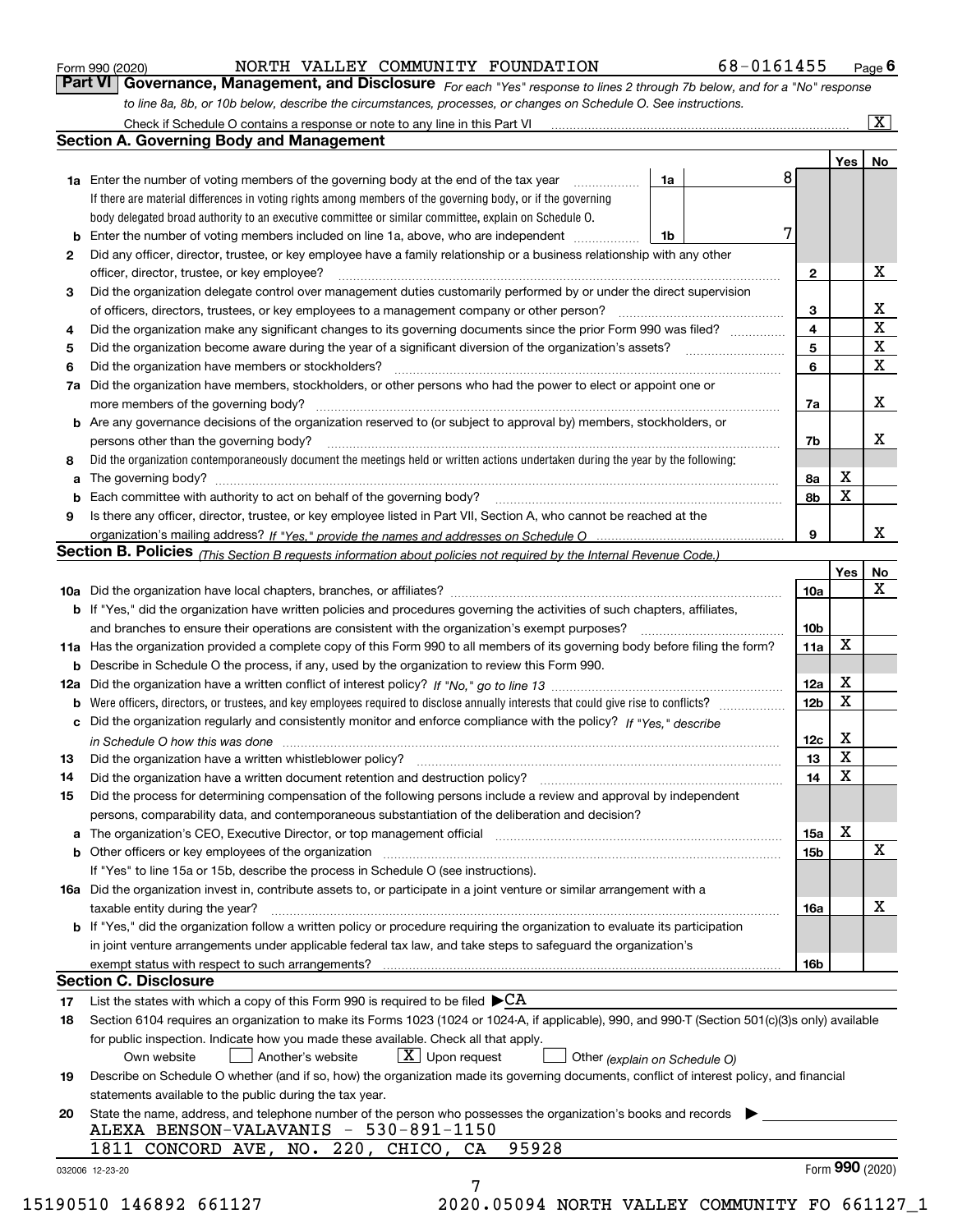Form 990 (2020) NORTH VALLEY COMMUNITY FOUNDATION 68-0161455 Page 6

## Part VI Governance, Management, and Disclosure

*For each "Yes" response to lines 2 through 7b below, and for a "No" response to line 8a, 8b, or 10b below, describe the circumstances, processes, or changes on Schedule O. See instructions.*

Check if Schedule O contains a response or note to any line in this Part VI [X]

### Section A. Governing Body and Management

| | | | | Yes | No |
|---|---|---|---|---|---|
| 1a | Enter the number of voting members of the governing body at the end of the tax year. If there are material differences in voting rights among members of the governing body, or if the governing body delegated broad authority to an executive committee or similar committee, explain on Schedule O. | 1a | 8 | | |
| b | Enter the number of voting members included on line 1a, above, who are independent | 1b | 7 | | |
| 2 | Did any officer, director, trustee, or key employee have a family relationship or a business relationship with any other officer, director, trustee, or key employee? | | 2 | | X |
| 3 | Did the organization delegate control over management duties customarily performed by or under the direct supervision of officers, directors, trustees, or key employees to a management company or other person? | | 3 | | X |
| 4 | Did the organization make any significant changes to its governing documents since the prior Form 990 was filed? | | 4 | | X |
| 5 | Did the organization become aware during the year of a significant diversion of the organization's assets? | | 5 | | X |
| 6 | Did the organization have members or stockholders? | | 6 | | X |
| 7a | Did the organization have members, stockholders, or other persons who had the power to elect or appoint one or more members of the governing body? | | 7a | | X |
| b | Are any governance decisions of the organization reserved to (or subject to approval by) members, stockholders, or persons other than the governing body? | | 7b | | X |
| 8 | Did the organization contemporaneously document the meetings held or written actions undertaken during the year by the following: | | | | |
| a | The governing body? | | 8a | X | |
| b | Each committee with authority to act on behalf of the governing body? | | 8b | X | |
| 9 | Is there any officer, director, trustee, or key employee listed in Part VII, Section A, who cannot be reached at the organization's mailing address? *If "Yes," provide the names and addresses on Schedule O* | | 9 | | X |

### Section B. Policies *(This Section B requests information about policies not required by the Internal Revenue Code.)*

| | | | Yes | No |
|---|---|---|---|---|
| 10a | Did the organization have local chapters, branches, or affiliates? | 10a | | X |
| b | If "Yes," did the organization have written policies and procedures governing the activities of such chapters, affiliates, and branches to ensure their operations are consistent with the organization's exempt purposes? | 10b | | |
| 11a | Has the organization provided a complete copy of this Form 990 to all members of its governing body before filing the form? | 11a | X | |
| b | Describe in Schedule O the process, if any, used by the organization to review this Form 990. | | | |
| 12a | Did the organization have a written conflict of interest policy? *If "No," go to line 13* | 12a | X | |
| b | Were officers, directors, or trustees, and key employees required to disclose annually interests that could give rise to conflicts? | 12b | X | |
| c | Did the organization regularly and consistently monitor and enforce compliance with the policy? *If "Yes," describe in Schedule O how this was done* | 12c | X | |
| 13 | Did the organization have a written whistleblower policy? | 13 | X | |
| 14 | Did the organization have a written document retention and destruction policy? | 14 | X | |
| 15 | Did the process for determining compensation of the following persons include a review and approval by independent persons, comparability data, and contemporaneous substantiation of the deliberation and decision? | | | |
| a | The organization's CEO, Executive Director, or top management official | 15a | X | |
| b | Other officers or key employees of the organization | 15b | | X |
| | If "Yes" to line 15a or 15b, describe the process in Schedule O (see instructions). | | | |
| 16a | Did the organization invest in, contribute assets to, or participate in a joint venture or similar arrangement with a taxable entity during the year? | 16a | | X |
| b | If "Yes," did the organization follow a written policy or procedure requiring the organization to evaluate its participation in joint venture arrangements under applicable federal tax law, and take steps to safeguard the organization's exempt status with respect to such arrangements? | 16b | | |

### Section C. Disclosure

17 List the states with which a copy of this Form 990 is required to be filed ▶CA

18 Section 6104 requires an organization to make its Forms 1023 (1024 or 1024-A, if applicable), 990, and 990-T (Section 501(c)(3)s only) available for public inspection. Indicate how you made these available. Check all that apply.

[ ] Own website [ ] Another's website [X] Upon request [ ] Other *(explain on Schedule O)*

19 Describe on Schedule O whether (and if so, how) the organization made its governing documents, conflict of interest policy, and financial statements available to the public during the tax year.

20 State the name, address, and telephone number of the person who possesses the organization's books and records ▶

ALEXA BENSON-VALAVANIS - 530-891-1150
1811 CONCORD AVE, NO. 220, CHICO, CA 95928

Form **990** (2020)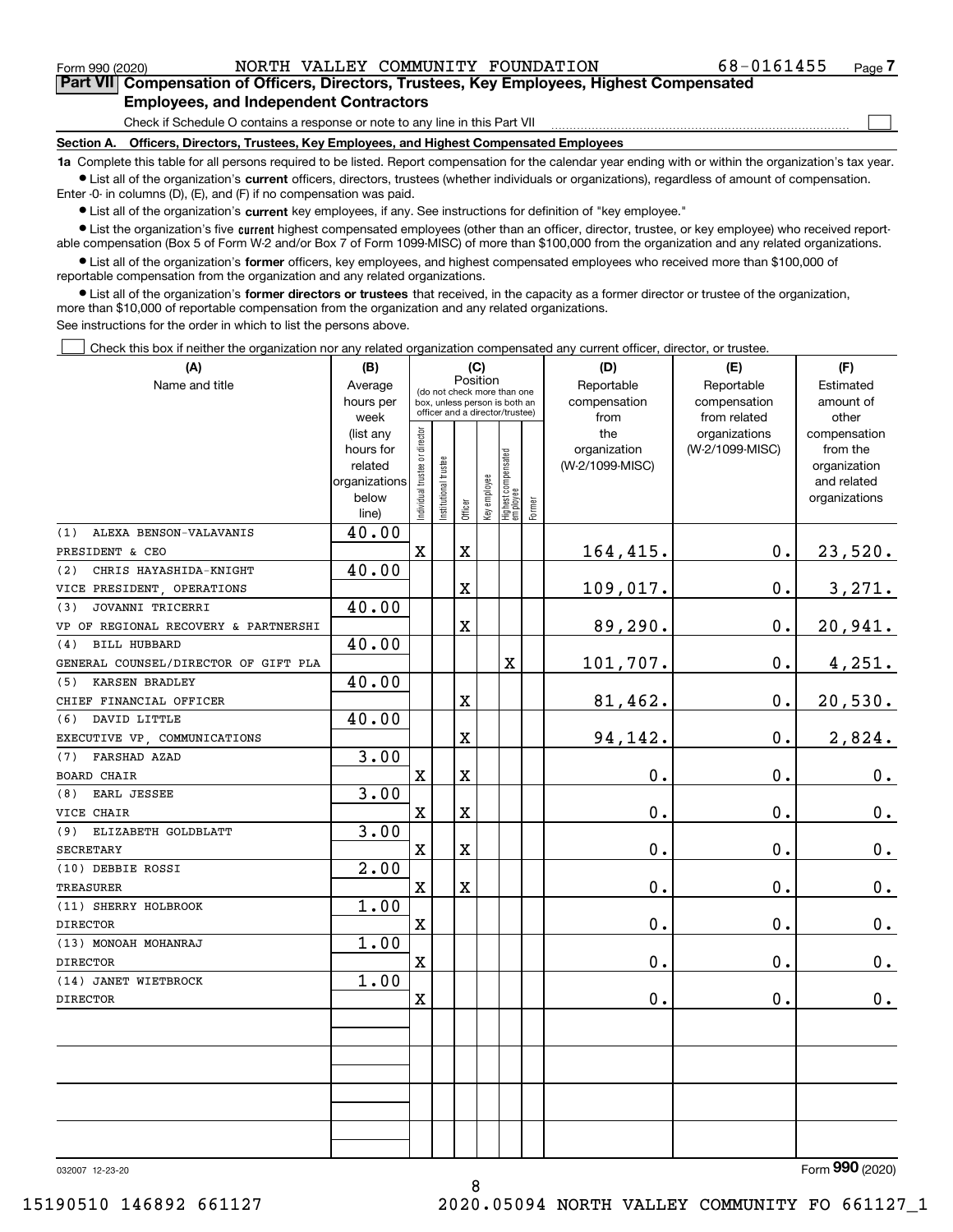Form 990 (2020) NORTH VALLEY COMMUNITY FOUNDATION 68-0161455

## Part VII Compensation of Officers, Directors, Trustees, Key Employees, Highest Compensated Employees, and Independent Contractors

Check if Schedule O contains a response or note to any line in this Part VII

### Section A. Officers, Directors, Trustees, Key Employees, and Highest Compensated Employees

**1a** Complete this table for all persons required to be listed. Report compensation for the calendar year ending with or within the organization's tax year.

- List all of the organization's **current** officers, directors, trustees (whether individuals or organizations), regardless of amount of compensation. Enter -0- in columns (D), (E), and (F) if no compensation was paid.
- List all of the organization's **current** key employees, if any. See instructions for definition of "key employee."
- List the organization's five **current** highest compensated employees (other than an officer, director, trustee, or key employee) who received reportable compensation (Box 5 of Form W-2 and/or Box 7 of Form 1099-MISC) of more than $100,000 from the organization and any related organizations.
- List all of the organization's **former** officers, key employees, and highest compensated employees who received more than $100,000 of reportable compensation from the organization and any related organizations.
- List all of the organization's **former directors or trustees** that received, in the capacity as a former director or trustee of the organization, more than $10,000 of reportable compensation from the organization and any related organizations.

See instructions for the order in which to list the persons above.

Check this box if neither the organization nor any related organization compensated any current officer, director, or trustee.

| (A) Name and title | (B) Average hours per week (list any hours for related organizations below line) | (C) Position: Individual trustee or director | Institutional trustee | Officer | Key employee | Highest compensated employee | Former | (D) Reportable compensation from the organization (W-2/1099-MISC) | (E) Reportable compensation from related organizations (W-2/1099-MISC) | (F) Estimated amount of other compensation from the organization and related organizations |
|---|---|---|---|---|---|---|---|---|---|---|
| (1) ALEXA BENSON-VALAVANIS<br>PRESIDENT & CEO | 40.00 | X | | X | | | | 164,415. | 0. | 23,520. |
| (2) CHRIS HAYASHIDA-KNIGHT<br>VICE PRESIDENT, OPERATIONS | 40.00 | | | X | | | | 109,017. | 0. | 3,271. |
| (3) JOVANNI TRICERRI<br>VP OF REGIONAL RECOVERY & PARTNERSHI | 40.00 | | | X | | | | 89,290. | 0. | 20,941. |
| (4) BILL HUBBARD<br>GENERAL COUNSEL/DIRECTOR OF GIFT PLA | 40.00 | | | | | X | | 101,707. | 0. | 4,251. |
| (5) KARSEN BRADLEY<br>CHIEF FINANCIAL OFFICER | 40.00 | | | X | | | | 81,462. | 0. | 20,530. |
| (6) DAVID LITTLE<br>EXECUTIVE VP, COMMUNICATIONS | 40.00 | | | X | | | | 94,142. | 0. | 2,824. |
| (7) FARSHAD AZAD<br>BOARD CHAIR | 3.00 | X | | X | | | | 0. | 0. | 0. |
| (8) EARL JESSEE<br>VICE CHAIR | 3.00 | X | | X | | | | 0. | 0. | 0. |
| (9) ELIZABETH GOLDBLATT<br>SECRETARY | 3.00 | X | | X | | | | 0. | 0. | 0. |
| (10) DEBBIE ROSSI<br>TREASURER | 2.00 | X | | X | | | | 0. | 0. | 0. |
| (11) SHERRY HOLBROOK<br>DIRECTOR | 1.00 | X | | | | | | 0. | 0. | 0. |
| (13) MONOAH MOHANRAJ<br>DIRECTOR | 1.00 | X | | | | | | 0. | 0. | 0. |
| (14) JANET WIETBROCK<br>DIRECTOR | 1.00 | X | | | | | | 0. | 0. | 0. |

032007 12-23-20

Form 990 (2020)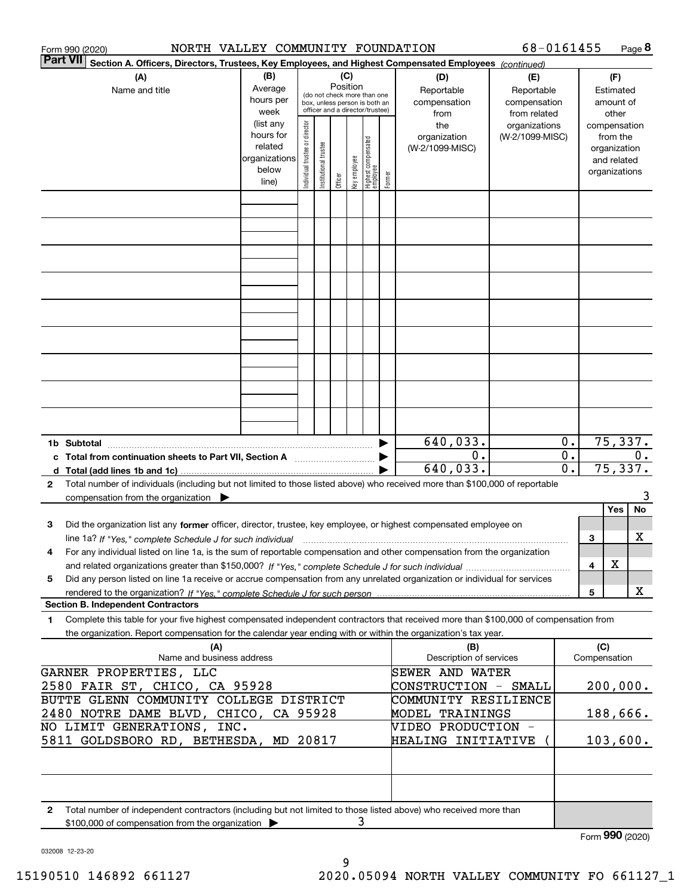Form 990 (2020) NORTH VALLEY COMMUNITY FOUNDATION 68-0161455

**Part VII** **Section A. Officers, Directors, Trustees, Key Employees, and Highest Compensated Employees** *(continued)*

| (A) Name and title | (B) Average hours per week (list any hours for related organizations below line) | (C) Position (do not check more than one box, unless person is both an officer and a director/trustee): Individual trustee or director | Institutional trustee | Officer | Key employee | Highest compensated employee | Former | (D) Reportable compensation from the organization (W-2/1099-MISC) | (E) Reportable compensation from related organizations (W-2/1099-MISC) | (F) Estimated amount of other compensation from the organization and related organizations |
|---|---|---|---|---|---|---|---|---|---|---|
| | | | | | | | | | | |
| | | | | | | | | | | |
| | | | | | | | | | | |
| | | | | | | | | | | |
| | | | | | | | | | | |
| | | | | | | | | | | |
| | | | | | | | | | | |
| | | | | | | | | | | |
| | | | | | | | | | | |
| **1b Subtotal** | | | | | | | | 640,033. | 0. | 75,337. |
| **c Total from continuation sheets to Part VII, Section A** | | | | | | | | 0. | 0. | 0. |
| **d Total (add lines 1b and 1c)** | | | | | | | | 640,033. | 0. | 75,337. |

**2** Total number of individuals (including but not limited to those listed above) who received more than $100,000 of reportable compensation from the organization ▶ 3

| | | Yes | No |
|---|---|---|---|
| **3** Did the organization list any **former** officer, director, trustee, key employee, or highest compensated employee on line 1a? *If "Yes," complete Schedule J for such individual* | 3 | | X |
| **4** For any individual listed on line 1a, is the sum of reportable compensation and other compensation from the organization and related organizations greater than $150,000? *If "Yes," complete Schedule J for such individual* | 4 | X | |
| **5** Did any person listed on line 1a receive or accrue compensation from any unrelated organization or individual for services rendered to the organization? *If "Yes," complete Schedule J for such person* | 5 | | X |

**Section B. Independent Contractors**

**1** Complete this table for your five highest compensated independent contractors that received more than $100,000 of compensation from the organization. Report compensation for the calendar year ending with or within the organization's tax year.

| (A) Name and business address | (B) Description of services | (C) Compensation |
|---|---|---|
| GARNER PROPERTIES, LLC<br>2580 FAIR ST, CHICO, CA 95928 | SEWER AND WATER CONSTRUCTION - SMALL | 200,000. |
| BUTTE GLENN COMMUNITY COLLEGE DISTRICT<br>2480 NOTRE DAME BLVD, CHICO, CA 95928 | COMMUNITY RESILIENCE MODEL TRAININGS | 188,666. |
| NO LIMIT GENERATIONS, INC.<br>5811 GOLDSBORO RD, BETHESDA, MD 20817 | VIDEO PRODUCTION - HEALING INITIATIVE ( | 103,600. |
| | | |
| | | |

**2** Total number of independent contractors (including but not limited to those listed above) who received more than $100,000 of compensation from the organization ▶ 3

Form **990** (2020)

032008 12-23-20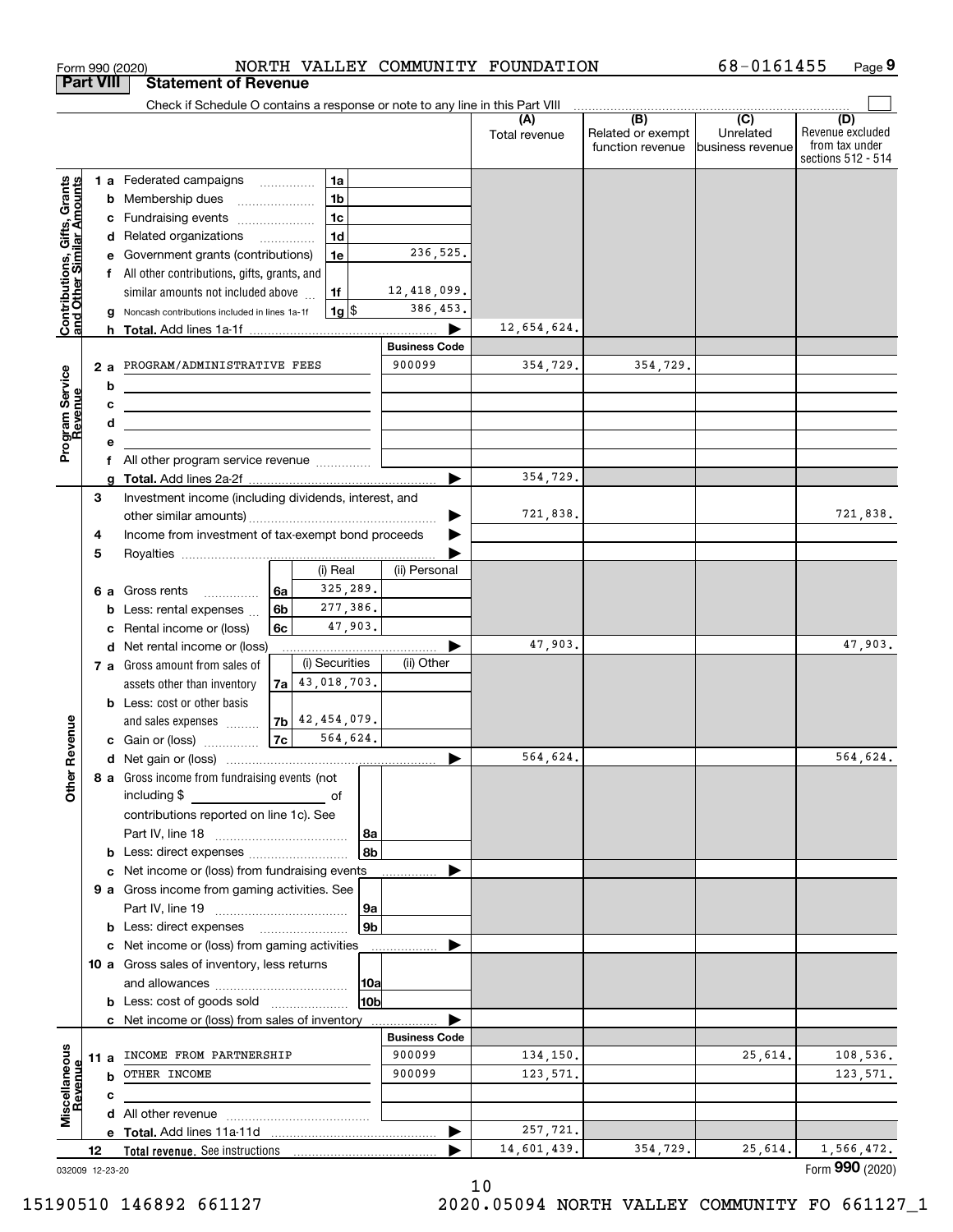Form 990 (2020) NORTH VALLEY COMMUNITY FOUNDATION 68-0161455 Page 9

**Part VIII Statement of Revenue**

Check if Schedule O contains a response or note to any line in this Part VIII

| | | | (A) Total revenue | (B) Related or exempt function revenue | (C) Unrelated business revenue | (D) Revenue excluded from tax under sections 512 - 514 |
|---|---|---|---|---|---|---|
| **Contributions, Gifts, Grants and Other Similar Amounts** | | | | | | |
| 1 a Federated campaigns | 1a | | | | | |
| b Membership dues | 1b | | | | | |
| c Fundraising events | 1c | | | | | |
| d Related organizations | 1d | | | | | |
| e Government grants (contributions) | 1e | 236,525. | | | | |
| f All other contributions, gifts, grants, and similar amounts not included above | 1f | 12,418,099. | | | | |
| g Noncash contributions included in lines 1a-1f | 1g $ | 386,453. | | | | |
| h **Total.** Add lines 1a-1f | | | 12,654,624. | | | |
| **Program Service Revenue** | | **Business Code** | | | | |
| 2 a PROGRAM/ADMINISTRATIVE FEES | | 900099 | 354,729. | 354,729. | | |
| b | | | | | | |
| c | | | | | | |
| d | | | | | | |
| e | | | | | | |
| f All other program service revenue | | | | | | |
| g **Total.** Add lines 2a-2f | | | 354,729. | | | |
| **Other Revenue** | | | | | | |
| 3 Investment income (including dividends, interest, and other similar amounts) | | | 721,838. | | | 721,838. |
| 4 Income from investment of tax-exempt bond proceeds | | | | | | |
| 5 Royalties | | | | | | |
| | (i) Real | (ii) Personal | | | | |
| 6 a Gross rents (6a) | 325,289. | | | | | |
| b Less: rental expenses (6b) | 277,386. | | | | | |
| c Rental income or (loss) (6c) | 47,903. | | | | | |
| d Net rental income or (loss) | | | 47,903. | | | 47,903. |
| | (i) Securities | (ii) Other | | | | |
| 7 a Gross amount from sales of assets other than inventory (7a) | 43,018,703. | | | | | |
| b Less: cost or other basis and sales expenses (7b) | 42,454,079. | | | | | |
| c Gain or (loss) (7c) | 564,624. | | | | | |
| d Net gain or (loss) | | | 564,624. | | | 564,624. |
| 8 a Gross income from fundraising events (not including $ \_\_\_ of contributions reported on line 1c). See Part IV, line 18 | 8a | | | | | |
| b Less: direct expenses | 8b | | | | | |
| c Net income or (loss) from fundraising events | | | | | | |
| 9 a Gross income from gaming activities. See Part IV, line 19 | 9a | | | | | |
| b Less: direct expenses | 9b | | | | | |
| c Net income or (loss) from gaming activities | | | | | | |
| 10 a Gross sales of inventory, less returns and allowances | 10a | | | | | |
| b Less: cost of goods sold | 10b | | | | | |
| c Net income or (loss) from sales of inventory | | | | | | |
| **Miscellaneous Revenue** | | **Business Code** | | | | |
| 11 a INCOME FROM PARTNERSHIP | | 900099 | 134,150. | | 25,614. | 108,536. |
| b OTHER INCOME | | 900099 | 123,571. | | | 123,571. |
| c | | | | | | |
| d All other revenue | | | | | | |
| e **Total.** Add lines 11a-11d | | | 257,721. | | | |
| 12 **Total revenue.** See instructions | | | 14,601,439. | 354,729. | 25,614. | 1,566,472. |

032009 12-23-20 Form **990** (2020)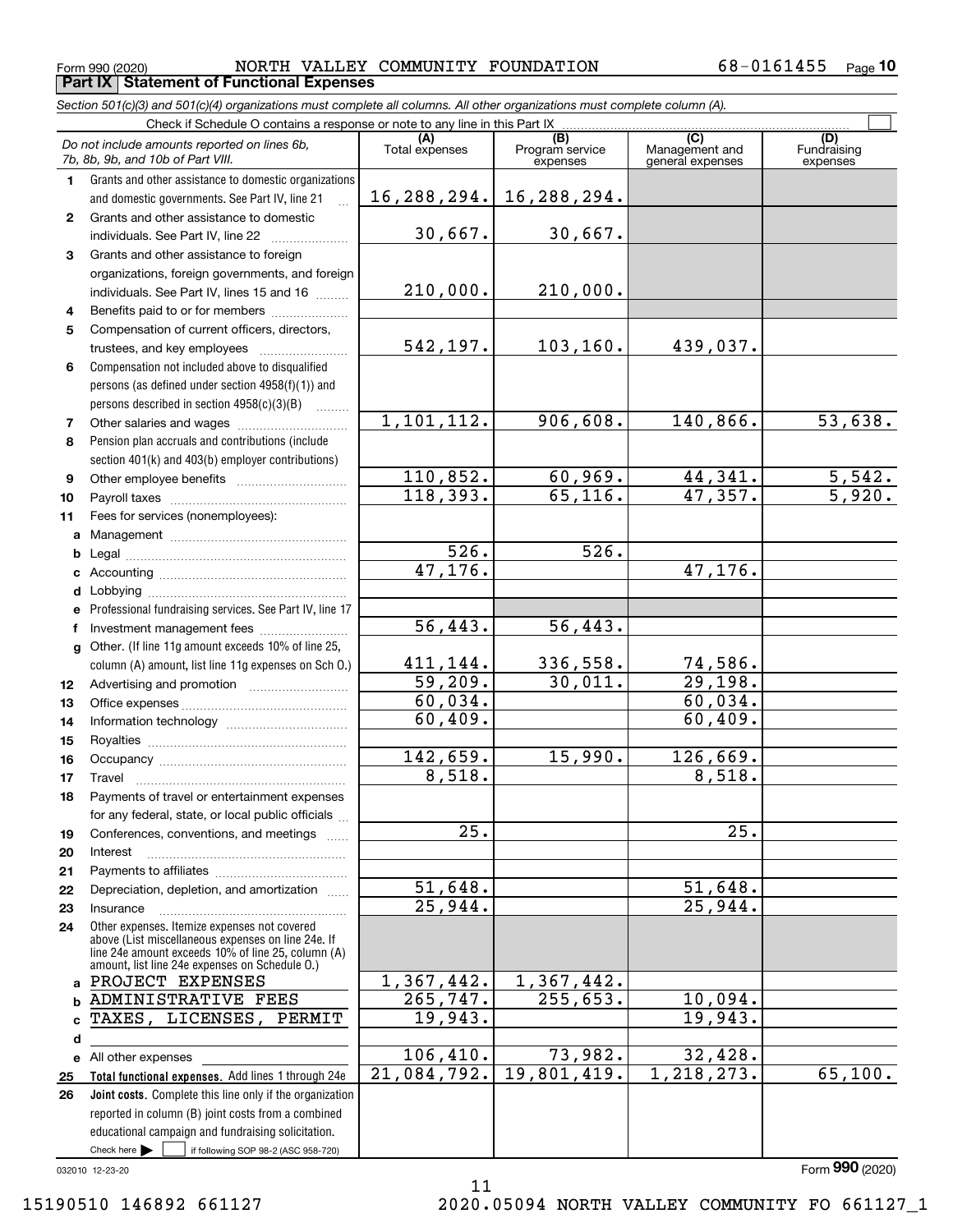Form 990 (2020) NORTH VALLEY COMMUNITY FOUNDATION 68-0161455

## Part IX Statement of Functional Expenses

*Section 501(c)(3) and 501(c)(4) organizations must complete all columns. All other organizations must complete column (A).*

Check if Schedule O contains a response or note to any line in this Part IX

| | *Do not include amounts reported on lines 6b, 7b, 8b, 9b, and 10b of Part VIII.* | (A) Total expenses | (B) Program service expenses | (C) Management and general expenses | (D) Fundraising expenses |
|---|---|---|---|---|---|
| 1 | Grants and other assistance to domestic organizations and domestic governments. See Part IV, line 21 | 16,288,294. | 16,288,294. | | |
| 2 | Grants and other assistance to domestic individuals. See Part IV, line 22 | 30,667. | 30,667. | | |
| 3 | Grants and other assistance to foreign organizations, foreign governments, and foreign individuals. See Part IV, lines 15 and 16 | 210,000. | 210,000. | | |
| 4 | Benefits paid to or for members | | | | |
| 5 | Compensation of current officers, directors, trustees, and key employees | 542,197. | 103,160. | 439,037. | |
| 6 | Compensation not included above to disqualified persons (as defined under section 4958(f)(1)) and persons described in section 4958(c)(3)(B) | | | | |
| 7 | Other salaries and wages | 1,101,112. | 906,608. | 140,866. | 53,638. |
| 8 | Pension plan accruals and contributions (include section 401(k) and 403(b) employer contributions) | | | | |
| 9 | Other employee benefits | 110,852. | 60,969. | 44,341. | 5,542. |
| 10 | Payroll taxes | 118,393. | 65,116. | 47,357. | 5,920. |
| 11 | Fees for services (nonemployees): | | | | |
| a | Management | | | | |
| b | Legal | 526. | 526. | | |
| c | Accounting | 47,176. | | 47,176. | |
| d | Lobbying | | | | |
| e | Professional fundraising services. See Part IV, line 17 | | | | |
| f | Investment management fees | 56,443. | 56,443. | | |
| g | Other. (If line 11g amount exceeds 10% of line 25, column (A) amount, list line 11g expenses on Sch O.) | 411,144. | 336,558. | 74,586. | |
| 12 | Advertising and promotion | 59,209. | 30,011. | 29,198. | |
| 13 | Office expenses | 60,034. | | 60,034. | |
| 14 | Information technology | 60,409. | | 60,409. | |
| 15 | Royalties | | | | |
| 16 | Occupancy | 142,659. | 15,990. | 126,669. | |
| 17 | Travel | 8,518. | | 8,518. | |
| 18 | Payments of travel or entertainment expenses for any federal, state, or local public officials | | | | |
| 19 | Conferences, conventions, and meetings | 25. | | 25. | |
| 20 | Interest | | | | |
| 21 | Payments to affiliates | | | | |
| 22 | Depreciation, depletion, and amortization | 51,648. | | 51,648. | |
| 23 | Insurance | 25,944. | | 25,944. | |
| 24 | Other expenses. Itemize expenses not covered above (List miscellaneous expenses on line 24e. If line 24e amount exceeds 10% of line 25, column (A) amount, list line 24e expenses on Schedule O.) | | | | |
| a | PROJECT EXPENSES | 1,367,442. | 1,367,442. | | |
| b | ADMINISTRATIVE FEES | 265,747. | 255,653. | 10,094. | |
| c | TAXES, LICENSES, PERMIT | 19,943. | | 19,943. | |
| d | | | | | |
| e | All other expenses | 106,410. | 73,982. | 32,428. | |
| 25 | **Total functional expenses.** Add lines 1 through 24e | 21,084,792. | 19,801,419. | 1,218,273. | 65,100. |
| 26 | **Joint costs.** Complete this line only if the organization reported in column (B) joint costs from a combined educational campaign and fundraising solicitation. Check here ☐ if following SOP 98-2 (ASC 958-720) | | | | |

032010 12-23-20 Form **990** (2020)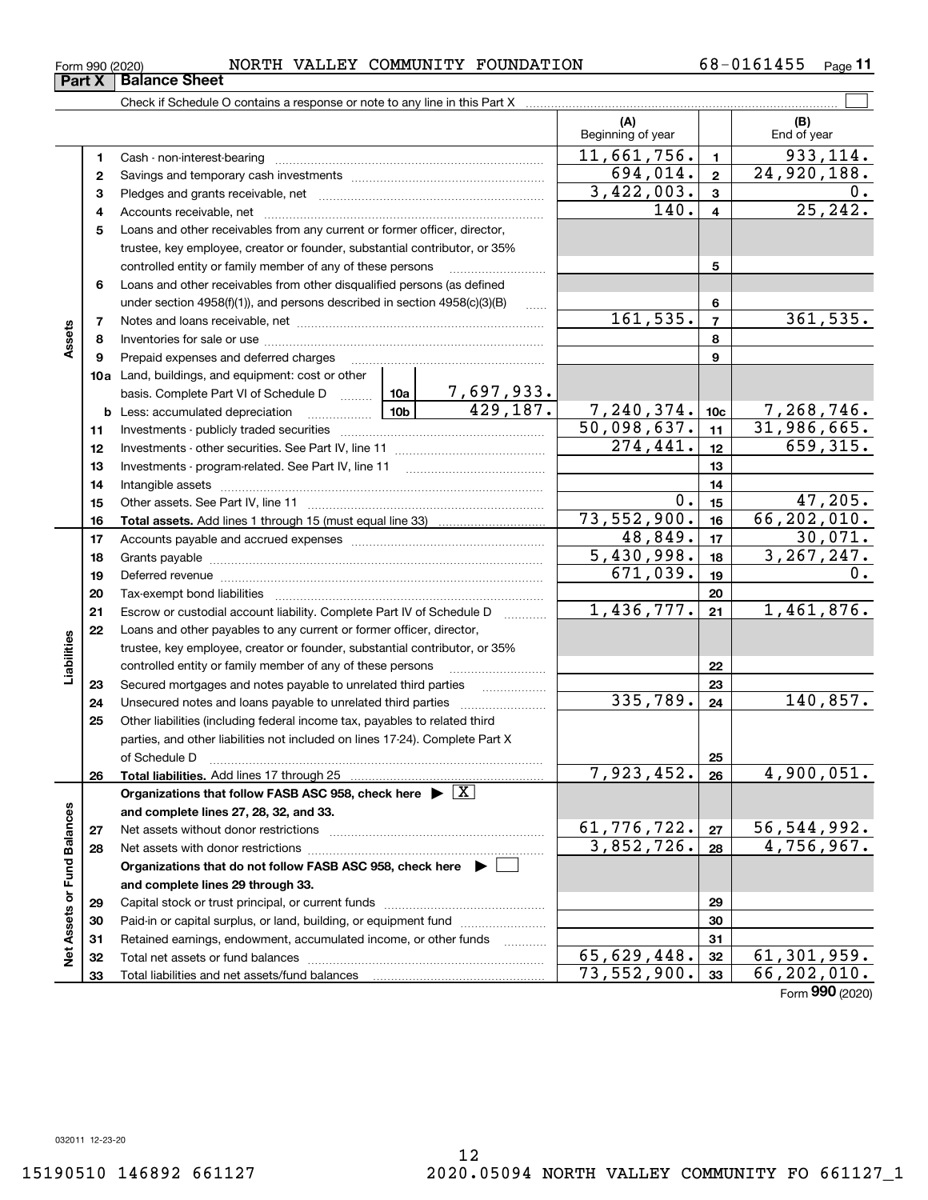Form 990 (2020) NORTH VALLEY COMMUNITY FOUNDATION 68-0161455

## Part X Balance Sheet

Check if Schedule O contains a response or note to any line in this Part X

| | | | (A) Beginning of year | | (B) End of year |
|---|---|---|---|---|---|
| **Assets** | 1 | Cash - non-interest-bearing | 11,661,756. | 1 | 933,114. |
| | 2 | Savings and temporary cash investments | 694,014. | 2 | 24,920,188. |
| | 3 | Pledges and grants receivable, net | 3,422,003. | 3 | 0. |
| | 4 | Accounts receivable, net | 140. | 4 | 25,242. |
| | 5 | Loans and other receivables from any current or former officer, director, trustee, key employee, creator or founder, substantial contributor, or 35% controlled entity or family member of any of these persons | | 5 | |
| | 6 | Loans and other receivables from other disqualified persons (as defined under section 4958(f)(1)), and persons described in section 4958(c)(3)(B) | | 6 | |
| | 7 | Notes and loans receivable, net | 161,535. | 7 | 361,535. |
| | 8 | Inventories for sale or use | | 8 | |
| | 9 | Prepaid expenses and deferred charges | | 9 | |
| | 10a | Land, buildings, and equipment: cost or other basis. Complete Part VI of Schedule D — 10a: 7,697,933. | | | |
| | b | Less: accumulated depreciation — 10b: 429,187. | 7,240,374. | 10c | 7,268,746. |
| | 11 | Investments - publicly traded securities | 50,098,637. | 11 | 31,986,665. |
| | 12 | Investments - other securities. See Part IV, line 11 | 274,441. | 12 | 659,315. |
| | 13 | Investments - program-related. See Part IV, line 11 | | 13 | |
| | 14 | Intangible assets | | 14 | |
| | 15 | Other assets. See Part IV, line 11 | 0. | 15 | 47,205. |
| | 16 | **Total assets.** Add lines 1 through 15 (must equal line 33) | 73,552,900. | 16 | 66,202,010. |
| **Liabilities** | 17 | Accounts payable and accrued expenses | 48,849. | 17 | 30,071. |
| | 18 | Grants payable | 5,430,998. | 18 | 3,267,247. |
| | 19 | Deferred revenue | 671,039. | 19 | 0. |
| | 20 | Tax-exempt bond liabilities | | 20 | |
| | 21 | Escrow or custodial account liability. Complete Part IV of Schedule D | 1,436,777. | 21 | 1,461,876. |
| | 22 | Loans and other payables to any current or former officer, director, trustee, key employee, creator or founder, substantial contributor, or 35% controlled entity or family member of any of these persons | | 22 | |
| | 23 | Secured mortgages and notes payable to unrelated third parties | | 23 | |
| | 24 | Unsecured notes and loans payable to unrelated third parties | 335,789. | 24 | 140,857. |
| | 25 | Other liabilities (including federal income tax, payables to related third parties, and other liabilities not included on lines 17-24). Complete Part X of Schedule D | | 25 | |
| | 26 | **Total liabilities.** Add lines 17 through 25 | 7,923,452. | 26 | 4,900,051. |
| **Net Assets or Fund Balances** | | **Organizations that follow FASB ASC 958, check here** ▶ [X] **and complete lines 27, 28, 32, and 33.** | | | |
| | 27 | Net assets without donor restrictions | 61,776,722. | 27 | 56,544,992. |
| | 28 | Net assets with donor restrictions | 3,852,726. | 28 | 4,756,967. |
| | | **Organizations that do not follow FASB ASC 958, check here** ▶ [ ] **and complete lines 29 through 33.** | | | |
| | 29 | Capital stock or trust principal, or current funds | | 29 | |
| | 30 | Paid-in or capital surplus, or land, building, or equipment fund | | 30 | |
| | 31 | Retained earnings, endowment, accumulated income, or other funds | | 31 | |
| | 32 | Total net assets or fund balances | 65,629,448. | 32 | 61,301,959. |
| | 33 | Total liabilities and net assets/fund balances | 73,552,900. | 33 | 66,202,010. |

Form **990** (2020)

032011 12-23-20

15190510 146892 661127 2020.05094 NORTH VALLEY COMMUNITY FO 661127_1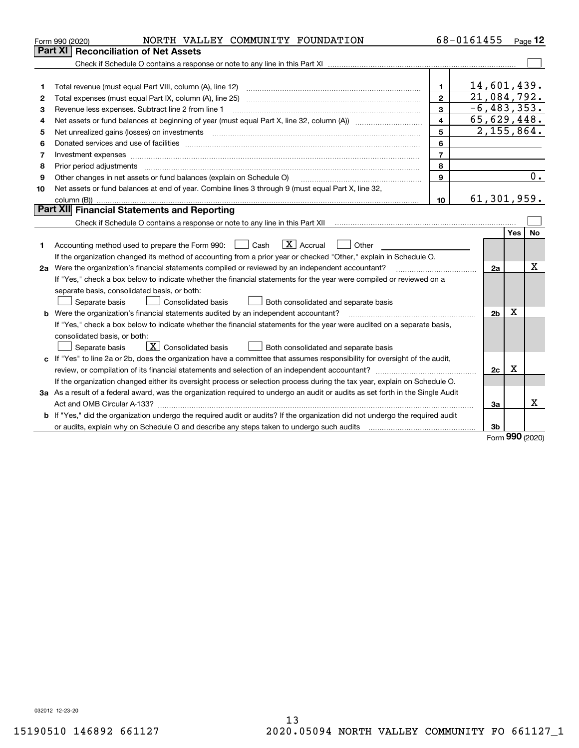Form 990 (2020) NORTH VALLEY COMMUNITY FOUNDATION 68-0161455 Page 12

## Part XI Reconciliation of Net Assets

Check if Schedule O contains a response or note to any line in this Part XI ☐

| | | | |
|---|---|---|---|
| 1 | Total revenue (must equal Part VIII, column (A), line 12) | 1 | 14,601,439. |
| 2 | Total expenses (must equal Part IX, column (A), line 25) | 2 | 21,084,792. |
| 3 | Revenue less expenses. Subtract line 2 from line 1 | 3 | -6,483,353. |
| 4 | Net assets or fund balances at beginning of year (must equal Part X, line 32, column (A)) | 4 | 65,629,448. |
| 5 | Net unrealized gains (losses) on investments | 5 | 2,155,864. |
| 6 | Donated services and use of facilities | 6 | |
| 7 | Investment expenses | 7 | |
| 8 | Prior period adjustments | 8 | |
| 9 | Other changes in net assets or fund balances (explain on Schedule O) | 9 | 0. |
| 10 | Net assets or fund balances at end of year. Combine lines 3 through 9 (must equal Part X, line 32, column (B)) | 10 | 61,301,959. |

## Part XII Financial Statements and Reporting

Check if Schedule O contains a response or note to any line in this Part XII ☐

| | | | Yes | No |
|---|---|---|---|---|
| 1 | Accounting method used to prepare the Form 990: ☐ Cash ☒ Accrual ☐ Other | | | |
| | If the organization changed its method of accounting from a prior year or checked "Other," explain in Schedule O. | | | |
| 2a | Were the organization's financial statements compiled or reviewed by an independent accountant? | 2a | | X |
| | If "Yes," check a box below to indicate whether the financial statements for the year were compiled or reviewed on a separate basis, consolidated basis, or both: ☐ Separate basis ☐ Consolidated basis ☐ Both consolidated and separate basis | | | |
| b | Were the organization's financial statements audited by an independent accountant? | 2b | X | |
| | If "Yes," check a box below to indicate whether the financial statements for the year were audited on a separate basis, consolidated basis, or both: ☐ Separate basis ☒ Consolidated basis ☐ Both consolidated and separate basis | | | |
| c | If "Yes" to line 2a or 2b, does the organization have a committee that assumes responsibility for oversight of the audit, review, or compilation of its financial statements and selection of an independent accountant? | 2c | X | |
| | If the organization changed either its oversight process or selection process during the tax year, explain on Schedule O. | | | |
| 3a | As a result of a federal award, was the organization required to undergo an audit or audits as set forth in the Single Audit Act and OMB Circular A-133? | 3a | | X |
| b | If "Yes," did the organization undergo the required audit or audits? If the organization did not undergo the required audit or audits, explain why on Schedule O and describe any steps taken to undergo such audits | 3b | | |

Form **990** (2020)

032012 12-23-20

15190510 146892 661127 2020.05094 NORTH VALLEY COMMUNITY FO 661127_1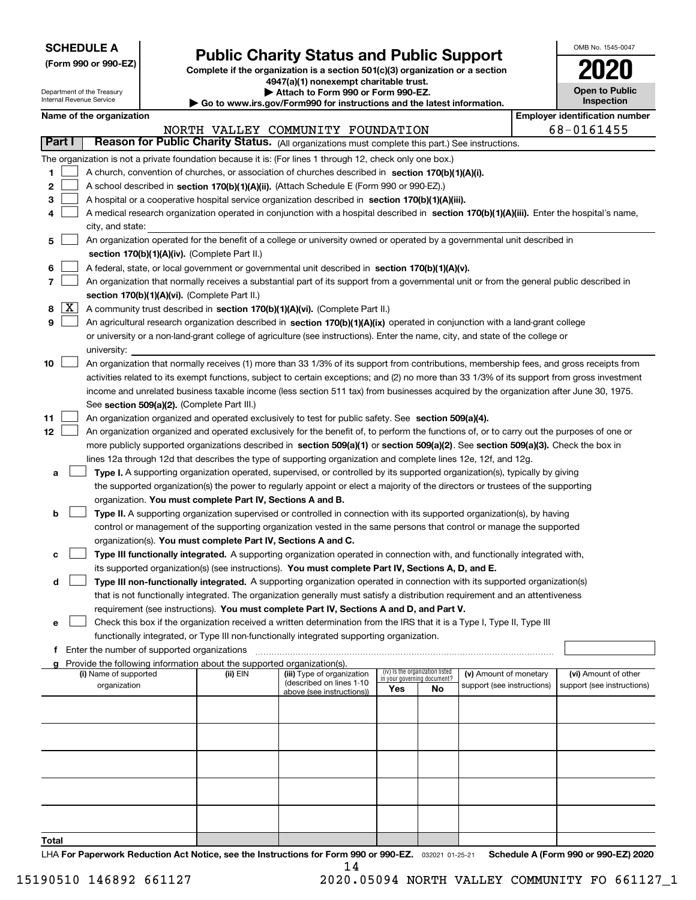**SCHEDULE A**
**(Form 990 or 990-EZ)**

Department of the Treasury
Internal Revenue Service

# Public Charity Status and Public Support

**Complete if the organization is a section 501(c)(3) organization or a section 4947(a)(1) nonexempt charitable trust.**
**▶ Attach to Form 990 or Form 990-EZ.**
**▶ Go to www.irs.gov/Form990 for instructions and the latest information.**

OMB No. 1545-0047

**2020**

**Open to Public Inspection**

**Name of the organization**
NORTH VALLEY COMMUNITY FOUNDATION

**Employer identification number**
68-0161455

## Part I — Reason for Public Charity Status. (All organizations must complete this part.) See instructions.

The organization is not a private foundation because it is: (For lines 1 through 12, check only one box.)

1. ☐ A church, convention of churches, or association of churches described in **section 170(b)(1)(A)(i).**
2. ☐ A school described in **section 170(b)(1)(A)(ii).** (Attach Schedule E (Form 990 or 990-EZ).)
3. ☐ A hospital or a cooperative hospital service organization described in **section 170(b)(1)(A)(iii).**
4. ☐ A medical research organization operated in conjunction with a hospital described in **section 170(b)(1)(A)(iii).** Enter the hospital's name, city, and state:
5. ☐ An organization operated for the benefit of a college or university owned or operated by a governmental unit described in **section 170(b)(1)(A)(iv).** (Complete Part II.)
6. ☐ A federal, state, or local government or governmental unit described in **section 170(b)(1)(A)(v).**
7. ☐ An organization that normally receives a substantial part of its support from a governmental unit or from the general public described in **section 170(b)(1)(A)(vi).** (Complete Part II.)
8. ☒ A community trust described in **section 170(b)(1)(A)(vi).** (Complete Part II.)
9. ☐ An agricultural research organization described in **section 170(b)(1)(A)(ix)** operated in conjunction with a land-grant college or university or a non-land-grant college of agriculture (see instructions). Enter the name, city, and state of the college or university:
10. ☐ An organization that normally receives (1) more than 33 1/3% of its support from contributions, membership fees, and gross receipts from activities related to its exempt functions, subject to certain exceptions; and (2) no more than 33 1/3% of its support from gross investment income and unrelated business taxable income (less section 511 tax) from businesses acquired by the organization after June 30, 1975. See **section 509(a)(2).** (Complete Part III.)
11. ☐ An organization organized and operated exclusively to test for public safety. See **section 509(a)(4).**
12. ☐ An organization organized and operated exclusively for the benefit of, to perform the functions of, or to carry out the purposes of one or more publicly supported organizations described in **section 509(a)(1)** or **section 509(a)(2)**. See **section 509(a)(3).** Check the box in lines 12a through 12d that describes the type of supporting organization and complete lines 12e, 12f, and 12g.
   - **a** ☐ **Type I.** A supporting organization operated, supervised, or controlled by its supported organization(s), typically by giving the supported organization(s) the power to regularly appoint or elect a majority of the directors or trustees of the supporting organization. **You must complete Part IV, Sections A and B.**
   - **b** ☐ **Type II.** A supporting organization supervised or controlled in connection with its supported organization(s), by having control or management of the supporting organization vested in the same persons that control or manage the supported organization(s). **You must complete Part IV, Sections A and C.**
   - **c** ☐ **Type III functionally integrated.** A supporting organization operated in connection with, and functionally integrated with, its supported organization(s) (see instructions). **You must complete Part IV, Sections A, D, and E.**
   - **d** ☐ **Type III non-functionally integrated.** A supporting organization operated in connection with its supported organization(s) that is not functionally integrated. The organization generally must satisfy a distribution requirement and an attentiveness requirement (see instructions). **You must complete Part IV, Sections A and D, and Part V.**
   - **e** ☐ Check this box if the organization received a written determination from the IRS that it is a Type I, Type II, Type III functionally integrated, or Type III non-functionally integrated supporting organization.
   - **f** Enter the number of supported organizations
   - **g** Provide the following information about the supported organization(s).

| (i) Name of supported organization | (ii) EIN | (iii) Type of organization (described on lines 1-10 above (see instructions)) | (iv) Is the organization listed in your governing document? Yes | No | (v) Amount of monetary support (see instructions) | (vi) Amount of other support (see instructions) |
|---|---|---|---|---|---|---|
| | | | | | | |
| | | | | | | |
| | | | | | | |
| | | | | | | |
| | | | | | | |
| **Total** | | | | | | |

LHA **For Paperwork Reduction Act Notice, see the Instructions for Form 990 or 990-EZ.** 032021 01-25-21 **Schedule A (Form 990 or 990-EZ) 2020**

15190510 146892 661127 2020.05094 NORTH VALLEY COMMUNITY FO 661127_1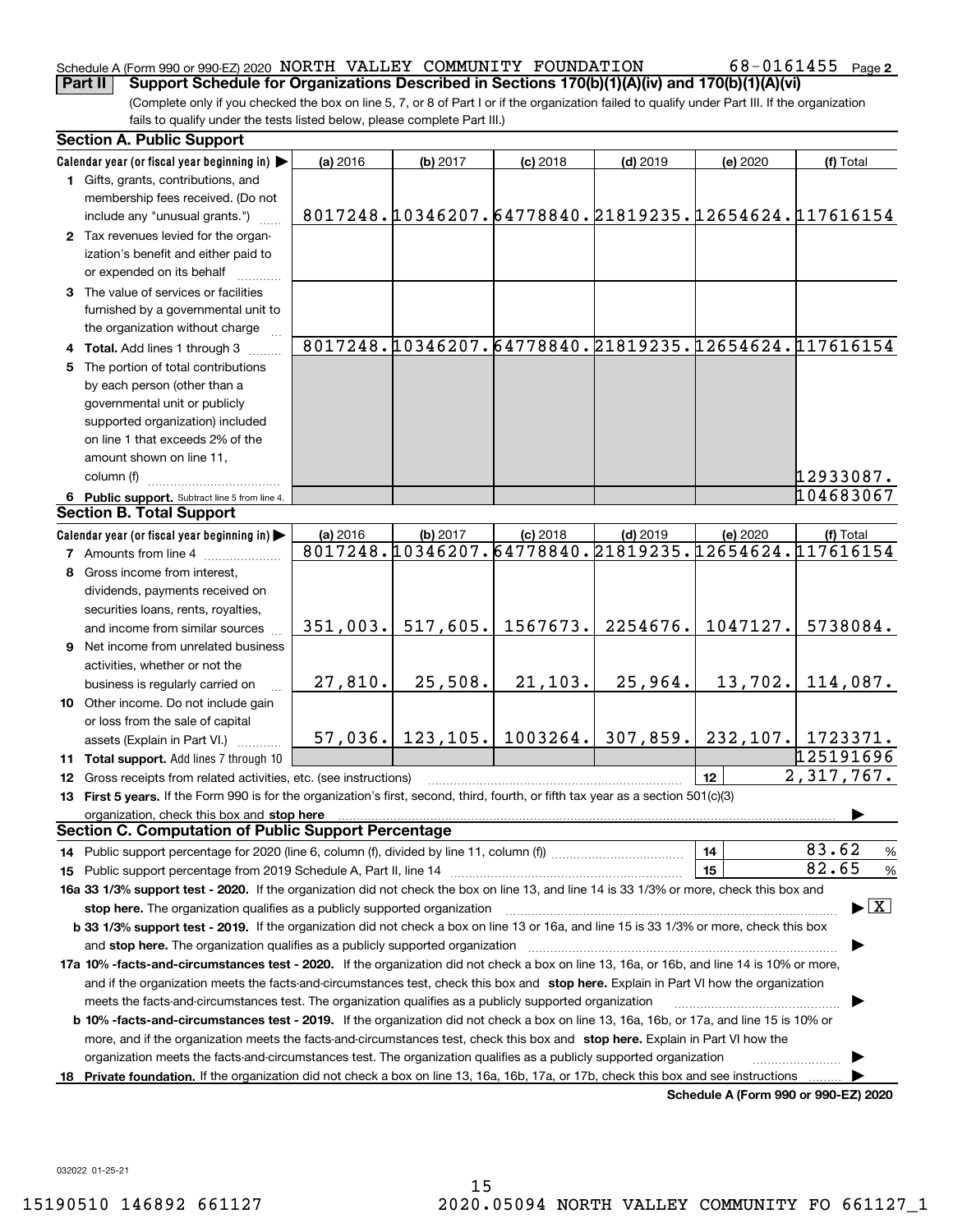Schedule A (Form 990 or 990-EZ) 2020 NORTH VALLEY COMMUNITY FOUNDATION 68-0161455 Page 2

**Part II** **Support Schedule for Organizations Described in Sections 170(b)(1)(A)(iv) and 170(b)(1)(A)(vi)**

(Complete only if you checked the box on line 5, 7, or 8 of Part I or if the organization failed to qualify under Part III. If the organization fails to qualify under the tests listed below, please complete Part III.)

## Section A. Public Support

| Calendar year (or fiscal year beginning in) ▶ | (a) 2016 | (b) 2017 | (c) 2018 | (d) 2019 | (e) 2020 | (f) Total |
|---|---|---|---|---|---|---|
| **1** Gifts, grants, contributions, and membership fees received. (Do not include any "unusual grants.") | 8017248. | 10346207. | 64778840. | 21819235. | 12654624. | 117616154 |
| **2** Tax revenues levied for the organization's benefit and either paid to or expended on its behalf | | | | | | |
| **3** The value of services or facilities furnished by a governmental unit to the organization without charge | | | | | | |
| **4 Total.** Add lines 1 through 3 | 8017248. | 10346207. | 64778840. | 21819235. | 12654624. | 117616154 |
| **5** The portion of total contributions by each person (other than a governmental unit or publicly supported organization) included on line 1 that exceeds 2% of the amount shown on line 11, column (f) | | | | | | 12933087. |
| **6 Public support.** Subtract line 5 from line 4. | | | | | | 104683067 |

## Section B. Total Support

| Calendar year (or fiscal year beginning in) ▶ | (a) 2016 | (b) 2017 | (c) 2018 | (d) 2019 | (e) 2020 | (f) Total |
|---|---|---|---|---|---|---|
| **7** Amounts from line 4 | 8017248. | 10346207. | 64778840. | 21819235. | 12654624. | 117616154 |
| **8** Gross income from interest, dividends, payments received on securities loans, rents, royalties, and income from similar sources | 351,003. | 517,605. | 1567673. | 2254676. | 1047127. | 5738084. |
| **9** Net income from unrelated business activities, whether or not the business is regularly carried on | 27,810. | 25,508. | 21,103. | 25,964. | 13,702. | 114,087. |
| **10** Other income. Do not include gain or loss from the sale of capital assets (Explain in Part VI.) | 57,036. | 123,105. | 1003264. | 307,859. | 232,107. | 1723371. |
| **11 Total support.** Add lines 7 through 10 | | | | | | 125191696 |
| **12** Gross receipts from related activities, etc. (see instructions) | | | | | 12 | 2,317,767. |

**13 First 5 years.** If the Form 990 is for the organization's first, second, third, fourth, or fifth tax year as a section 501(c)(3) organization, check this box and **stop here** ▶

## Section C. Computation of Public Support Percentage

| | | |
|---|---|---|
| **14** Public support percentage for 2020 (line 6, column (f), divided by line 11, column (f)) | 14 | 83.62 % |
| **15** Public support percentage from 2019 Schedule A, Part II, line 14 | 15 | 82.65 % |

**16a 33 1/3% support test - 2020.** If the organization did not check the box on line 13, and line 14 is 33 1/3% or more, check this box and **stop here.** The organization qualifies as a publicly supported organization ▶ [X]

**b 33 1/3% support test - 2019.** If the organization did not check a box on line 13 or 16a, and line 15 is 33 1/3% or more, check this box and **stop here.** The organization qualifies as a publicly supported organization ▶

**17a 10% -facts-and-circumstances test - 2020.** If the organization did not check a box on line 13, 16a, or 16b, and line 14 is 10% or more, and if the organization meets the facts-and-circumstances test, check this box and **stop here.** Explain in Part VI how the organization meets the facts-and-circumstances test. The organization qualifies as a publicly supported organization ▶

**b 10% -facts-and-circumstances test - 2019.** If the organization did not check a box on line 13, 16a, 16b, or 17a, and line 15 is 10% or more, and if the organization meets the facts-and-circumstances test, check this box and **stop here.** Explain in Part VI how the organization meets the facts-and-circumstances test. The organization qualifies as a publicly supported organization ▶

**18 Private foundation.** If the organization did not check a box on line 13, 16a, 16b, 17a, or 17b, check this box and see instructions ▶

**Schedule A (Form 990 or 990-EZ) 2020**

032022 01-25-21

15190510 146892 661127 2020.05094 NORTH VALLEY COMMUNITY FO 661127_1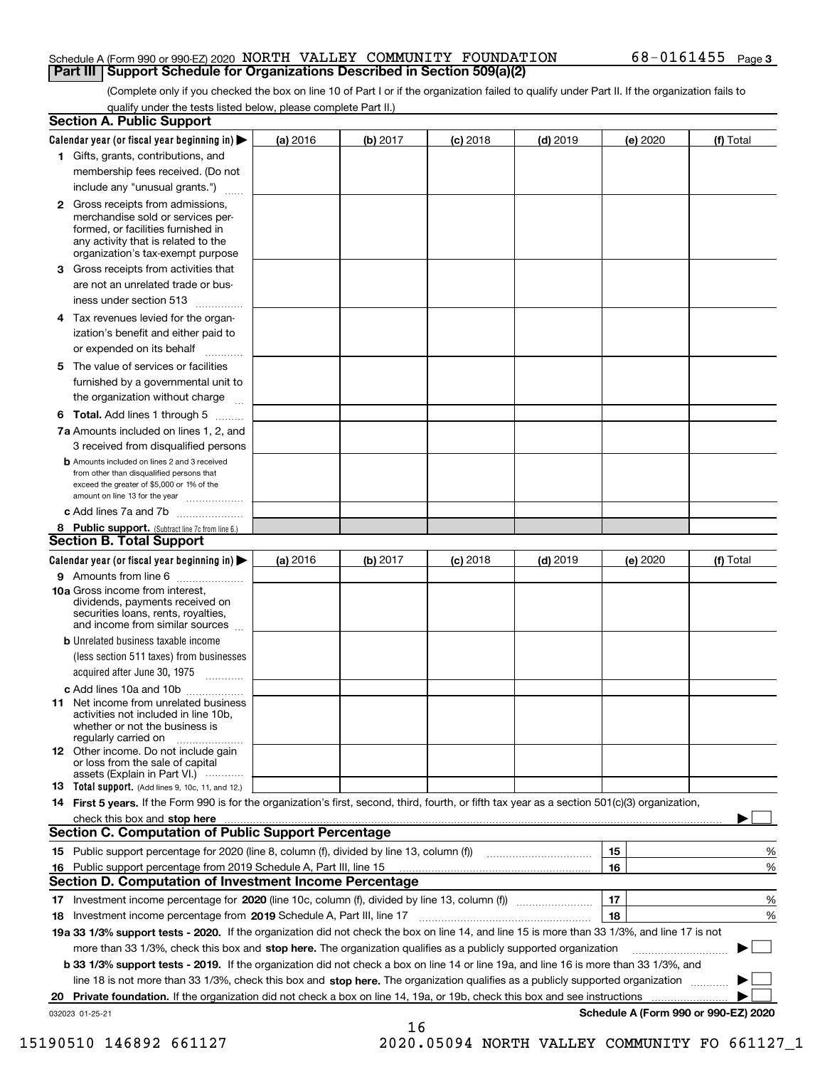Schedule A (Form 990 or 990-EZ) 2020 NORTH VALLEY COMMUNITY FOUNDATION 68-0161455 Page 3

## Part III Support Schedule for Organizations Described in Section 509(a)(2)

(Complete only if you checked the box on line 10 of Part I or if the organization failed to qualify under Part II. If the organization fails to qualify under the tests listed below, please complete Part II.)

### Section A. Public Support

| Calendar year (or fiscal year beginning in) ▶ | (a) 2016 | (b) 2017 | (c) 2018 | (d) 2019 | (e) 2020 | (f) Total |
|---|---|---|---|---|---|---|
| 1 Gifts, grants, contributions, and membership fees received. (Do not include any "unusual grants.") | | | | | | |
| 2 Gross receipts from admissions, merchandise sold or services performed, or facilities furnished in any activity that is related to the organization's tax-exempt purpose | | | | | | |
| 3 Gross receipts from activities that are not an unrelated trade or business under section 513 | | | | | | |
| 4 Tax revenues levied for the organization's benefit and either paid to or expended on its behalf | | | | | | |
| 5 The value of services or facilities furnished by a governmental unit to the organization without charge | | | | | | |
| 6 **Total.** Add lines 1 through 5 | | | | | | |
| 7a Amounts included on lines 1, 2, and 3 received from disqualified persons | | | | | | |
| b Amounts included on lines 2 and 3 received from other than disqualified persons that exceed the greater of $5,000 or 1% of the amount on line 13 for the year | | | | | | |
| c Add lines 7a and 7b | | | | | | |
| 8 **Public support.** (Subtract line 7c from line 6.) | | | | | | |

### Section B. Total Support

| Calendar year (or fiscal year beginning in) ▶ | (a) 2016 | (b) 2017 | (c) 2018 | (d) 2019 | (e) 2020 | (f) Total |
|---|---|---|---|---|---|---|
| 9 Amounts from line 6 | | | | | | |
| 10a Gross income from interest, dividends, payments received on securities loans, rents, royalties, and income from similar sources | | | | | | |
| b Unrelated business taxable income (less section 511 taxes) from businesses acquired after June 30, 1975 | | | | | | |
| c Add lines 10a and 10b | | | | | | |
| 11 Net income from unrelated business activities not included in line 10b, whether or not the business is regularly carried on | | | | | | |
| 12 Other income. Do not include gain or loss from the sale of capital assets (Explain in Part VI.) | | | | | | |
| 13 **Total support.** (Add lines 9, 10c, 11, and 12.) | | | | | | |

14 **First 5 years.** If the Form 990 is for the organization's first, second, third, fourth, or fifth tax year as a section 501(c)(3) organization, check this box and **stop here** ▶ ☐

### Section C. Computation of Public Support Percentage

| | | | |
|---|---|---|---|
| 15 | Public support percentage for 2020 (line 8, column (f), divided by line 13, column (f)) | 15 | % |
| 16 | Public support percentage from 2019 Schedule A, Part III, line 15 | 16 | % |

### Section D. Computation of Investment Income Percentage

| | | | |
|---|---|---|---|
| 17 | Investment income percentage for **2020** (line 10c, column (f), divided by line 13, column (f)) | 17 | % |
| 18 | Investment income percentage from **2019** Schedule A, Part III, line 17 | 18 | % |

**19a 33 1/3% support tests - 2020.** If the organization did not check the box on line 14, and line 15 is more than 33 1/3%, and line 17 is not more than 33 1/3%, check this box and **stop here.** The organization qualifies as a publicly supported organization ▶ ☐

**b 33 1/3% support tests - 2019.** If the organization did not check a box on line 14 or line 19a, and line 16 is more than 33 1/3%, and line 18 is not more than 33 1/3%, check this box and **stop here.** The organization qualifies as a publicly supported organization ▶ ☐

**20 Private foundation.** If the organization did not check a box on line 14, 19a, or 19b, check this box and see instructions ▶ ☐

032023 01-25-21 **Schedule A (Form 990 or 990-EZ) 2020**

15190510 146892 661127 2020.05094 NORTH VALLEY COMMUNITY FO 661127_1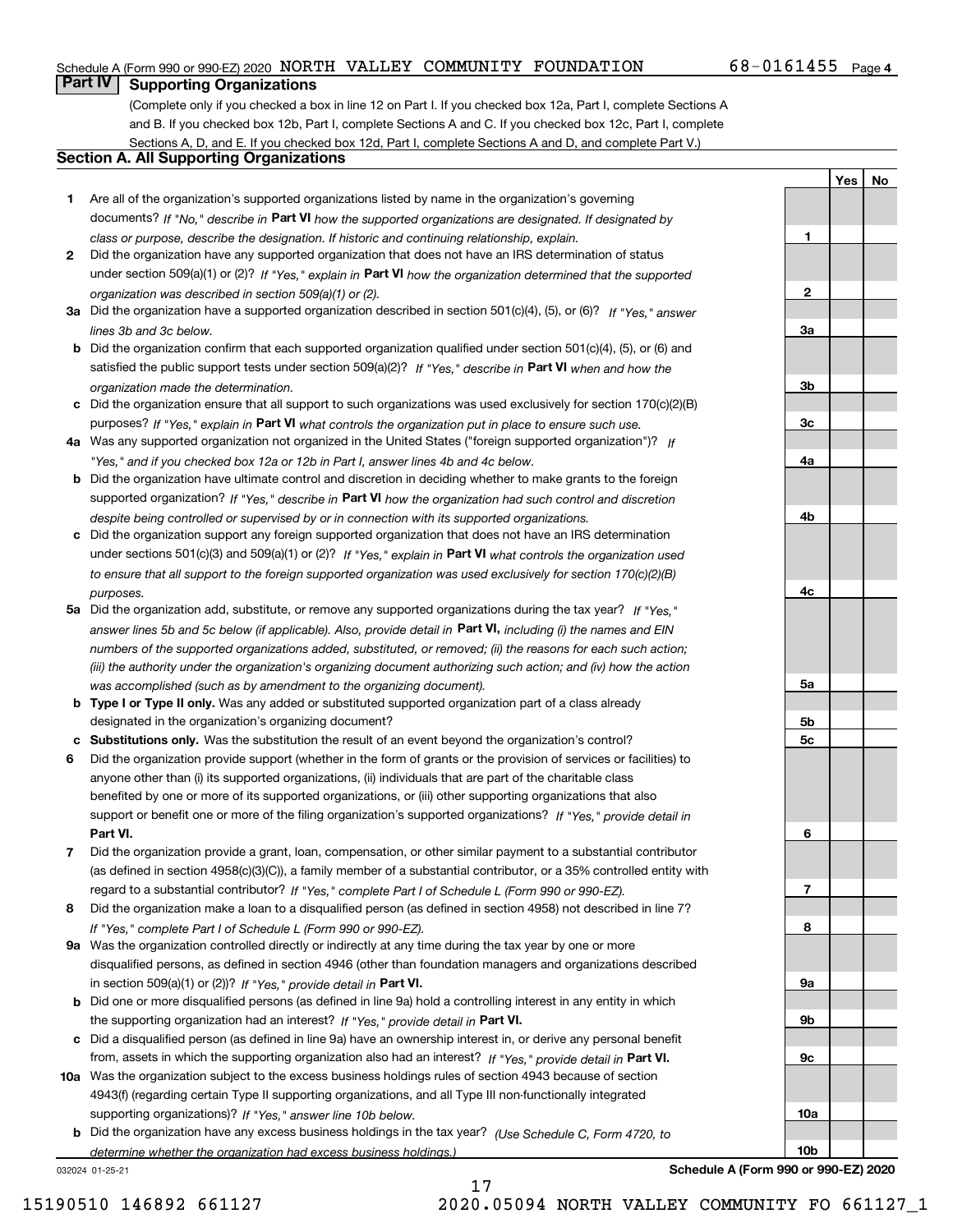Schedule A (Form 990 or 990-EZ) 2020 NORTH VALLEY COMMUNITY FOUNDATION 68-0161455 Page 4

## Part IV Supporting Organizations

(Complete only if you checked a box in line 12 on Part I. If you checked box 12a, Part I, complete Sections A and B. If you checked box 12b, Part I, complete Sections A and C. If you checked box 12c, Part I, complete Sections A, D, and E. If you checked box 12d, Part I, complete Sections A and D, and complete Part V.)

### Section A. All Supporting Organizations

| | | | Yes | No |
|---|---|---|---|---|
| 1 | Are all of the organization's supported organizations listed by name in the organization's governing documents? *If "No," describe in* **Part VI** *how the supported organizations are designated. If designated by class or purpose, describe the designation. If historic and continuing relationship, explain.* | 1 | | |
| 2 | Did the organization have any supported organization that does not have an IRS determination of status under section 509(a)(1) or (2)? *If "Yes," explain in* **Part VI** *how the organization determined that the supported organization was described in section 509(a)(1) or (2).* | 2 | | |
| 3a | Did the organization have a supported organization described in section 501(c)(4), (5), or (6)? *If "Yes," answer lines 3b and 3c below.* | 3a | | |
| b | Did the organization confirm that each supported organization qualified under section 501(c)(4), (5), or (6) and satisfied the public support tests under section 509(a)(2)? *If "Yes," describe in* **Part VI** *when and how the organization made the determination.* | 3b | | |
| c | Did the organization ensure that all support to such organizations was used exclusively for section 170(c)(2)(B) purposes? *If "Yes," explain in* **Part VI** *what controls the organization put in place to ensure such use.* | 3c | | |
| 4a | Was any supported organization not organized in the United States ("foreign supported organization")? *If "Yes," and if you checked box 12a or 12b in Part I, answer lines 4b and 4c below.* | 4a | | |
| b | Did the organization have ultimate control and discretion in deciding whether to make grants to the foreign supported organization? *If "Yes," describe in* **Part VI** *how the organization had such control and discretion despite being controlled or supervised by or in connection with its supported organizations.* | 4b | | |
| c | Did the organization support any foreign supported organization that does not have an IRS determination under sections 501(c)(3) and 509(a)(1) or (2)? *If "Yes," explain in* **Part VI** *what controls the organization used to ensure that all support to the foreign supported organization was used exclusively for section 170(c)(2)(B) purposes.* | 4c | | |
| 5a | Did the organization add, substitute, or remove any supported organizations during the tax year? *If "Yes," answer lines 5b and 5c below (if applicable). Also, provide detail in* **Part VI,** *including (i) the names and EIN numbers of the supported organizations added, substituted, or removed; (ii) the reasons for each such action; (iii) the authority under the organization's organizing document authorizing such action; and (iv) how the action was accomplished (such as by amendment to the organizing document).* | 5a | | |
| b | **Type I or Type II only.** Was any added or substituted supported organization part of a class already designated in the organization's organizing document? | 5b | | |
| c | **Substitutions only.** Was the substitution the result of an event beyond the organization's control? | 5c | | |
| 6 | Did the organization provide support (whether in the form of grants or the provision of services or facilities) to anyone other than (i) its supported organizations, (ii) individuals that are part of the charitable class benefited by one or more of its supported organizations, or (iii) other supporting organizations that also support or benefit one or more of the filing organization's supported organizations? *If "Yes," provide detail in* **Part VI.** | 6 | | |
| 7 | Did the organization provide a grant, loan, compensation, or other similar payment to a substantial contributor (as defined in section 4958(c)(3)(C)), a family member of a substantial contributor, or a 35% controlled entity with regard to a substantial contributor? *If "Yes," complete Part I of Schedule L (Form 990 or 990-EZ).* | 7 | | |
| 8 | Did the organization make a loan to a disqualified person (as defined in section 4958) not described in line 7? *If "Yes," complete Part I of Schedule L (Form 990 or 990-EZ).* | 8 | | |
| 9a | Was the organization controlled directly or indirectly at any time during the tax year by one or more disqualified persons, as defined in section 4946 (other than foundation managers and organizations described in section 509(a)(1) or (2))? *If "Yes," provide detail in* **Part VI.** | 9a | | |
| b | Did one or more disqualified persons (as defined in line 9a) hold a controlling interest in any entity in which the supporting organization had an interest? *If "Yes," provide detail in* **Part VI.** | 9b | | |
| c | Did a disqualified person (as defined in line 9a) have an ownership interest in, or derive any personal benefit from, assets in which the supporting organization also had an interest? *If "Yes," provide detail in* **Part VI.** | 9c | | |
| 10a | Was the organization subject to the excess business holdings rules of section 4943 because of section 4943(f) (regarding certain Type II supporting organizations, and all Type III non-functionally integrated supporting organizations)? *If "Yes," answer line 10b below.* | 10a | | |
| b | Did the organization have any excess business holdings in the tax year? *(Use Schedule C, Form 4720, to determine whether the organization had excess business holdings.)* | 10b | | |

032024 01-25-21 **Schedule A (Form 990 or 990-EZ) 2020**

15190510 146892 661127 2020.05094 NORTH VALLEY COMMUNITY FO 661127_1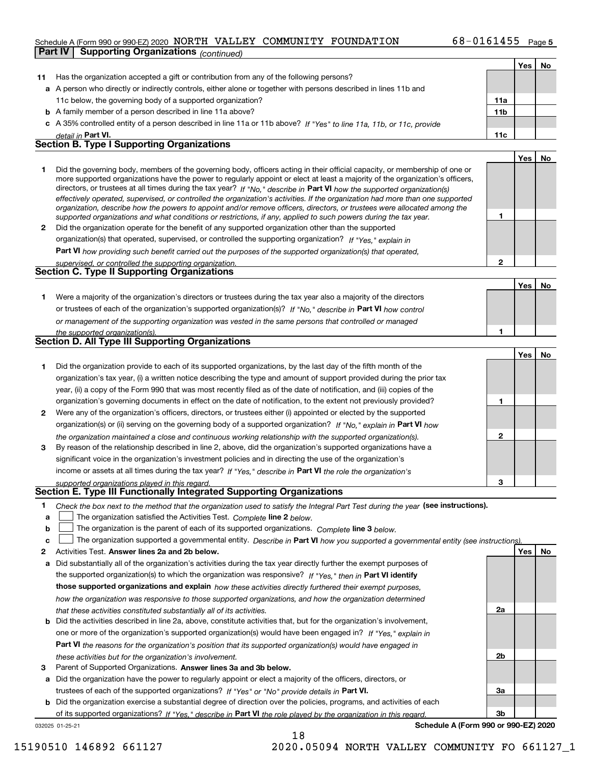Schedule A (Form 990 or 990-EZ) 2020 NORTH VALLEY COMMUNITY FOUNDATION 68-0161455 Page 5

**Part IV | Supporting Organizations** *(continued)*

| | | | Yes | No |
|---|---|---|---|---|
| **11** | Has the organization accepted a gift or contribution from any of the following persons? | | | |
| **a** | A person who directly or indirectly controls, either alone or together with persons described in lines 11b and 11c below, the governing body of a supported organization? | **11a** | | |
| **b** | A family member of a person described in line 11a above? | **11b** | | |
| **c** | A 35% controlled entity of a person described in line 11a or 11b above? *If "Yes" to line 11a, 11b, or 11c, provide detail in* **Part VI.** | **11c** | | |

## Section B. Type I Supporting Organizations

| | | | Yes | No |
|---|---|---|---|---|
| **1** | Did the governing body, members of the governing body, officers acting in their official capacity, or membership of one or more supported organizations have the power to regularly appoint or elect at least a majority of the organization's officers, directors, or trustees at all times during the tax year? *If "No," describe in* **Part VI** *how the supported organization(s) effectively operated, supervised, or controlled the organization's activities. If the organization had more than one supported organization, describe how the powers to appoint and/or remove officers, directors, or trustees were allocated among the supported organizations and what conditions or restrictions, if any, applied to such powers during the tax year.* | **1** | | |
| **2** | Did the organization operate for the benefit of any supported organization other than the supported organization(s) that operated, supervised, or controlled the supporting organization? *If "Yes," explain in* **Part VI** *how providing such benefit carried out the purposes of the supported organization(s) that operated, supervised, or controlled the supporting organization.* | **2** | | |

## Section C. Type II Supporting Organizations

| | | | Yes | No |
|---|---|---|---|---|
| **1** | Were a majority of the organization's directors or trustees during the tax year also a majority of the directors or trustees of each of the organization's supported organization(s)? *If "No," describe in* **Part VI** *how control or management of the supporting organization was vested in the same persons that controlled or managed the supported organization(s).* | **1** | | |

## Section D. All Type III Supporting Organizations

| | | | Yes | No |
|---|---|---|---|---|
| **1** | Did the organization provide to each of its supported organizations, by the last day of the fifth month of the organization's tax year, (i) a written notice describing the type and amount of support provided during the prior tax year, (ii) a copy of the Form 990 that was most recently filed as of the date of notification, and (iii) copies of the organization's governing documents in effect on the date of notification, to the extent not previously provided? | **1** | | |
| **2** | Were any of the organization's officers, directors, or trustees either (i) appointed or elected by the supported organization(s) or (ii) serving on the governing body of a supported organization? *If "No," explain in* **Part VI** *how the organization maintained a close and continuous working relationship with the supported organization(s).* | **2** | | |
| **3** | By reason of the relationship described in line 2, above, did the organization's supported organizations have a significant voice in the organization's investment policies and in directing the use of the organization's income or assets at all times during the tax year? *If "Yes," describe in* **Part VI** *the role the organization's supported organizations played in this regard.* | **3** | | |

## Section E. Type III Functionally Integrated Supporting Organizations

**1** *Check the box next to the method that the organization used to satisfy the Integral Part Test during the year* **(see instructions).**

- **a** ☐ The organization satisfied the Activities Test. *Complete* **line 2** *below.*
- **b** ☐ The organization is the parent of each of its supported organizations. *Complete* **line 3** *below.*
- **c** ☐ The organization supported a governmental entity. *Describe in* **Part VI** *how you supported a governmental entity (see instructions).*

| | | | Yes | No |
|---|---|---|---|---|
| **2** | Activities Test. **Answer lines 2a and 2b below.** | | | |
| **a** | Did substantially all of the organization's activities during the tax year directly further the exempt purposes of the supported organization(s) to which the organization was responsive? *If "Yes," then in* **Part VI identify those supported organizations and explain** *how these activities directly furthered their exempt purposes, how the organization was responsive to those supported organizations, and how the organization determined that these activities constituted substantially all of its activities.* | **2a** | | |
| **b** | Did the activities described in line 2a, above, constitute activities that, but for the organization's involvement, one or more of the organization's supported organization(s) would have been engaged in? *If "Yes," explain in* **Part VI** *the reasons for the organization's position that its supported organization(s) would have engaged in these activities but for the organization's involvement.* | **2b** | | |
| **3** | Parent of Supported Organizations. **Answer lines 3a and 3b below.** | | | |
| **a** | Did the organization have the power to regularly appoint or elect a majority of the officers, directors, or trustees of each of the supported organizations? *If "Yes" or "No" provide details in* **Part VI.** | **3a** | | |
| **b** | Did the organization exercise a substantial degree of direction over the policies, programs, and activities of each of its supported organizations? *If "Yes," describe in* **Part VI** *the role played by the organization in this regard.* | **3b** | | |

032025 01-25-21 **Schedule A (Form 990 or 990-EZ) 2020**

15190510 146892 661127 2020.05094 NORTH VALLEY COMMUNITY FO 661127_1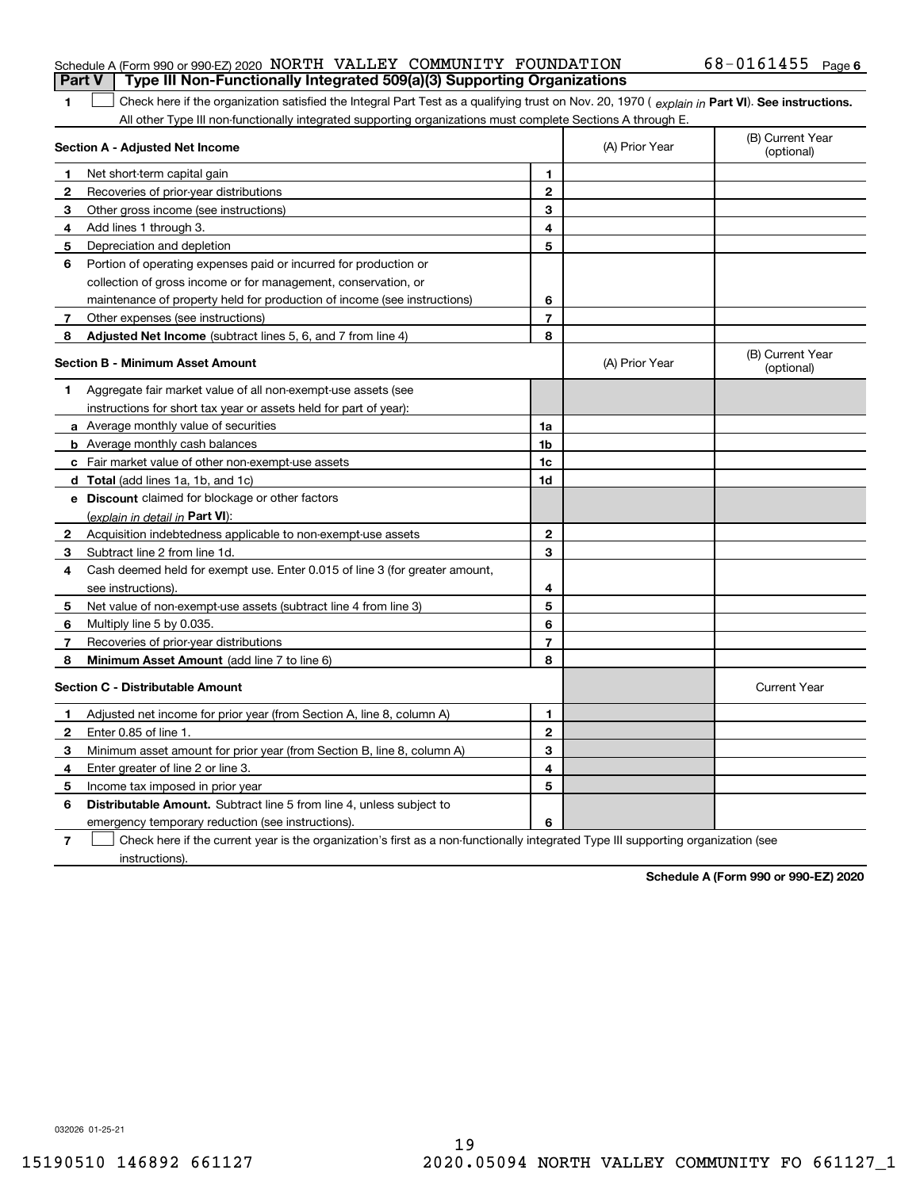Schedule A (Form 990 or 990-EZ) 2020 NORTH VALLEY COMMUNITY FOUNDATION 68-0161455 Page **6**

## Part V Type III Non-Functionally Integrated 509(a)(3) Supporting Organizations

**1** ☐ Check here if the organization satisfied the Integral Part Test as a qualifying trust on Nov. 20, 1970 ( *explain in* **Part VI**). **See instructions.** All other Type III non-functionally integrated supporting organizations must complete Sections A through E.

| **Section A - Adjusted Net Income** | | | (A) Prior Year | (B) Current Year (optional) |
|---|---|---|---|---|
| **1** | Net short-term capital gain | **1** | | |
| **2** | Recoveries of prior-year distributions | **2** | | |
| **3** | Other gross income (see instructions) | **3** | | |
| **4** | Add lines 1 through 3. | **4** | | |
| **5** | Depreciation and depletion | **5** | | |
| **6** | Portion of operating expenses paid or incurred for production or collection of gross income or for management, conservation, or maintenance of property held for production of income (see instructions) | **6** | | |
| **7** | Other expenses (see instructions) | **7** | | |
| **8** | **Adjusted Net Income** (subtract lines 5, 6, and 7 from line 4) | **8** | | |

| **Section B - Minimum Asset Amount** | | | (A) Prior Year | (B) Current Year (optional) |
|---|---|---|---|---|
| **1** | Aggregate fair market value of all non-exempt-use assets (see instructions for short tax year or assets held for part of year): | | | |
| **a** | Average monthly value of securities | **1a** | | |
| **b** | Average monthly cash balances | **1b** | | |
| **c** | Fair market value of other non-exempt-use assets | **1c** | | |
| **d** | **Total** (add lines 1a, 1b, and 1c) | **1d** | | |
| **e** | **Discount** claimed for blockage or other factors (*explain in detail in* **Part VI**): | | | |
| **2** | Acquisition indebtedness applicable to non-exempt-use assets | **2** | | |
| **3** | Subtract line 2 from line 1d. | **3** | | |
| **4** | Cash deemed held for exempt use. Enter 0.015 of line 3 (for greater amount, see instructions). | **4** | | |
| **5** | Net value of non-exempt-use assets (subtract line 4 from line 3) | **5** | | |
| **6** | Multiply line 5 by 0.035. | **6** | | |
| **7** | Recoveries of prior-year distributions | **7** | | |
| **8** | **Minimum Asset Amount** (add line 7 to line 6) | **8** | | |

| **Section C - Distributable Amount** | | | | Current Year |
|---|---|---|---|---|
| **1** | Adjusted net income for prior year (from Section A, line 8, column A) | **1** | | |
| **2** | Enter 0.85 of line 1. | **2** | | |
| **3** | Minimum asset amount for prior year (from Section B, line 8, column A) | **3** | | |
| **4** | Enter greater of line 2 or line 3. | **4** | | |
| **5** | Income tax imposed in prior year | **5** | | |
| **6** | **Distributable Amount.** Subtract line 5 from line 4, unless subject to emergency temporary reduction (see instructions). | **6** | | |

**7** ☐ Check here if the current year is the organization's first as a non-functionally integrated Type III supporting organization (see instructions).

**Schedule A (Form 990 or 990-EZ) 2020**

032026 01-25-21

15190510 146892 661127 2020.05094 NORTH VALLEY COMMUNITY FO 661127_1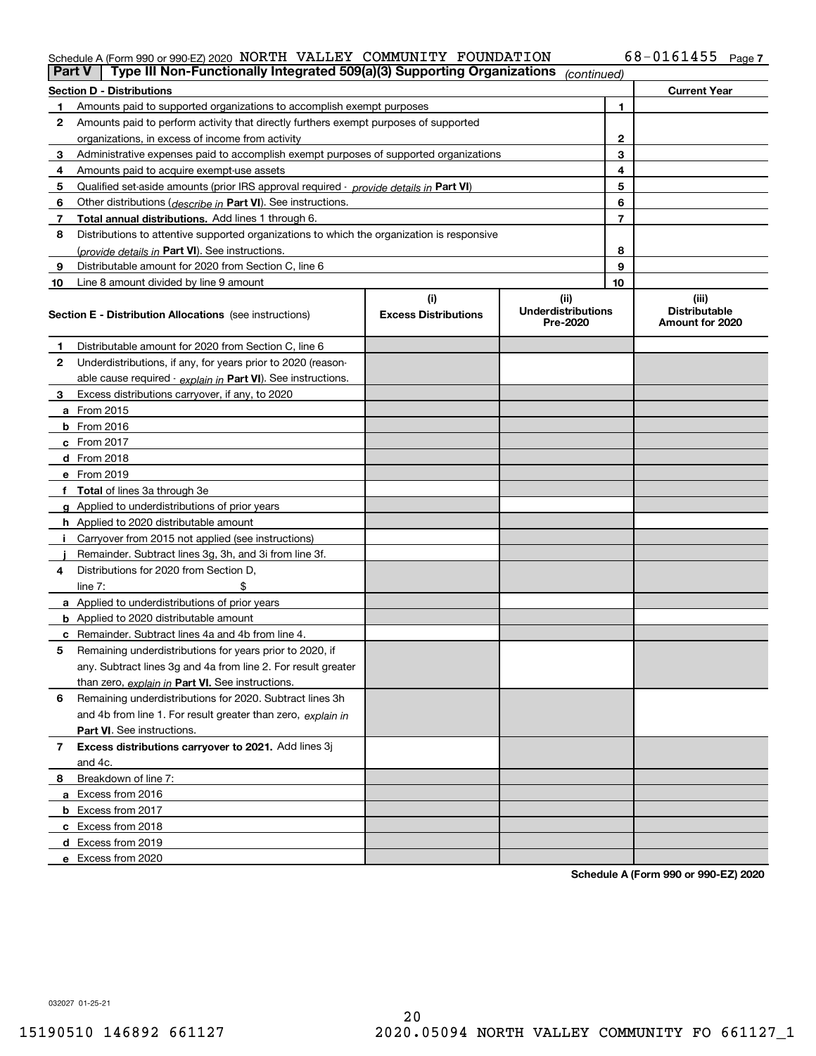Schedule A (Form 990 or 990-EZ) 2020 NORTH VALLEY COMMUNITY FOUNDATION 68-0161455 Page 7

**Part V** Type III Non-Functionally Integrated 509(a)(3) Supporting Organizations *(continued)*

| Section D - Distributions | | | Current Year |
|---|---|---|---|
| 1 | Amounts paid to supported organizations to accomplish exempt purposes | 1 | |
| 2 | Amounts paid to perform activity that directly furthers exempt purposes of supported organizations, in excess of income from activity | 2 | |
| 3 | Administrative expenses paid to accomplish exempt purposes of supported organizations | 3 | |
| 4 | Amounts paid to acquire exempt-use assets | 4 | |
| 5 | Qualified set-aside amounts (prior IRS approval required - *provide details in* **Part VI**) | 5 | |
| 6 | Other distributions (*describe in* **Part VI**). See instructions. | 6 | |
| 7 | **Total annual distributions.** Add lines 1 through 6. | 7 | |
| 8 | Distributions to attentive supported organizations to which the organization is responsive (*provide details in* **Part VI**). See instructions. | 8 | |
| 9 | Distributable amount for 2020 from Section C, line 6 | 9 | |
| 10 | Line 8 amount divided by line 9 amount | 10 | |

| Section E - Distribution Allocations (see instructions) | (i) Excess Distributions | (ii) Underdistributions Pre-2020 | (iii) Distributable Amount for 2020 |
|---|---|---|---|
| **1** Distributable amount for 2020 from Section C, line 6 | | | |
| **2** Underdistributions, if any, for years prior to 2020 (reasonable cause required - *explain in* **Part VI**). See instructions. | | | |
| **3** Excess distributions carryover, if any, to 2020 | | | |
| **a** From 2015 | | | |
| **b** From 2016 | | | |
| **c** From 2017 | | | |
| **d** From 2018 | | | |
| **e** From 2019 | | | |
| **f** **Total** of lines 3a through 3e | | | |
| **g** Applied to underdistributions of prior years | | | |
| **h** Applied to 2020 distributable amount | | | |
| **i** Carryover from 2015 not applied (see instructions) | | | |
| **j** Remainder. Subtract lines 3g, 3h, and 3i from line 3f. | | | |
| **4** Distributions for 2020 from Section D, line 7: $ | | | |
| **a** Applied to underdistributions of prior years | | | |
| **b** Applied to 2020 distributable amount | | | |
| **c** Remainder. Subtract lines 4a and 4b from line 4. | | | |
| **5** Remaining underdistributions for years prior to 2020, if any. Subtract lines 3g and 4a from line 2. For result greater than zero, *explain in* **Part VI.** See instructions. | | | |
| **6** Remaining underdistributions for 2020. Subtract lines 3h and 4b from line 1. For result greater than zero, *explain in* **Part VI**. See instructions. | | | |
| **7** **Excess distributions carryover to 2021.** Add lines 3j and 4c. | | | |
| **8** Breakdown of line 7: | | | |
| **a** Excess from 2016 | | | |
| **b** Excess from 2017 | | | |
| **c** Excess from 2018 | | | |
| **d** Excess from 2019 | | | |
| **e** Excess from 2020 | | | |

**Schedule A (Form 990 or 990-EZ) 2020**

032027 01-25-21

15190510 146892 661127 2020.05094 NORTH VALLEY COMMUNITY FO 661127_1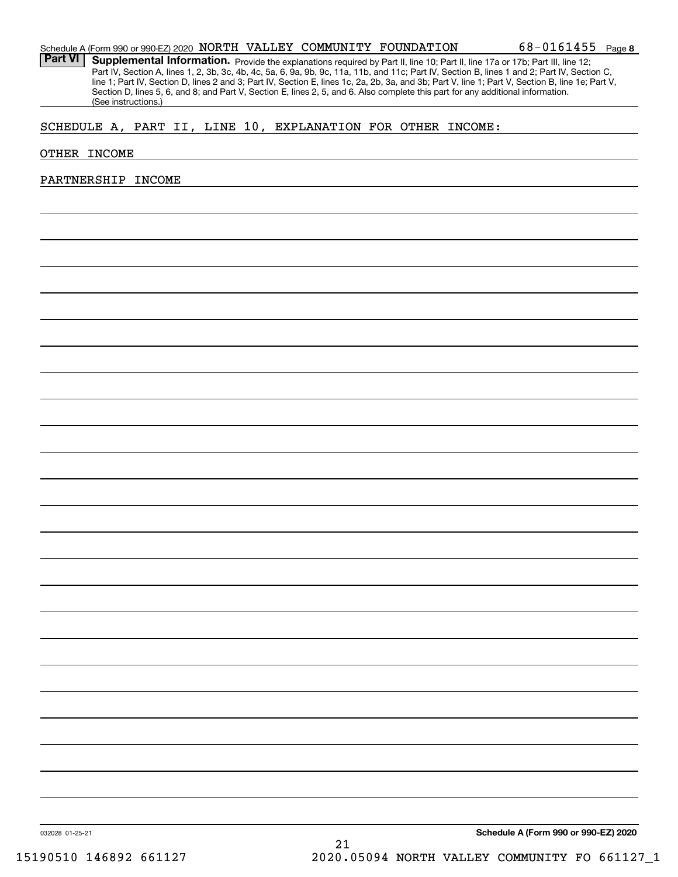Schedule A (Form 990 or 990-EZ) 2020 NORTH VALLEY COMMUNITY FOUNDATION 68-0161455 Page 8

**Part VI** **Supplemental Information.** Provide the explanations required by Part II, line 10; Part II, line 17a or 17b; Part III, line 12; Part IV, Section A, lines 1, 2, 3b, 3c, 4b, 4c, 5a, 6, 9a, 9b, 9c, 11a, 11b, and 11c; Part IV, Section B, lines 1 and 2; Part IV, Section C, line 1; Part IV, Section D, lines 2 and 3; Part IV, Section E, lines 1c, 2a, 2b, 3a, and 3b; Part V, line 1; Part V, Section B, line 1e; Part V, Section D, lines 5, 6, and 8; and Part V, Section E, lines 2, 5, and 6. Also complete this part for any additional information. (See instructions.)

SCHEDULE A, PART II, LINE 10, EXPLANATION FOR OTHER INCOME:

OTHER INCOME

PARTNERSHIP INCOME

032028 01-25-21 **Schedule A (Form 990 or 990-EZ) 2020**

15190510 146892 661127 2020.05094 NORTH VALLEY COMMUNITY FO 661127_1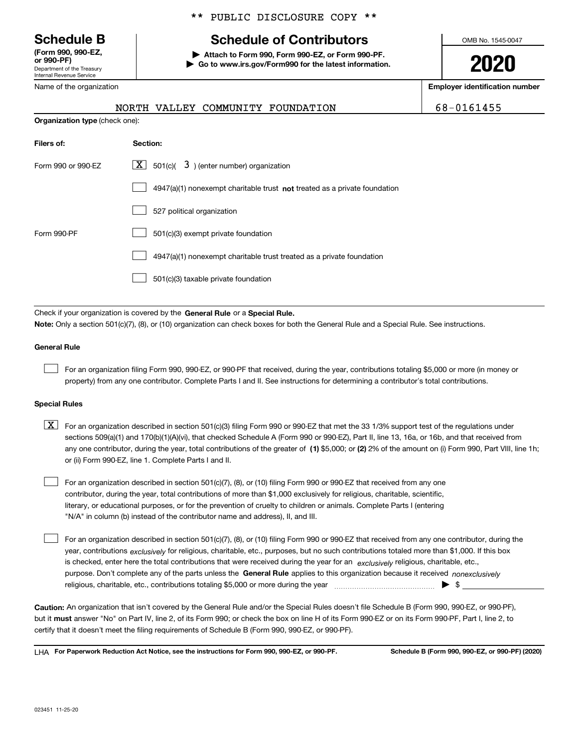\*\* PUBLIC DISCLOSURE COPY \*\*

# Schedule B
**(Form 990, 990-EZ, or 990-PF)**
Department of the Treasury
Internal Revenue Service

# Schedule of Contributors

**▶ Attach to Form 990, Form 990-EZ, or Form 990-PF.**
**▶ Go to www.irs.gov/Form990 for the latest information.**

OMB No. 1545-0047

**2020**

Name of the organization: NORTH VALLEY COMMUNITY FOUNDATION

**Employer identification number**: 68-0161455

**Organization type** (check one):

| **Filers of:** | **Section:** |
|---|---|
| Form 990 or 990-EZ | [X] 501(c)( 3 ) (enter number) organization |
| | [ ] 4947(a)(1) nonexempt charitable trust **not** treated as a private foundation |
| | [ ] 527 political organization |
| Form 990-PF | [ ] 501(c)(3) exempt private foundation |
| | [ ] 4947(a)(1) nonexempt charitable trust treated as a private foundation |
| | [ ] 501(c)(3) taxable private foundation |

Check if your organization is covered by the **General Rule** or a **Special Rule.**

**Note:** Only a section 501(c)(7), (8), or (10) organization can check boxes for both the General Rule and a Special Rule. See instructions.

### General Rule

[ ] For an organization filing Form 990, 990-EZ, or 990-PF that received, during the year, contributions totaling $5,000 or more (in money or property) from any one contributor. Complete Parts I and II. See instructions for determining a contributor's total contributions.

### Special Rules

[X] For an organization described in section 501(c)(3) filing Form 990 or 990-EZ that met the 33 1/3% support test of the regulations under sections 509(a)(1) and 170(b)(1)(A)(vi), that checked Schedule A (Form 990 or 990-EZ), Part II, line 13, 16a, or 16b, and that received from any one contributor, during the year, total contributions of the greater of **(1)** $5,000; or **(2)** 2% of the amount on (i) Form 990, Part VIII, line 1h; or (ii) Form 990-EZ, line 1. Complete Parts I and II.

[ ] For an organization described in section 501(c)(7), (8), or (10) filing Form 990 or 990-EZ that received from any one contributor, during the year, total contributions of more than $1,000 exclusively for religious, charitable, scientific, literary, or educational purposes, or for the prevention of cruelty to children or animals. Complete Parts I (entering "N/A" in column (b) instead of the contributor name and address), II, and III.

[ ] For an organization described in section 501(c)(7), (8), or (10) filing Form 990 or 990-EZ that received from any one contributor, during the year, contributions *exclusively* for religious, charitable, etc., purposes, but no such contributions totaled more than $1,000. If this box is checked, enter here the total contributions that were received during the year for an *exclusively* religious, charitable, etc., purpose. Don't complete any of the parts unless the **General Rule** applies to this organization because it received *nonexclusively* religious, charitable, etc., contributions totaling $5,000 or more during the year ▶ $ ____________

**Caution:** An organization that isn't covered by the General Rule and/or the Special Rules doesn't file Schedule B (Form 990, 990-EZ, or 990-PF), but it **must** answer "No" on Part IV, line 2, of its Form 990; or check the box on line H of its Form 990-EZ or on its Form 990-PF, Part I, line 2, to certify that it doesn't meet the filing requirements of Schedule B (Form 990, 990-EZ, or 990-PF).

LHA **For Paperwork Reduction Act Notice, see the instructions for Form 990, 990-EZ, or 990-PF.** **Schedule B (Form 990, 990-EZ, or 990-PF) (2020)**

023451 11-25-20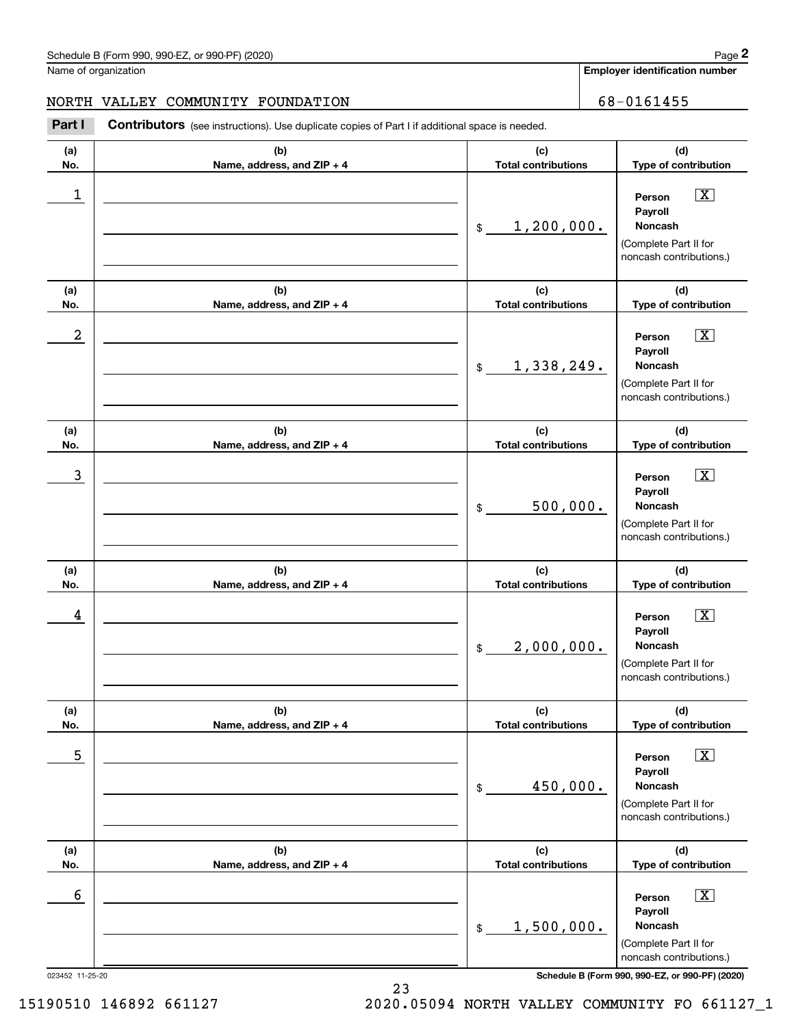Schedule B (Form 990, 990-EZ, or 990-PF) (2020)

Name of organization: NORTH VALLEY COMMUNITY FOUNDATION

Employer identification number: 68-0161455

**Part I** **Contributors** (see instructions). Use duplicate copies of Part I if additional space is needed.

| (a) No. | (b) Name, address, and ZIP + 4 | (c) Total contributions | (d) Type of contribution |
|---|---|---|---|
| 1 | | $ 1,200,000. | Person [X] Payroll [ ] Noncash [ ] (Complete Part II for noncash contributions.) |
| 2 | | $ 1,338,249. | Person [X] Payroll [ ] Noncash [ ] (Complete Part II for noncash contributions.) |
| 3 | | $ 500,000. | Person [X] Payroll [ ] Noncash [ ] (Complete Part II for noncash contributions.) |
| 4 | | $ 2,000,000. | Person [X] Payroll [ ] Noncash [ ] (Complete Part II for noncash contributions.) |
| 5 | | $ 450,000. | Person [X] Payroll [ ] Noncash [ ] (Complete Part II for noncash contributions.) |
| 6 | | $ 1,500,000. | Person [X] Payroll [ ] Noncash [ ] (Complete Part II for noncash contributions.) |

023452 11-25-20

Schedule B (Form 990, 990-EZ, or 990-PF) (2020)

15190510 146892 661127 2020.05094 NORTH VALLEY COMMUNITY FO 661127_1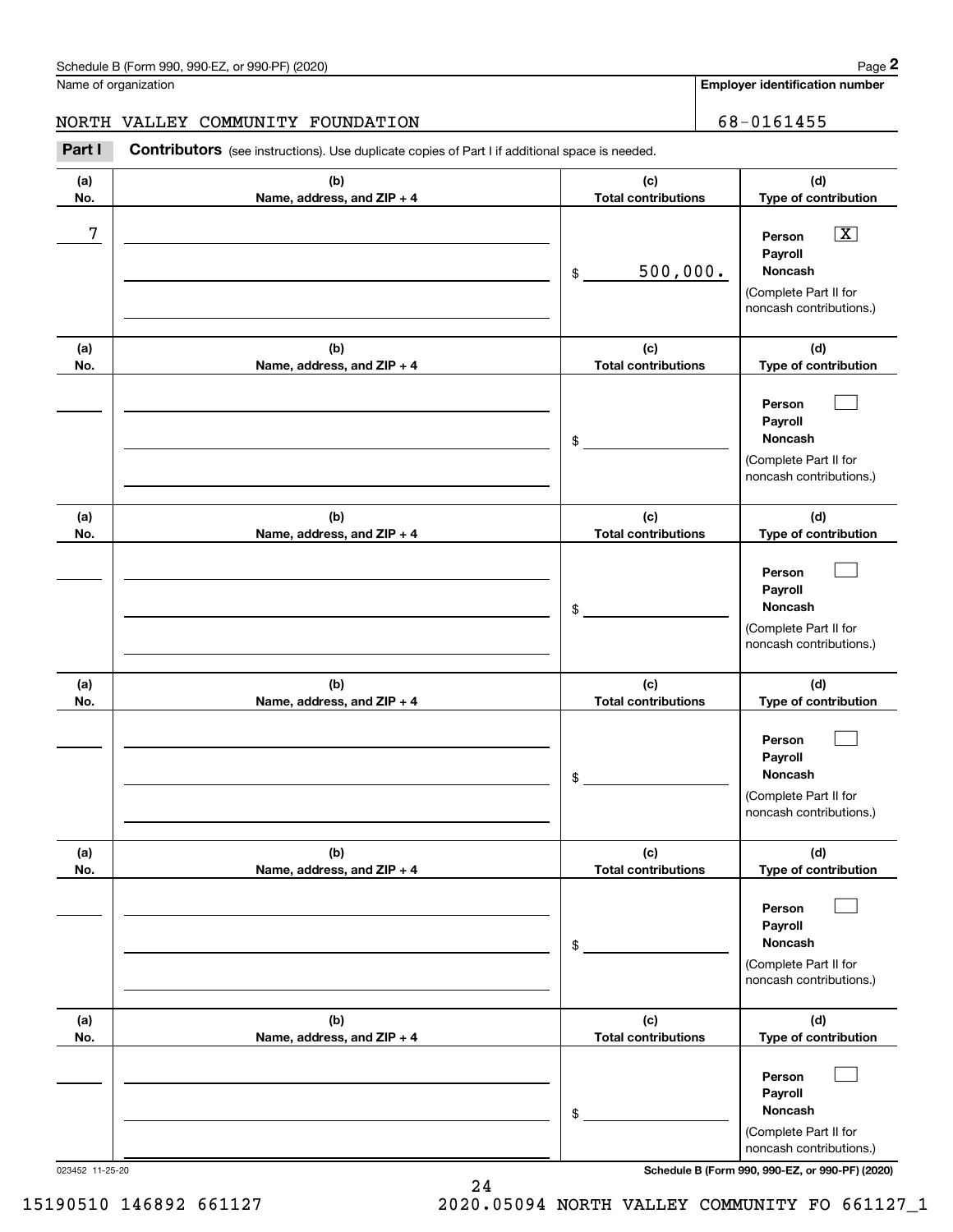Schedule B (Form 990, 990-EZ, or 990-PF) (2020)

Name of organization: NORTH VALLEY COMMUNITY FOUNDATION

Employer identification number: 68-0161455

**Part I** **Contributors** (see instructions). Use duplicate copies of Part I if additional space is needed.

| (a) No. | (b) Name, address, and ZIP + 4 | (c) Total contributions | (d) Type of contribution |
|---|---|---|---|
| 7 | | $ 500,000. | Person [X] Payroll [ ] Noncash [ ] (Complete Part II for noncash contributions.) |
| | | $ | Person [ ] Payroll [ ] Noncash [ ] (Complete Part II for noncash contributions.) |
| | | $ | Person [ ] Payroll [ ] Noncash [ ] (Complete Part II for noncash contributions.) |
| | | $ | Person [ ] Payroll [ ] Noncash [ ] (Complete Part II for noncash contributions.) |
| | | $ | Person [ ] Payroll [ ] Noncash [ ] (Complete Part II for noncash contributions.) |
| | | $ | Person [ ] Payroll [ ] Noncash [ ] (Complete Part II for noncash contributions.) |

023452 11-25-20

Schedule B (Form 990, 990-EZ, or 990-PF) (2020)

15190510 146892 661127 2020.05094 NORTH VALLEY COMMUNITY FO 661127_1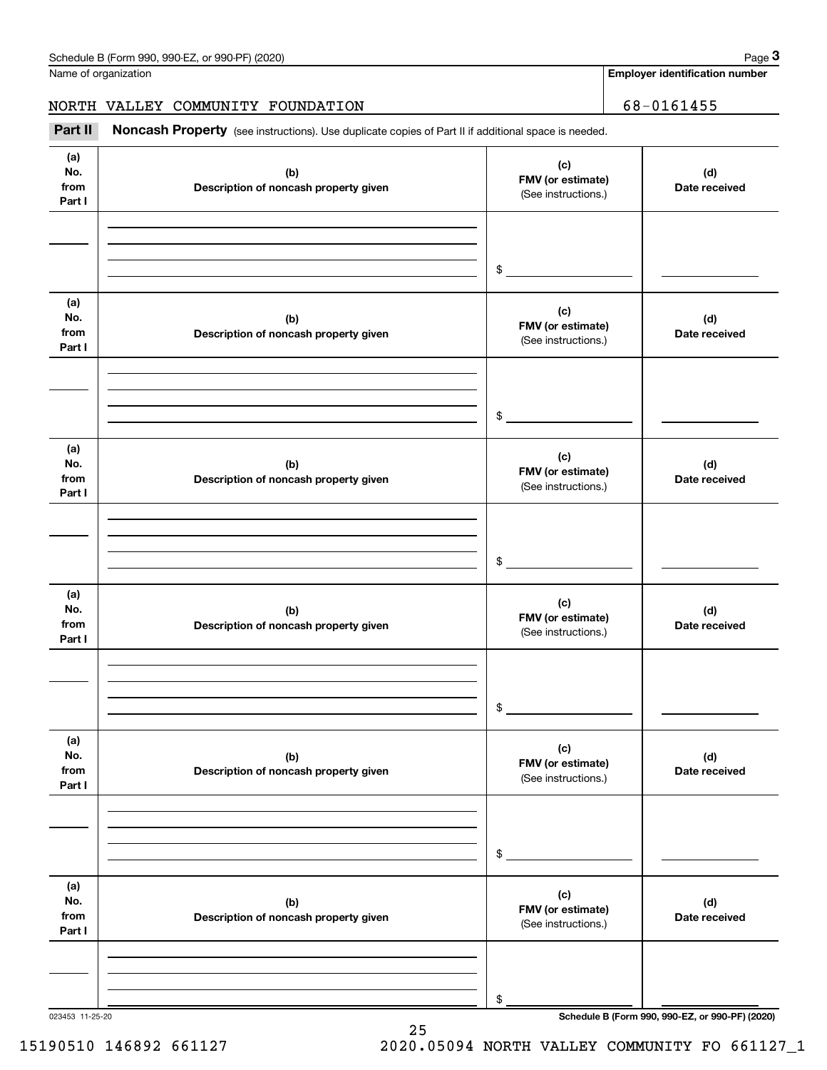Name of organization

NORTH VALLEY COMMUNITY FOUNDATION

**Employer identification number**

68-0161455

## Part II Noncash Property (see instructions). Use duplicate copies of Part II if additional space is needed.

| (a) No. from Part I | (b) Description of noncash property given | (c) FMV (or estimate) (See instructions.) | (d) Date received |
|---|---|---|---|
| | | $ | |

| (a) No. from Part I | (b) Description of noncash property given | (c) FMV (or estimate) (See instructions.) | (d) Date received |
|---|---|---|---|
| | | $ | |

| (a) No. from Part I | (b) Description of noncash property given | (c) FMV (or estimate) (See instructions.) | (d) Date received |
|---|---|---|---|
| | | $ | |

| (a) No. from Part I | (b) Description of noncash property given | (c) FMV (or estimate) (See instructions.) | (d) Date received |
|---|---|---|---|
| | | $ | |

| (a) No. from Part I | (b) Description of noncash property given | (c) FMV (or estimate) (See instructions.) | (d) Date received |
|---|---|---|---|
| | | $ | |

| (a) No. from Part I | (b) Description of noncash property given | (c) FMV (or estimate) (See instructions.) | (d) Date received |
|---|---|---|---|
| | | $ | |

023453 11-25-20

**Schedule B (Form 990, 990-EZ, or 990-PF) (2020)**

15190510 146892 661127 2020.05094 NORTH VALLEY COMMUNITY FO 661127_1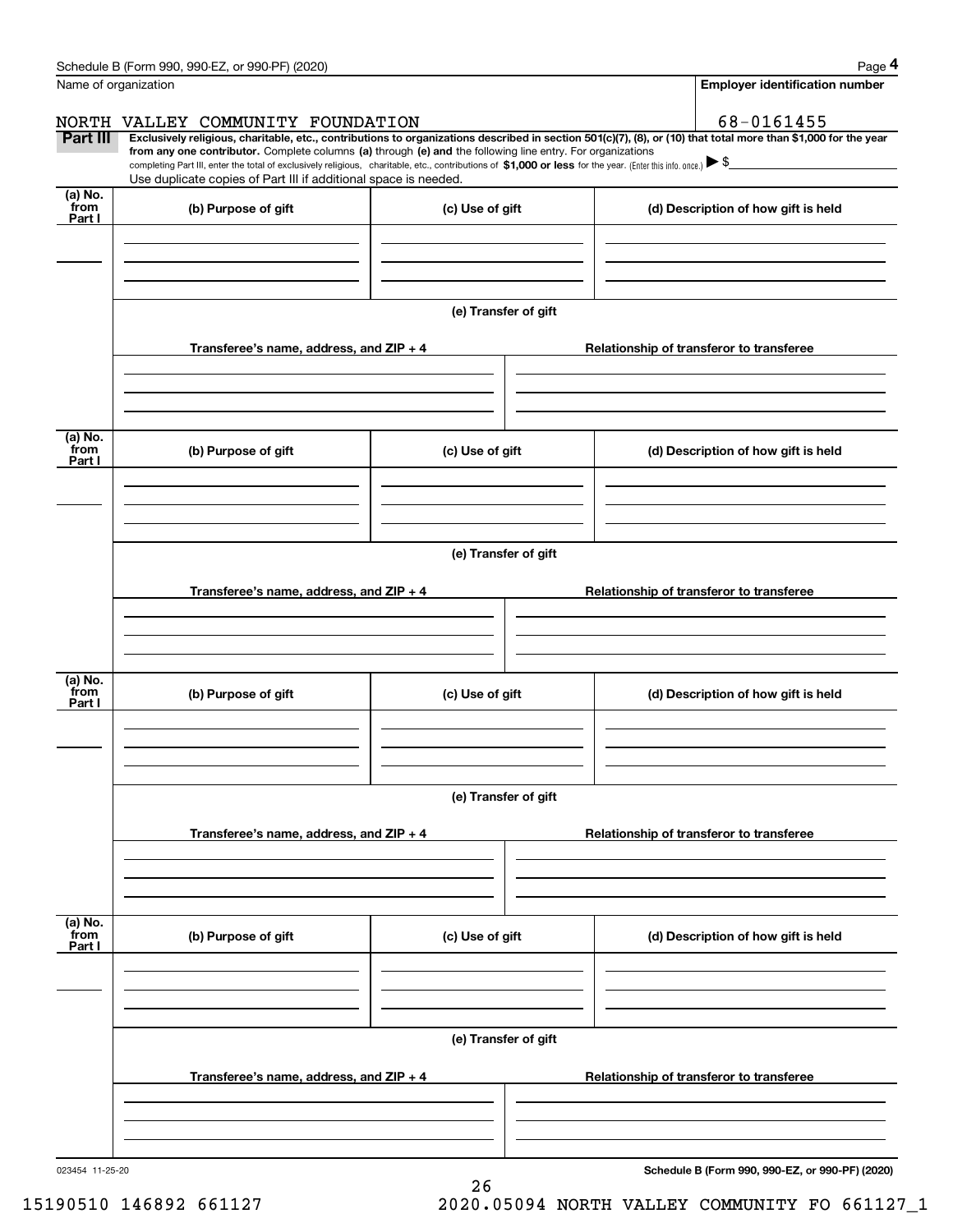Name of organization

**Employer identification number**

NORTH VALLEY COMMUNITY FOUNDATION

68-0161455

**Part III** **Exclusively religious, charitable, etc., contributions to organizations described in section 501(c)(7), (8), or (10) that total more than $1,000 for the year from any one contributor.** Complete columns **(a)** through **(e) and** the following line entry. For organizations completing Part III, enter the total of exclusively religious, charitable, etc., contributions of **$1,000 or less** for the year. (Enter this info. once.) ▶ $

Use duplicate copies of Part III if additional space is needed.

| (a) No. from Part I | (b) Purpose of gift | (c) Use of gift | (d) Description of how gift is held |
|---|---|---|---|
| | | | |

**(e) Transfer of gift**

| Transferee's name, address, and ZIP + 4 | Relationship of transferor to transferee |
|---|---|
| | |

| (a) No. from Part I | (b) Purpose of gift | (c) Use of gift | (d) Description of how gift is held |
|---|---|---|---|
| | | | |

**(e) Transfer of gift**

| Transferee's name, address, and ZIP + 4 | Relationship of transferor to transferee |
|---|---|
| | |

| (a) No. from Part I | (b) Purpose of gift | (c) Use of gift | (d) Description of how gift is held |
|---|---|---|---|
| | | | |

**(e) Transfer of gift**

| Transferee's name, address, and ZIP + 4 | Relationship of transferor to transferee |
|---|---|
| | |

| (a) No. from Part I | (b) Purpose of gift | (c) Use of gift | (d) Description of how gift is held |
|---|---|---|---|
| | | | |

**(e) Transfer of gift**

| Transferee's name, address, and ZIP + 4 | Relationship of transferor to transferee |
|---|---|
| | |

023454 11-25-20

**Schedule B (Form 990, 990-EZ, or 990-PF) (2020)**

15190510 146892 661127 2020.05094 NORTH VALLEY COMMUNITY FO 661127_1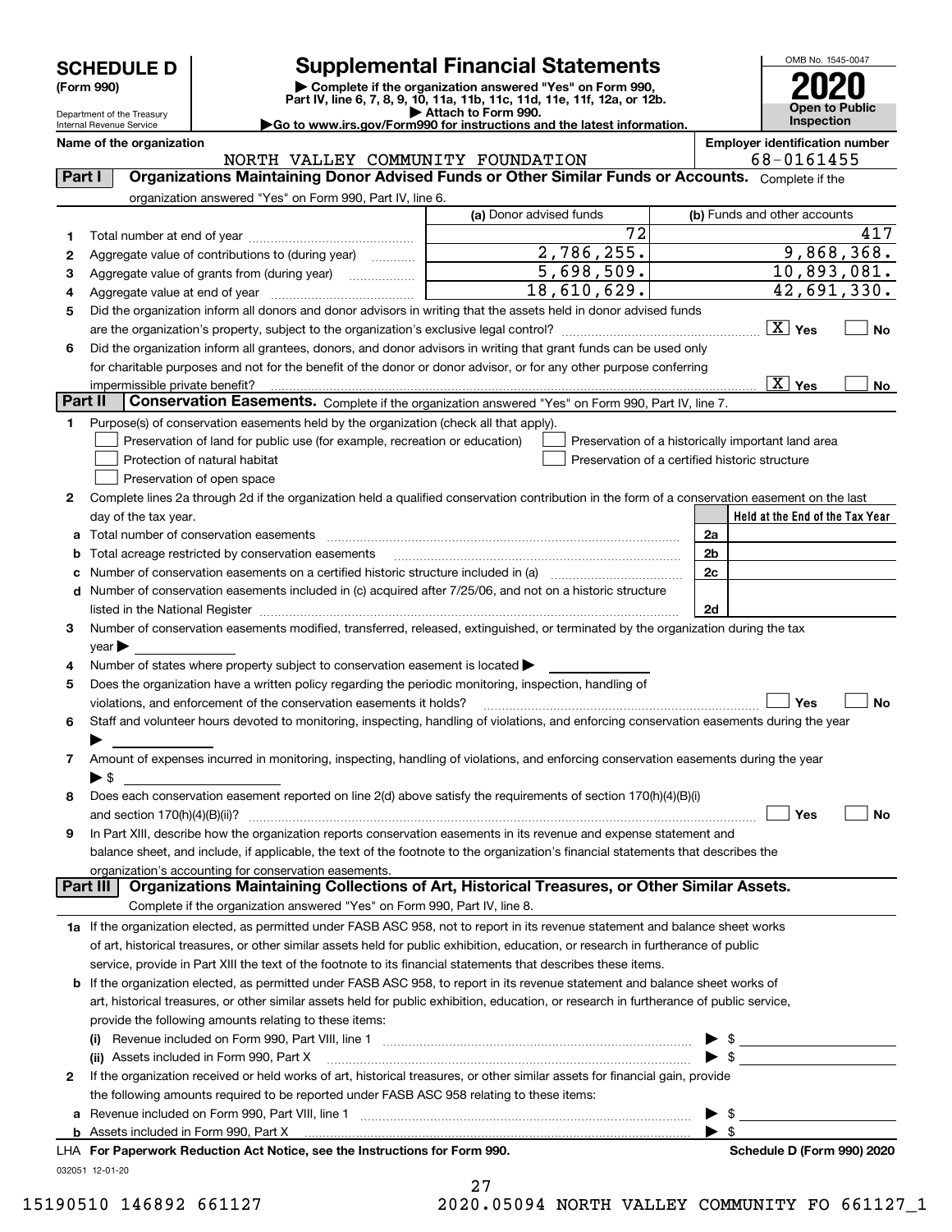# SCHEDULE D (Form 990)

Department of the Treasury
Internal Revenue Service

## Supplemental Financial Statements

▶ Complete if the organization answered "Yes" on Form 990, Part IV, line 6, 7, 8, 9, 10, 11a, 11b, 11c, 11d, 11e, 11f, 12a, or 12b.
▶ Attach to Form 990.
▶Go to www.irs.gov/Form990 for instructions and the latest information.

OMB No. 1545-0047

**2020**

**Open to Public Inspection**

Name of the organization: NORTH VALLEY COMMUNITY FOUNDATION

Employer identification number: 68-0161455

**Part I — Organizations Maintaining Donor Advised Funds or Other Similar Funds or Accounts.** Complete if the organization answered "Yes" on Form 990, Part IV, line 6.

| | | (a) Donor advised funds | (b) Funds and other accounts |
|---|---|---|---|
| 1 | Total number at end of year | 72 | 417 |
| 2 | Aggregate value of contributions to (during year) | 2,786,255. | 9,868,368. |
| 3 | Aggregate value of grants from (during year) | 5,698,509. | 10,893,081. |
| 4 | Aggregate value at end of year | 18,610,629. | 42,691,330. |

5 Did the organization inform all donors and donor advisors in writing that the assets held in donor advised funds are the organization's property, subject to the organization's exclusive legal control? [X] Yes [ ] No

6 Did the organization inform all grantees, donors, and donor advisors in writing that grant funds can be used only for charitable purposes and not for the benefit of the donor or donor advisor, or for any other purpose conferring impermissible private benefit? [X] Yes [ ] No

**Part II — Conservation Easements.** Complete if the organization answered "Yes" on Form 990, Part IV, line 7.

1 Purpose(s) of conservation easements held by the organization (check all that apply).

- [ ] Preservation of land for public use (for example, recreation or education)
- [ ] Protection of natural habitat
- [ ] Preservation of open space
- [ ] Preservation of a historically important land area
- [ ] Preservation of a certified historic structure

2 Complete lines 2a through 2d if the organization held a qualified conservation contribution in the form of a conservation easement on the last day of the tax year.

| | | | Held at the End of the Tax Year |
|---|---|---|---|
| a | Total number of conservation easements | 2a | |
| b | Total acreage restricted by conservation easements | 2b | |
| c | Number of conservation easements on a certified historic structure included in (a) | 2c | |
| d | Number of conservation easements included in (c) acquired after 7/25/06, and not on a historic structure listed in the National Register | 2d | |

3 Number of conservation easements modified, transferred, released, extinguished, or terminated by the organization during the tax year ▶

4 Number of states where property subject to conservation easement is located ▶

5 Does the organization have a written policy regarding the periodic monitoring, inspection, handling of violations, and enforcement of the conservation easements it holds? [ ] Yes [ ] No

6 Staff and volunteer hours devoted to monitoring, inspecting, handling of violations, and enforcing conservation easements during the year ▶

7 Amount of expenses incurred in monitoring, inspecting, handling of violations, and enforcing conservation easements during the year ▶ $

8 Does each conservation easement reported on line 2(d) above satisfy the requirements of section 170(h)(4)(B)(i) and section 170(h)(4)(B)(ii)? [ ] Yes [ ] No

9 In Part XIII, describe how the organization reports conservation easements in its revenue and expense statement and balance sheet, and include, if applicable, the text of the footnote to the organization's financial statements that describes the organization's accounting for conservation easements.

**Part III — Organizations Maintaining Collections of Art, Historical Treasures, or Other Similar Assets.** Complete if the organization answered "Yes" on Form 990, Part IV, line 8.

1a If the organization elected, as permitted under FASB ASC 958, not to report in its revenue statement and balance sheet works of art, historical treasures, or other similar assets held for public exhibition, education, or research in furtherance of public service, provide in Part XIII the text of the footnote to its financial statements that describes these items.

b If the organization elected, as permitted under FASB ASC 958, to report in its revenue statement and balance sheet works of art, historical treasures, or other similar assets held for public exhibition, education, or research in furtherance of public service, provide the following amounts relating to these items:

(i) Revenue included on Form 990, Part VIII, line 1 ▶ $

(ii) Assets included in Form 990, Part X ▶ $

2 If the organization received or held works of art, historical treasures, or other similar assets for financial gain, provide the following amounts required to be reported under FASB ASC 958 relating to these items:

a Revenue included on Form 990, Part VIII, line 1 ▶ $

b Assets included in Form 990, Part X ▶ $

LHA For Paperwork Reduction Act Notice, see the Instructions for Form 990. Schedule D (Form 990) 2020

032051 12-01-20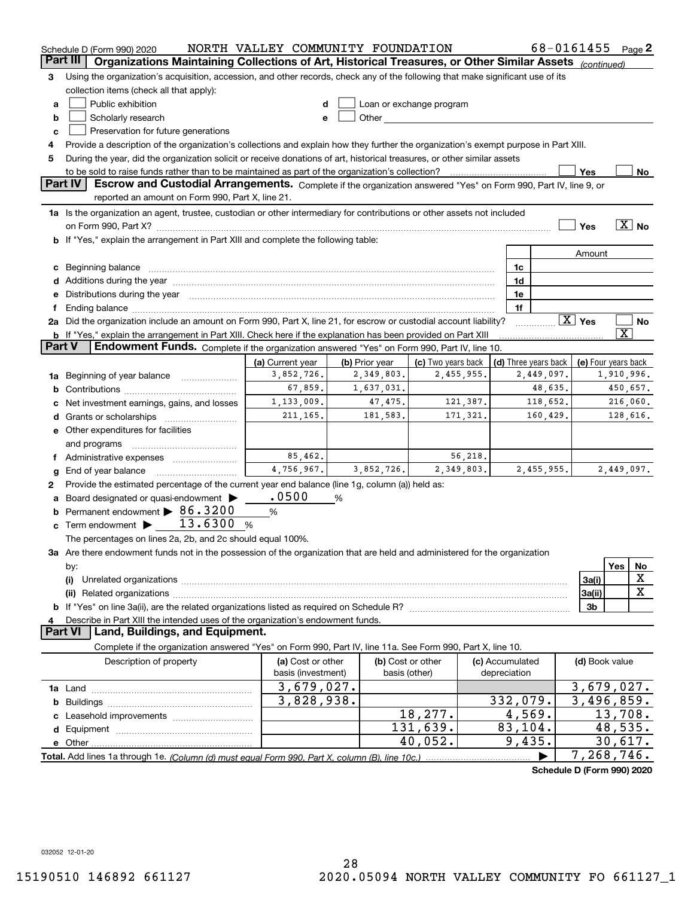Schedule D (Form 990) 2020 NORTH VALLEY COMMUNITY FOUNDATION 68-0161455 Page 2

## Part III Organizations Maintaining Collections of Art, Historical Treasures, or Other Similar Assets *(continued)*

3 Using the organization's acquisition, accession, and other records, check any of the following that make significant use of its collection items (check all that apply):

a [ ] Public exhibition
b [ ] Scholarly research
c [ ] Preservation for future generations
d [ ] Loan or exchange program
e [ ] Other

4 Provide a description of the organization's collections and explain how they further the organization's exempt purpose in Part XIII.

5 During the year, did the organization solicit or receive donations of art, historical treasures, or other similar assets to be sold to raise funds rather than to be maintained as part of the organization's collection? [ ] Yes [ ] No

## Part IV Escrow and Custodial Arrangements.

Complete if the organization answered "Yes" on Form 990, Part IV, line 9, or reported an amount on Form 990, Part X, line 21.

1a Is the organization an agent, trustee, custodian or other intermediary for contributions or other assets not included on Form 990, Part X? [ ] Yes [X] No

b If "Yes," explain the arrangement in Part XIII and complete the following table:

| | | Amount |
|---|---|---|
| c Beginning balance | 1c | |
| d Additions during the year | 1d | |
| e Distributions during the year | 1e | |
| f Ending balance | 1f | |

2a Did the organization include an amount on Form 990, Part X, line 21, for escrow or custodial account liability? [X] Yes [ ] No

b If "Yes," explain the arrangement in Part XIII. Check here if the explanation has been provided on Part XIII [X]

## Part V Endowment Funds.

Complete if the organization answered "Yes" on Form 990, Part IV, line 10.

| | (a) Current year | (b) Prior year | (c) Two years back | (d) Three years back | (e) Four years back |
|---|---|---|---|---|---|
| 1a Beginning of year balance | 3,852,726. | 2,349,803. | 2,455,955. | 2,449,097. | 1,910,996. |
| b Contributions | 67,859. | 1,637,031. | | 48,635. | 450,657. |
| c Net investment earnings, gains, and losses | 1,133,009. | 47,475. | 121,387. | 118,652. | 216,060. |
| d Grants or scholarships | 211,165. | 181,583. | 171,321. | 160,429. | 128,616. |
| e Other expenditures for facilities and programs | | | | | |
| f Administrative expenses | 85,462. | | 56,218. | | |
| g End of year balance | 4,756,967. | 3,852,726. | 2,349,803. | 2,455,955. | 2,449,097. |

2 Provide the estimated percentage of the current year end balance (line 1g, column (a)) held as:

a Board designated or quasi-endowment ▶ .0500 %
b Permanent endowment ▶ 86.3200 %
c Term endowment ▶ 13.6300 %

The percentages on lines 2a, 2b, and 2c should equal 100%.

3a Are there endowment funds not in the possession of the organization that are held and administered for the organization by:

| | | Yes | No |
|---|---|---|---|
| (i) Unrelated organizations | 3a(i) | | X |
| (ii) Related organizations | 3a(ii) | | X |
| b If "Yes" on line 3a(ii), are the related organizations listed as required on Schedule R? | 3b | | |

4 Describe in Part XIII the intended uses of the organization's endowment funds.

## Part VI Land, Buildings, and Equipment.

Complete if the organization answered "Yes" on Form 990, Part IV, line 11a. See Form 990, Part X, line 10.

| Description of property | (a) Cost or other basis (investment) | (b) Cost or other basis (other) | (c) Accumulated depreciation | (d) Book value |
|---|---|---|---|---|
| 1a Land | 3,679,027. | | | 3,679,027. |
| b Buildings | 3,828,938. | | 332,079. | 3,496,859. |
| c Leasehold improvements | | 18,277. | 4,569. | 13,708. |
| d Equipment | | 131,639. | 83,104. | 48,535. |
| e Other | | 40,052. | 9,435. | 30,617. |
| Total. Add lines 1a through 1e. *(Column (d) must equal Form 990, Part X, column (B), line 10c.)* | | | ▶ | 7,268,746. |

Schedule D (Form 990) 2020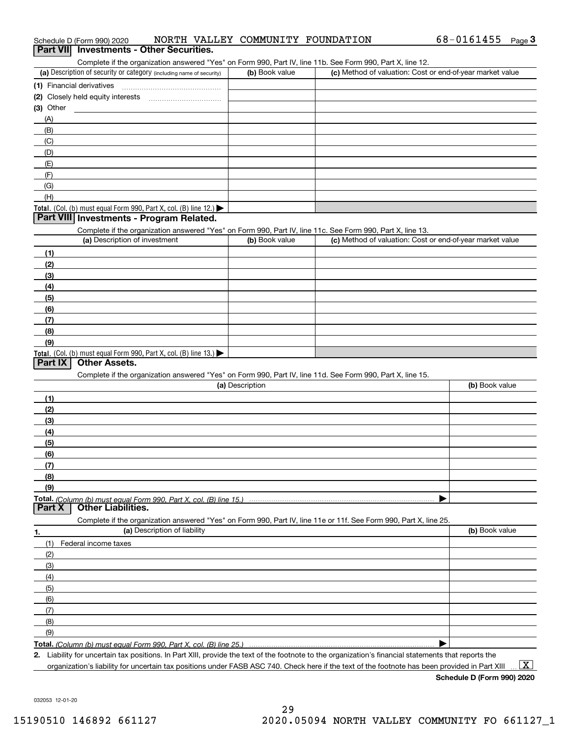Schedule D (Form 990) 2020 NORTH VALLEY COMMUNITY FOUNDATION 68-0161455 Page 3

## Part VII Investments - Other Securities.

Complete if the organization answered "Yes" on Form 990, Part IV, line 11b. See Form 990, Part X, line 12.

| (a) Description of security or category (including name of security) | (b) Book value | (c) Method of valuation: Cost or end-of-year market value |
|---|---|---|
| (1) Financial derivatives | | |
| (2) Closely held equity interests | | |
| (3) Other | | |
| (A) | | |
| (B) | | |
| (C) | | |
| (D) | | |
| (E) | | |
| (F) | | |
| (G) | | |
| (H) | | |
| **Total.** (Col. (b) must equal Form 990, Part X, col. (B) line 12.) ▶ | | |

## Part VIII Investments - Program Related.

Complete if the organization answered "Yes" on Form 990, Part IV, line 11c. See Form 990, Part X, line 13.

| (a) Description of investment | (b) Book value | (c) Method of valuation: Cost or end-of-year market value |
|---|---|---|
| (1) | | |
| (2) | | |
| (3) | | |
| (4) | | |
| (5) | | |
| (6) | | |
| (7) | | |
| (8) | | |
| (9) | | |
| **Total.** (Col. (b) must equal Form 990, Part X, col. (B) line 13.) ▶ | | |

## Part IX Other Assets.

Complete if the organization answered "Yes" on Form 990, Part IV, line 11d. See Form 990, Part X, line 15.

| (a) Description | (b) Book value |
|---|---|
| (1) | |
| (2) | |
| (3) | |
| (4) | |
| (5) | |
| (6) | |
| (7) | |
| (8) | |
| (9) | |
| **Total.** *(Column (b) must equal Form 990, Part X, col. (B) line 15.)* ▶ | |

## Part X Other Liabilities.

Complete if the organization answered "Yes" on Form 990, Part IV, line 11e or 11f. See Form 990, Part X, line 25.

| 1. (a) Description of liability | (b) Book value |
|---|---|
| (1) Federal income taxes | |
| (2) | |
| (3) | |
| (4) | |
| (5) | |
| (6) | |
| (7) | |
| (8) | |
| (9) | |
| **Total.** *(Column (b) must equal Form 990, Part X, col. (B) line 25.)* ▶ | |

2. Liability for uncertain tax positions. In Part XIII, provide the text of the footnote to the organization's financial statements that reports the organization's liability for uncertain tax positions under FASB ASC 740. Check here if the text of the footnote has been provided in Part XIII ... [X]

**Schedule D (Form 990) 2020**

032053 12-01-20

15190510 146892 661127 2020.05094 NORTH VALLEY COMMUNITY FO 661127_1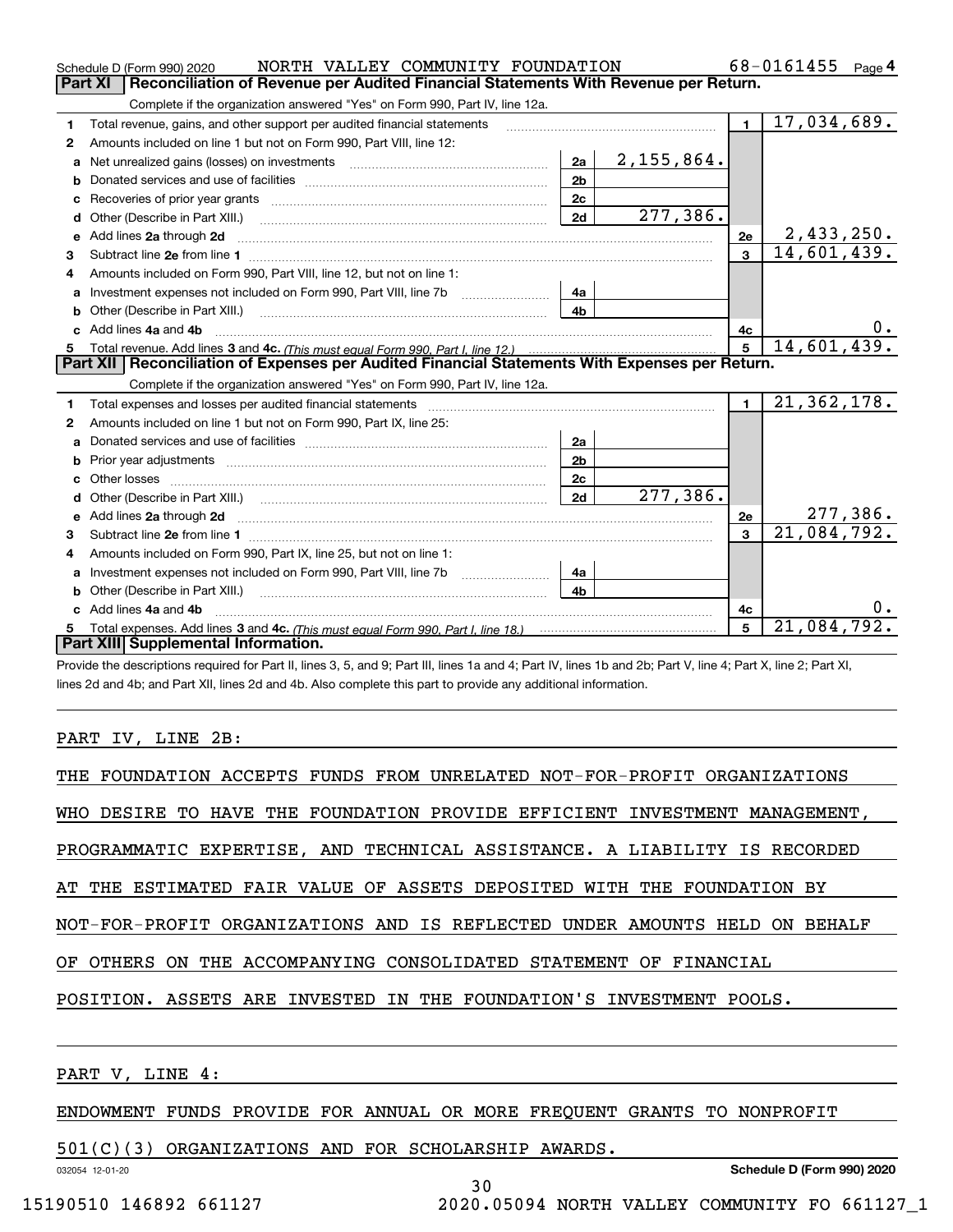Schedule D (Form 990) 2020 NORTH VALLEY COMMUNITY FOUNDATION 68-0161455 Page 4

## Part XI Reconciliation of Revenue per Audited Financial Statements With Revenue per Return.

Complete if the organization answered "Yes" on Form 990, Part IV, line 12a.

| | | | | | |
|---|---|---|---|---|---|
| 1 | Total revenue, gains, and other support per audited financial statements | | | 1 | 17,034,689. |
| 2 | Amounts included on line 1 but not on Form 990, Part VIII, line 12: | | | | |
| a | Net unrealized gains (losses) on investments | 2a | 2,155,864. | | |
| b | Donated services and use of facilities | 2b | | | |
| c | Recoveries of prior year grants | 2c | | | |
| d | Other (Describe in Part XIII.) | 2d | 277,386. | | |
| e | Add lines 2a through 2d | | | 2e | 2,433,250. |
| 3 | Subtract line 2e from line 1 | | | 3 | 14,601,439. |
| 4 | Amounts included on Form 990, Part VIII, line 12, but not on line 1: | | | | |
| a | Investment expenses not included on Form 990, Part VIII, line 7b | 4a | | | |
| b | Other (Describe in Part XIII.) | 4b | | | |
| c | Add lines 4a and 4b | | | 4c | 0. |
| 5 | Total revenue. Add lines 3 and 4c. *(This must equal Form 990, Part I, line 12.)* | | | 5 | 14,601,439. |

## Part XII Reconciliation of Expenses per Audited Financial Statements With Expenses per Return.

Complete if the organization answered "Yes" on Form 990, Part IV, line 12a.

| | | | | | |
|---|---|---|---|---|---|
| 1 | Total expenses and losses per audited financial statements | | | 1 | 21,362,178. |
| 2 | Amounts included on line 1 but not on Form 990, Part IX, line 25: | | | | |
| a | Donated services and use of facilities | 2a | | | |
| b | Prior year adjustments | 2b | | | |
| c | Other losses | 2c | | | |
| d | Other (Describe in Part XIII.) | 2d | 277,386. | | |
| e | Add lines 2a through 2d | | | 2e | 277,386. |
| 3 | Subtract line 2e from line 1 | | | 3 | 21,084,792. |
| 4 | Amounts included on Form 990, Part IX, line 25, but not on line 1: | | | | |
| a | Investment expenses not included on Form 990, Part VIII, line 7b | 4a | | | |
| b | Other (Describe in Part XIII.) | 4b | | | |
| c | Add lines 4a and 4b | | | 4c | 0. |
| 5 | Total expenses. Add lines 3 and 4c. *(This must equal Form 990, Part I, line 18.)* | | | 5 | 21,084,792. |

## Part XIII Supplemental Information.

Provide the descriptions required for Part II, lines 3, 5, and 9; Part III, lines 1a and 4; Part IV, lines 1b and 2b; Part V, line 4; Part X, line 2; Part XI, lines 2d and 4b; and Part XII, lines 2d and 4b. Also complete this part to provide any additional information.

PART IV, LINE 2B:

THE FOUNDATION ACCEPTS FUNDS FROM UNRELATED NOT-FOR-PROFIT ORGANIZATIONS WHO DESIRE TO HAVE THE FOUNDATION PROVIDE EFFICIENT INVESTMENT MANAGEMENT, PROGRAMMATIC EXPERTISE, AND TECHNICAL ASSISTANCE. A LIABILITY IS RECORDED AT THE ESTIMATED FAIR VALUE OF ASSETS DEPOSITED WITH THE FOUNDATION BY NOT-FOR-PROFIT ORGANIZATIONS AND IS REFLECTED UNDER AMOUNTS HELD ON BEHALF OF OTHERS ON THE ACCOMPANYING CONSOLIDATED STATEMENT OF FINANCIAL POSITION. ASSETS ARE INVESTED IN THE FOUNDATION'S INVESTMENT POOLS.

PART V, LINE 4:

ENDOWMENT FUNDS PROVIDE FOR ANNUAL OR MORE FREQUENT GRANTS TO NONPROFIT 501(C)(3) ORGANIZATIONS AND FOR SCHOLARSHIP AWARDS.

032054 12-01-20 Schedule D (Form 990) 2020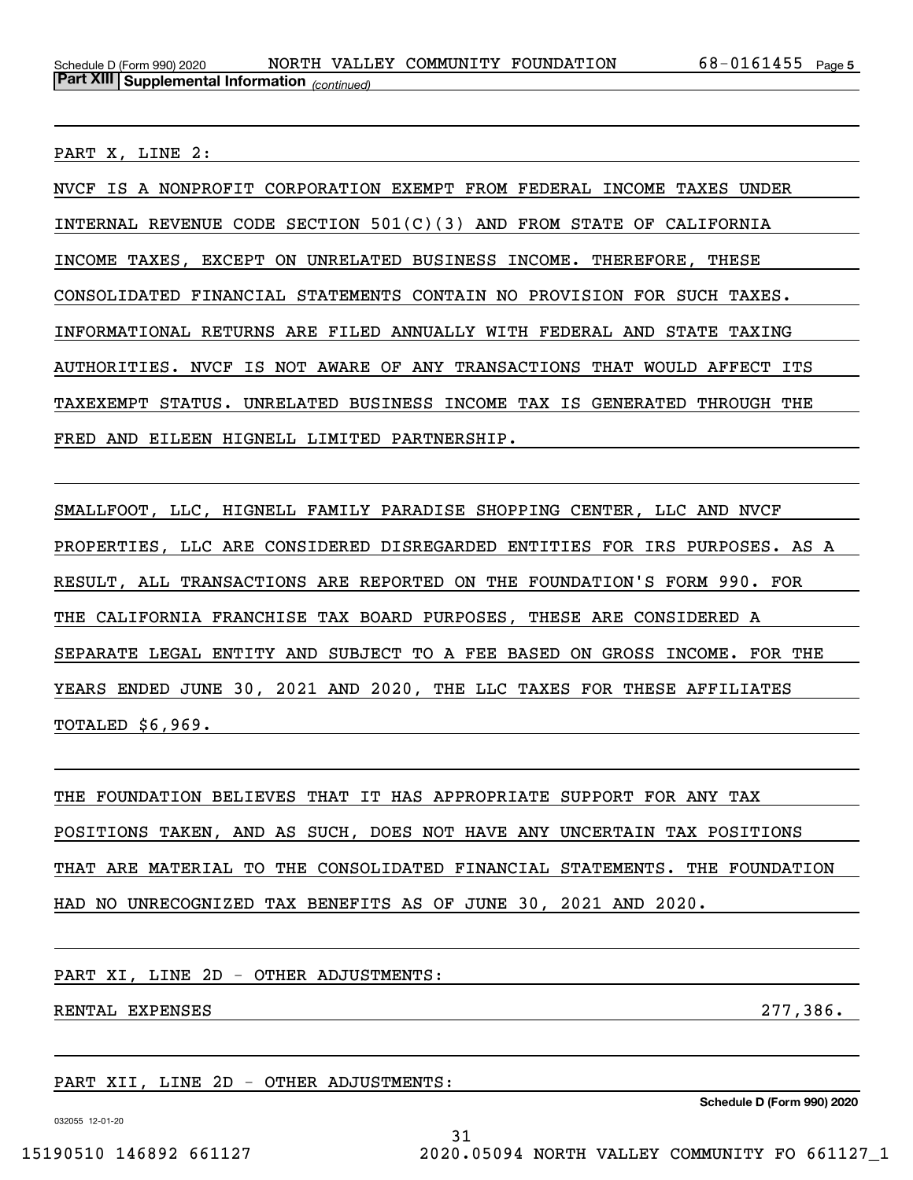**Part XIII | Supplemental Information** *(continued)*

PART X, LINE 2:

NVCF IS A NONPROFIT CORPORATION EXEMPT FROM FEDERAL INCOME TAXES UNDER INTERNAL REVENUE CODE SECTION 501(C)(3) AND FROM STATE OF CALIFORNIA INCOME TAXES, EXCEPT ON UNRELATED BUSINESS INCOME. THEREFORE, THESE CONSOLIDATED FINANCIAL STATEMENTS CONTAIN NO PROVISION FOR SUCH TAXES. INFORMATIONAL RETURNS ARE FILED ANNUALLY WITH FEDERAL AND STATE TAXING AUTHORITIES. NVCF IS NOT AWARE OF ANY TRANSACTIONS THAT WOULD AFFECT ITS TAXEXEMPT STATUS. UNRELATED BUSINESS INCOME TAX IS GENERATED THROUGH THE FRED AND EILEEN HIGNELL LIMITED PARTNERSHIP.

SMALLFOOT, LLC, HIGNELL FAMILY PARADISE SHOPPING CENTER, LLC AND NVCF PROPERTIES, LLC ARE CONSIDERED DISREGARDED ENTITIES FOR IRS PURPOSES. AS A RESULT, ALL TRANSACTIONS ARE REPORTED ON THE FOUNDATION'S FORM 990. FOR THE CALIFORNIA FRANCHISE TAX BOARD PURPOSES, THESE ARE CONSIDERED A SEPARATE LEGAL ENTITY AND SUBJECT TO A FEE BASED ON GROSS INCOME. FOR THE YEARS ENDED JUNE 30, 2021 AND 2020, THE LLC TAXES FOR THESE AFFILIATES TOTALED $6,969.

THE FOUNDATION BELIEVES THAT IT HAS APPROPRIATE SUPPORT FOR ANY TAX POSITIONS TAKEN, AND AS SUCH, DOES NOT HAVE ANY UNCERTAIN TAX POSITIONS THAT ARE MATERIAL TO THE CONSOLIDATED FINANCIAL STATEMENTS. THE FOUNDATION HAD NO UNRECOGNIZED TAX BENEFITS AS OF JUNE 30, 2021 AND 2020.

PART XI, LINE 2D - OTHER ADJUSTMENTS:

| | |
|---|---|
| RENTAL EXPENSES | 277,386. |

PART XII, LINE 2D - OTHER ADJUSTMENTS: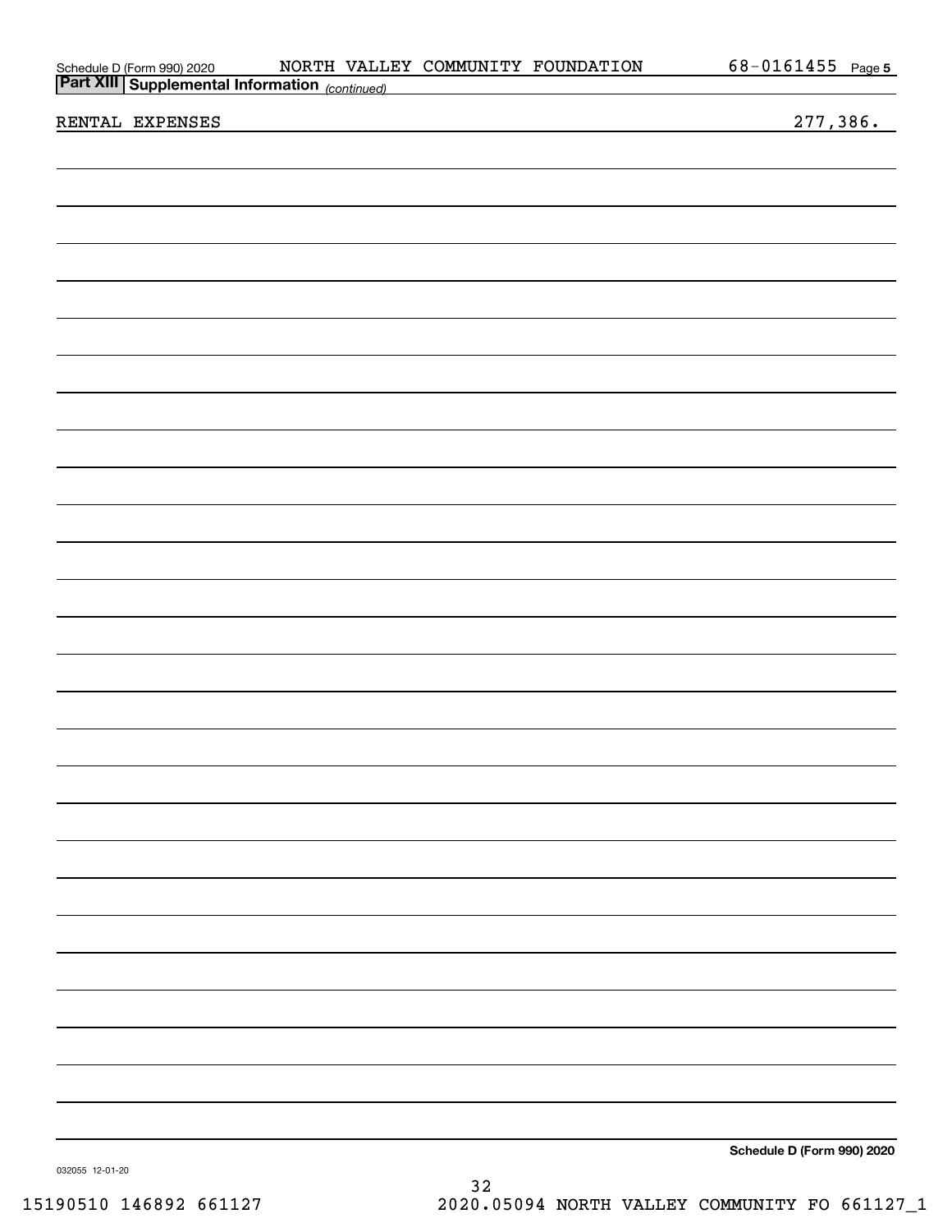Schedule D (Form 990) 2020 NORTH VALLEY COMMUNITY FOUNDATION 68-0161455 Page 5

**Part XIII Supplemental Information** *(continued)*

RENTAL EXPENSES 277,386.

**Schedule D (Form 990) 2020**

032055 12-01-20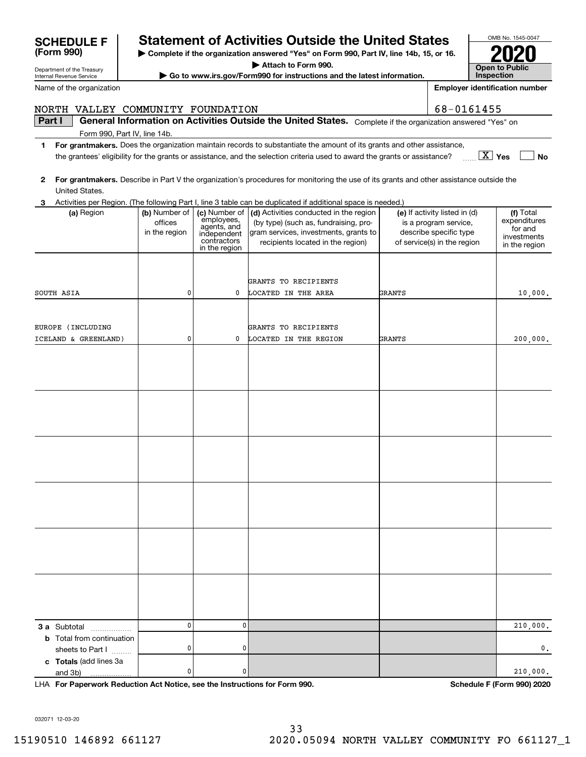**SCHEDULE F (Form 990)**

Department of the Treasury
Internal Revenue Service

# Statement of Activities Outside the United States

▶ Complete if the organization answered "Yes" on Form 990, Part IV, line 14b, 15, or 16.
▶ Attach to Form 990.
▶ Go to www.irs.gov/Form990 for instructions and the latest information.

OMB No. 1545-0047
**2020**
**Open to Public Inspection**

Name of the organization: NORTH VALLEY COMMUNITY FOUNDATION

Employer identification number: 68-0161455

**Part I** **General Information on Activities Outside the United States.** Complete if the organization answered "Yes" on Form 990, Part IV, line 14b.

1 **For grantmakers.** Does the organization maintain records to substantiate the amount of its grants and other assistance, the grantees' eligibility for the grants or assistance, and the selection criteria used to award the grants or assistance? [X] Yes [ ] No

2 **For grantmakers.** Describe in Part V the organization's procedures for monitoring the use of its grants and other assistance outside the United States.

3 Activities per Region. (The following Part I, line 3 table can be duplicated if additional space is needed.)

| (a) Region | (b) Number of offices in the region | (c) Number of employees, agents, and independent contractors in the region | (d) Activities conducted in the region (by type) (such as, fundraising, program services, investments, grants to recipients located in the region) | (e) If activity listed in (d) is a program service, describe specific type of service(s) in the region | (f) Total expenditures for and investments in the region |
|---|---|---|---|---|---|
| SOUTH ASIA | 0 | 0 | GRANTS TO RECIPIENTS LOCATED IN THE AREA | GRANTS | 10,000. |
| EUROPE (INCLUDING ICELAND & GREENLAND) | 0 | 0 | GRANTS TO RECIPIENTS LOCATED IN THE REGION | GRANTS | 200,000. |
| | | | | | |
| | | | | | |
| | | | | | |
| | | | | | |
| | | | | | |
| | | | | | |
| **3 a** Subtotal | 0 | 0 | | | 210,000. |
| **b** Total from continuation sheets to Part I | 0 | 0 | | | 0. |
| **c Totals** (add lines 3a and 3b) | 0 | 0 | | | 210,000. |

LHA **For Paperwork Reduction Act Notice, see the Instructions for Form 990.** **Schedule F (Form 990) 2020**

032071 12-03-20

15190510 146892 661127 2020.05094 NORTH VALLEY COMMUNITY FO 661127_1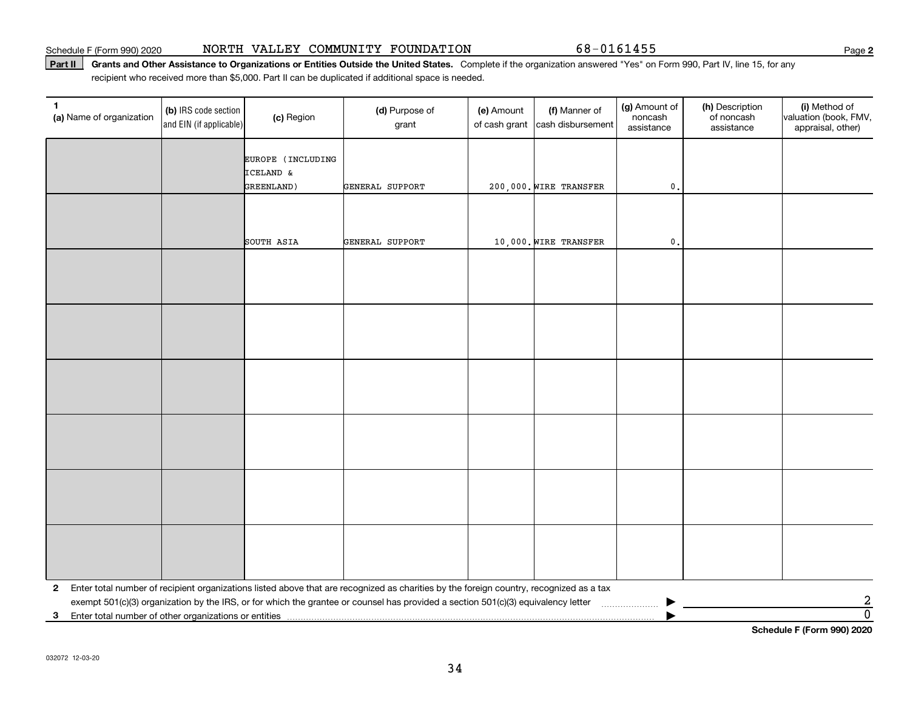Schedule F (Form 990) 2020 NORTH VALLEY COMMUNITY FOUNDATION 68-0161455

**Part II** **Grants and Other Assistance to Organizations or Entities Outside the United States.** Complete if the organization answered "Yes" on Form 990, Part IV, line 15, for any recipient who received more than $5,000. Part II can be duplicated if additional space is needed.

| 1 (a) Name of organization | (b) IRS code section and EIN (if applicable) | (c) Region | (d) Purpose of grant | (e) Amount of cash grant | (f) Manner of cash disbursement | (g) Amount of noncash assistance | (h) Description of noncash assistance | (i) Method of valuation (book, FMV, appraisal, other) |
|---|---|---|---|---|---|---|---|---|
| | | EUROPE (INCLUDING ICELAND & GREENLAND) | GENERAL SUPPORT | 200,000. | WIRE TRANSFER | 0. | | |
| | | SOUTH ASIA | GENERAL SUPPORT | 10,000. | WIRE TRANSFER | 0. | | |
| | | | | | | | | |
| | | | | | | | | |
| | | | | | | | | |
| | | | | | | | | |
| | | | | | | | | |
| | | | | | | | | |

**2** Enter total number of recipient organizations listed above that are recognized as charities by the foreign country, recognized as a tax exempt 501(c)(3) organization by the IRS, or for which the grantee or counsel has provided a section 501(c)(3) equivalency letter ▶ 2

**3** Enter total number of other organizations or entities ▶ 0

**Schedule F (Form 990) 2020**

032072 12-03-20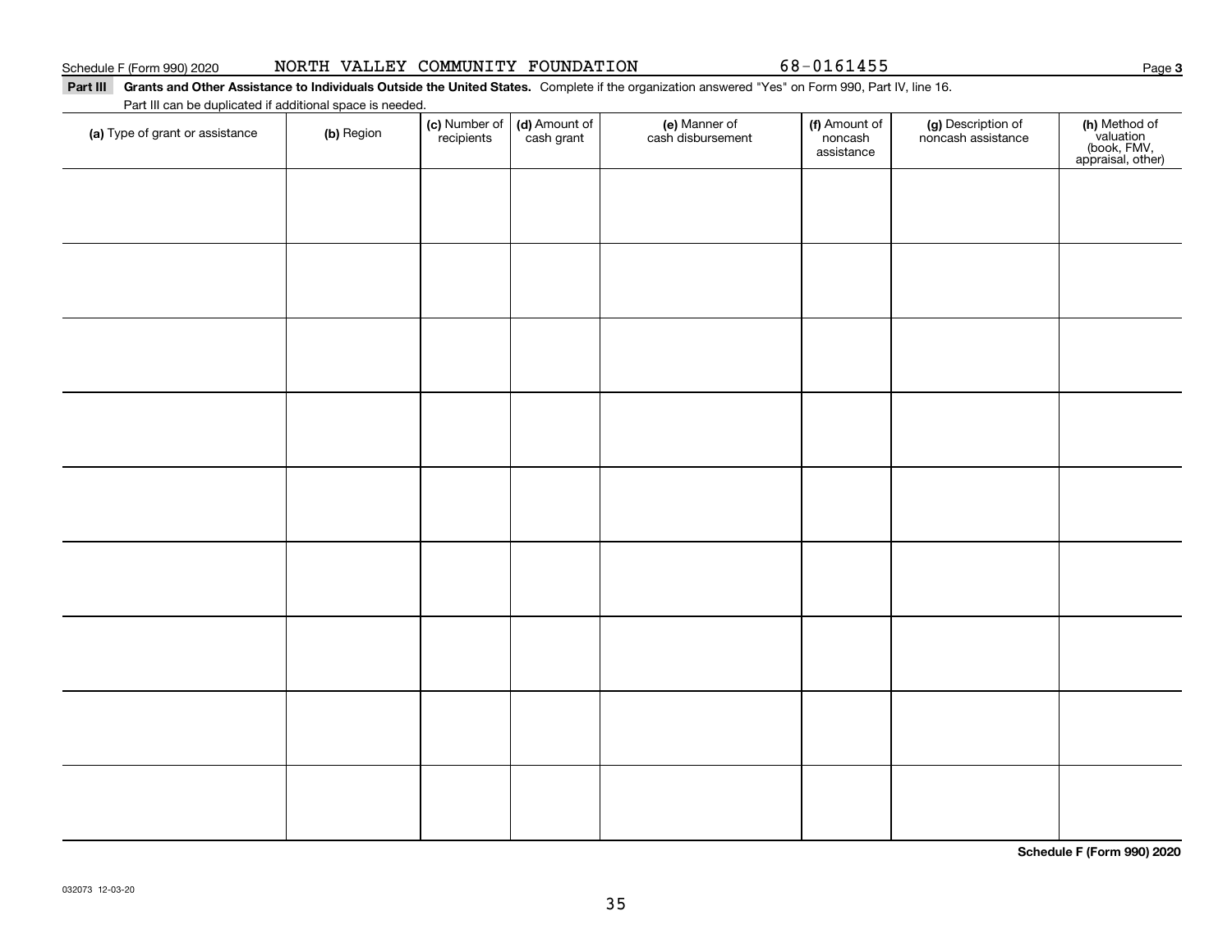Schedule F (Form 990) 2020 NORTH VALLEY COMMUNITY FOUNDATION 68-0161455 Page **3**

**Part III** **Grants and Other Assistance to Individuals Outside the United States.** Complete if the organization answered "Yes" on Form 990, Part IV, line 16. Part III can be duplicated if additional space is needed.

| **(a)** Type of grant or assistance | **(b)** Region | **(c)** Number of recipients | **(d)** Amount of cash grant | **(e)** Manner of cash disbursement | **(f)** Amount of noncash assistance | **(g)** Description of noncash assistance | **(h)** Method of valuation (book, FMV, appraisal, other) |
|---|---|---|---|---|---|---|---|
| | | | | | | | |
| | | | | | | | |
| | | | | | | | |
| | | | | | | | |
| | | | | | | | |
| | | | | | | | |
| | | | | | | | |
| | | | | | | | |
| | | | | | | | |

**Schedule F (Form 990) 2020**

032073 12-03-20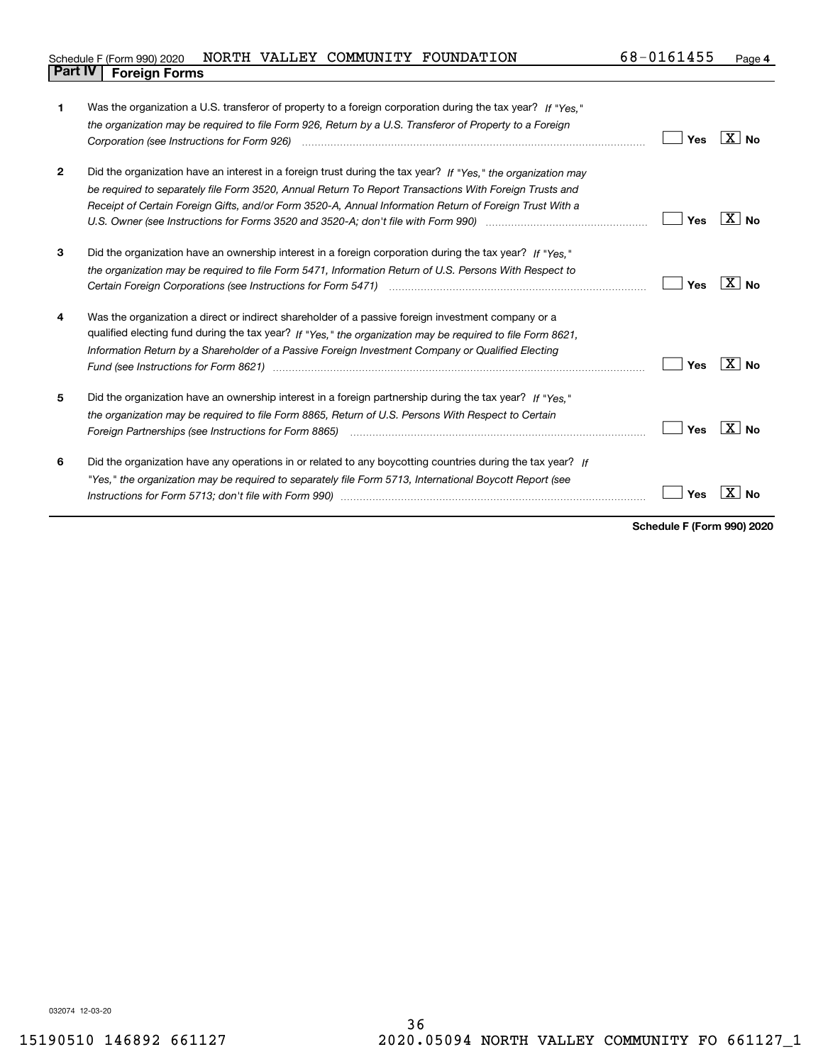Schedule F (Form 990) 2020 NORTH VALLEY COMMUNITY FOUNDATION 68-0161455 Page 4

## Part IV Foreign Forms

| | | Yes | No |
|---|---|---|---|
| 1 | Was the organization a U.S. transferor of property to a foreign corporation during the tax year? *If "Yes," the organization may be required to file Form 926, Return by a U.S. Transferor of Property to a Foreign Corporation (see Instructions for Form 926)* | | X |
| 2 | Did the organization have an interest in a foreign trust during the tax year? *If "Yes," the organization may be required to separately file Form 3520, Annual Return To Report Transactions With Foreign Trusts and Receipt of Certain Foreign Gifts, and/or Form 3520-A, Annual Information Return of Foreign Trust With a U.S. Owner (see Instructions for Forms 3520 and 3520-A; don't file with Form 990)* | | X |
| 3 | Did the organization have an ownership interest in a foreign corporation during the tax year? *If "Yes," the organization may be required to file Form 5471, Information Return of U.S. Persons With Respect to Certain Foreign Corporations (see Instructions for Form 5471)* | | X |
| 4 | Was the organization a direct or indirect shareholder of a passive foreign investment company or a qualified electing fund during the tax year? *If "Yes," the organization may be required to file Form 8621, Information Return by a Shareholder of a Passive Foreign Investment Company or Qualified Electing Fund (see Instructions for Form 8621)* | | X |
| 5 | Did the organization have an ownership interest in a foreign partnership during the tax year? *If "Yes," the organization may be required to file Form 8865, Return of U.S. Persons With Respect to Certain Foreign Partnerships (see Instructions for Form 8865)* | | X |
| 6 | Did the organization have any operations in or related to any boycotting countries during the tax year? *If "Yes," the organization may be required to separately file Form 5713, International Boycott Report (see Instructions for Form 5713; don't file with Form 990)* | | X |

**Schedule F (Form 990) 2020**

032074 12-03-20

15190510 146892 661127 2020.05094 NORTH VALLEY COMMUNITY FO 661127_1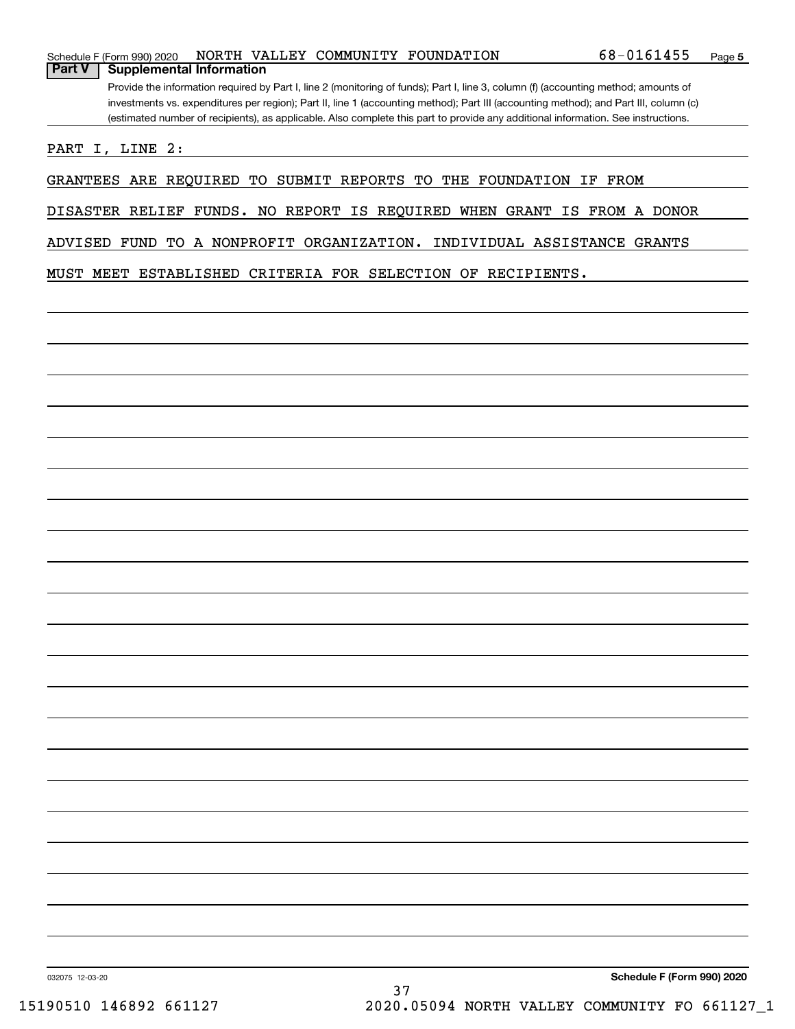Schedule F (Form 990) 2020 NORTH VALLEY COMMUNITY FOUNDATION 68-0161455

## Part V Supplemental Information

Provide the information required by Part I, line 2 (monitoring of funds); Part I, line 3, column (f) (accounting method; amounts of investments vs. expenditures per region); Part II, line 1 (accounting method); Part III (accounting method); and Part III, column (c) (estimated number of recipients), as applicable. Also complete this part to provide any additional information. See instructions.

PART I, LINE 2:

GRANTEES ARE REQUIRED TO SUBMIT REPORTS TO THE FOUNDATION IF FROM DISASTER RELIEF FUNDS. NO REPORT IS REQUIRED WHEN GRANT IS FROM A DONOR ADVISED FUND TO A NONPROFIT ORGANIZATION. INDIVIDUAL ASSISTANCE GRANTS MUST MEET ESTABLISHED CRITERIA FOR SELECTION OF RECIPIENTS.

032075 12-03-20 Schedule F (Form 990) 2020

15190510 146892 661127 2020.05094 NORTH VALLEY COMMUNITY FO 661127_1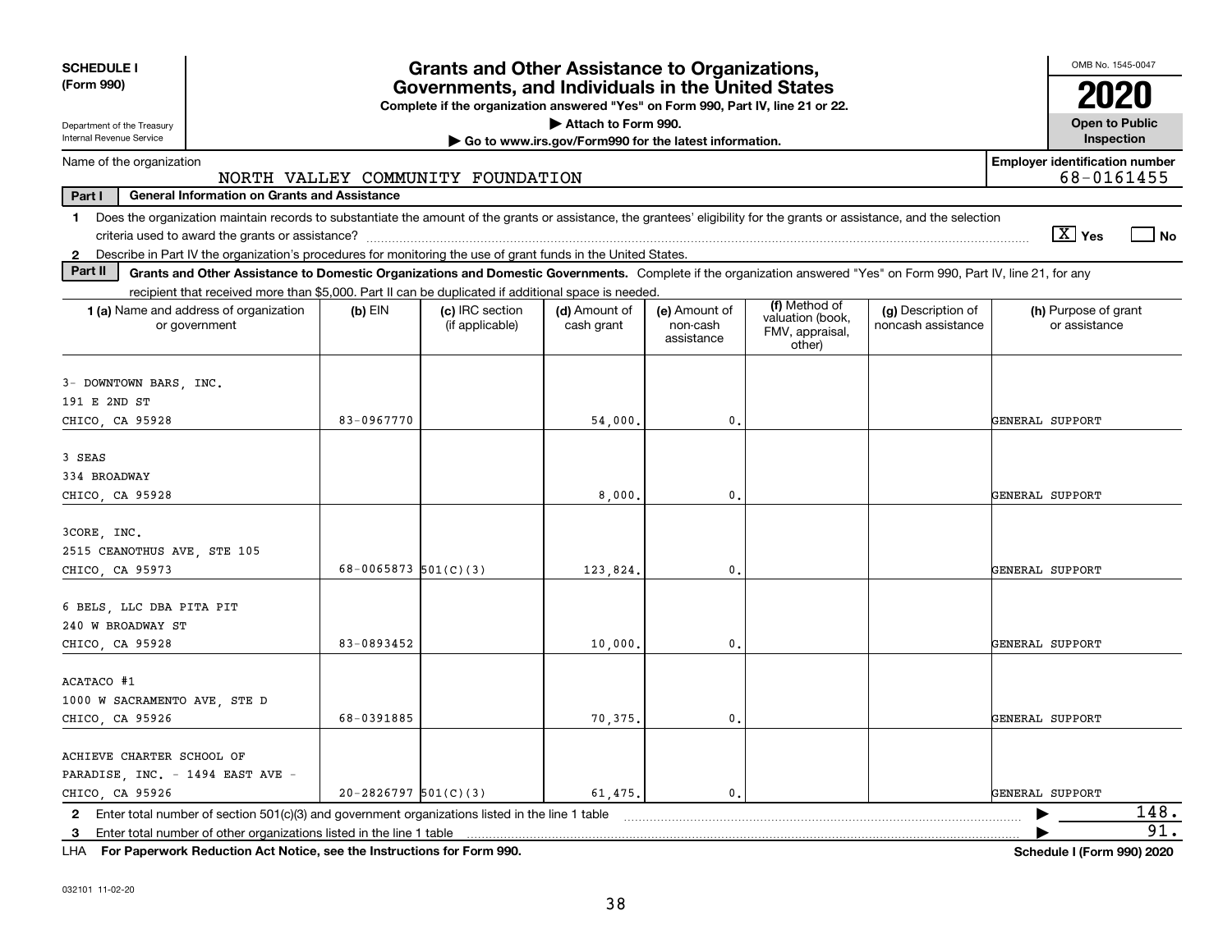**SCHEDULE I**
**(Form 990)**

Department of the Treasury
Internal Revenue Service

# Grants and Other Assistance to Organizations, Governments, and Individuals in the United States

**Complete if the organization answered "Yes" on Form 990, Part IV, line 21 or 22.**
**▶ Attach to Form 990.**
**▶ Go to www.irs.gov/Form990 for the latest information.**

OMB No. 1545-0047

**2020**

**Open to Public Inspection**

Name of the organization: NORTH VALLEY COMMUNITY FOUNDATION

**Employer identification number**: 68-0161455

**Part I** **General Information on Grants and Assistance**

**1** Does the organization maintain records to substantiate the amount of the grants or assistance, the grantees' eligibility for the grants or assistance, and the selection criteria used to award the grants or assistance? [X] Yes [ ] No

**2** Describe in Part IV the organization's procedures for monitoring the use of grant funds in the United States.

**Part II** **Grants and Other Assistance to Domestic Organizations and Domestic Governments.** Complete if the organization answered "Yes" on Form 990, Part IV, line 21, for any recipient that received more than $5,000. Part II can be duplicated if additional space is needed.

| 1 (a) Name and address of organization or government | (b) EIN | (c) IRC section (if applicable) | (d) Amount of cash grant | (e) Amount of non-cash assistance | (f) Method of valuation (book, FMV, appraisal, other) | (g) Description of noncash assistance | (h) Purpose of grant or assistance |
|---|---|---|---|---|---|---|---|
| 3- DOWNTOWN BARS, INC.<br>191 E 2ND ST<br>CHICO, CA 95928 | 83-0967770 | | 54,000. | 0. | | | GENERAL SUPPORT |
| 3 SEAS<br>334 BROADWAY<br>CHICO, CA 95928 | | | 8,000. | 0. | | | GENERAL SUPPORT |
| 3CORE, INC.<br>2515 CEANOTHUS AVE, STE 105<br>CHICO, CA 95973 | 68-0065873 | 501(C)(3) | 123,824. | 0. | | | GENERAL SUPPORT |
| 6 BELS, LLC DBA PITA PIT<br>240 W BROADWAY ST<br>CHICO, CA 95928 | 83-0893452 | | 10,000. | 0. | | | GENERAL SUPPORT |
| ACATACO #1<br>1000 W SACRAMENTO AVE, STE D<br>CHICO, CA 95926 | 68-0391885 | | 70,375. | 0. | | | GENERAL SUPPORT |
| ACHIEVE CHARTER SCHOOL OF PARADISE, INC. - 1494 EAST AVE -<br>CHICO, CA 95926 | 20-2826797 | 501(C)(3) | 61,475. | 0. | | | GENERAL SUPPORT |

**2** Enter total number of section 501(c)(3) and government organizations listed in the line 1 table ▶ 148.

**3** Enter total number of other organizations listed in the line 1 table ▶ 91.

LHA **For Paperwork Reduction Act Notice, see the Instructions for Form 990.** **Schedule I (Form 990) 2020**

032101 11-02-20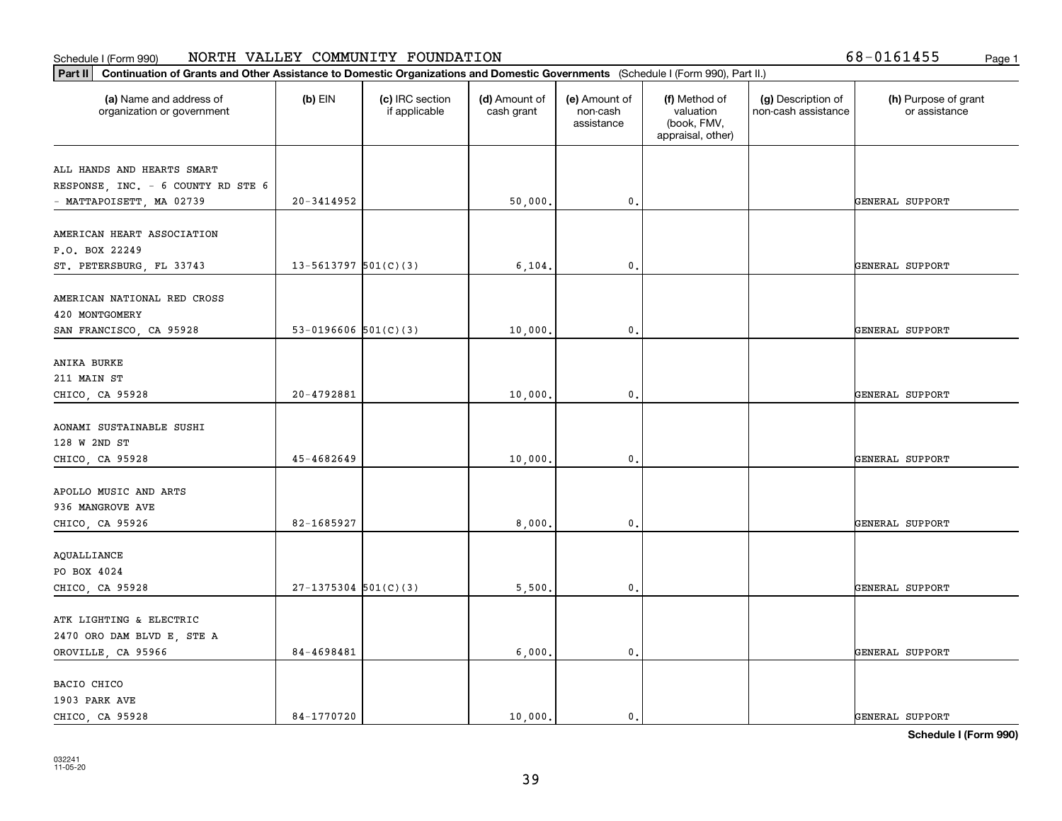Schedule I (Form 990) NORTH VALLEY COMMUNITY FOUNDATION 68-0161455

**Part II** **Continuation of Grants and Other Assistance to Domestic Organizations and Domestic Governments** (Schedule I (Form 990), Part II.)

| (a) Name and address of organization or government | (b) EIN | (c) IRC section if applicable | (d) Amount of cash grant | (e) Amount of non-cash assistance | (f) Method of valuation (book, FMV, appraisal, other) | (g) Description of non-cash assistance | (h) Purpose of grant or assistance |
|---|---|---|---|---|---|---|---|
| ALL HANDS AND HEARTS SMART RESPONSE, INC. - 6 COUNTY RD STE 6 - MATTAPOISETT, MA 02739 | 20-3414952 | | 50,000. | 0. | | | GENERAL SUPPORT |
| AMERICAN HEART ASSOCIATION P.O. BOX 22249 ST. PETERSBURG, FL 33743 | 13-5613797 | 501(C)(3) | 6,104. | 0. | | | GENERAL SUPPORT |
| AMERICAN NATIONAL RED CROSS 420 MONTGOMERY SAN FRANCISCO, CA 95928 | 53-0196606 | 501(C)(3) | 10,000. | 0. | | | GENERAL SUPPORT |
| ANIKA BURKE 211 MAIN ST CHICO, CA 95928 | 20-4792881 | | 10,000. | 0. | | | GENERAL SUPPORT |
| AONAMI SUSTAINABLE SUSHI 128 W 2ND ST CHICO, CA 95928 | 45-4682649 | | 10,000. | 0. | | | GENERAL SUPPORT |
| APOLLO MUSIC AND ARTS 936 MANGROVE AVE CHICO, CA 95926 | 82-1685927 | | 8,000. | 0. | | | GENERAL SUPPORT |
| AQUALLIANCE PO BOX 4024 CHICO, CA 95928 | 27-1375304 | 501(C)(3) | 5,500. | 0. | | | GENERAL SUPPORT |
| ATK LIGHTING & ELECTRIC 2470 ORO DAM BLVD E, STE A OROVILLE, CA 95966 | 84-4698481 | | 6,000. | 0. | | | GENERAL SUPPORT |
| BACIO CHICO 1903 PARK AVE CHICO, CA 95928 | 84-1770720 | | 10,000. | 0. | | | GENERAL SUPPORT |

**Schedule I (Form 990)**

032241 11-05-20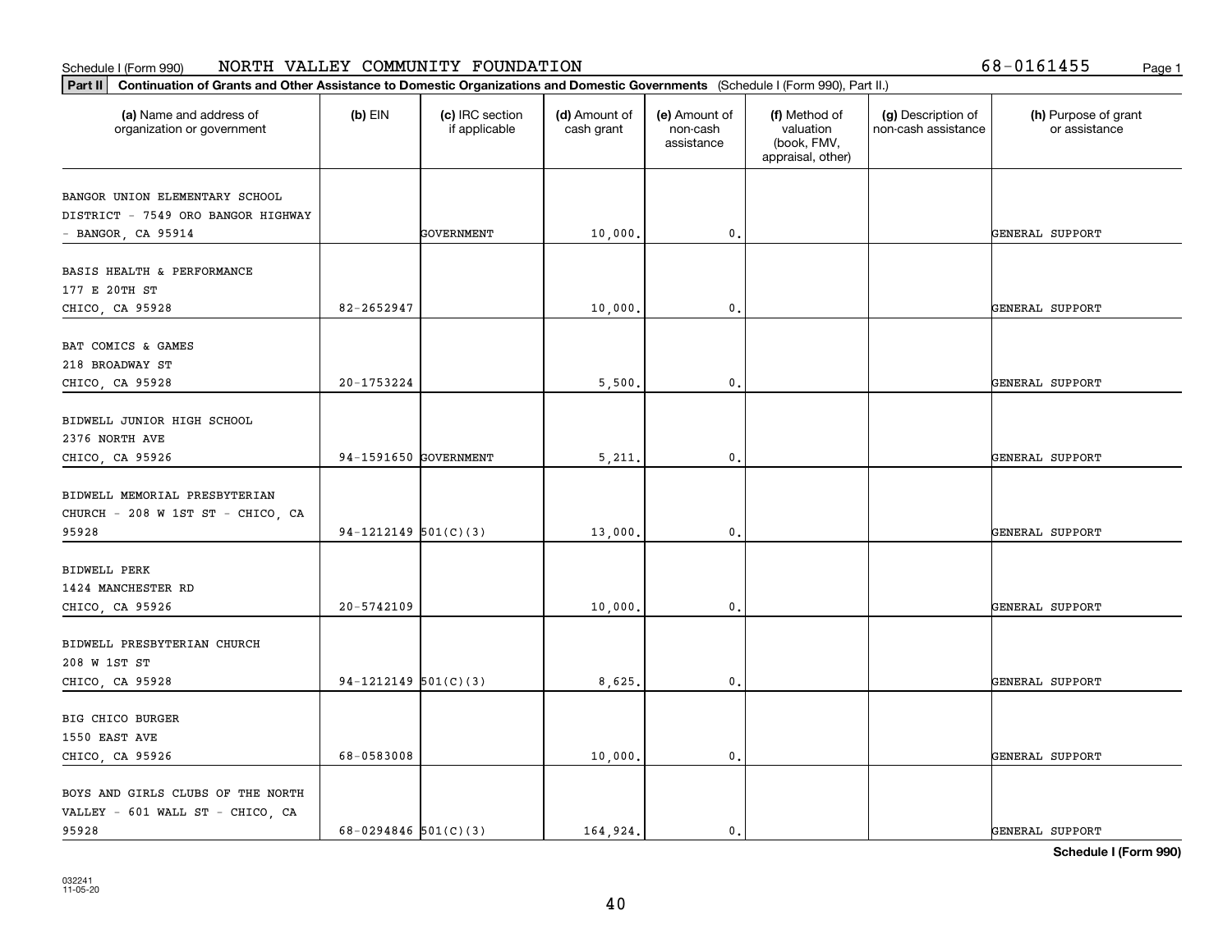Schedule I (Form 990) NORTH VALLEY COMMUNITY FOUNDATION 68-0161455

**Part II** **Continuation of Grants and Other Assistance to Domestic Organizations and Domestic Governments** (Schedule I (Form 990), Part II.)

| (a) Name and address of organization or government | (b) EIN | (c) IRC section if applicable | (d) Amount of cash grant | (e) Amount of non-cash assistance | (f) Method of valuation (book, FMV, appraisal, other) | (g) Description of non-cash assistance | (h) Purpose of grant or assistance |
|---|---|---|---|---|---|---|---|
| BANGOR UNION ELEMENTARY SCHOOL DISTRICT - 7549 ORO BANGOR HIGHWAY - BANGOR, CA 95914 | | GOVERNMENT | 10,000. | 0. | | | GENERAL SUPPORT |
| BASIS HEALTH & PERFORMANCE 177 E 20TH ST CHICO, CA 95928 | 82-2652947 | | 10,000. | 0. | | | GENERAL SUPPORT |
| BAT COMICS & GAMES 218 BROADWAY ST CHICO, CA 95928 | 20-1753224 | | 5,500. | 0. | | | GENERAL SUPPORT |
| BIDWELL JUNIOR HIGH SCHOOL 2376 NORTH AVE CHICO, CA 95926 | 94-1591650 | GOVERNMENT | 5,211. | 0. | | | GENERAL SUPPORT |
| BIDWELL MEMORIAL PRESBYTERIAN CHURCH - 208 W 1ST ST - CHICO, CA 95928 | 94-1212149 | 501(C)(3) | 13,000. | 0. | | | GENERAL SUPPORT |
| BIDWELL PERK 1424 MANCHESTER RD CHICO, CA 95926 | 20-5742109 | | 10,000. | 0. | | | GENERAL SUPPORT |
| BIDWELL PRESBYTERIAN CHURCH 208 W 1ST ST CHICO, CA 95928 | 94-1212149 | 501(C)(3) | 8,625. | 0. | | | GENERAL SUPPORT |
| BIG CHICO BURGER 1550 EAST AVE CHICO, CA 95926 | 68-0583008 | | 10,000. | 0. | | | GENERAL SUPPORT |
| BOYS AND GIRLS CLUBS OF THE NORTH VALLEY - 601 WALL ST - CHICO, CA 95928 | 68-0294846 | 501(C)(3) | 164,924. | 0. | | | GENERAL SUPPORT |

**Schedule I (Form 990)**

032241 11-05-20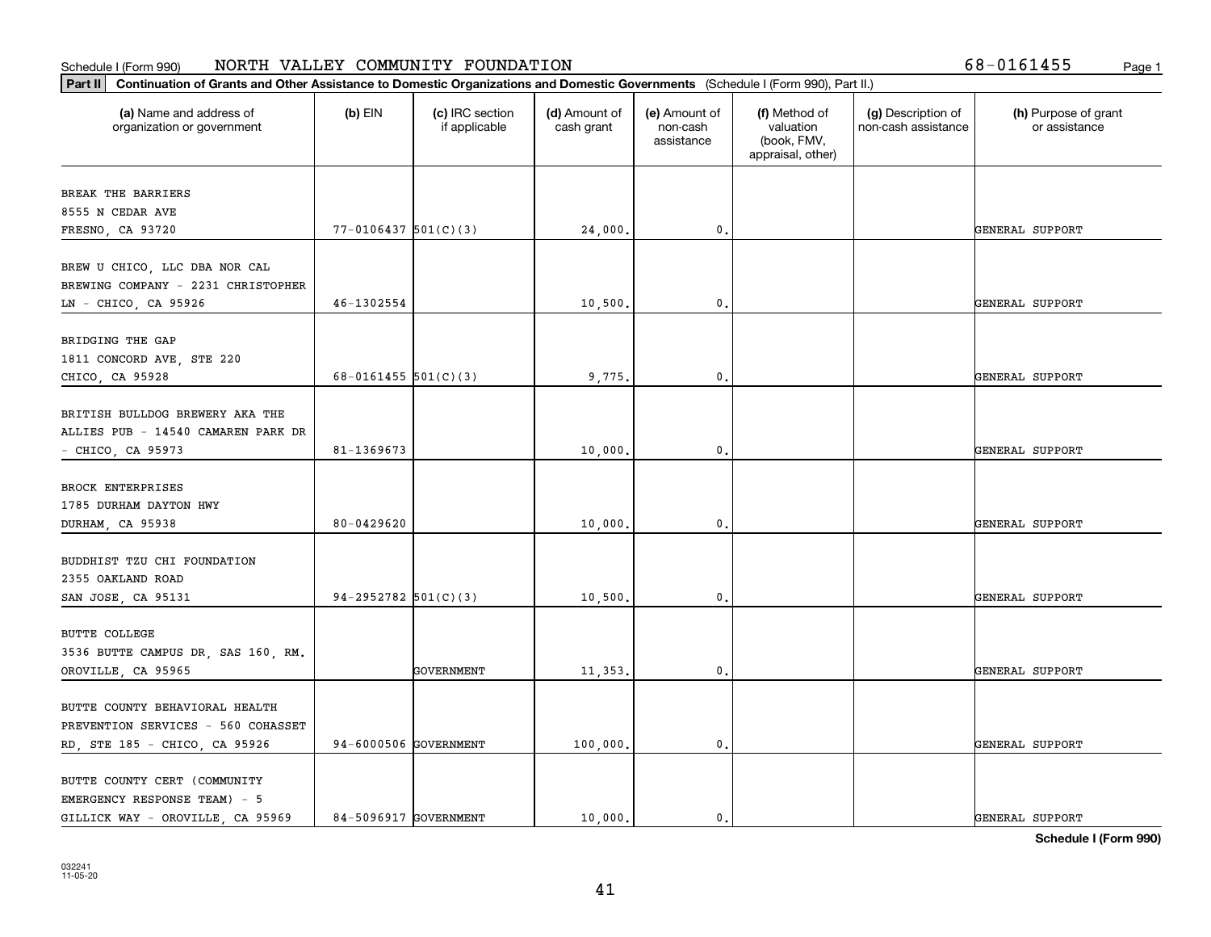Schedule I (Form 990) NORTH VALLEY COMMUNITY FOUNDATION 68-0161455

**Part II** **Continuation of Grants and Other Assistance to Domestic Organizations and Domestic Governments** (Schedule I (Form 990), Part II.)

| (a) Name and address of organization or government | (b) EIN | (c) IRC section if applicable | (d) Amount of cash grant | (e) Amount of non-cash assistance | (f) Method of valuation (book, FMV, appraisal, other) | (g) Description of non-cash assistance | (h) Purpose of grant or assistance |
|---|---|---|---|---|---|---|---|
| BREAK THE BARRIERS 8555 N CEDAR AVE FRESNO, CA 93720 | 77-0106437 | 501(C)(3) | 24,000. | 0. | | | GENERAL SUPPORT |
| BREW U CHICO, LLC DBA NOR CAL BREWING COMPANY - 2231 CHRISTOPHER LN - CHICO, CA 95926 | 46-1302554 | | 10,500. | 0. | | | GENERAL SUPPORT |
| BRIDGING THE GAP 1811 CONCORD AVE, STE 220 CHICO, CA 95928 | 68-0161455 | 501(C)(3) | 9,775. | 0. | | | GENERAL SUPPORT |
| BRITISH BULLDOG BREWERY AKA THE ALLIES PUB - 14540 CAMAREN PARK DR - CHICO, CA 95973 | 81-1369673 | | 10,000. | 0. | | | GENERAL SUPPORT |
| BROCK ENTERPRISES 1785 DURHAM DAYTON HWY DURHAM, CA 95938 | 80-0429620 | | 10,000. | 0. | | | GENERAL SUPPORT |
| BUDDHIST TZU CHI FOUNDATION 2355 OAKLAND ROAD SAN JOSE, CA 95131 | 94-2952782 | 501(C)(3) | 10,500. | 0. | | | GENERAL SUPPORT |
| BUTTE COLLEGE 3536 BUTTE CAMPUS DR, SAS 160, RM. OROVILLE, CA 95965 | | GOVERNMENT | 11,353. | 0. | | | GENERAL SUPPORT |
| BUTTE COUNTY BEHAVIORAL HEALTH PREVENTION SERVICES - 560 COHASSET RD, STE 185 - CHICO, CA 95926 | 94-6000506 | GOVERNMENT | 100,000. | 0. | | | GENERAL SUPPORT |
| BUTTE COUNTY CERT (COMMUNITY EMERGENCY RESPONSE TEAM) - 5 GILLICK WAY - OROVILLE, CA 95969 | 84-5096917 | GOVERNMENT | 10,000. | 0. | | | GENERAL SUPPORT |

**Schedule I (Form 990)**

032241 11-05-20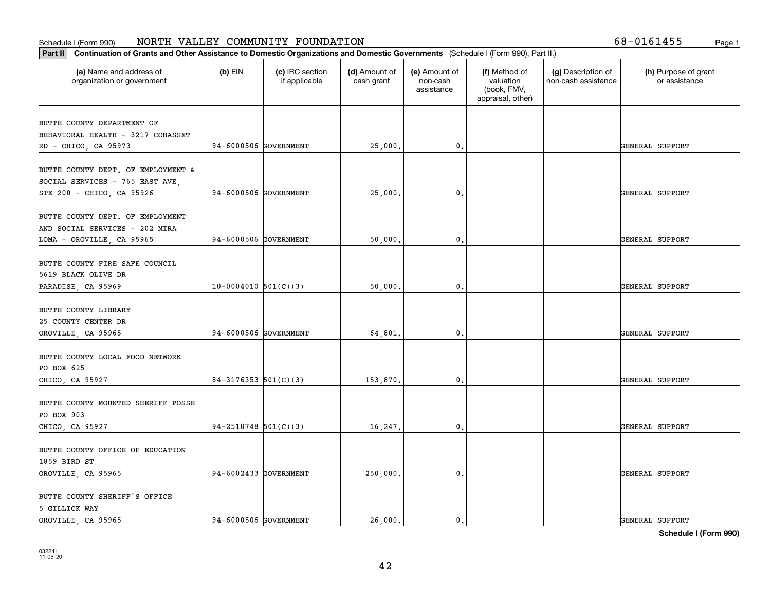Schedule I (Form 990) NORTH VALLEY COMMUNITY FOUNDATION 68-0161455

**Part II Continuation of Grants and Other Assistance to Domestic Organizations and Domestic Governments** (Schedule I (Form 990), Part II.)

| (a) Name and address of organization or government | (b) EIN | (c) IRC section if applicable | (d) Amount of cash grant | (e) Amount of non-cash assistance | (f) Method of valuation (book, FMV, appraisal, other) | (g) Description of non-cash assistance | (h) Purpose of grant or assistance |
|---|---|---|---|---|---|---|---|
| BUTTE COUNTY DEPARTMENT OF BEHAVIORAL HEALTH - 3217 COHASSET RD - CHICO, CA 95973 | 94-6000506 | GOVERNMENT | 25,000. | 0. | | | GENERAL SUPPORT |
| BUTTE COUNTY DEPT. OF EMPLOYMENT & SOCIAL SERVICES - 765 EAST AVE, STE 200 - CHICO, CA 95926 | 94-6000506 | GOVERNMENT | 25,000. | 0. | | | GENERAL SUPPORT |
| BUTTE COUNTY DEPT. OF EMPLOYMENT AND SOCIAL SERVICES - 202 MIRA LOMA - OROVILLE, CA 95965 | 94-6000506 | GOVERNMENT | 50,000. | 0. | | | GENERAL SUPPORT |
| BUTTE COUNTY FIRE SAFE COUNCIL 5619 BLACK OLIVE DR PARADISE, CA 95969 | 10-0004010 | 501(C)(3) | 50,000. | 0. | | | GENERAL SUPPORT |
| BUTTE COUNTY LIBRARY 25 COUNTY CENTER DR OROVILLE, CA 95965 | 94-6000506 | GOVERNMENT | 64,801. | 0. | | | GENERAL SUPPORT |
| BUTTE COUNTY LOCAL FOOD NETWORK PO BOX 625 CHICO, CA 95927 | 84-3176353 | 501(C)(3) | 153,870. | 0. | | | GENERAL SUPPORT |
| BUTTE COUNTY MOUNTED SHERIFF POSSE PO BOX 903 CHICO, CA 95927 | 94-2510748 | 501(C)(3) | 16,247. | 0. | | | GENERAL SUPPORT |
| BUTTE COUNTY OFFICE OF EDUCATION 1859 BIRD ST OROVILLE, CA 95965 | 94-6002433 | GOVERNMENT | 250,000. | 0. | | | GENERAL SUPPORT |
| BUTTE COUNTY SHERIFF'S OFFICE 5 GILLICK WAY OROVILLE, CA 95965 | 94-6000506 | GOVERNMENT | 26,000. | 0. | | | GENERAL SUPPORT |

Schedule I (Form 990)

032241 11-05-20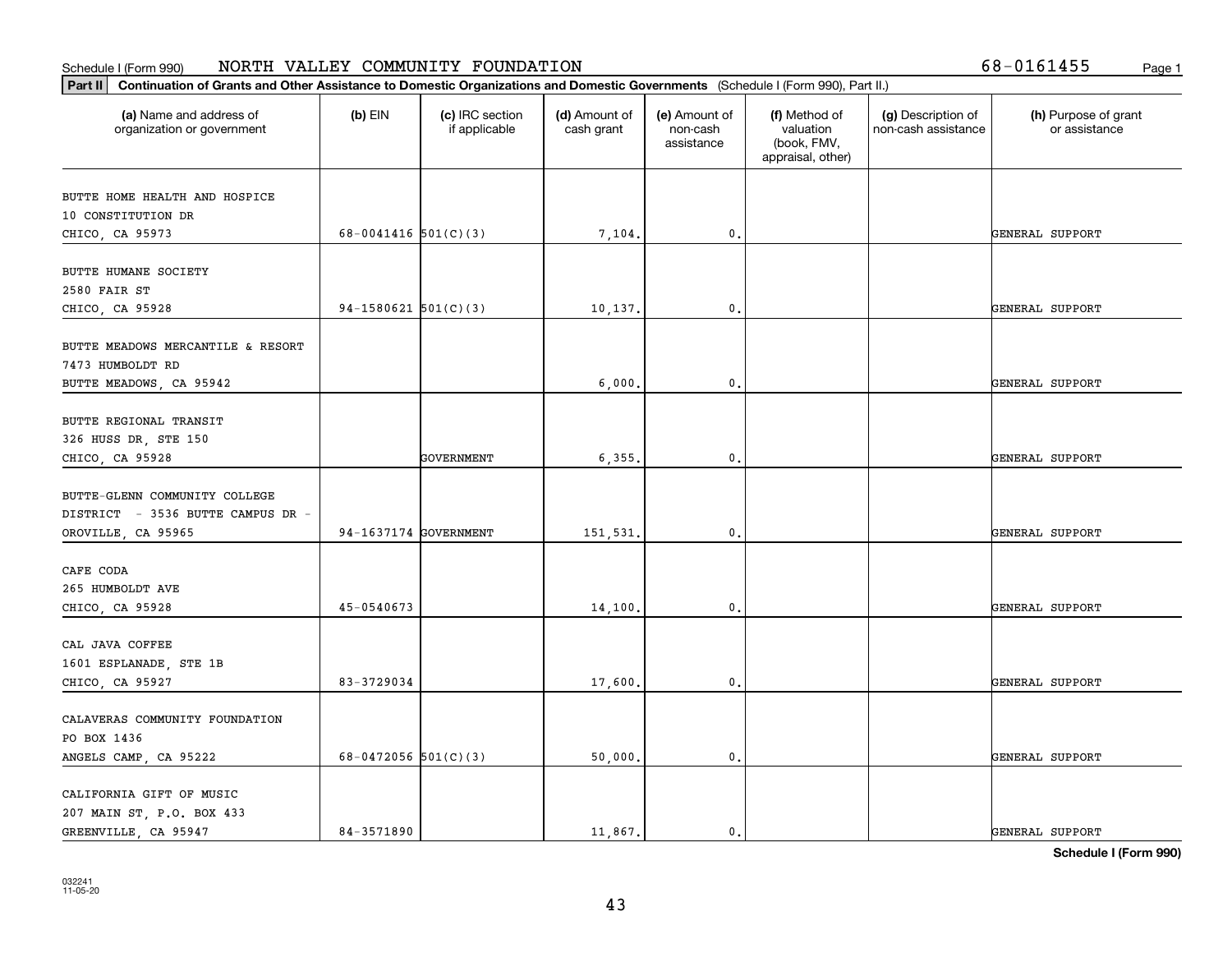Schedule I (Form 990) NORTH VALLEY COMMUNITY FOUNDATION 68-0161455

**Part II Continuation of Grants and Other Assistance to Domestic Organizations and Domestic Governments** (Schedule I (Form 990), Part II.)

| (a) Name and address of organization or government | (b) EIN | (c) IRC section if applicable | (d) Amount of cash grant | (e) Amount of non-cash assistance | (f) Method of valuation (book, FMV, appraisal, other) | (g) Description of non-cash assistance | (h) Purpose of grant or assistance |
|---|---|---|---|---|---|---|---|
| BUTTE HOME HEALTH AND HOSPICE 10 CONSTITUTION DR CHICO, CA 95973 | 68-0041416 | 501(C)(3) | 7,104. | 0. | | | GENERAL SUPPORT |
| BUTTE HUMANE SOCIETY 2580 FAIR ST CHICO, CA 95928 | 94-1580621 | 501(C)(3) | 10,137. | 0. | | | GENERAL SUPPORT |
| BUTTE MEADOWS MERCANTILE & RESORT 7473 HUMBOLDT RD BUTTE MEADOWS, CA 95942 | | | 6,000. | 0. | | | GENERAL SUPPORT |
| BUTTE REGIONAL TRANSIT 326 HUSS DR, STE 150 CHICO, CA 95928 | | GOVERNMENT | 6,355. | 0. | | | GENERAL SUPPORT |
| BUTTE-GLENN COMMUNITY COLLEGE DISTRICT - 3536 BUTTE CAMPUS DR - OROVILLE, CA 95965 | 94-1637174 | GOVERNMENT | 151,531. | 0. | | | GENERAL SUPPORT |
| CAFE CODA 265 HUMBOLDT AVE CHICO, CA 95928 | 45-0540673 | | 14,100. | 0. | | | GENERAL SUPPORT |
| CAL JAVA COFFEE 1601 ESPLANADE, STE 1B CHICO, CA 95927 | 83-3729034 | | 17,600. | 0. | | | GENERAL SUPPORT |
| CALAVERAS COMMUNITY FOUNDATION PO BOX 1436 ANGELS CAMP, CA 95222 | 68-0472056 | 501(C)(3) | 50,000. | 0. | | | GENERAL SUPPORT |
| CALIFORNIA GIFT OF MUSIC 207 MAIN ST, P.O. BOX 433 GREENVILLE, CA 95947 | 84-3571890 | | 11,867. | 0. | | | GENERAL SUPPORT |

**Schedule I (Form 990)**

032241
11-05-20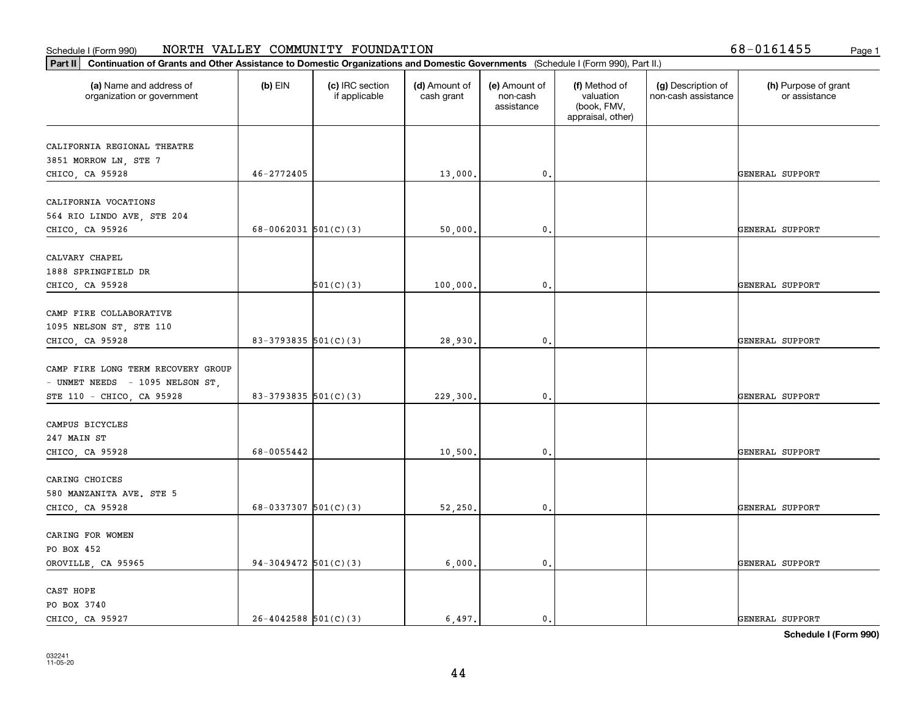Schedule I (Form 990) NORTH VALLEY COMMUNITY FOUNDATION 68-0161455

**Part II** **Continuation of Grants and Other Assistance to Domestic Organizations and Domestic Governments** (Schedule I (Form 990), Part II.)

| (a) Name and address of organization or government | (b) EIN | (c) IRC section if applicable | (d) Amount of cash grant | (e) Amount of non-cash assistance | (f) Method of valuation (book, FMV, appraisal, other) | (g) Description of non-cash assistance | (h) Purpose of grant or assistance |
|---|---|---|---|---|---|---|---|
| CALIFORNIA REGIONAL THEATRE<br>3851 MORROW LN, STE 7<br>CHICO, CA 95928 | 46-2772405 | | 13,000. | 0. | | | GENERAL SUPPORT |
| CALIFORNIA VOCATIONS<br>564 RIO LINDO AVE, STE 204<br>CHICO, CA 95926 | 68-0062031 | 501(C)(3) | 50,000. | 0. | | | GENERAL SUPPORT |
| CALVARY CHAPEL<br>1888 SPRINGFIELD DR<br>CHICO, CA 95928 | | 501(C)(3) | 100,000. | 0. | | | GENERAL SUPPORT |
| CAMP FIRE COLLABORATIVE<br>1095 NELSON ST, STE 110<br>CHICO, CA 95928 | 83-3793835 | 501(C)(3) | 28,930. | 0. | | | GENERAL SUPPORT |
| CAMP FIRE LONG TERM RECOVERY GROUP - UNMET NEEDS - 1095 NELSON ST, STE 110 - CHICO, CA 95928 | 83-3793835 | 501(C)(3) | 229,300. | 0. | | | GENERAL SUPPORT |
| CAMPUS BICYCLES<br>247 MAIN ST<br>CHICO, CA 95928 | 68-0055442 | | 10,500. | 0. | | | GENERAL SUPPORT |
| CARING CHOICES<br>580 MANZANITA AVE. STE 5<br>CHICO, CA 95928 | 68-0337307 | 501(C)(3) | 52,250. | 0. | | | GENERAL SUPPORT |
| CARING FOR WOMEN<br>PO BOX 452<br>OROVILLE, CA 95965 | 94-3049472 | 501(C)(3) | 6,000. | 0. | | | GENERAL SUPPORT |
| CAST HOPE<br>PO BOX 3740<br>CHICO, CA 95927 | 26-4042588 | 501(C)(3) | 6,497. | 0. | | | GENERAL SUPPORT |

**Schedule I (Form 990)**

032241
11-05-20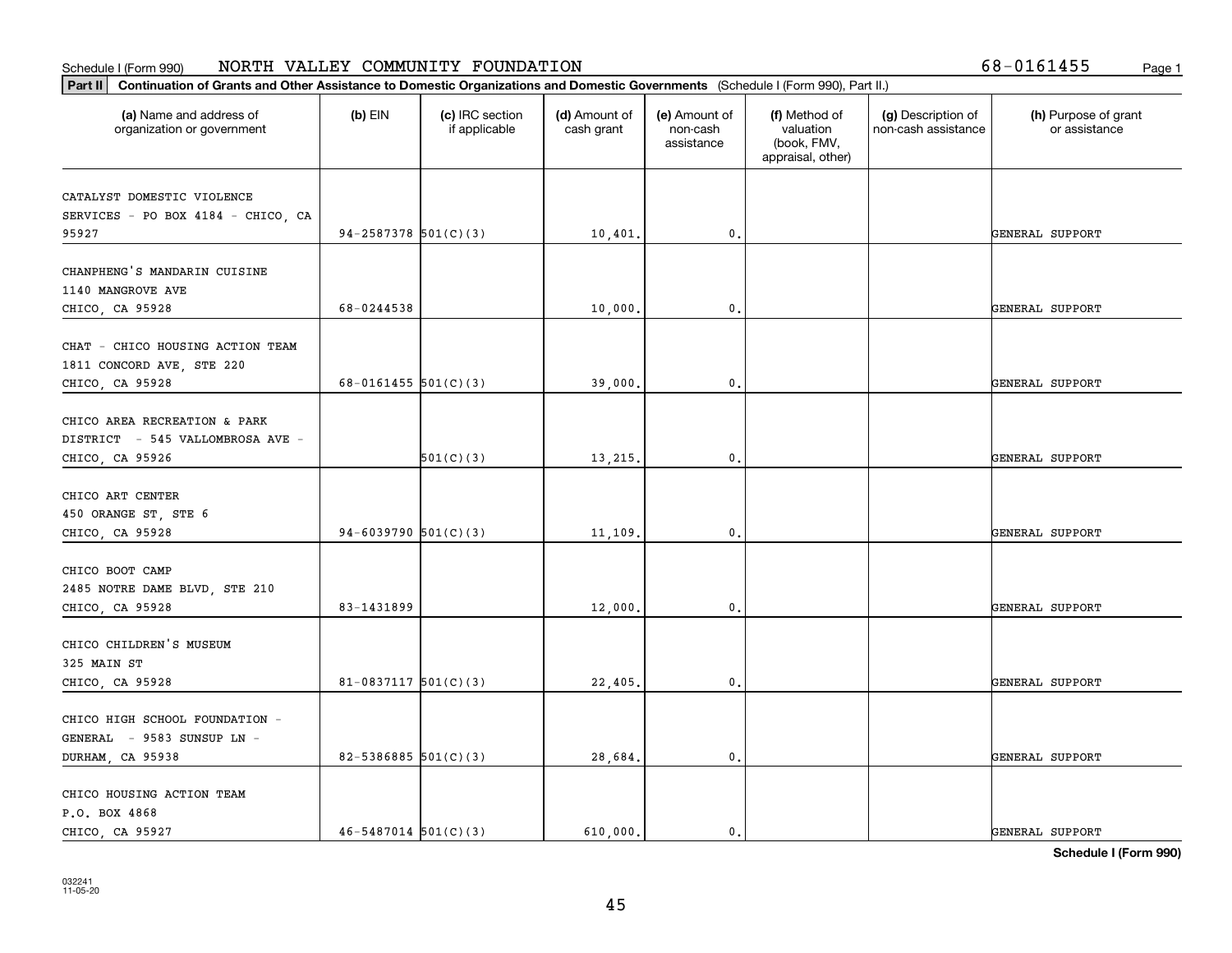Schedule I (Form 990) NORTH VALLEY COMMUNITY FOUNDATION 68-0161455 Page 1

**Part II** **Continuation of Grants and Other Assistance to Domestic Organizations and Domestic Governments** (Schedule I (Form 990), Part II.)

| (a) Name and address of organization or government | (b) EIN | (c) IRC section if applicable | (d) Amount of cash grant | (e) Amount of non-cash assistance | (f) Method of valuation (book, FMV, appraisal, other) | (g) Description of non-cash assistance | (h) Purpose of grant or assistance |
|---|---|---|---|---|---|---|---|
| CATALYST DOMESTIC VIOLENCE SERVICES - PO BOX 4184 - CHICO, CA 95927 | 94-2587378 | 501(C)(3) | 10,401. | 0. | | | GENERAL SUPPORT |
| CHANPHENG'S MANDARIN CUISINE 1140 MANGROVE AVE CHICO, CA 95928 | 68-0244538 | | 10,000. | 0. | | | GENERAL SUPPORT |
| CHAT - CHICO HOUSING ACTION TEAM 1811 CONCORD AVE, STE 220 CHICO, CA 95928 | 68-0161455 | 501(C)(3) | 39,000. | 0. | | | GENERAL SUPPORT |
| CHICO AREA RECREATION & PARK DISTRICT - 545 VALLOMBROSA AVE - CHICO, CA 95926 | | 501(C)(3) | 13,215. | 0. | | | GENERAL SUPPORT |
| CHICO ART CENTER 450 ORANGE ST, STE 6 CHICO, CA 95928 | 94-6039790 | 501(C)(3) | 11,109. | 0. | | | GENERAL SUPPORT |
| CHICO BOOT CAMP 2485 NOTRE DAME BLVD, STE 210 CHICO, CA 95928 | 83-1431899 | | 12,000. | 0. | | | GENERAL SUPPORT |
| CHICO CHILDREN'S MUSEUM 325 MAIN ST CHICO, CA 95928 | 81-0837117 | 501(C)(3) | 22,405. | 0. | | | GENERAL SUPPORT |
| CHICO HIGH SCHOOL FOUNDATION - GENERAL - 9583 SUNSUP LN - DURHAM, CA 95938 | 82-5386885 | 501(C)(3) | 28,684. | 0. | | | GENERAL SUPPORT |
| CHICO HOUSING ACTION TEAM P.O. BOX 4868 CHICO, CA 95927 | 46-5487014 | 501(C)(3) | 610,000. | 0. | | | GENERAL SUPPORT |

**Schedule I (Form 990)**

032241
11-05-20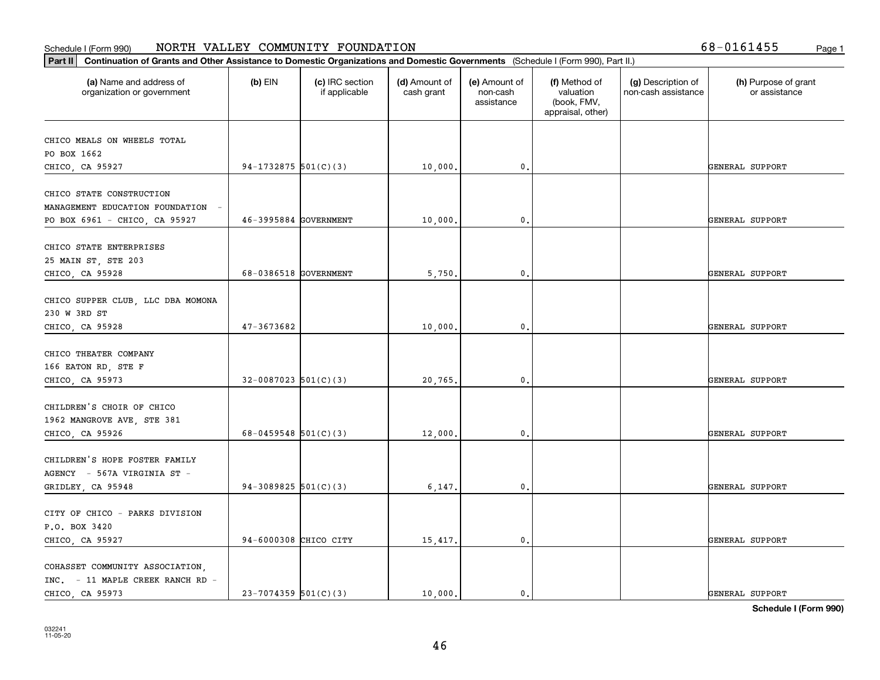Schedule I (Form 990) NORTH VALLEY COMMUNITY FOUNDATION 68-0161455

**Part II** **Continuation of Grants and Other Assistance to Domestic Organizations and Domestic Governments** (Schedule I (Form 990), Part II.)

| (a) Name and address of organization or government | (b) EIN | (c) IRC section if applicable | (d) Amount of cash grant | (e) Amount of non-cash assistance | (f) Method of valuation (book, FMV, appraisal, other) | (g) Description of non-cash assistance | (h) Purpose of grant or assistance |
|---|---|---|---|---|---|---|---|
| CHICO MEALS ON WHEELS TOTAL PO BOX 1662 CHICO, CA 95927 | 94-1732875 | 501(C)(3) | 10,000. | 0. | | | GENERAL SUPPORT |
| CHICO STATE CONSTRUCTION MANAGEMENT EDUCATION FOUNDATION - PO BOX 6961 - CHICO, CA 95927 | 46-3995884 | GOVERNMENT | 10,000. | 0. | | | GENERAL SUPPORT |
| CHICO STATE ENTERPRISES 25 MAIN ST, STE 203 CHICO, CA 95928 | 68-0386518 | GOVERNMENT | 5,750. | 0. | | | GENERAL SUPPORT |
| CHICO SUPPER CLUB, LLC DBA MOMONA 230 W 3RD ST CHICO, CA 95928 | 47-3673682 | | 10,000. | 0. | | | GENERAL SUPPORT |
| CHICO THEATER COMPANY 166 EATON RD, STE F CHICO, CA 95973 | 32-0087023 | 501(C)(3) | 20,765. | 0. | | | GENERAL SUPPORT |
| CHILDREN'S CHOIR OF CHICO 1962 MANGROVE AVE, STE 381 CHICO, CA 95926 | 68-0459548 | 501(C)(3) | 12,000. | 0. | | | GENERAL SUPPORT |
| CHILDREN'S HOPE FOSTER FAMILY AGENCY - 567A VIRGINIA ST - GRIDLEY, CA 95948 | 94-3089825 | 501(C)(3) | 6,147. | 0. | | | GENERAL SUPPORT |
| CITY OF CHICO - PARKS DIVISION P.O. BOX 3420 CHICO, CA 95927 | 94-6000308 | CHICO CITY | 15,417. | 0. | | | GENERAL SUPPORT |
| COHASSET COMMUNITY ASSOCIATION, INC. - 11 MAPLE CREEK RANCH RD - CHICO, CA 95973 | 23-7074359 | 501(C)(3) | 10,000. | 0. | | | GENERAL SUPPORT |

**Schedule I (Form 990)**

032241 11-05-20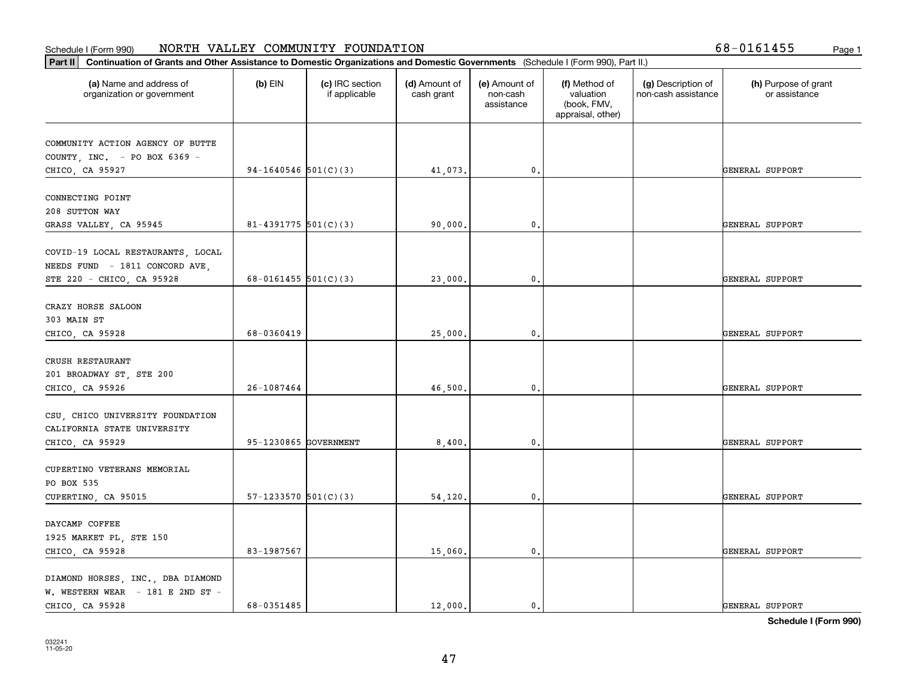Schedule I (Form 990) NORTH VALLEY COMMUNITY FOUNDATION 68-0161455

**Part II Continuation of Grants and Other Assistance to Domestic Organizations and Domestic Governments** (Schedule I (Form 990), Part II.)

| (a) Name and address of organization or government | (b) EIN | (c) IRC section if applicable | (d) Amount of cash grant | (e) Amount of non-cash assistance | (f) Method of valuation (book, FMV, appraisal, other) | (g) Description of non-cash assistance | (h) Purpose of grant or assistance |
|---|---|---|---|---|---|---|---|
| COMMUNITY ACTION AGENCY OF BUTTE COUNTY, INC. - PO BOX 6369 - CHICO, CA 95927 | 94-1640546 | 501(C)(3) | 41,073. | 0. | | | GENERAL SUPPORT |
| CONNECTING POINT 208 SUTTON WAY GRASS VALLEY, CA 95945 | 81-4391775 | 501(C)(3) | 90,000. | 0. | | | GENERAL SUPPORT |
| COVID-19 LOCAL RESTAURANTS, LOCAL NEEDS FUND - 1811 CONCORD AVE, STE 220 - CHICO, CA 95928 | 68-0161455 | 501(C)(3) | 23,000. | 0. | | | GENERAL SUPPORT |
| CRAZY HORSE SALOON 303 MAIN ST CHICO, CA 95928 | 68-0360419 | | 25,000. | 0. | | | GENERAL SUPPORT |
| CRUSH RESTAURANT 201 BROADWAY ST, STE 200 CHICO, CA 95926 | 26-1087464 | | 46,500. | 0. | | | GENERAL SUPPORT |
| CSU, CHICO UNIVERSITY FOUNDATION CALIFORNIA STATE UNIVERSITY CHICO, CA 95929 | 95-1230865 | GOVERNMENT | 8,400. | 0. | | | GENERAL SUPPORT |
| CUPERTINO VETERANS MEMORIAL PO BOX 535 CUPERTINO, CA 95015 | 57-1233570 | 501(C)(3) | 54,120. | 0. | | | GENERAL SUPPORT |
| DAYCAMP COFFEE 1925 MARKET PL, STE 150 CHICO, CA 95928 | 83-1987567 | | 15,060. | 0. | | | GENERAL SUPPORT |
| DIAMOND HORSES, INC., DBA DIAMOND W. WESTERN WEAR - 181 E 2ND ST - CHICO, CA 95928 | 68-0351485 | | 12,000. | 0. | | | GENERAL SUPPORT |

**Schedule I (Form 990)**

032241 11-05-20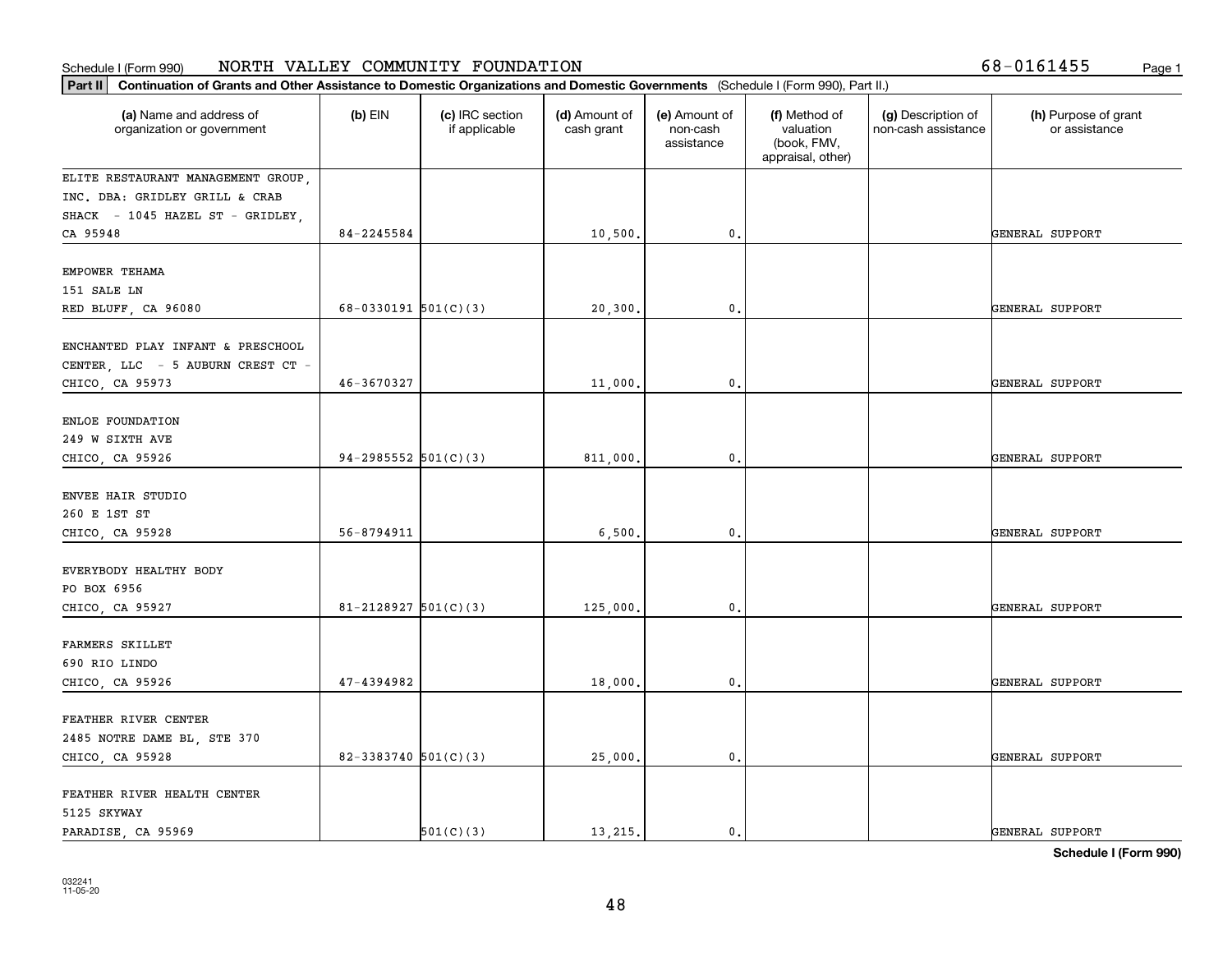Schedule I (Form 990) NORTH VALLEY COMMUNITY FOUNDATION 68-0161455

**Part II** **Continuation of Grants and Other Assistance to Domestic Organizations and Domestic Governments** (Schedule I (Form 990), Part II.)

| (a) Name and address of organization or government | (b) EIN | (c) IRC section if applicable | (d) Amount of cash grant | (e) Amount of non-cash assistance | (f) Method of valuation (book, FMV, appraisal, other) | (g) Description of non-cash assistance | (h) Purpose of grant or assistance |
|---|---|---|---|---|---|---|---|
| ELITE RESTAURANT MANAGEMENT GROUP, INC. DBA: GRIDLEY GRILL & CRAB SHACK - 1045 HAZEL ST - GRIDLEY, CA 95948 | 84-2245584 | | 10,500. | 0. | | | GENERAL SUPPORT |
| EMPOWER TEHAMA 151 SALE LN RED BLUFF, CA 96080 | 68-0330191 | 501(C)(3) | 20,300. | 0. | | | GENERAL SUPPORT |
| ENCHANTED PLAY INFANT & PRESCHOOL CENTER, LLC - 5 AUBURN CREST CT - CHICO, CA 95973 | 46-3670327 | | 11,000. | 0. | | | GENERAL SUPPORT |
| ENLOE FOUNDATION 249 W SIXTH AVE CHICO, CA 95926 | 94-2985552 | 501(C)(3) | 811,000. | 0. | | | GENERAL SUPPORT |
| ENVEE HAIR STUDIO 260 E 1ST ST CHICO, CA 95928 | 56-8794911 | | 6,500. | 0. | | | GENERAL SUPPORT |
| EVERYBODY HEALTHY BODY PO BOX 6956 CHICO, CA 95927 | 81-2128927 | 501(C)(3) | 125,000. | 0. | | | GENERAL SUPPORT |
| FARMERS SKILLET 690 RIO LINDO CHICO, CA 95926 | 47-4394982 | | 18,000. | 0. | | | GENERAL SUPPORT |
| FEATHER RIVER CENTER 2485 NOTRE DAME BL, STE 370 CHICO, CA 95928 | 82-3383740 | 501(C)(3) | 25,000. | 0. | | | GENERAL SUPPORT |
| FEATHER RIVER HEALTH CENTER 5125 SKYWAY PARADISE, CA 95969 | | 501(C)(3) | 13,215. | 0. | | | GENERAL SUPPORT |

**Schedule I (Form 990)**

032241 11-05-20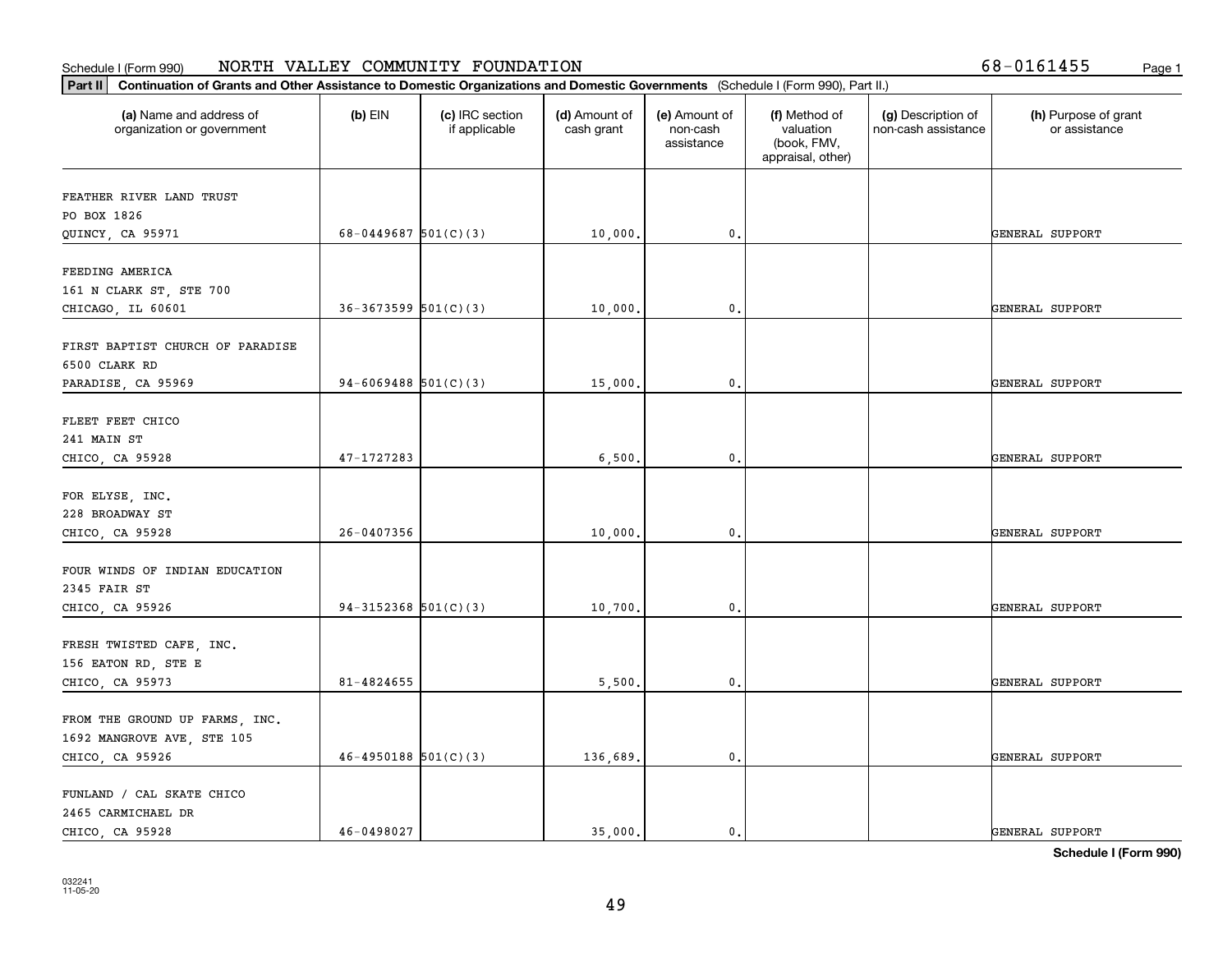Schedule I (Form 990) NORTH VALLEY COMMUNITY FOUNDATION 68-0161455

**Part II** **Continuation of Grants and Other Assistance to Domestic Organizations and Domestic Governments** (Schedule I (Form 990), Part II.)

| (a) Name and address of organization or government | (b) EIN | (c) IRC section if applicable | (d) Amount of cash grant | (e) Amount of non-cash assistance | (f) Method of valuation (book, FMV, appraisal, other) | (g) Description of non-cash assistance | (h) Purpose of grant or assistance |
|---|---|---|---|---|---|---|---|
| FEATHER RIVER LAND TRUST<br>PO BOX 1826<br>QUINCY, CA 95971 | 68-0449687 | 501(C)(3) | 10,000. | 0. | | | GENERAL SUPPORT |
| FEEDING AMERICA<br>161 N CLARK ST, STE 700<br>CHICAGO, IL 60601 | 36-3673599 | 501(C)(3) | 10,000. | 0. | | | GENERAL SUPPORT |
| FIRST BAPTIST CHURCH OF PARADISE<br>6500 CLARK RD<br>PARADISE, CA 95969 | 94-6069488 | 501(C)(3) | 15,000. | 0. | | | GENERAL SUPPORT |
| FLEET FEET CHICO<br>241 MAIN ST<br>CHICO, CA 95928 | 47-1727283 | | 6,500. | 0. | | | GENERAL SUPPORT |
| FOR ELYSE, INC.<br>228 BROADWAY ST<br>CHICO, CA 95928 | 26-0407356 | | 10,000. | 0. | | | GENERAL SUPPORT |
| FOUR WINDS OF INDIAN EDUCATION<br>2345 FAIR ST<br>CHICO, CA 95926 | 94-3152368 | 501(C)(3) | 10,700. | 0. | | | GENERAL SUPPORT |
| FRESH TWISTED CAFE, INC.<br>156 EATON RD, STE E<br>CHICO, CA 95973 | 81-4824655 | | 5,500. | 0. | | | GENERAL SUPPORT |
| FROM THE GROUND UP FARMS, INC.<br>1692 MANGROVE AVE, STE 105<br>CHICO, CA 95926 | 46-4950188 | 501(C)(3) | 136,689. | 0. | | | GENERAL SUPPORT |
| FUNLAND / CAL SKATE CHICO<br>2465 CARMICHAEL DR<br>CHICO, CA 95928 | 46-0498027 | | 35,000. | 0. | | | GENERAL SUPPORT |

**Schedule I (Form 990)**

032241
11-05-20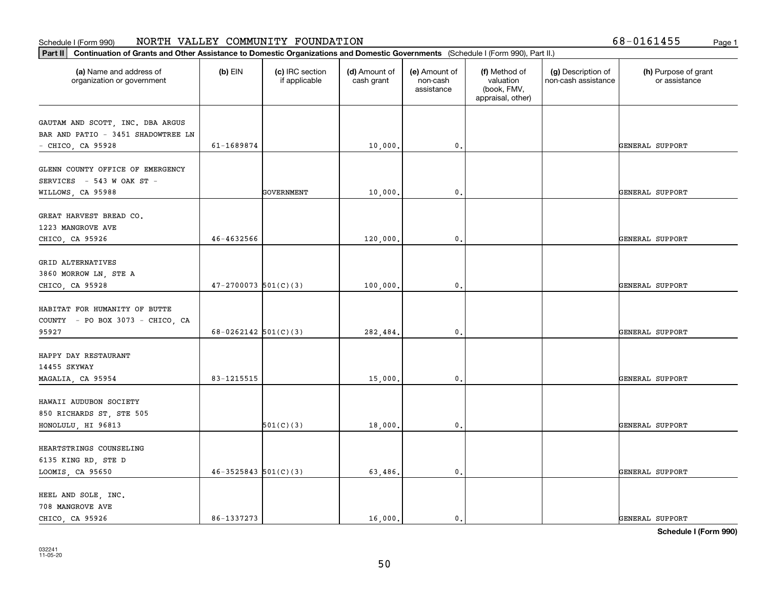Schedule I (Form 990) NORTH VALLEY COMMUNITY FOUNDATION 68-0161455

**Part II** **Continuation of Grants and Other Assistance to Domestic Organizations and Domestic Governments** (Schedule I (Form 990), Part II.)

| (a) Name and address of organization or government | (b) EIN | (c) IRC section if applicable | (d) Amount of cash grant | (e) Amount of non-cash assistance | (f) Method of valuation (book, FMV, appraisal, other) | (g) Description of non-cash assistance | (h) Purpose of grant or assistance |
|---|---|---|---|---|---|---|---|
| GAUTAM AND SCOTT, INC. DBA ARGUS BAR AND PATIO - 3451 SHADOWTREE LN - CHICO, CA 95928 | 61-1689874 | | 10,000. | 0. | | | GENERAL SUPPORT |
| GLENN COUNTY OFFICE OF EMERGENCY SERVICES - 543 W OAK ST - WILLOWS, CA 95988 | | GOVERNMENT | 10,000. | 0. | | | GENERAL SUPPORT |
| GREAT HARVEST BREAD CO. 1223 MANGROVE AVE CHICO, CA 95926 | 46-4632566 | | 120,000. | 0. | | | GENERAL SUPPORT |
| GRID ALTERNATIVES 3860 MORROW LN, STE A CHICO, CA 95928 | 47-2700073 | 501(C)(3) | 100,000. | 0. | | | GENERAL SUPPORT |
| HABITAT FOR HUMANITY OF BUTTE COUNTY - PO BOX 3073 - CHICO, CA 95927 | 68-0262142 | 501(C)(3) | 282,484. | 0. | | | GENERAL SUPPORT |
| HAPPY DAY RESTAURANT 14455 SKYWAY MAGALIA, CA 95954 | 83-1215515 | | 15,000. | 0. | | | GENERAL SUPPORT |
| HAWAII AUDUBON SOCIETY 850 RICHARDS ST, STE 505 HONOLULU, HI 96813 | | 501(C)(3) | 18,000. | 0. | | | GENERAL SUPPORT |
| HEARTSTRINGS COUNSELING 6135 KING RD, STE D LOOMIS, CA 95650 | 46-3525843 | 501(C)(3) | 63,486. | 0. | | | GENERAL SUPPORT |
| HEEL AND SOLE, INC. 708 MANGROVE AVE CHICO, CA 95926 | 86-1337273 | | 16,000. | 0. | | | GENERAL SUPPORT |

**Schedule I (Form 990)**

032241 11-05-20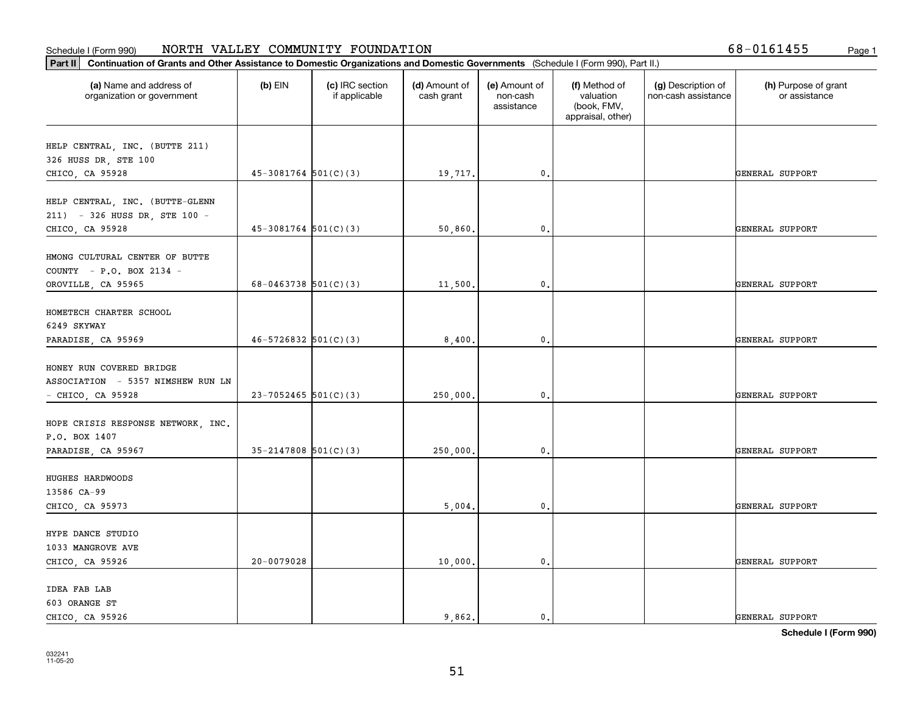Schedule I (Form 990) NORTH VALLEY COMMUNITY FOUNDATION 68-0161455

**Part II** **Continuation of Grants and Other Assistance to Domestic Organizations and Domestic Governments** (Schedule I (Form 990), Part II.)

| (a) Name and address of organization or government | (b) EIN | (c) IRC section if applicable | (d) Amount of cash grant | (e) Amount of non-cash assistance | (f) Method of valuation (book, FMV, appraisal, other) | (g) Description of non-cash assistance | (h) Purpose of grant or assistance |
|---|---|---|---|---|---|---|---|
| HELP CENTRAL, INC. (BUTTE 211) 326 HUSS DR, STE 100 CHICO, CA 95928 | 45-3081764 | 501(C)(3) | 19,717. | 0. | | | GENERAL SUPPORT |
| HELP CENTRAL, INC. (BUTTE-GLENN 211) - 326 HUSS DR, STE 100 - CHICO, CA 95928 | 45-3081764 | 501(C)(3) | 50,860. | 0. | | | GENERAL SUPPORT |
| HMONG CULTURAL CENTER OF BUTTE COUNTY - P.O. BOX 2134 - OROVILLE, CA 95965 | 68-0463738 | 501(C)(3) | 11,500. | 0. | | | GENERAL SUPPORT |
| HOMETECH CHARTER SCHOOL 6249 SKYWAY PARADISE, CA 95969 | 46-5726832 | 501(C)(3) | 8,400. | 0. | | | GENERAL SUPPORT |
| HONEY RUN COVERED BRIDGE ASSOCIATION - 5357 NIMSHEW RUN LN - CHICO, CA 95928 | 23-7052465 | 501(C)(3) | 250,000. | 0. | | | GENERAL SUPPORT |
| HOPE CRISIS RESPONSE NETWORK, INC. P.O. BOX 1407 PARADISE, CA 95967 | 35-2147808 | 501(C)(3) | 250,000. | 0. | | | GENERAL SUPPORT |
| HUGHES HARDWOODS 13586 CA-99 CHICO, CA 95973 | | | 5,004. | 0. | | | GENERAL SUPPORT |
| HYPE DANCE STUDIO 1033 MANGROVE AVE CHICO, CA 95926 | 20-0079028 | | 10,000. | 0. | | | GENERAL SUPPORT |
| IDEA FAB LAB 603 ORANGE ST CHICO, CA 95926 | | | 9,862. | 0. | | | GENERAL SUPPORT |

**Schedule I (Form 990)**

032241 11-05-20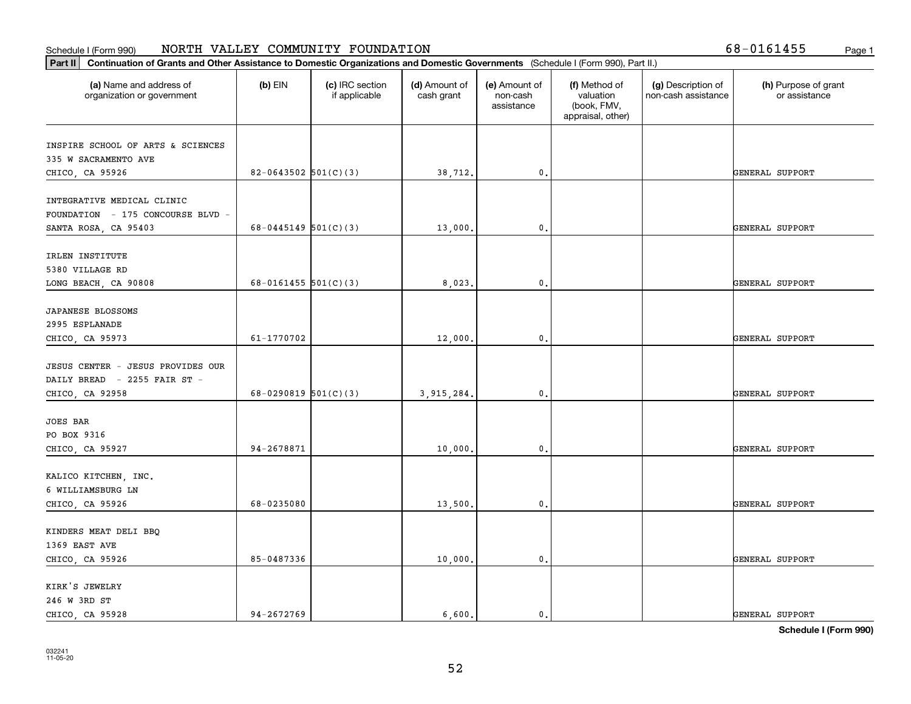Schedule I (Form 990) NORTH VALLEY COMMUNITY FOUNDATION 68-0161455 Page 1

**Part II Continuation of Grants and Other Assistance to Domestic Organizations and Domestic Governments** (Schedule I (Form 990), Part II.)

| (a) Name and address of organization or government | (b) EIN | (c) IRC section if applicable | (d) Amount of cash grant | (e) Amount of non-cash assistance | (f) Method of valuation (book, FMV, appraisal, other) | (g) Description of non-cash assistance | (h) Purpose of grant or assistance |
|---|---|---|---|---|---|---|---|
| INSPIRE SCHOOL OF ARTS & SCIENCES 335 W SACRAMENTO AVE CHICO, CA 95926 | 82-0643502 | 501(C)(3) | 38,712. | 0. | | | GENERAL SUPPORT |
| INTEGRATIVE MEDICAL CLINIC FOUNDATION - 175 CONCOURSE BLVD - SANTA ROSA, CA 95403 | 68-0445149 | 501(C)(3) | 13,000. | 0. | | | GENERAL SUPPORT |
| IRLEN INSTITUTE 5380 VILLAGE RD LONG BEACH, CA 90808 | 68-0161455 | 501(C)(3) | 8,023. | 0. | | | GENERAL SUPPORT |
| JAPANESE BLOSSOMS 2995 ESPLANADE CHICO, CA 95973 | 61-1770702 | | 12,000. | 0. | | | GENERAL SUPPORT |
| JESUS CENTER - JESUS PROVIDES OUR DAILY BREAD - 2255 FAIR ST - CHICO, CA 92958 | 68-0290819 | 501(C)(3) | 3,915,284. | 0. | | | GENERAL SUPPORT |
| JOES BAR PO BOX 9316 CHICO, CA 95927 | 94-2678871 | | 10,000. | 0. | | | GENERAL SUPPORT |
| KALICO KITCHEN, INC. 6 WILLIAMSBURG LN CHICO, CA 95926 | 68-0235080 | | 13,500. | 0. | | | GENERAL SUPPORT |
| KINDERS MEAT DELI BBQ 1369 EAST AVE CHICO, CA 95926 | 85-0487336 | | 10,000. | 0. | | | GENERAL SUPPORT |
| KIRK'S JEWELRY 246 W 3RD ST CHICO, CA 95928 | 94-2672769 | | 6,600. | 0. | | | GENERAL SUPPORT |

**Schedule I (Form 990)**

032241 11-05-20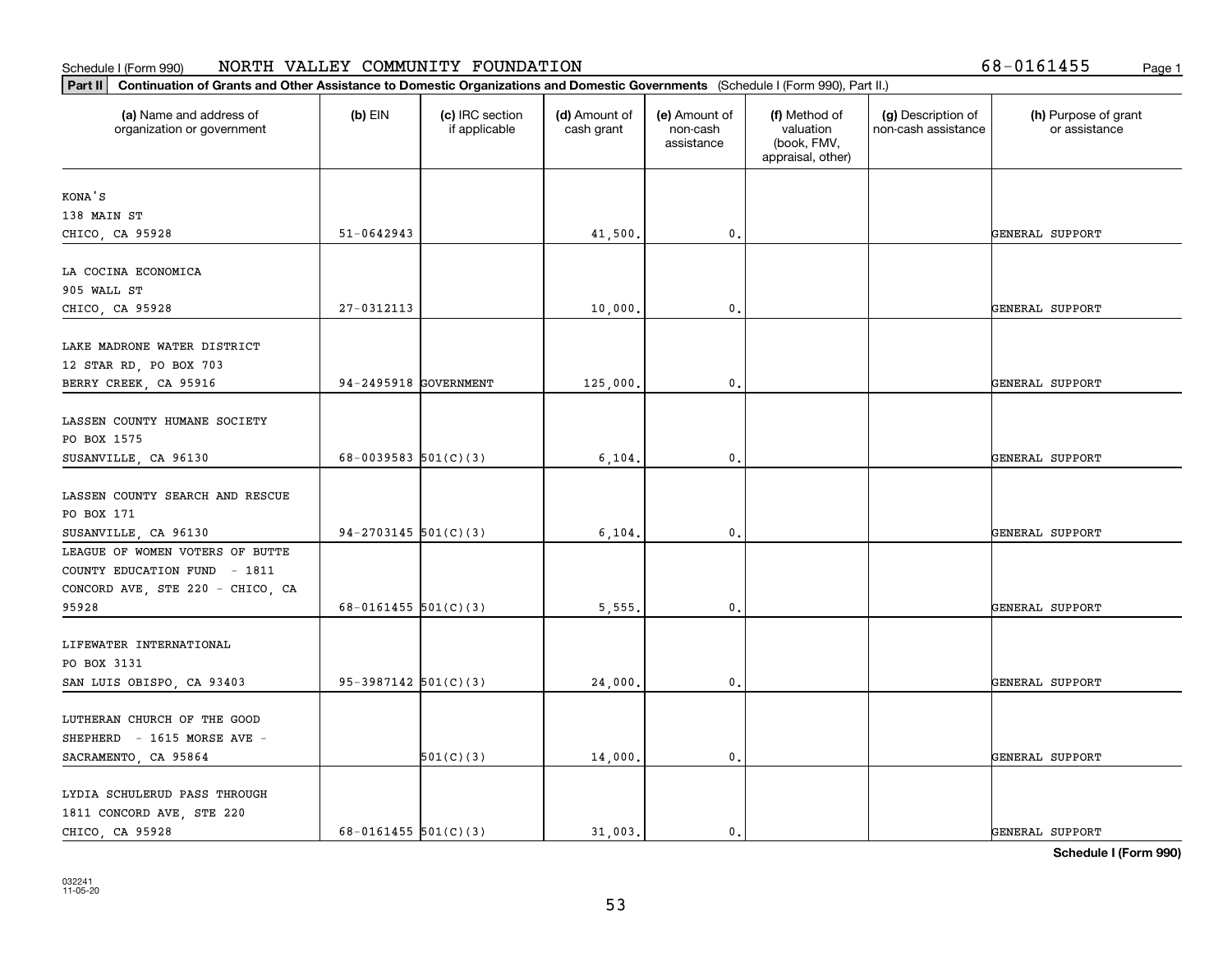Schedule I (Form 990) NORTH VALLEY COMMUNITY FOUNDATION 68-0161455

**Part II** **Continuation of Grants and Other Assistance to Domestic Organizations and Domestic Governments** (Schedule I (Form 990), Part II.)

| (a) Name and address of organization or government | (b) EIN | (c) IRC section if applicable | (d) Amount of cash grant | (e) Amount of non-cash assistance | (f) Method of valuation (book, FMV, appraisal, other) | (g) Description of non-cash assistance | (h) Purpose of grant or assistance |
|---|---|---|---|---|---|---|---|
| KONA'S<br>138 MAIN ST<br>CHICO, CA 95928 | 51-0642943 | | 41,500. | 0. | | | GENERAL SUPPORT |
| LA COCINA ECONOMICA<br>905 WALL ST<br>CHICO, CA 95928 | 27-0312113 | | 10,000. | 0. | | | GENERAL SUPPORT |
| LAKE MADRONE WATER DISTRICT<br>12 STAR RD, PO BOX 703<br>BERRY CREEK, CA 95916 | 94-2495918 | GOVERNMENT | 125,000. | 0. | | | GENERAL SUPPORT |
| LASSEN COUNTY HUMANE SOCIETY<br>PO BOX 1575<br>SUSANVILLE, CA 96130 | 68-0039583 | 501(C)(3) | 6,104. | 0. | | | GENERAL SUPPORT |
| LASSEN COUNTY SEARCH AND RESCUE<br>PO BOX 171<br>SUSANVILLE, CA 96130 | 94-2703145 | 501(C)(3) | 6,104. | 0. | | | GENERAL SUPPORT |
| LEAGUE OF WOMEN VOTERS OF BUTTE COUNTY EDUCATION FUND - 1811 CONCORD AVE, STE 220 - CHICO, CA 95928 | 68-0161455 | 501(C)(3) | 5,555. | 0. | | | GENERAL SUPPORT |
| LIFEWATER INTERNATIONAL<br>PO BOX 3131<br>SAN LUIS OBISPO, CA 93403 | 95-3987142 | 501(C)(3) | 24,000. | 0. | | | GENERAL SUPPORT |
| LUTHERAN CHURCH OF THE GOOD SHEPHERD - 1615 MORSE AVE - SACRAMENTO, CA 95864 | | 501(C)(3) | 14,000. | 0. | | | GENERAL SUPPORT |
| LYDIA SCHULERUD PASS THROUGH<br>1811 CONCORD AVE, STE 220<br>CHICO, CA 95928 | 68-0161455 | 501(C)(3) | 31,003. | 0. | | | GENERAL SUPPORT |

**Schedule I (Form 990)**

032241
11-05-20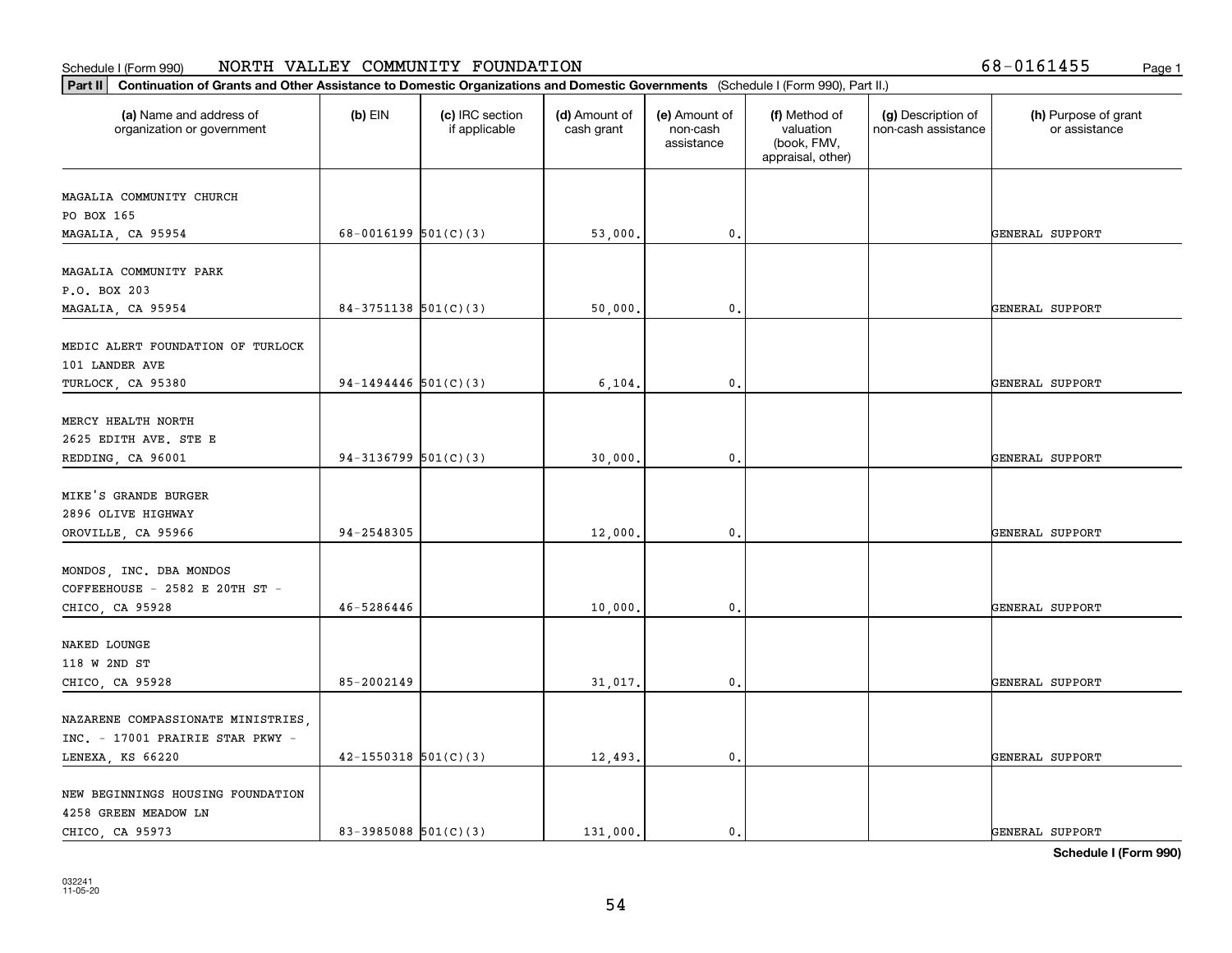Schedule I (Form 990) NORTH VALLEY COMMUNITY FOUNDATION 68-0161455

**Part II** **Continuation of Grants and Other Assistance to Domestic Organizations and Domestic Governments** (Schedule I (Form 990), Part II.)

| (a) Name and address of organization or government | (b) EIN | (c) IRC section if applicable | (d) Amount of cash grant | (e) Amount of non-cash assistance | (f) Method of valuation (book, FMV, appraisal, other) | (g) Description of non-cash assistance | (h) Purpose of grant or assistance |
|---|---|---|---|---|---|---|---|
| MAGALIA COMMUNITY CHURCH<br>PO BOX 165<br>MAGALIA, CA 95954 | 68-0016199 | 501(C)(3) | 53,000. | 0. | | | GENERAL SUPPORT |
| MAGALIA COMMUNITY PARK<br>P.O. BOX 203<br>MAGALIA, CA 95954 | 84-3751138 | 501(C)(3) | 50,000. | 0. | | | GENERAL SUPPORT |
| MEDIC ALERT FOUNDATION OF TURLOCK<br>101 LANDER AVE<br>TURLOCK, CA 95380 | 94-1494446 | 501(C)(3) | 6,104. | 0. | | | GENERAL SUPPORT |
| MERCY HEALTH NORTH<br>2625 EDITH AVE. STE E<br>REDDING, CA 96001 | 94-3136799 | 501(C)(3) | 30,000. | 0. | | | GENERAL SUPPORT |
| MIKE'S GRANDE BURGER<br>2896 OLIVE HIGHWAY<br>OROVILLE, CA 95966 | 94-2548305 | | 12,000. | 0. | | | GENERAL SUPPORT |
| MONDOS, INC. DBA MONDOS<br>COFFEEHOUSE - 2582 E 20TH ST -<br>CHICO, CA 95928 | 46-5286446 | | 10,000. | 0. | | | GENERAL SUPPORT |
| NAKED LOUNGE<br>118 W 2ND ST<br>CHICO, CA 95928 | 85-2002149 | | 31,017. | 0. | | | GENERAL SUPPORT |
| NAZARENE COMPASSIONATE MINISTRIES,<br>INC. - 17001 PRAIRIE STAR PKWY -<br>LENEXA, KS 66220 | 42-1550318 | 501(C)(3) | 12,493. | 0. | | | GENERAL SUPPORT |
| NEW BEGINNINGS HOUSING FOUNDATION<br>4258 GREEN MEADOW LN<br>CHICO, CA 95973 | 83-3985088 | 501(C)(3) | 131,000. | 0. | | | GENERAL SUPPORT |

**Schedule I (Form 990)**

032241
11-05-20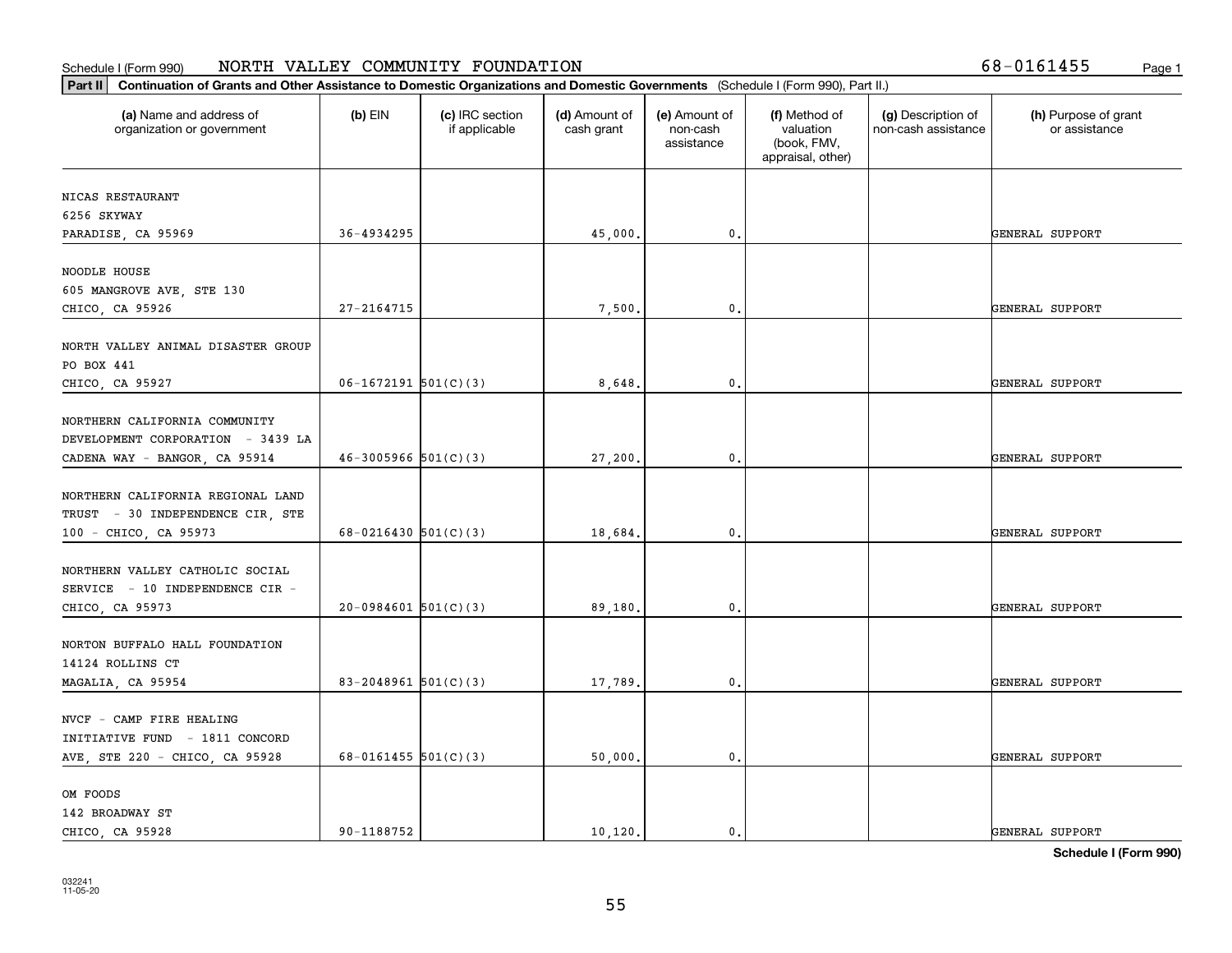Schedule I (Form 990) NORTH VALLEY COMMUNITY FOUNDATION 68-0161455

**Part II** **Continuation of Grants and Other Assistance to Domestic Organizations and Domestic Governments** (Schedule I (Form 990), Part II.)

| (a) Name and address of organization or government | (b) EIN | (c) IRC section if applicable | (d) Amount of cash grant | (e) Amount of non-cash assistance | (f) Method of valuation (book, FMV, appraisal, other) | (g) Description of non-cash assistance | (h) Purpose of grant or assistance |
|---|---|---|---|---|---|---|---|
| NICAS RESTAURANT<br>6256 SKYWAY<br>PARADISE, CA 95969 | 36-4934295 | | 45,000. | 0. | | | GENERAL SUPPORT |
| NOODLE HOUSE<br>605 MANGROVE AVE, STE 130<br>CHICO, CA 95926 | 27-2164715 | | 7,500. | 0. | | | GENERAL SUPPORT |
| NORTH VALLEY ANIMAL DISASTER GROUP<br>PO BOX 441<br>CHICO, CA 95927 | 06-1672191 | 501(C)(3) | 8,648. | 0. | | | GENERAL SUPPORT |
| NORTHERN CALIFORNIA COMMUNITY DEVELOPMENT CORPORATION - 3439 LA CADENA WAY - BANGOR, CA 95914 | 46-3005966 | 501(C)(3) | 27,200. | 0. | | | GENERAL SUPPORT |
| NORTHERN CALIFORNIA REGIONAL LAND TRUST - 30 INDEPENDENCE CIR, STE 100 - CHICO, CA 95973 | 68-0216430 | 501(C)(3) | 18,684. | 0. | | | GENERAL SUPPORT |
| NORTHERN VALLEY CATHOLIC SOCIAL SERVICE - 10 INDEPENDENCE CIR - CHICO, CA 95973 | 20-0984601 | 501(C)(3) | 89,180. | 0. | | | GENERAL SUPPORT |
| NORTON BUFFALO HALL FOUNDATION<br>14124 ROLLINS CT<br>MAGALIA, CA 95954 | 83-2048961 | 501(C)(3) | 17,789. | 0. | | | GENERAL SUPPORT |
| NVCF - CAMP FIRE HEALING INITIATIVE FUND - 1811 CONCORD AVE, STE 220 - CHICO, CA 95928 | 68-0161455 | 501(C)(3) | 50,000. | 0. | | | GENERAL SUPPORT |
| OM FOODS<br>142 BROADWAY ST<br>CHICO, CA 95928 | 90-1188752 | | 10,120. | 0. | | | GENERAL SUPPORT |

**Schedule I (Form 990)**

032241
11-05-20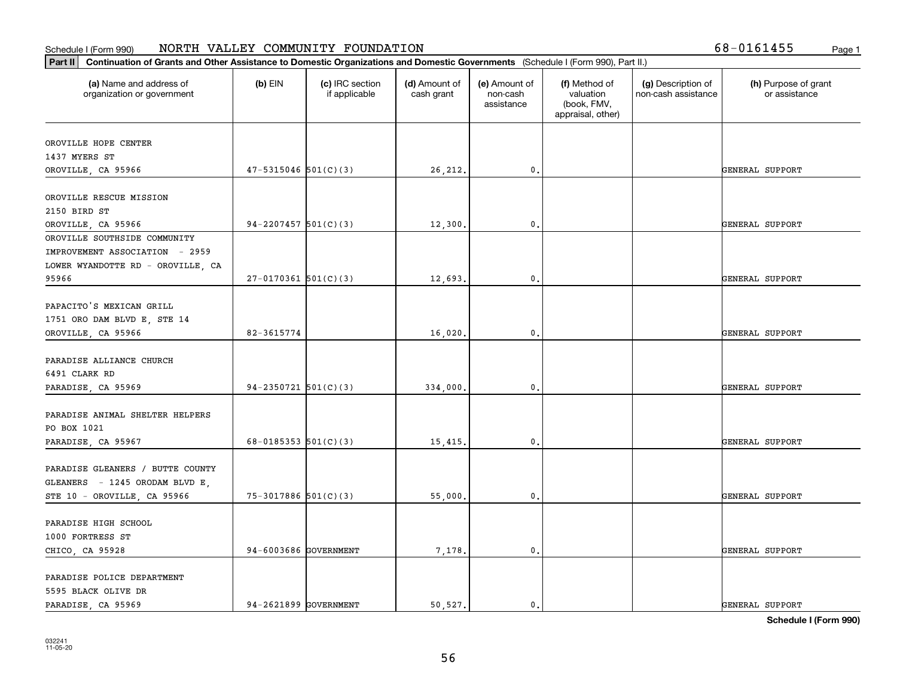Schedule I (Form 990) NORTH VALLEY COMMUNITY FOUNDATION 68-0161455

**Part II Continuation of Grants and Other Assistance to Domestic Organizations and Domestic Governments** (Schedule I (Form 990), Part II.)

| (a) Name and address of organization or government | (b) EIN | (c) IRC section if applicable | (d) Amount of cash grant | (e) Amount of non-cash assistance | (f) Method of valuation (book, FMV, appraisal, other) | (g) Description of non-cash assistance | (h) Purpose of grant or assistance |
|---|---|---|---|---|---|---|---|
| OROVILLE HOPE CENTER<br>1437 MYERS ST<br>OROVILLE, CA 95966 | 47-5315046 | 501(C)(3) | 26,212. | 0. | | | GENERAL SUPPORT |
| OROVILLE RESCUE MISSION<br>2150 BIRD ST<br>OROVILLE, CA 95966 | 94-2207457 | 501(C)(3) | 12,300. | 0. | | | GENERAL SUPPORT |
| OROVILLE SOUTHSIDE COMMUNITY IMPROVEMENT ASSOCIATION - 2959 LOWER WYANDOTTE RD - OROVILLE, CA 95966 | 27-0170361 | 501(C)(3) | 12,693. | 0. | | | GENERAL SUPPORT |
| PAPACITO'S MEXICAN GRILL<br>1751 ORO DAM BLVD E, STE 14<br>OROVILLE, CA 95966 | 82-3615774 | | 16,020. | 0. | | | GENERAL SUPPORT |
| PARADISE ALLIANCE CHURCH<br>6491 CLARK RD<br>PARADISE, CA 95969 | 94-2350721 | 501(C)(3) | 334,000. | 0. | | | GENERAL SUPPORT |
| PARADISE ANIMAL SHELTER HELPERS<br>PO BOX 1021<br>PARADISE, CA 95967 | 68-0185353 | 501(C)(3) | 15,415. | 0. | | | GENERAL SUPPORT |
| PARADISE GLEANERS / BUTTE COUNTY GLEANERS - 1245 ORODAM BLVD E, STE 10 - OROVILLE, CA 95966 | 75-3017886 | 501(C)(3) | 55,000. | 0. | | | GENERAL SUPPORT |
| PARADISE HIGH SCHOOL<br>1000 FORTRESS ST<br>CHICO, CA 95928 | 94-6003686 | GOVERNMENT | 7,178. | 0. | | | GENERAL SUPPORT |
| PARADISE POLICE DEPARTMENT<br>5595 BLACK OLIVE DR<br>PARADISE, CA 95969 | 94-2621899 | GOVERNMENT | 50,527. | 0. | | | GENERAL SUPPORT |

**Schedule I (Form 990)**

032241
11-05-20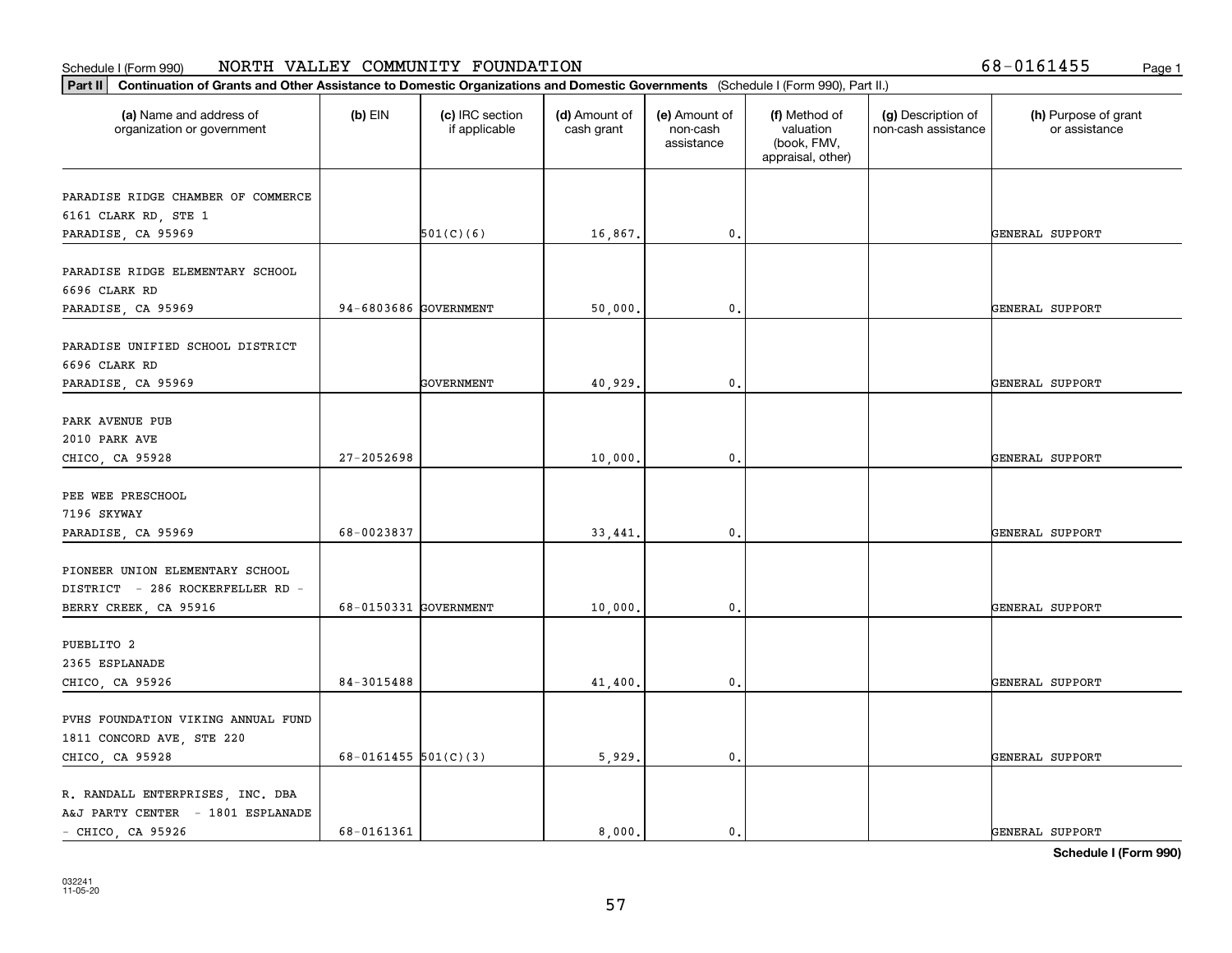Schedule I (Form 990) NORTH VALLEY COMMUNITY FOUNDATION 68-0161455

**Part II Continuation of Grants and Other Assistance to Domestic Organizations and Domestic Governments** (Schedule I (Form 990), Part II.)

| (a) Name and address of organization or government | (b) EIN | (c) IRC section if applicable | (d) Amount of cash grant | (e) Amount of non-cash assistance | (f) Method of valuation (book, FMV, appraisal, other) | (g) Description of non-cash assistance | (h) Purpose of grant or assistance |
|---|---|---|---|---|---|---|---|
| PARADISE RIDGE CHAMBER OF COMMERCE 6161 CLARK RD, STE 1 PARADISE, CA 95969 | | 501(C)(6) | 16,867. | 0. | | | GENERAL SUPPORT |
| PARADISE RIDGE ELEMENTARY SCHOOL 6696 CLARK RD PARADISE, CA 95969 | 94-6803686 | GOVERNMENT | 50,000. | 0. | | | GENERAL SUPPORT |
| PARADISE UNIFIED SCHOOL DISTRICT 6696 CLARK RD PARADISE, CA 95969 | | GOVERNMENT | 40,929. | 0. | | | GENERAL SUPPORT |
| PARK AVENUE PUB 2010 PARK AVE CHICO, CA 95928 | 27-2052698 | | 10,000. | 0. | | | GENERAL SUPPORT |
| PEE WEE PRESCHOOL 7196 SKYWAY PARADISE, CA 95969 | 68-0023837 | | 33,441. | 0. | | | GENERAL SUPPORT |
| PIONEER UNION ELEMENTARY SCHOOL DISTRICT - 286 ROCKERFELLER RD - BERRY CREEK, CA 95916 | 68-0150331 | GOVERNMENT | 10,000. | 0. | | | GENERAL SUPPORT |
| PUEBLITO 2 2365 ESPLANADE CHICO, CA 95926 | 84-3015488 | | 41,400. | 0. | | | GENERAL SUPPORT |
| PVHS FOUNDATION VIKING ANNUAL FUND 1811 CONCORD AVE, STE 220 CHICO, CA 95928 | 68-0161455 | 501(C)(3) | 5,929. | 0. | | | GENERAL SUPPORT |
| R. RANDALL ENTERPRISES, INC. DBA A&J PARTY CENTER - 1801 ESPLANADE - CHICO, CA 95926 | 68-0161361 | | 8,000. | 0. | | | GENERAL SUPPORT |

Schedule I (Form 990)

032241 11-05-20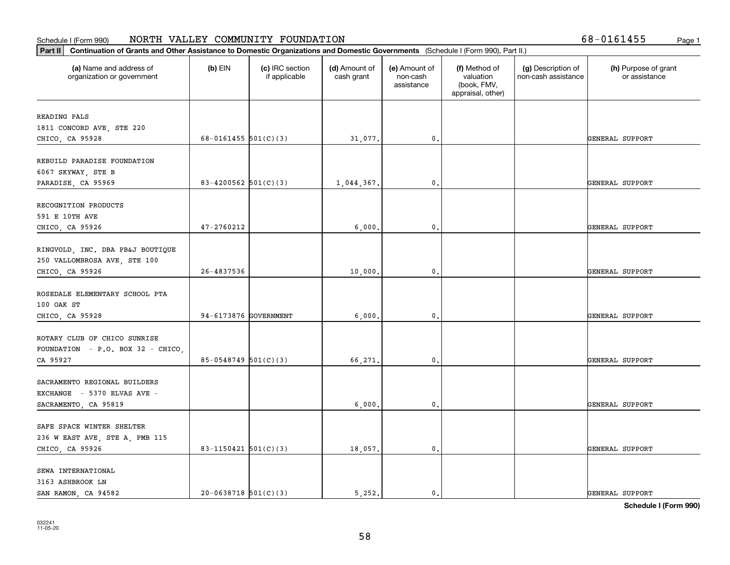Schedule I (Form 990) NORTH VALLEY COMMUNITY FOUNDATION 68-0161455

**Part II** **Continuation of Grants and Other Assistance to Domestic Organizations and Domestic Governments** (Schedule I (Form 990), Part II.)

| (a) Name and address of organization or government | (b) EIN | (c) IRC section if applicable | (d) Amount of cash grant | (e) Amount of non-cash assistance | (f) Method of valuation (book, FMV, appraisal, other) | (g) Description of non-cash assistance | (h) Purpose of grant or assistance |
|---|---|---|---|---|---|---|---|
| READING PALS<br>1811 CONCORD AVE, STE 220<br>CHICO, CA 95928 | 68-0161455 | 501(C)(3) | 31,077. | 0. | | | GENERAL SUPPORT |
| REBUILD PARADISE FOUNDATION<br>6067 SKYWAY, STE B<br>PARADISE, CA 95969 | 83-4200562 | 501(C)(3) | 1,044,367. | 0. | | | GENERAL SUPPORT |
| RECOGNITION PRODUCTS<br>591 E 10TH AVE<br>CHICO, CA 95926 | 47-2760212 | | 6,000. | 0. | | | GENERAL SUPPORT |
| RINGVOLD, INC. DBA PB&J BOUTIQUE<br>250 VALLOMBROSA AVE, STE 100<br>CHICO, CA 95926 | 26-4837536 | | 10,000. | 0. | | | GENERAL SUPPORT |
| ROSEDALE ELEMENTARY SCHOOL PTA<br>100 OAK ST<br>CHICO, CA 95928 | 94-6173876 | GOVERNMENT | 6,000. | 0. | | | GENERAL SUPPORT |
| ROTARY CLUB OF CHICO SUNRISE<br>FOUNDATION - P.O. BOX 32 - CHICO,<br>CA 95927 | 85-0548749 | 501(C)(3) | 66,271. | 0. | | | GENERAL SUPPORT |
| SACRAMENTO REGIONAL BUILDERS<br>EXCHANGE - 5370 ELVAS AVE -<br>SACRAMENTO, CA 95819 | | | 6,000. | 0. | | | GENERAL SUPPORT |
| SAFE SPACE WINTER SHELTER<br>236 W EAST AVE, STE A, PMB 115<br>CHICO, CA 95926 | 83-1150421 | 501(C)(3) | 18,057. | 0. | | | GENERAL SUPPORT |
| SEWA INTERNATIONAL<br>3163 ASHBROOK LN<br>SAN RAMON, CA 94582 | 20-0638718 | 501(C)(3) | 5,252. | 0. | | | GENERAL SUPPORT |

**Schedule I (Form 990)**

032241
11-05-20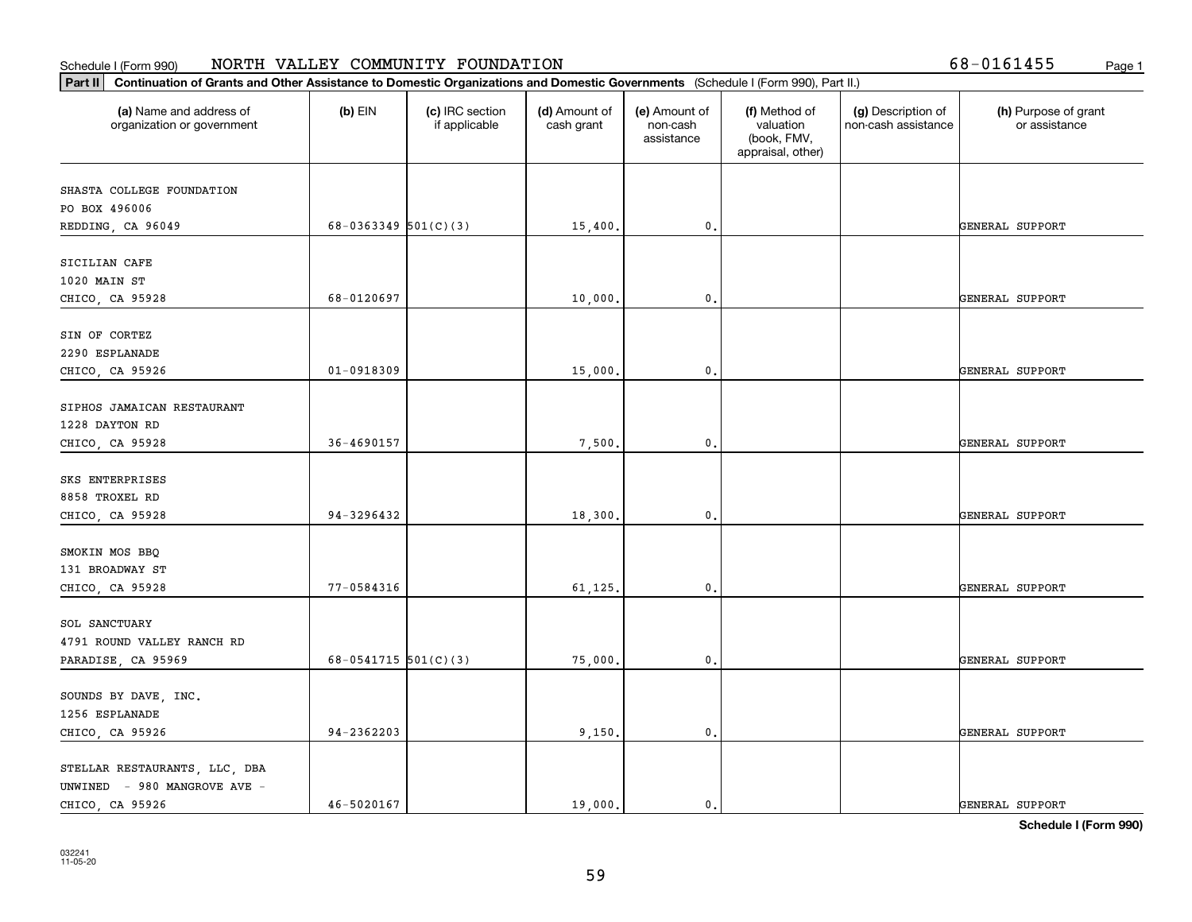Schedule I (Form 990) NORTH VALLEY COMMUNITY FOUNDATION 68-0161455

**Part II** **Continuation of Grants and Other Assistance to Domestic Organizations and Domestic Governments** (Schedule I (Form 990), Part II.)

| (a) Name and address of organization or government | (b) EIN | (c) IRC section if applicable | (d) Amount of cash grant | (e) Amount of non-cash assistance | (f) Method of valuation (book, FMV, appraisal, other) | (g) Description of non-cash assistance | (h) Purpose of grant or assistance |
|---|---|---|---|---|---|---|---|
| SHASTA COLLEGE FOUNDATION<br>PO BOX 496006<br>REDDING, CA 96049 | 68-0363349 | 501(C)(3) | 15,400. | 0. | | | GENERAL SUPPORT |
| SICILIAN CAFE<br>1020 MAIN ST<br>CHICO, CA 95928 | 68-0120697 | | 10,000. | 0. | | | GENERAL SUPPORT |
| SIN OF CORTEZ<br>2290 ESPLANADE<br>CHICO, CA 95926 | 01-0918309 | | 15,000. | 0. | | | GENERAL SUPPORT |
| SIPHOS JAMAICAN RESTAURANT<br>1228 DAYTON RD<br>CHICO, CA 95928 | 36-4690157 | | 7,500. | 0. | | | GENERAL SUPPORT |
| SKS ENTERPRISES<br>8858 TROXEL RD<br>CHICO, CA 95928 | 94-3296432 | | 18,300. | 0. | | | GENERAL SUPPORT |
| SMOKIN MOS BBQ<br>131 BROADWAY ST<br>CHICO, CA 95928 | 77-0584316 | | 61,125. | 0. | | | GENERAL SUPPORT |
| SOL SANCTUARY<br>4791 ROUND VALLEY RANCH RD<br>PARADISE, CA 95969 | 68-0541715 | 501(C)(3) | 75,000. | 0. | | | GENERAL SUPPORT |
| SOUNDS BY DAVE, INC.<br>1256 ESPLANADE<br>CHICO, CA 95926 | 94-2362203 | | 9,150. | 0. | | | GENERAL SUPPORT |
| STELLAR RESTAURANTS, LLC, DBA<br>UNWINED - 980 MANGROVE AVE -<br>CHICO, CA 95926 | 46-5020167 | | 19,000. | 0. | | | GENERAL SUPPORT |

**Schedule I (Form 990)**

032241
11-05-20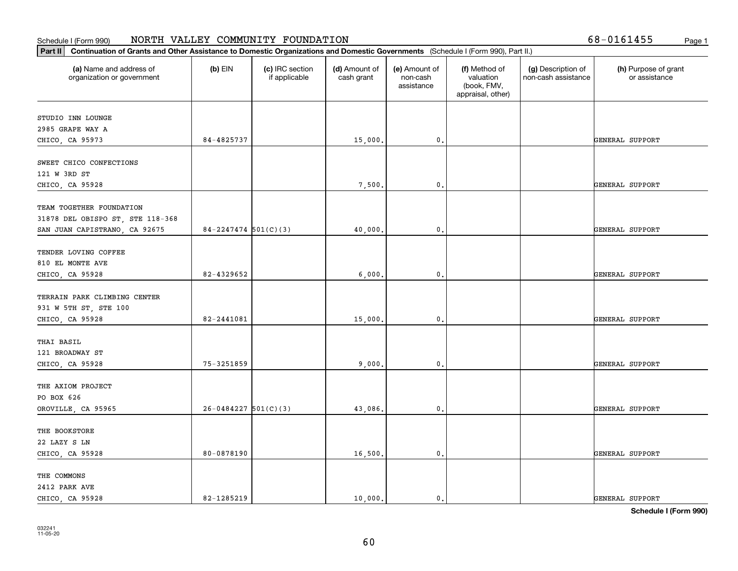Schedule I (Form 990) NORTH VALLEY COMMUNITY FOUNDATION 68-0161455

**Part II** **Continuation of Grants and Other Assistance to Domestic Organizations and Domestic Governments** (Schedule I (Form 990), Part II.)

| (a) Name and address of organization or government | (b) EIN | (c) IRC section if applicable | (d) Amount of cash grant | (e) Amount of non-cash assistance | (f) Method of valuation (book, FMV, appraisal, other) | (g) Description of non-cash assistance | (h) Purpose of grant or assistance |
|---|---|---|---|---|---|---|---|
| STUDIO INN LOUNGE<br>2985 GRAPE WAY A<br>CHICO, CA 95973 | 84-4825737 | | 15,000. | 0. | | | GENERAL SUPPORT |
| SWEET CHICO CONFECTIONS<br>121 W 3RD ST<br>CHICO, CA 95928 | | | 7,500. | 0. | | | GENERAL SUPPORT |
| TEAM TOGETHER FOUNDATION<br>31878 DEL OBISPO ST, STE 118-368<br>SAN JUAN CAPISTRANO, CA 92675 | 84-2247474 | 501(C)(3) | 40,000. | 0. | | | GENERAL SUPPORT |
| TENDER LOVING COFFEE<br>810 EL MONTE AVE<br>CHICO, CA 95928 | 82-4329652 | | 6,000. | 0. | | | GENERAL SUPPORT |
| TERRAIN PARK CLIMBING CENTER<br>931 W 5TH ST, STE 100<br>CHICO, CA 95928 | 82-2441081 | | 15,000. | 0. | | | GENERAL SUPPORT |
| THAI BASIL<br>121 BROADWAY ST<br>CHICO, CA 95928 | 75-3251859 | | 9,000. | 0. | | | GENERAL SUPPORT |
| THE AXIOM PROJECT<br>PO BOX 626<br>OROVILLE, CA 95965 | 26-0484227 | 501(C)(3) | 43,086. | 0. | | | GENERAL SUPPORT |
| THE BOOKSTORE<br>22 LAZY S LN<br>CHICO, CA 95928 | 80-0878190 | | 16,500. | 0. | | | GENERAL SUPPORT |
| THE COMMONS<br>2412 PARK AVE<br>CHICO, CA 95928 | 82-1285219 | | 10,000. | 0. | | | GENERAL SUPPORT |

**Schedule I (Form 990)**

032241
11-05-20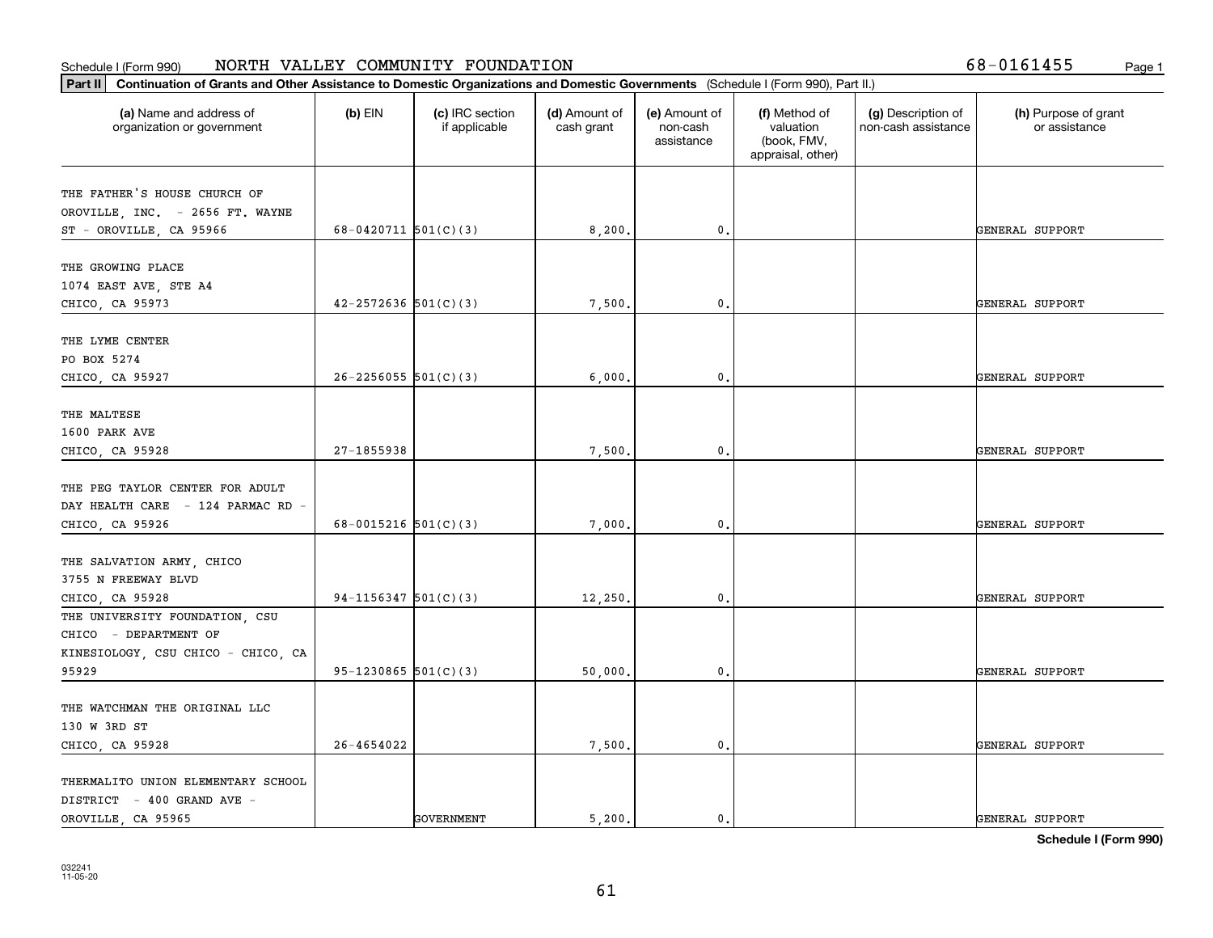Schedule I (Form 990) NORTH VALLEY COMMUNITY FOUNDATION 68-0161455

**Part II Continuation of Grants and Other Assistance to Domestic Organizations and Domestic Governments** (Schedule I (Form 990), Part II.)

| (a) Name and address of organization or government | (b) EIN | (c) IRC section if applicable | (d) Amount of cash grant | (e) Amount of non-cash assistance | (f) Method of valuation (book, FMV, appraisal, other) | (g) Description of non-cash assistance | (h) Purpose of grant or assistance |
|---|---|---|---|---|---|---|---|
| THE FATHER'S HOUSE CHURCH OF OROVILLE, INC. - 2656 FT. WAYNE ST - OROVILLE, CA 95966 | 68-0420711 | 501(C)(3) | 8,200. | 0. | | | GENERAL SUPPORT |
| THE GROWING PLACE 1074 EAST AVE, STE A4 CHICO, CA 95973 | 42-2572636 | 501(C)(3) | 7,500. | 0. | | | GENERAL SUPPORT |
| THE LYME CENTER PO BOX 5274 CHICO, CA 95927 | 26-2256055 | 501(C)(3) | 6,000. | 0. | | | GENERAL SUPPORT |
| THE MALTESE 1600 PARK AVE CHICO, CA 95928 | 27-1855938 | | 7,500. | 0. | | | GENERAL SUPPORT |
| THE PEG TAYLOR CENTER FOR ADULT DAY HEALTH CARE - 124 PARMAC RD - CHICO, CA 95926 | 68-0015216 | 501(C)(3) | 7,000. | 0. | | | GENERAL SUPPORT |
| THE SALVATION ARMY, CHICO 3755 N FREEWAY BLVD CHICO, CA 95928 | 94-1156347 | 501(C)(3) | 12,250. | 0. | | | GENERAL SUPPORT |
| THE UNIVERSITY FOUNDATION, CSU CHICO - DEPARTMENT OF KINESIOLOGY, CSU CHICO - CHICO, CA 95929 | 95-1230865 | 501(C)(3) | 50,000. | 0. | | | GENERAL SUPPORT |
| THE WATCHMAN THE ORIGINAL LLC 130 W 3RD ST CHICO, CA 95928 | 26-4654022 | | 7,500. | 0. | | | GENERAL SUPPORT |
| THERMALITO UNION ELEMENTARY SCHOOL DISTRICT - 400 GRAND AVE - OROVILLE, CA 95965 | | GOVERNMENT | 5,200. | 0. | | | GENERAL SUPPORT |

**Schedule I (Form 990)**

032241 11-05-20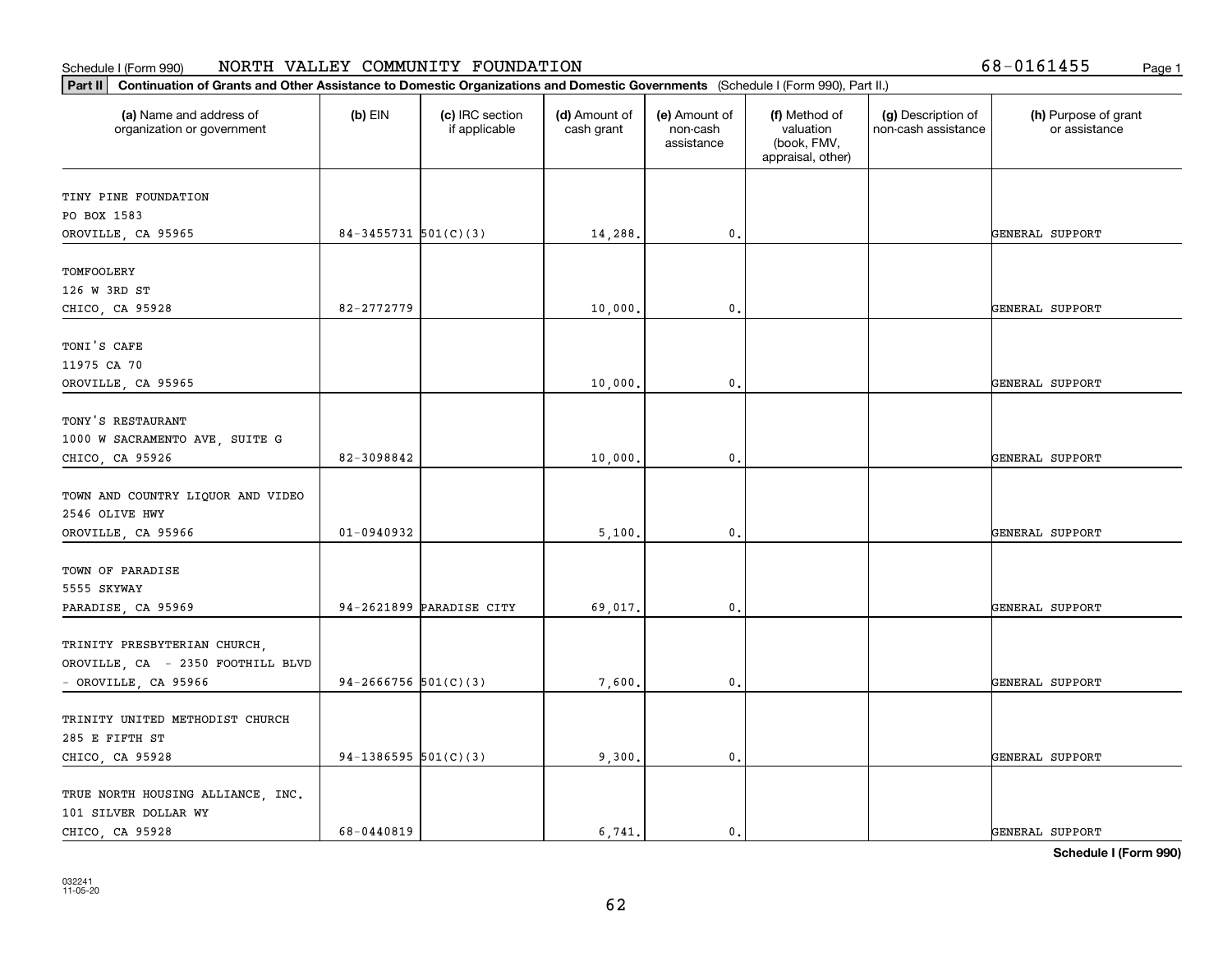Schedule I (Form 990) NORTH VALLEY COMMUNITY FOUNDATION 68-0161455

**Part II** **Continuation of Grants and Other Assistance to Domestic Organizations and Domestic Governments** (Schedule I (Form 990), Part II.)

| (a) Name and address of organization or government | (b) EIN | (c) IRC section if applicable | (d) Amount of cash grant | (e) Amount of non-cash assistance | (f) Method of valuation (book, FMV, appraisal, other) | (g) Description of non-cash assistance | (h) Purpose of grant or assistance |
|---|---|---|---|---|---|---|---|
| TINY PINE FOUNDATION<br>PO BOX 1583<br>OROVILLE, CA 95965 | 84-3455731 | 501(C)(3) | 14,288. | 0. | | | GENERAL SUPPORT |
| TOMFOOLERY<br>126 W 3RD ST<br>CHICO, CA 95928 | 82-2772779 | | 10,000. | 0. | | | GENERAL SUPPORT |
| TONI'S CAFE<br>11975 CA 70<br>OROVILLE, CA 95965 | | | 10,000. | 0. | | | GENERAL SUPPORT |
| TONY'S RESTAURANT<br>1000 W SACRAMENTO AVE, SUITE G<br>CHICO, CA 95926 | 82-3098842 | | 10,000. | 0. | | | GENERAL SUPPORT |
| TOWN AND COUNTRY LIQUOR AND VIDEO<br>2546 OLIVE HWY<br>OROVILLE, CA 95966 | 01-0940932 | | 5,100. | 0. | | | GENERAL SUPPORT |
| TOWN OF PARADISE<br>5555 SKYWAY<br>PARADISE, CA 95969 | 94-2621899 | PARADISE CITY | 69,017. | 0. | | | GENERAL SUPPORT |
| TRINITY PRESBYTERIAN CHURCH, OROVILLE, CA - 2350 FOOTHILL BLVD - OROVILLE, CA 95966 | 94-2666756 | 501(C)(3) | 7,600. | 0. | | | GENERAL SUPPORT |
| TRINITY UNITED METHODIST CHURCH<br>285 E FIFTH ST<br>CHICO, CA 95928 | 94-1386595 | 501(C)(3) | 9,300. | 0. | | | GENERAL SUPPORT |
| TRUE NORTH HOUSING ALLIANCE, INC.<br>101 SILVER DOLLAR WY<br>CHICO, CA 95928 | 68-0440819 | | 6,741. | 0. | | | GENERAL SUPPORT |

**Schedule I (Form 990)**

032241
11-05-20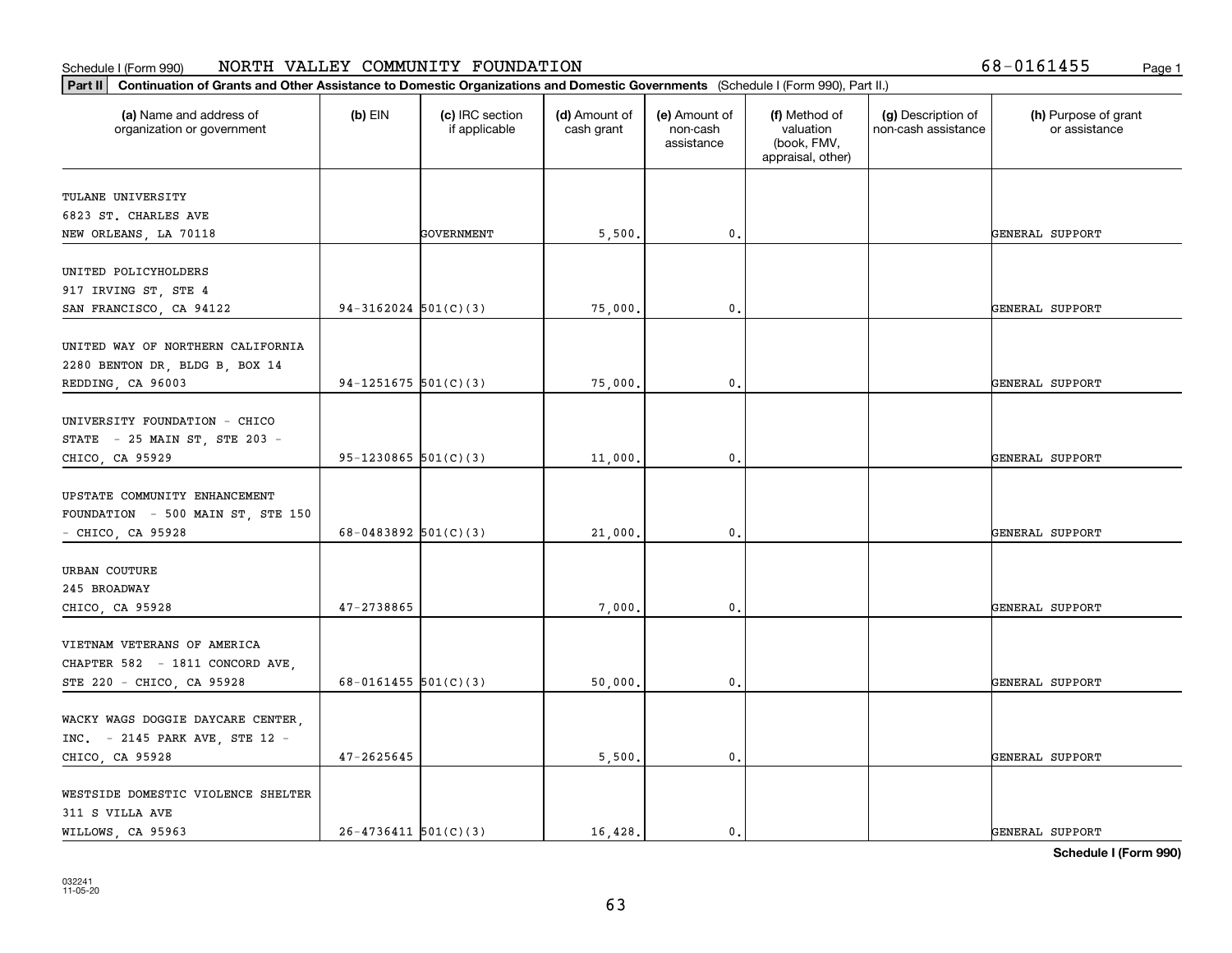Schedule I (Form 990) NORTH VALLEY COMMUNITY FOUNDATION 68-0161455

**Part II** **Continuation of Grants and Other Assistance to Domestic Organizations and Domestic Governments** (Schedule I (Form 990), Part II.)

| (a) Name and address of organization or government | (b) EIN | (c) IRC section if applicable | (d) Amount of cash grant | (e) Amount of non-cash assistance | (f) Method of valuation (book, FMV, appraisal, other) | (g) Description of non-cash assistance | (h) Purpose of grant or assistance |
|---|---|---|---|---|---|---|---|
| TULANE UNIVERSITY<br>6823 ST. CHARLES AVE<br>NEW ORLEANS, LA 70118 | | GOVERNMENT | 5,500. | 0. | | | GENERAL SUPPORT |
| UNITED POLICYHOLDERS<br>917 IRVING ST, STE 4<br>SAN FRANCISCO, CA 94122 | 94-3162024 | 501(C)(3) | 75,000. | 0. | | | GENERAL SUPPORT |
| UNITED WAY OF NORTHERN CALIFORNIA<br>2280 BENTON DR, BLDG B, BOX 14<br>REDDING, CA 96003 | 94-1251675 | 501(C)(3) | 75,000. | 0. | | | GENERAL SUPPORT |
| UNIVERSITY FOUNDATION - CHICO STATE - 25 MAIN ST, STE 203 - CHICO, CA 95929 | 95-1230865 | 501(C)(3) | 11,000. | 0. | | | GENERAL SUPPORT |
| UPSTATE COMMUNITY ENHANCEMENT FOUNDATION - 500 MAIN ST, STE 150 - CHICO, CA 95928 | 68-0483892 | 501(C)(3) | 21,000. | 0. | | | GENERAL SUPPORT |
| URBAN COUTURE<br>245 BROADWAY<br>CHICO, CA 95928 | 47-2738865 | | 7,000. | 0. | | | GENERAL SUPPORT |
| VIETNAM VETERANS OF AMERICA CHAPTER 582 - 1811 CONCORD AVE, STE 220 - CHICO, CA 95928 | 68-0161455 | 501(C)(3) | 50,000. | 0. | | | GENERAL SUPPORT |
| WACKY WAGS DOGGIE DAYCARE CENTER, INC. - 2145 PARK AVE, STE 12 - CHICO, CA 95928 | 47-2625645 | | 5,500. | 0. | | | GENERAL SUPPORT |
| WESTSIDE DOMESTIC VIOLENCE SHELTER<br>311 S VILLA AVE<br>WILLOWS, CA 95963 | 26-4736411 | 501(C)(3) | 16,428. | 0. | | | GENERAL SUPPORT |

**Schedule I (Form 990)**

032241
11-05-20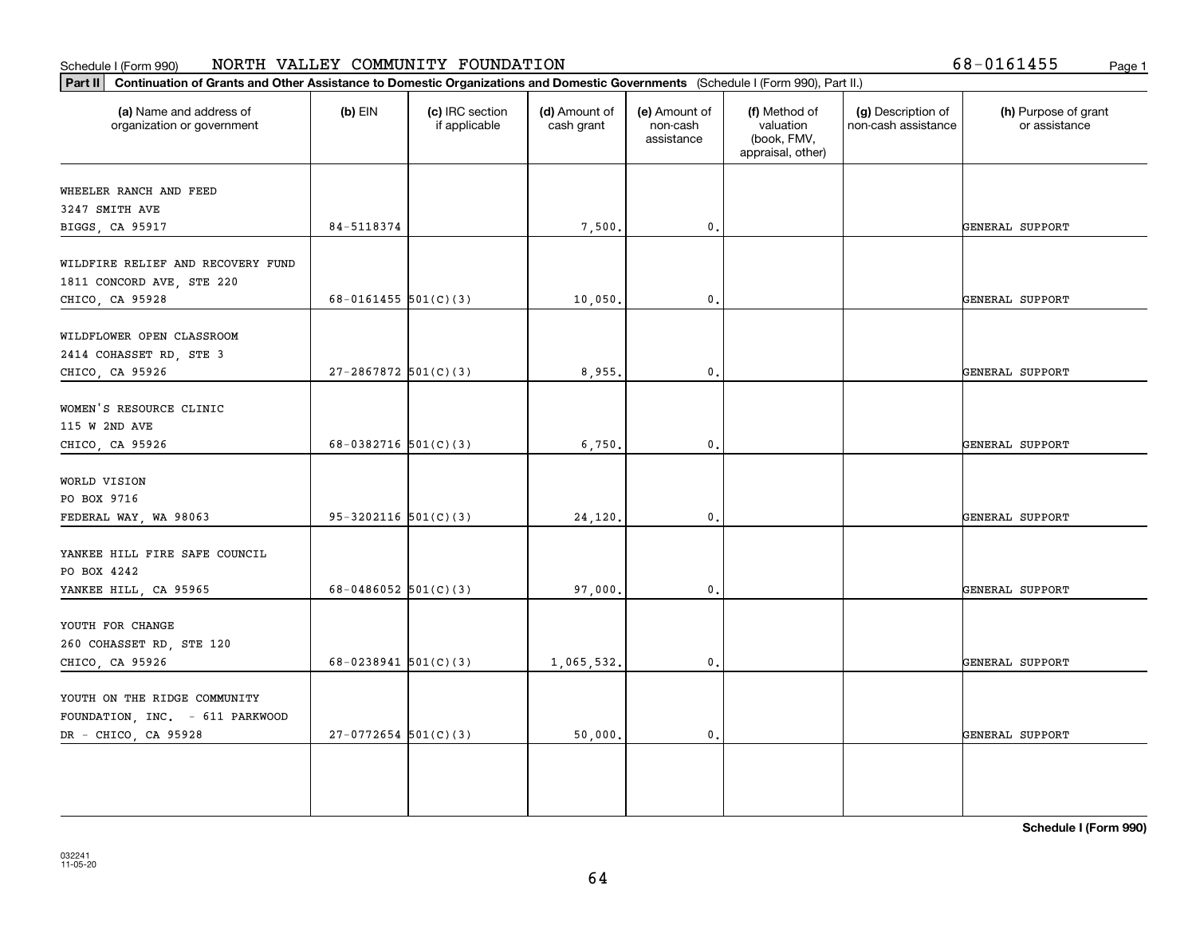Schedule I (Form 990) NORTH VALLEY COMMUNITY FOUNDATION 68-0161455

**Part II** **Continuation of Grants and Other Assistance to Domestic Organizations and Domestic Governments** (Schedule I (Form 990), Part II.)

| (a) Name and address of organization or government | (b) EIN | (c) IRC section if applicable | (d) Amount of cash grant | (e) Amount of non-cash assistance | (f) Method of valuation (book, FMV, appraisal, other) | (g) Description of non-cash assistance | (h) Purpose of grant or assistance |
|---|---|---|---|---|---|---|---|
| WHEELER RANCH AND FEED<br>3247 SMITH AVE<br>BIGGS, CA 95917 | 84-5118374 | | 7,500. | 0. | | | GENERAL SUPPORT |
| WILDFIRE RELIEF AND RECOVERY FUND<br>1811 CONCORD AVE, STE 220<br>CHICO, CA 95928 | 68-0161455 | 501(C)(3) | 10,050. | 0. | | | GENERAL SUPPORT |
| WILDFLOWER OPEN CLASSROOM<br>2414 COHASSET RD, STE 3<br>CHICO, CA 95926 | 27-2867872 | 501(C)(3) | 8,955. | 0. | | | GENERAL SUPPORT |
| WOMEN'S RESOURCE CLINIC<br>115 W 2ND AVE<br>CHICO, CA 95926 | 68-0382716 | 501(C)(3) | 6,750. | 0. | | | GENERAL SUPPORT |
| WORLD VISION<br>PO BOX 9716<br>FEDERAL WAY, WA 98063 | 95-3202116 | 501(C)(3) | 24,120. | 0. | | | GENERAL SUPPORT |
| YANKEE HILL FIRE SAFE COUNCIL<br>PO BOX 4242<br>YANKEE HILL, CA 95965 | 68-0486052 | 501(C)(3) | 97,000. | 0. | | | GENERAL SUPPORT |
| YOUTH FOR CHANGE<br>260 COHASSET RD, STE 120<br>CHICO, CA 95926 | 68-0238941 | 501(C)(3) | 1,065,532. | 0. | | | GENERAL SUPPORT |
| YOUTH ON THE RIDGE COMMUNITY FOUNDATION, INC. - 611 PARKWOOD DR - CHICO, CA 95928 | 27-0772654 | 501(C)(3) | 50,000. | 0. | | | GENERAL SUPPORT |
| | | | | | | | |

**Schedule I (Form 990)**

032241
11-05-20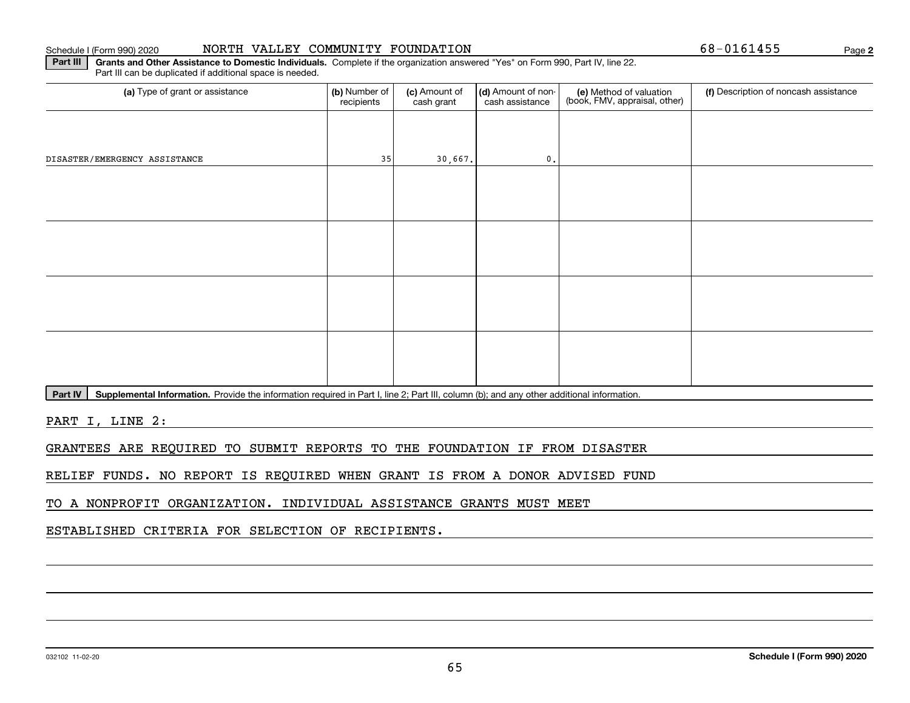Schedule I (Form 990) 2020 NORTH VALLEY COMMUNITY FOUNDATION 68-0161455 Page **2**

**Part III** **Grants and Other Assistance to Domestic Individuals.** Complete if the organization answered "Yes" on Form 990, Part IV, line 22. Part III can be duplicated if additional space is needed.

| (a) Type of grant or assistance | (b) Number of recipients | (c) Amount of cash grant | (d) Amount of non-cash assistance | (e) Method of valuation (book, FMV, appraisal, other) | (f) Description of noncash assistance |
|---|---|---|---|---|---|
| DISASTER/EMERGENCY ASSISTANCE | 35 | 30,667. | 0. | | |
| | | | | | |
| | | | | | |
| | | | | | |
| | | | | | |

**Part IV** **Supplemental Information.** Provide the information required in Part I, line 2; Part III, column (b); and any other additional information.

PART I, LINE 2:

GRANTEES ARE REQUIRED TO SUBMIT REPORTS TO THE FOUNDATION IF FROM DISASTER RELIEF FUNDS. NO REPORT IS REQUIRED WHEN GRANT IS FROM A DONOR ADVISED FUND TO A NONPROFIT ORGANIZATION. INDIVIDUAL ASSISTANCE GRANTS MUST MEET ESTABLISHED CRITERIA FOR SELECTION OF RECIPIENTS.

032102 11-02-20 **Schedule I (Form 990) 2020**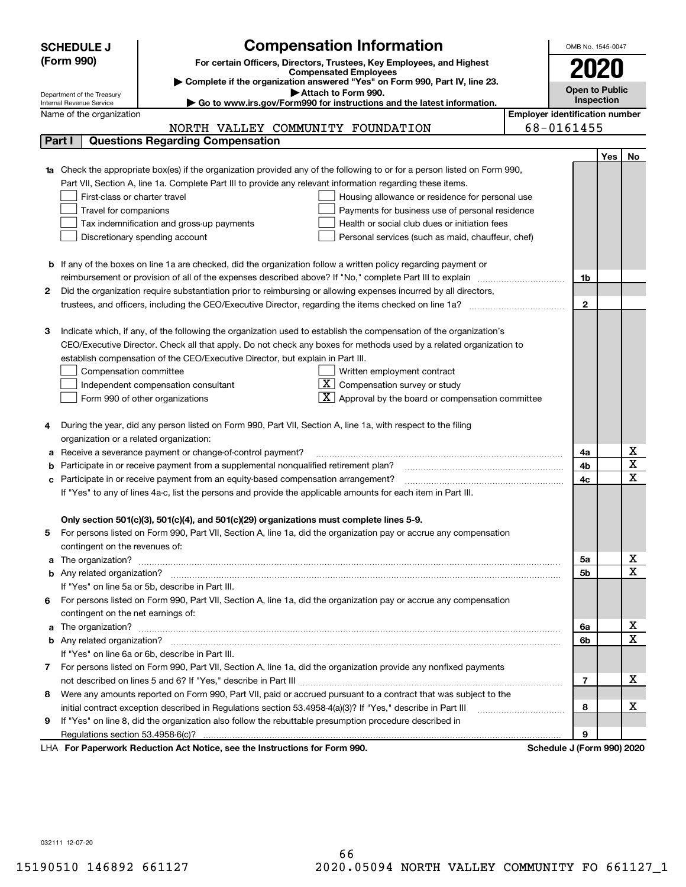**SCHEDULE J (Form 990)**

Department of the Treasury
Internal Revenue Service

# Compensation Information

**For certain Officers, Directors, Trustees, Key Employees, and Highest Compensated Employees**

▶ Complete if the organization answered "Yes" on Form 990, Part IV, line 23.
▶ Attach to Form 990.
▶ Go to www.irs.gov/Form990 for instructions and the latest information.

OMB No. 1545-0047

**2020**

**Open to Public Inspection**

| Name of the organization | Employer identification number |
|---|---|
| NORTH VALLEY COMMUNITY FOUNDATION | 68-0161455 |

## Part I Questions Regarding Compensation

| | | | Yes | No |
|---|---|---|---|---|
| **1a** | Check the appropriate box(es) if the organization provided any of the following to or for a person listed on Form 990, Part VII, Section A, line 1a. Complete Part III to provide any relevant information regarding these items.<br>☐ First-class or charter travel ☐ Housing allowance or residence for personal use<br>☐ Travel for companions ☐ Payments for business use of personal residence<br>☐ Tax indemnification and gross-up payments ☐ Health or social club dues or initiation fees<br>☐ Discretionary spending account ☐ Personal services (such as maid, chauffeur, chef) | | | |
| **b** | If any of the boxes on line 1a are checked, did the organization follow a written policy regarding payment or reimbursement or provision of all of the expenses described above? If "No," complete Part III to explain | 1b | | |
| **2** | Did the organization require substantiation prior to reimbursing or allowing expenses incurred by all directors, trustees, and officers, including the CEO/Executive Director, regarding the items checked on line 1a? | 2 | | |
| **3** | Indicate which, if any, of the following the organization used to establish the compensation of the organization's CEO/Executive Director. Check all that apply. Do not check any boxes for methods used by a related organization to establish compensation of the CEO/Executive Director, but explain in Part III.<br>☐ Compensation committee ☐ Written employment contract<br>☐ Independent compensation consultant ☒ Compensation survey or study<br>☐ Form 990 of other organizations ☒ Approval by the board or compensation committee | | | |
| **4** | During the year, did any person listed on Form 990, Part VII, Section A, line 1a, with respect to the filing organization or a related organization: | | | |
| **a** | Receive a severance payment or change-of-control payment? | 4a | | X |
| **b** | Participate in or receive payment from a supplemental nonqualified retirement plan? | 4b | | X |
| **c** | Participate in or receive payment from an equity-based compensation arrangement? | 4c | | X |
| | If "Yes" to any of lines 4a-c, list the persons and provide the applicable amounts for each item in Part III. | | | |
| | **Only section 501(c)(3), 501(c)(4), and 501(c)(29) organizations must complete lines 5-9.** | | | |
| **5** | For persons listed on Form 990, Part VII, Section A, line 1a, did the organization pay or accrue any compensation contingent on the revenues of: | | | |
| **a** | The organization? | 5a | | X |
| **b** | Any related organization? | 5b | | X |
| | If "Yes" on line 5a or 5b, describe in Part III. | | | |
| **6** | For persons listed on Form 990, Part VII, Section A, line 1a, did the organization pay or accrue any compensation contingent on the net earnings of: | | | |
| **a** | The organization? | 6a | | X |
| **b** | Any related organization? | 6b | | X |
| | If "Yes" on line 6a or 6b, describe in Part III. | | | |
| **7** | For persons listed on Form 990, Part VII, Section A, line 1a, did the organization provide any nonfixed payments not described on lines 5 and 6? If "Yes," describe in Part III | 7 | | X |
| **8** | Were any amounts reported on Form 990, Part VII, paid or accrued pursuant to a contract that was subject to the initial contract exception described in Regulations section 53.4958-4(a)(3)? If "Yes," describe in Part III | 8 | | X |
| **9** | If "Yes" on line 8, did the organization also follow the rebuttable presumption procedure described in Regulations section 53.4958-6(c)? | 9 | | |

LHA **For Paperwork Reduction Act Notice, see the Instructions for Form 990.** **Schedule J (Form 990) 2020**

032111 12-07-20

15190510 146892 661127 2020.05094 NORTH VALLEY COMMUNITY FO 661127_1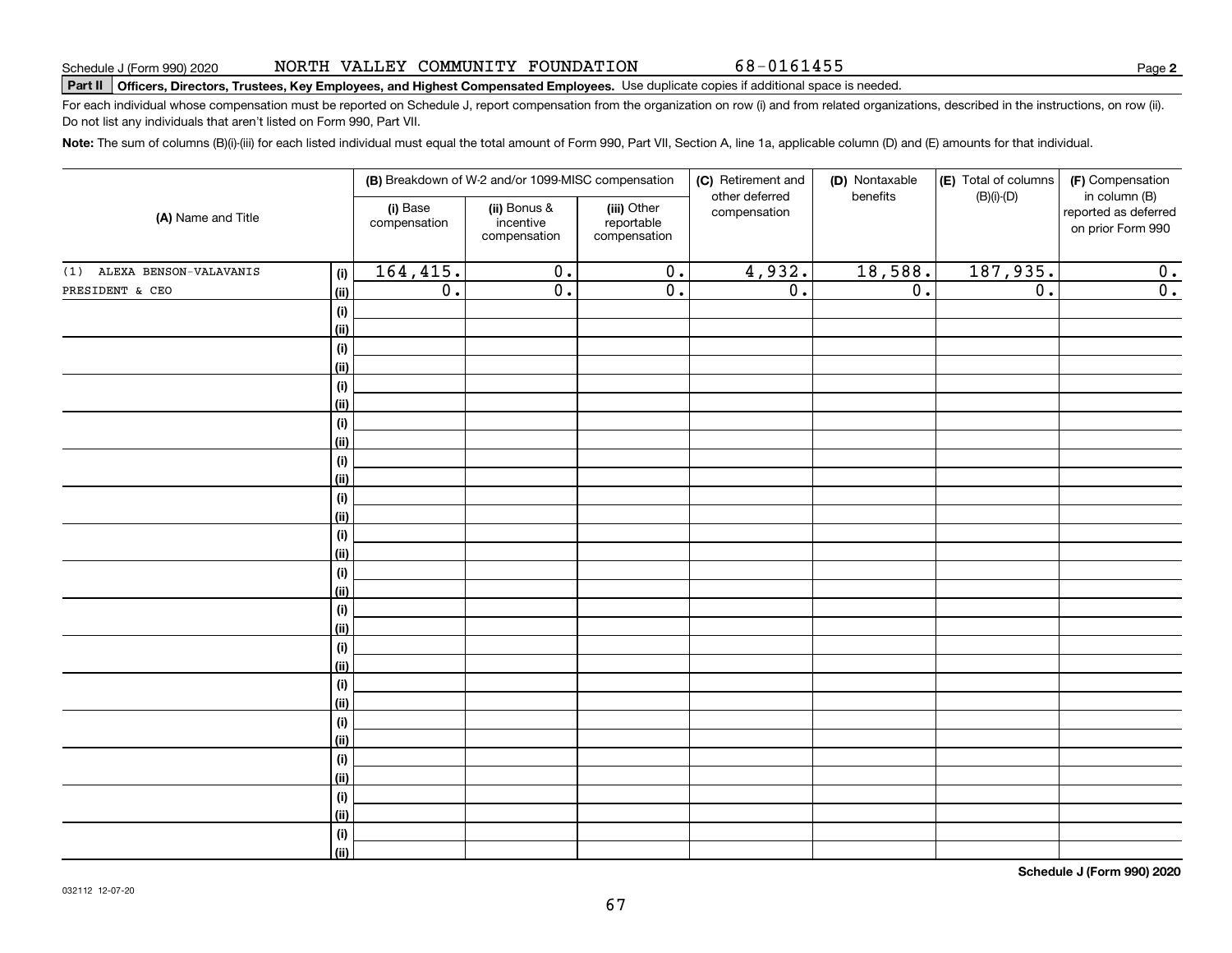Schedule J (Form 990) 2020 NORTH VALLEY COMMUNITY FOUNDATION 68-0161455 Page **2**

**Part II** **Officers, Directors, Trustees, Key Employees, and Highest Compensated Employees.** Use duplicate copies if additional space is needed.

For each individual whose compensation must be reported on Schedule J, report compensation from the organization on row (i) and from related organizations, described in the instructions, on row (ii). Do not list any individuals that aren't listed on Form 990, Part VII.

**Note:** The sum of columns (B)(i)-(iii) for each listed individual must equal the total amount of Form 990, Part VII, Section A, line 1a, applicable column (D) and (E) amounts for that individual.

| (A) Name and Title | | (B) Breakdown of W-2 and/or 1099-MISC compensation | | | (C) Retirement and other deferred compensation | (D) Nontaxable benefits | (E) Total of columns (B)(i)-(D) | (F) Compensation in column (B) reported as deferred on prior Form 990 |
|---|---|---|---|---|---|---|---|---|
| | | (i) Base compensation | (ii) Bonus & incentive compensation | (iii) Other reportable compensation | | | | |
| (1) ALEXA BENSON-VALAVANIS | (i) | 164,415. | 0. | 0. | 4,932. | 18,588. | 187,935. | 0. |
| PRESIDENT & CEO | (ii) | 0. | 0. | 0. | 0. | 0. | 0. | 0. |
| | (i) | | | | | | | |
| | (ii) | | | | | | | |
| | (i) | | | | | | | |
| | (ii) | | | | | | | |
| | (i) | | | | | | | |
| | (ii) | | | | | | | |
| | (i) | | | | | | | |
| | (ii) | | | | | | | |
| | (i) | | | | | | | |
| | (ii) | | | | | | | |
| | (i) | | | | | | | |
| | (ii) | | | | | | | |
| | (i) | | | | | | | |
| | (ii) | | | | | | | |
| | (i) | | | | | | | |
| | (ii) | | | | | | | |
| | (i) | | | | | | | |
| | (ii) | | | | | | | |
| | (i) | | | | | | | |
| | (ii) | | | | | | | |
| | (i) | | | | | | | |
| | (ii) | | | | | | | |
| | (i) | | | | | | | |
| | (ii) | | | | | | | |
| | (i) | | | | | | | |
| | (ii) | | | | | | | |
| | (i) | | | | | | | |
| | (ii) | | | | | | | |
| | (i) | | | | | | | |
| | (ii) | | | | | | | |

**Schedule J (Form 990) 2020**

032112 12-07-20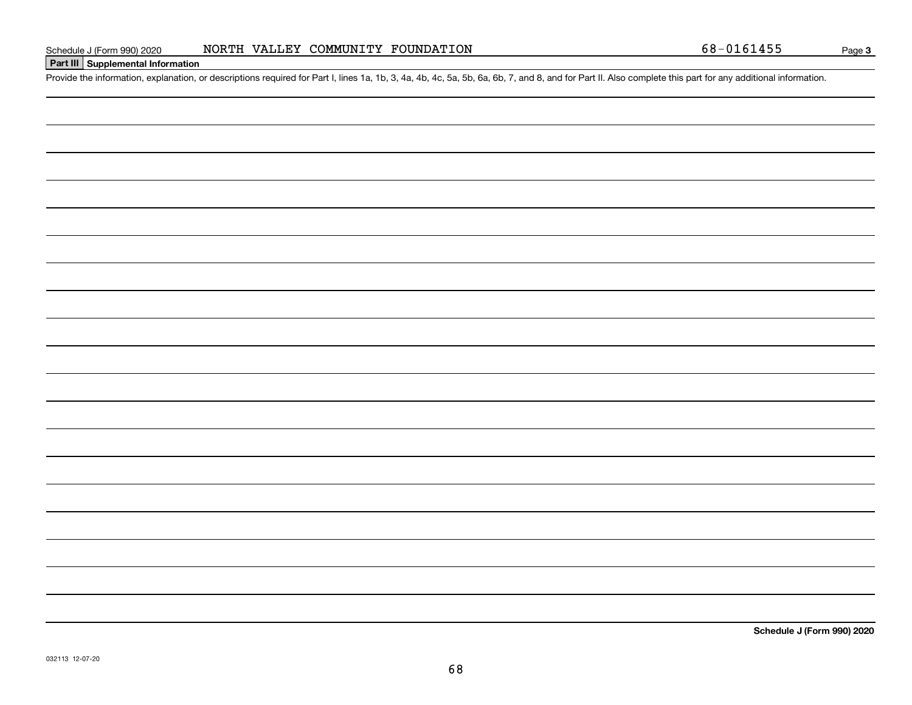Schedule J (Form 990) 2020 NORTH VALLEY COMMUNITY FOUNDATION 68-0161455 Page **3**

## Part III Supplemental Information

Provide the information, explanation, or descriptions required for Part I, lines 1a, 1b, 3, 4a, 4b, 4c, 5a, 5b, 6a, 6b, 7, and 8, and for Part II. Also complete this part for any additional information.

**Schedule J (Form 990) 2020**

032113 12-07-20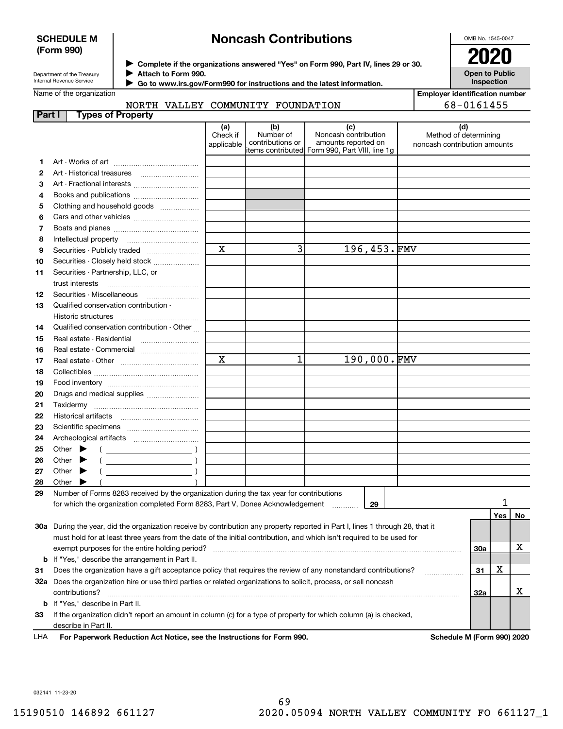**SCHEDULE M (Form 990)**

Department of the Treasury
Internal Revenue Service

# Noncash Contributions

▶ Complete if the organizations answered "Yes" on Form 990, Part IV, lines 29 or 30.
▶ Attach to Form 990.
▶ Go to www.irs.gov/Form990 for instructions and the latest information.

OMB No. 1545-0047

**2020**

**Open to Public Inspection**

Name of the organization: NORTH VALLEY COMMUNITY FOUNDATION

Employer identification number: 68-0161455

**Part I Types of Property**

| | | (a) Check if applicable | (b) Number of contributions or items contributed | (c) Noncash contribution amounts reported on Form 990, Part VIII, line 1g | (d) Method of determining noncash contribution amounts |
|---|---|---|---|---|---|
| 1 | Art - Works of art | | | | |
| 2 | Art - Historical treasures | | | | |
| 3 | Art - Fractional interests | | | | |
| 4 | Books and publications | | | | |
| 5 | Clothing and household goods | | | | |
| 6 | Cars and other vehicles | | | | |
| 7 | Boats and planes | | | | |
| 8 | Intellectual property | | | | |
| 9 | Securities - Publicly traded | X | 3 | 196,453. | FMV |
| 10 | Securities - Closely held stock | | | | |
| 11 | Securities - Partnership, LLC, or trust interests | | | | |
| 12 | Securities - Miscellaneous | | | | |
| 13 | Qualified conservation contribution - Historic structures | | | | |
| 14 | Qualified conservation contribution - Other | | | | |
| 15 | Real estate - Residential | | | | |
| 16 | Real estate - Commercial | | | | |
| 17 | Real estate - Other | X | 1 | 190,000. | FMV |
| 18 | Collectibles | | | | |
| 19 | Food inventory | | | | |
| 20 | Drugs and medical supplies | | | | |
| 21 | Taxidermy | | | | |
| 22 | Historical artifacts | | | | |
| 23 | Scientific specimens | | | | |
| 24 | Archeological artifacts | | | | |
| 25 | Other ▶ ( ) | | | | |
| 26 | Other ▶ ( ) | | | | |
| 27 | Other ▶ ( ) | | | | |
| 28 | Other ▶ ( ) | | | | |

**29** Number of Forms 8283 received by the organization during the tax year for contributions for which the organization completed Form 8283, Part V, Donee Acknowledgement ..... **29** 1

| | | | Yes | No |
|---|---|---|---|---|
| 30a | During the year, did the organization receive by contribution any property reported in Part I, lines 1 through 28, that it must hold for at least three years from the date of the initial contribution, and which isn't required to be used for exempt purposes for the entire holding period? | 30a | | X |
| b | If "Yes," describe the arrangement in Part II. | | | |
| 31 | Does the organization have a gift acceptance policy that requires the review of any nonstandard contributions? | 31 | X | |
| 32a | Does the organization hire or use third parties or related organizations to solicit, process, or sell noncash contributions? | 32a | | X |
| b | If "Yes," describe in Part II. | | | |
| 33 | If the organization didn't report an amount in column (c) for a type of property for which column (a) is checked, describe in Part II. | | | |

LHA **For Paperwork Reduction Act Notice, see the Instructions for Form 990.** **Schedule M (Form 990) 2020**

032141 11-23-20

15190510 146892 661127 2020.05094 NORTH VALLEY COMMUNITY FO 661127_1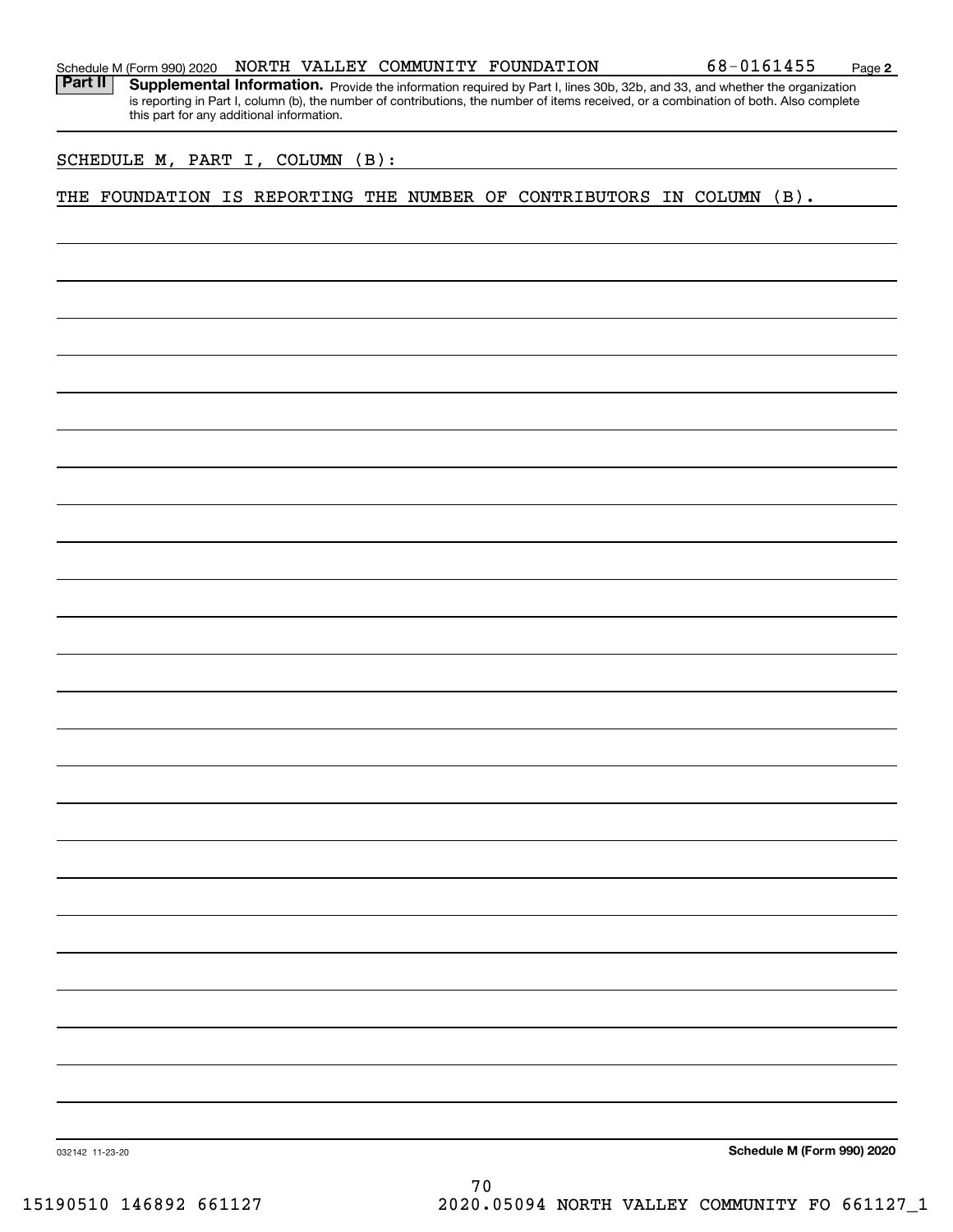Schedule M (Form 990) 2020 NORTH VALLEY COMMUNITY FOUNDATION 68-0161455 Page 2

**Part II** **Supplemental Information.** Provide the information required by Part I, lines 30b, 32b, and 33, and whether the organization is reporting in Part I, column (b), the number of contributions, the number of items received, or a combination of both. Also complete this part for any additional information.

SCHEDULE M, PART I, COLUMN (B):

THE FOUNDATION IS REPORTING THE NUMBER OF CONTRIBUTORS IN COLUMN (B).

032142 11-23-20

**Schedule M (Form 990) 2020**

15190510 146892 661127 2020.05094 NORTH VALLEY COMMUNITY FO 661127_1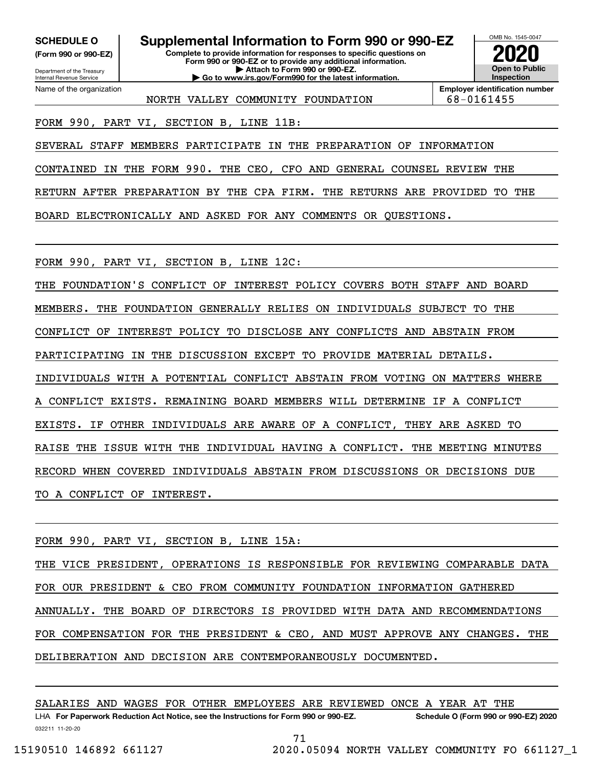**SCHEDULE O** (Form 990 or 990-EZ)

Department of the Treasury
Internal Revenue Service

# Supplemental Information to Form 990 or 990-EZ

**Complete to provide information for responses to specific questions on Form 990 or 990-EZ or to provide any additional information.**
**▶ Attach to Form 990 or 990-EZ.**
**▶ Go to www.irs.gov/Form990 for the latest information.**

OMB No. 1545-0047

**2020**

**Open to Public Inspection**

Name of the organization: NORTH VALLEY COMMUNITY FOUNDATION

**Employer identification number:** 68-0161455

FORM 990, PART VI, SECTION B, LINE 11B:

SEVERAL STAFF MEMBERS PARTICIPATE IN THE PREPARATION OF INFORMATION CONTAINED IN THE FORM 990. THE CEO, CFO AND GENERAL COUNSEL REVIEW THE RETURN AFTER PREPARATION BY THE CPA FIRM. THE RETURNS ARE PROVIDED TO THE BOARD ELECTRONICALLY AND ASKED FOR ANY COMMENTS OR QUESTIONS.

FORM 990, PART VI, SECTION B, LINE 12C:

THE FOUNDATION'S CONFLICT OF INTEREST POLICY COVERS BOTH STAFF AND BOARD MEMBERS. THE FOUNDATION GENERALLY RELIES ON INDIVIDUALS SUBJECT TO THE CONFLICT OF INTEREST POLICY TO DISCLOSE ANY CONFLICTS AND ABSTAIN FROM PARTICIPATING IN THE DISCUSSION EXCEPT TO PROVIDE MATERIAL DETAILS. INDIVIDUALS WITH A POTENTIAL CONFLICT ABSTAIN FROM VOTING ON MATTERS WHERE A CONFLICT EXISTS. REMAINING BOARD MEMBERS WILL DETERMINE IF A CONFLICT EXISTS. IF OTHER INDIVIDUALS ARE AWARE OF A CONFLICT, THEY ARE ASKED TO RAISE THE ISSUE WITH THE INDIVIDUAL HAVING A CONFLICT. THE MEETING MINUTES RECORD WHEN COVERED INDIVIDUALS ABSTAIN FROM DISCUSSIONS OR DECISIONS DUE TO A CONFLICT OF INTEREST.

FORM 990, PART VI, SECTION B, LINE 15A:

THE VICE PRESIDENT, OPERATIONS IS RESPONSIBLE FOR REVIEWING COMPARABLE DATA FOR OUR PRESIDENT & CEO FROM COMMUNITY FOUNDATION INFORMATION GATHERED ANNUALLY. THE BOARD OF DIRECTORS IS PROVIDED WITH DATA AND RECOMMENDATIONS FOR COMPENSATION FOR THE PRESIDENT & CEO, AND MUST APPROVE ANY CHANGES. THE DELIBERATION AND DECISION ARE CONTEMPORANEOUSLY DOCUMENTED.

SALARIES AND WAGES FOR OTHER EMPLOYEES ARE REVIEWED ONCE A YEAR AT THE

LHA **For Paperwork Reduction Act Notice, see the Instructions for Form 990 or 990-EZ.** **Schedule O (Form 990 or 990-EZ) 2020**

032211 11-20-20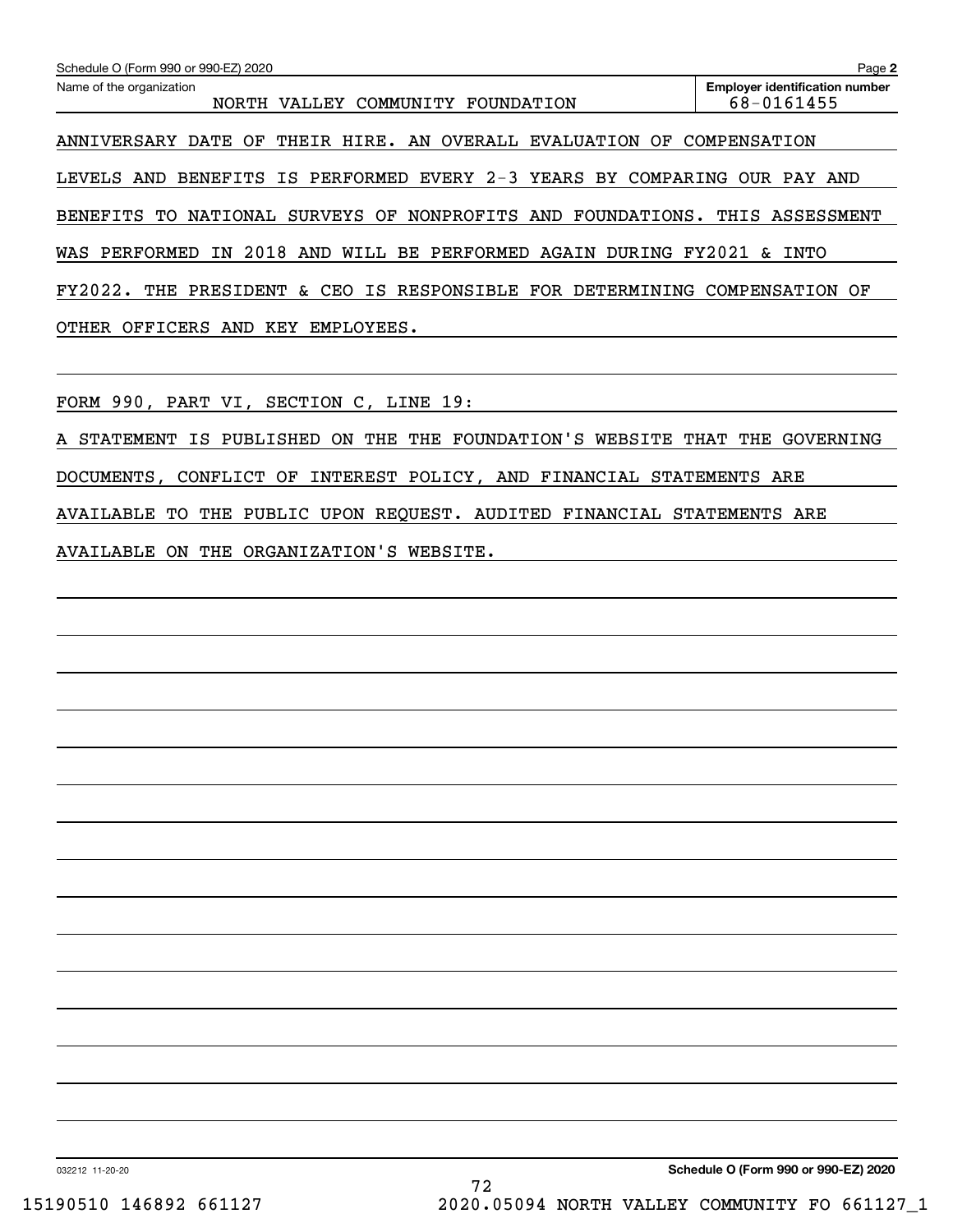Schedule O (Form 990 or 990-EZ) 2020 Page **2**

Name of the organization: NORTH VALLEY COMMUNITY FOUNDATION

**Employer identification number:** 68-0161455

ANNIVERSARY DATE OF THEIR HIRE. AN OVERALL EVALUATION OF COMPENSATION LEVELS AND BENEFITS IS PERFORMED EVERY 2-3 YEARS BY COMPARING OUR PAY AND BENEFITS TO NATIONAL SURVEYS OF NONPROFITS AND FOUNDATIONS. THIS ASSESSMENT WAS PERFORMED IN 2018 AND WILL BE PERFORMED AGAIN DURING FY2021 & INTO FY2022. THE PRESIDENT & CEO IS RESPONSIBLE FOR DETERMINING COMPENSATION OF OTHER OFFICERS AND KEY EMPLOYEES.

FORM 990, PART VI, SECTION C, LINE 19:

A STATEMENT IS PUBLISHED ON THE THE FOUNDATION'S WEBSITE THAT THE GOVERNING DOCUMENTS, CONFLICT OF INTEREST POLICY, AND FINANCIAL STATEMENTS ARE AVAILABLE TO THE PUBLIC UPON REQUEST. AUDITED FINANCIAL STATEMENTS ARE AVAILABLE ON THE ORGANIZATION'S WEBSITE.

032212 11-20-20 **Schedule O (Form 990 or 990-EZ) 2020**

15190510 146892 661127 2020.05094 NORTH VALLEY COMMUNITY FO 661127_1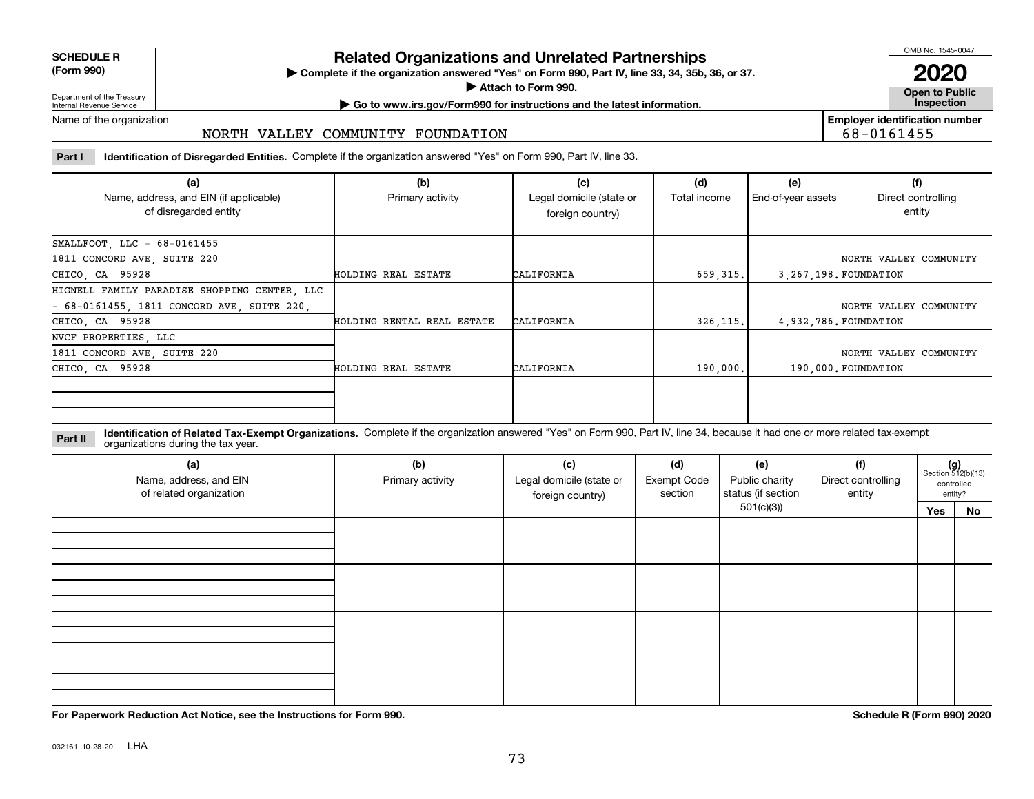**SCHEDULE R (Form 990)**

Department of the Treasury
Internal Revenue Service

# Related Organizations and Unrelated Partnerships

▶ Complete if the organization answered "Yes" on Form 990, Part IV, line 33, 34, 35b, 36, or 37.
▶ Attach to Form 990.
▶ Go to www.irs.gov/Form990 for instructions and the latest information.

OMB No. 1545-0047
**2020**
**Open to Public Inspection**

Name of the organization: NORTH VALLEY COMMUNITY FOUNDATION

Employer identification number: 68-0161455

**Part I Identification of Disregarded Entities.** Complete if the organization answered "Yes" on Form 990, Part IV, line 33.

| (a) Name, address, and EIN (if applicable) of disregarded entity | (b) Primary activity | (c) Legal domicile (state or foreign country) | (d) Total income | (e) End-of-year assets | (f) Direct controlling entity |
|---|---|---|---|---|---|
| SMALLFOOT, LLC - 68-0161455 1811 CONCORD AVE, SUITE 220 CHICO, CA 95928 | HOLDING REAL ESTATE | CALIFORNIA | 659,315. | 3,267,198. | NORTH VALLEY COMMUNITY FOUNDATION |
| HIGNELL FAMILY PARADISE SHOPPING CENTER, LLC - 68-0161455, 1811 CONCORD AVE, SUITE 220, CHICO, CA 95928 | HOLDING RENTAL REAL ESTATE | CALIFORNIA | 326,115. | 4,932,786. | NORTH VALLEY COMMUNITY FOUNDATION |
| NVCF PROPERTIES, LLC 1811 CONCORD AVE, SUITE 220 CHICO, CA 95928 | HOLDING REAL ESTATE | CALIFORNIA | 190,000. | 190,000. | NORTH VALLEY COMMUNITY FOUNDATION |
| | | | | | |

**Part II Identification of Related Tax-Exempt Organizations.** Complete if the organization answered "Yes" on Form 990, Part IV, line 34, because it had one or more related tax-exempt organizations during the tax year.

| (a) Name, address, and EIN of related organization | (b) Primary activity | (c) Legal domicile (state or foreign country) | (d) Exempt Code section | (e) Public charity status (if section 501(c)(3)) | (f) Direct controlling entity | (g) Section 512(b)(13) controlled entity? Yes | No |
|---|---|---|---|---|---|---|---|
| | | | | | | | |
| | | | | | | | |
| | | | | | | | |
| | | | | | | | |

**For Paperwork Reduction Act Notice, see the Instructions for Form 990.**

**Schedule R (Form 990) 2020**

032161 10-28-20 LHA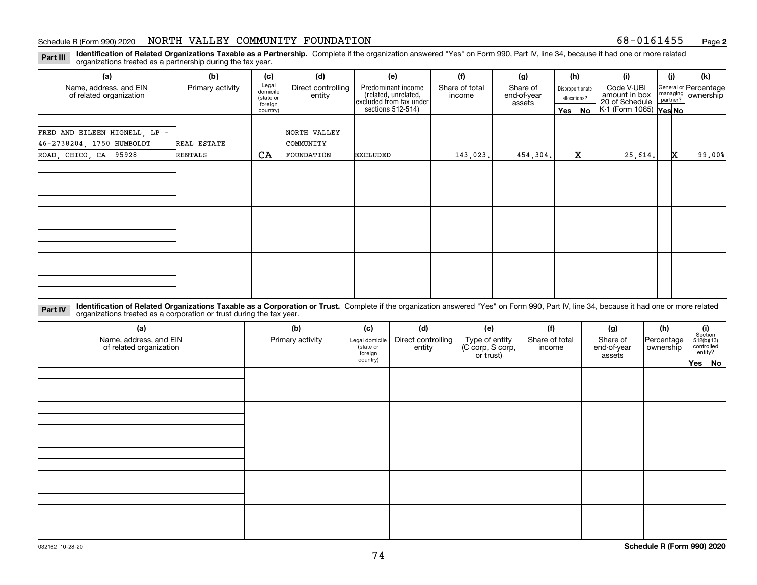Schedule R (Form 990) 2020 NORTH VALLEY COMMUNITY FOUNDATION 68-0161455

**Part III** **Identification of Related Organizations Taxable as a Partnership.** Complete if the organization answered "Yes" on Form 990, Part IV, line 34, because it had one or more related organizations treated as a partnership during the tax year.

| (a) Name, address, and EIN of related organization | (b) Primary activity | (c) Legal domicile (state or foreign country) | (d) Direct controlling entity | (e) Predominant income (related, unrelated, excluded from tax under sections 512-514) | (f) Share of total income | (g) Share of end-of-year assets | (h) Disproportionate allocations? Yes | (h) No | (i) Code V-UBI amount in box 20 of Schedule K-1 (Form 1065) | (j) General or managing partner? Yes | (j) No | (k) Percentage ownership |
|---|---|---|---|---|---|---|---|---|---|---|---|---|
| FRED AND EILEEN HIGNELL, LP - 46-2738204, 1750 HUMBOLDT ROAD, CHICO, CA 95928 | REAL ESTATE RENTALS | CA | NORTH VALLEY COMMUNITY FOUNDATION | EXCLUDED | 143,023. | 454,304. | | X | 25,614. | | X | 99.00% |
| | | | | | | | | | | | | |
| | | | | | | | | | | | | |
| | | | | | | | | | | | | |

**Part IV** **Identification of Related Organizations Taxable as a Corporation or Trust.** Complete if the organization answered "Yes" on Form 990, Part IV, line 34, because it had one or more related organizations treated as a corporation or trust during the tax year.

| (a) Name, address, and EIN of related organization | (b) Primary activity | (c) Legal domicile (state or foreign country) | (d) Direct controlling entity | (e) Type of entity (C corp, S corp, or trust) | (f) Share of total income | (g) Share of end-of-year assets | (h) Percentage ownership | (i) Section 512(b)(13) controlled entity? Yes | (i) No |
|---|---|---|---|---|---|---|---|---|---|
| | | | | | | | | | |
| | | | | | | | | | |
| | | | | | | | | | |
| | | | | | | | | | |
| | | | | | | | | | |

032162 10-28-20

**Schedule R (Form 990) 2020**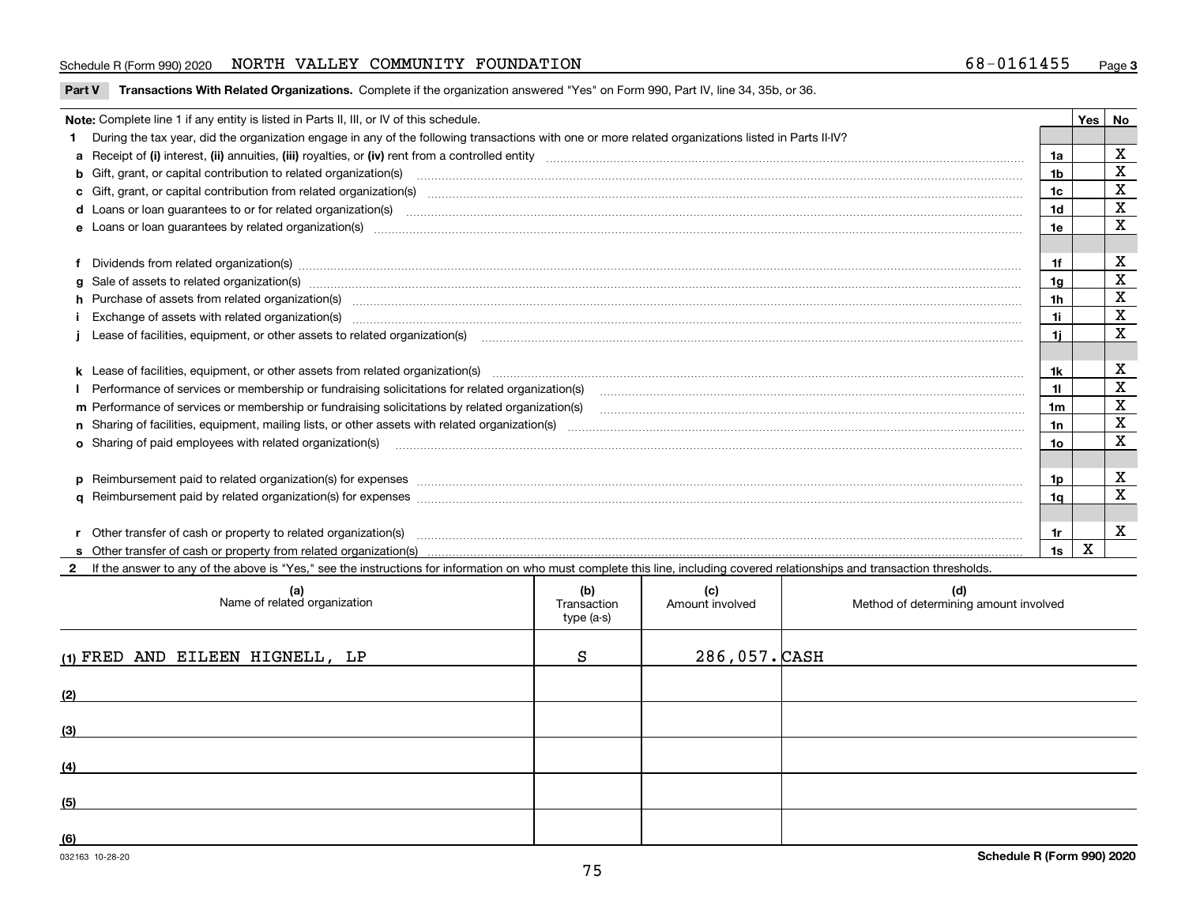Schedule R (Form 990) 2020 NORTH VALLEY COMMUNITY FOUNDATION 68-0161455 Page 3

**Part V Transactions With Related Organizations.** Complete if the organization answered "Yes" on Form 990, Part IV, line 34, 35b, or 36.

| Note: Complete line 1 if any entity is listed in Parts II, III, or IV of this schedule. | | Yes | No |
|---|---|---|---|
| **1** During the tax year, did the organization engage in any of the following transactions with one or more related organizations listed in Parts II-IV? | | | |
| **a** Receipt of **(i)** interest, **(ii)** annuities, **(iii)** royalties, or **(iv)** rent from a controlled entity | 1a | | X |
| **b** Gift, grant, or capital contribution to related organization(s) | 1b | | X |
| **c** Gift, grant, or capital contribution from related organization(s) | 1c | | X |
| **d** Loans or loan guarantees to or for related organization(s) | 1d | | X |
| **e** Loans or loan guarantees by related organization(s) | 1e | | X |
| **f** Dividends from related organization(s) | 1f | | X |
| **g** Sale of assets to related organization(s) | 1g | | X |
| **h** Purchase of assets from related organization(s) | 1h | | X |
| **i** Exchange of assets with related organization(s) | 1i | | X |
| **j** Lease of facilities, equipment, or other assets to related organization(s) | 1j | | X |
| **k** Lease of facilities, equipment, or other assets from related organization(s) | 1k | | X |
| **l** Performance of services or membership or fundraising solicitations for related organization(s) | 1l | | X |
| **m** Performance of services or membership or fundraising solicitations by related organization(s) | 1m | | X |
| **n** Sharing of facilities, equipment, mailing lists, or other assets with related organization(s) | 1n | | X |
| **o** Sharing of paid employees with related organization(s) | 1o | | X |
| **p** Reimbursement paid to related organization(s) for expenses | 1p | | X |
| **q** Reimbursement paid by related organization(s) for expenses | 1q | | X |
| **r** Other transfer of cash or property to related organization(s) | 1r | | X |
| **s** Other transfer of cash or property from related organization(s) | 1s | X | |

**2** If the answer to any of the above is "Yes," see the instructions for information on who must complete this line, including covered relationships and transaction thresholds.

| | (a) Name of related organization | (b) Transaction type (a-s) | (c) Amount involved | (d) Method of determining amount involved |
|---|---|---|---|---|
| (1) | FRED AND EILEEN HIGNELL, LP | S | 286,057. | CASH |
| (2) | | | | |
| (3) | | | | |
| (4) | | | | |
| (5) | | | | |
| (6) | | | | |

032163 10-28-20 **Schedule R (Form 990) 2020**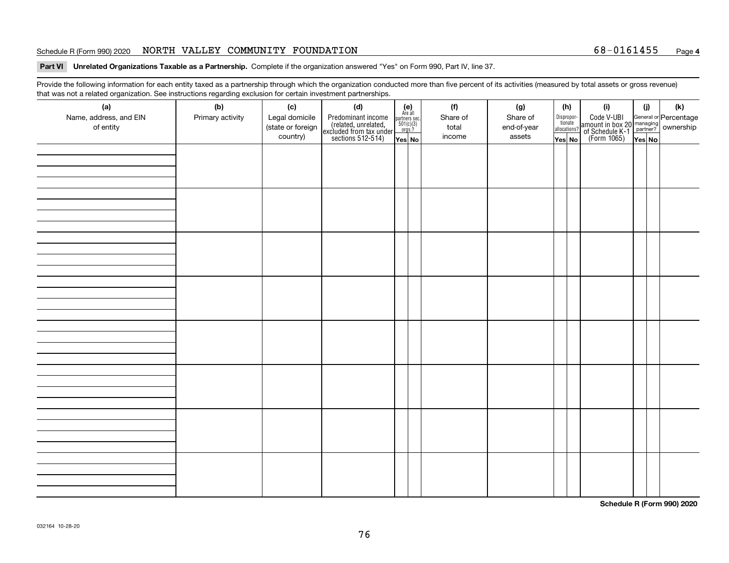Schedule R (Form 990) 2020 NORTH VALLEY COMMUNITY FOUNDATION 68-0161455 Page 4

**Part VI Unrelated Organizations Taxable as a Partnership.** Complete if the organization answered "Yes" on Form 990, Part IV, line 37.

Provide the following information for each entity taxed as a partnership through which the organization conducted more than five percent of its activities (measured by total assets or gross revenue) that was not a related organization. See instructions regarding exclusion for certain investment partnerships.

| (a) Name, address, and EIN of entity | (b) Primary activity | (c) Legal domicile (state or foreign country) | (d) Predominant income (related, unrelated, excluded from tax under sections 512-514) | (e) Are all partners sec. 501(c)(3) orgs.? Yes | (e) No | (f) Share of total income | (g) Share of end-of-year assets | (h) Disproportionate allocations? Yes | (h) No | (i) Code V-UBI amount in box 20 of Schedule K-1 (Form 1065) | (j) General or managing partner? Yes | (j) No | (k) Percentage ownership |
|---|---|---|---|---|---|---|---|---|---|---|---|---|---|
| | | | | | | | | | | | | | |
| | | | | | | | | | | | | | |
| | | | | | | | | | | | | | |
| | | | | | | | | | | | | | |
| | | | | | | | | | | | | | |
| | | | | | | | | | | | | | |
| | | | | | | | | | | | | | |
| | | | | | | | | | | | | | |

**Schedule R (Form 990) 2020**

032164 10-28-20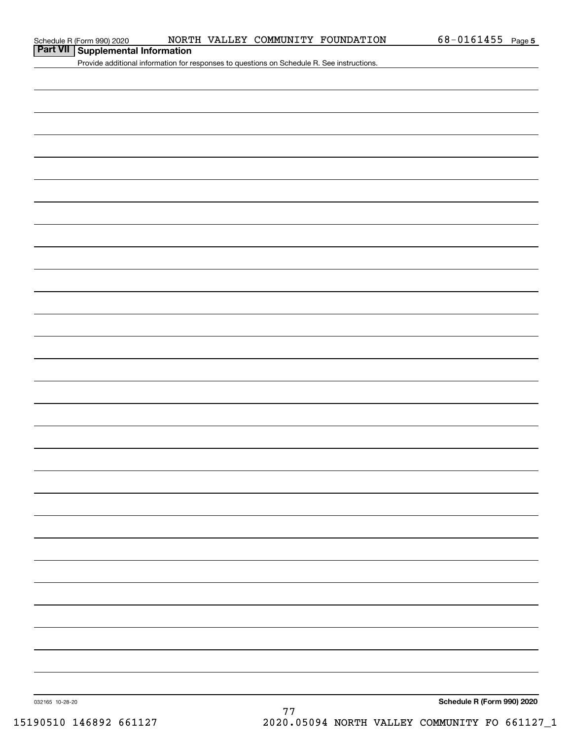Schedule R (Form 990) 2020 NORTH VALLEY COMMUNITY FOUNDATION 68-0161455 Page 5

## Part VII Supplemental Information

Provide additional information for responses to questions on Schedule R. See instructions.

032165 10-28-20

Schedule R (Form 990) 2020

15190510 146892 661127 2020.05094 NORTH VALLEY COMMUNITY FO 661127_1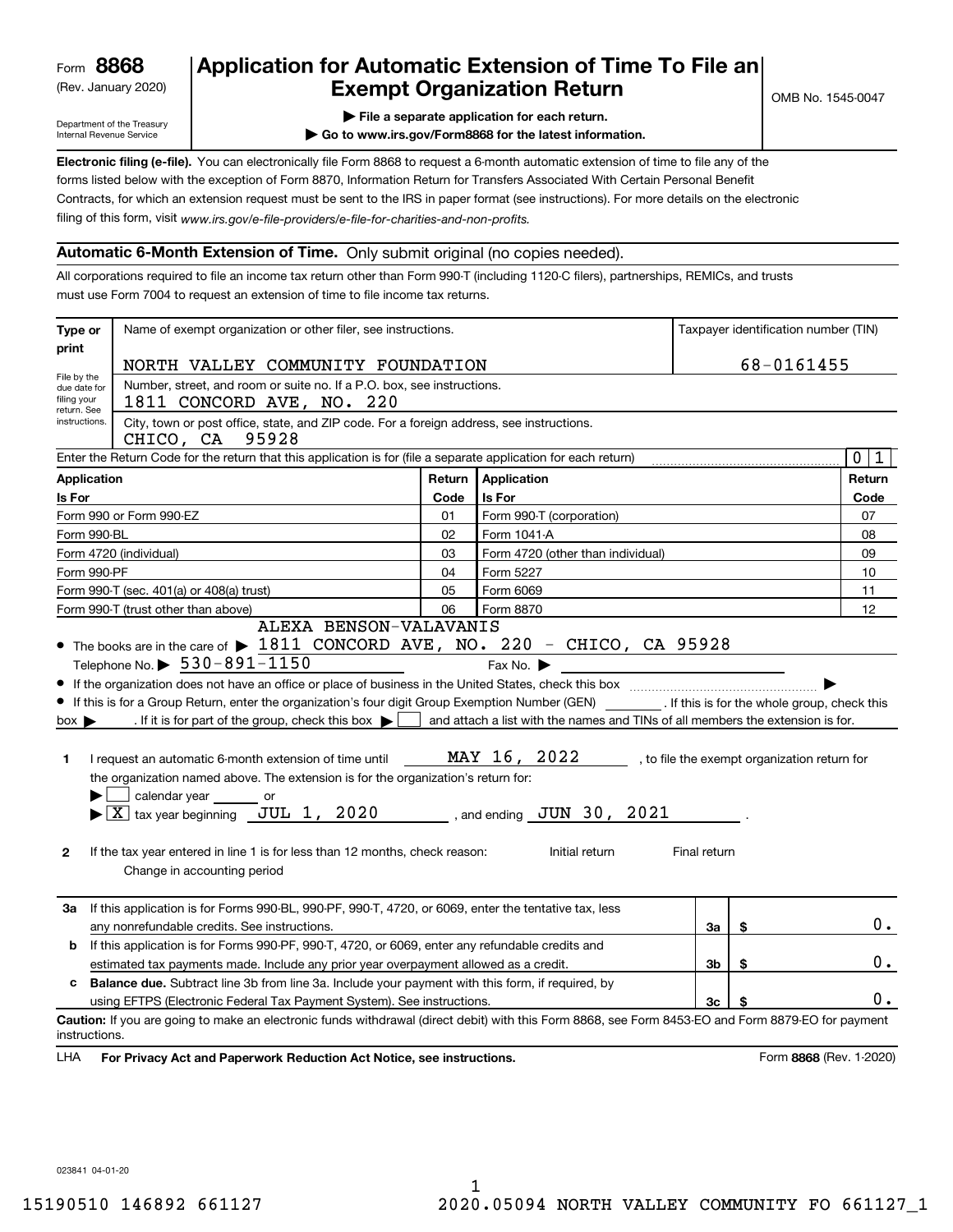Form **8868**
(Rev. January 2020)

Department of the Treasury
Internal Revenue Service

# Application for Automatic Extension of Time To File an Exempt Organization Return

▶ **File a separate application for each return.**

▶ **Go to www.irs.gov/Form8868 for the latest information.**

OMB No. 1545-0047

**Electronic filing (e-file).** You can electronically file Form 8868 to request a 6-month automatic extension of time to file any of the forms listed below with the exception of Form 8870, Information Return for Transfers Associated With Certain Personal Benefit Contracts, for which an extension request must be sent to the IRS in paper format (see instructions). For more details on the electronic filing of this form, visit *www.irs.gov/e-file-providers/e-file-for-charities-and-non-profits.*

## Automatic 6-Month Extension of Time. Only submit original (no copies needed).

All corporations required to file an income tax return other than Form 990-T (including 1120-C filers), partnerships, REMICs, and trusts must use Form 7004 to request an extension of time to file income tax returns.

| Type or print | Name of exempt organization or other filer, see instructions. | Taxpayer identification number (TIN) |
|---|---|---|
| File by the due date for filing your return. See instructions. | NORTH VALLEY COMMUNITY FOUNDATION | 68-0161455 |
| | Number, street, and room or suite no. If a P.O. box, see instructions. 1811 CONCORD AVE, NO. 220 | |
| | City, town or post office, state, and ZIP code. For a foreign address, see instructions. CHICO, CA 95928 | |

Enter the Return Code for the return that this application is for (file a separate application for each return) .......... 0 1

| Application Is For | Return Code | Application Is For | Return Code |
|---|---|---|---|
| Form 990 or Form 990-EZ | 01 | Form 990-T (corporation) | 07 |
| Form 990-BL | 02 | Form 1041-A | 08 |
| Form 4720 (individual) | 03 | Form 4720 (other than individual) | 09 |
| Form 990-PF | 04 | Form 5227 | 10 |
| Form 990-T (sec. 401(a) or 408(a) trust) | 05 | Form 6069 | 11 |
| Form 990-T (trust other than above) | 06 | Form 8870 | 12 |

- The books are in the care of ▶ ALEXA BENSON-VALAVANIS 1811 CONCORD AVE, NO. 220 - CHICO, CA 95928

  Telephone No. ▶ 530-891-1150 Fax No. ▶
- If the organization does not have an office or place of business in the United States, check this box .......... ▶
- If this is for a Group Return, enter the organization's four digit Group Exemption Number (GEN) ______ . If this is for the whole group, check this box ▶ ☐ . If it is for part of the group, check this box ▶ ☐ and attach a list with the names and TINs of all members the extension is for.

**1** I request an automatic 6-month extension of time until MAY 16, 2022, to file the exempt organization return for the organization named above. The extension is for the organization's return for:

▶ ☐ calendar year ______ or

▶ ☒ tax year beginning JUL 1, 2020, and ending JUN 30, 2021.

**2** If the tax year entered in line 1 is for less than 12 months, check reason: ☐ Initial return ☐ Final return ☐ Change in accounting period

| | | | |
|---|---|---|---|
| **3a** | If this application is for Forms 990-BL, 990-PF, 990-T, 4720, or 6069, enter the tentative tax, less any nonrefundable credits. See instructions. | 3a | $ 0. |
| **b** | If this application is for Forms 990-PF, 990-T, 4720, or 6069, enter any refundable credits and estimated tax payments made. Include any prior year overpayment allowed as a credit. | 3b | $ 0. |
| **c** | **Balance due.** Subtract line 3b from line 3a. Include your payment with this form, if required, by using EFTPS (Electronic Federal Tax Payment System). See instructions. | 3c | $ 0. |

**Caution:** If you are going to make an electronic funds withdrawal (direct debit) with this Form 8868, see Form 8453-EO and Form 8879-EO for payment instructions.

LHA **For Privacy Act and Paperwork Reduction Act Notice, see instructions.** Form **8868** (Rev. 1-2020)

023841 04-01-20

15190510 146892 661127 2020.05094 NORTH VALLEY COMMUNITY FO 661127_1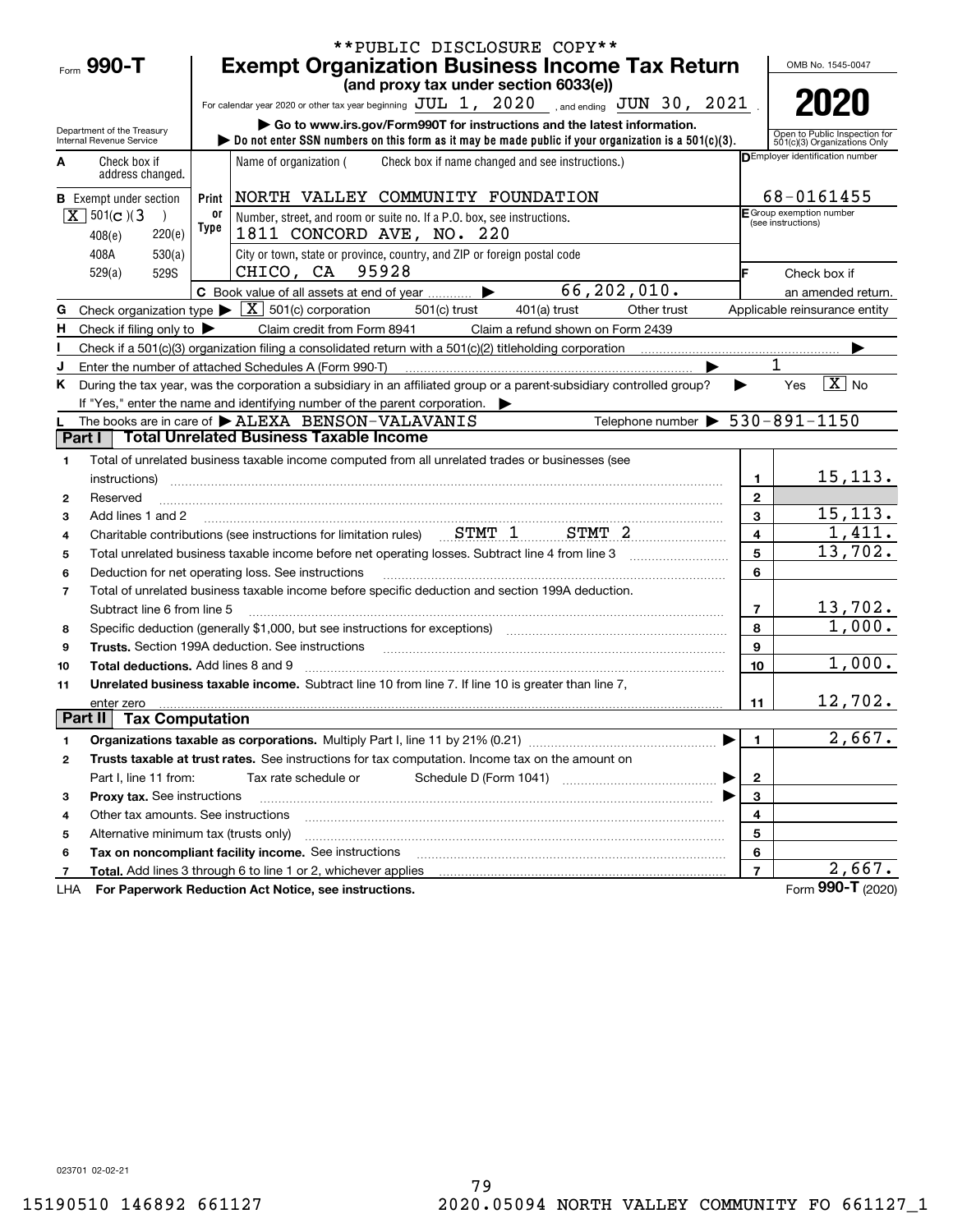**PUBLIC DISCLOSURE COPY**

Form **990-T**

# Exempt Organization Business Income Tax Return

**(and proxy tax under section 6033(e))**

For calendar year 2020 or other tax year beginning JUL 1, 2020 , and ending JUN 30, 2021 .

▶ Go to www.irs.gov/Form990T for instructions and the latest information.

▶ Do not enter SSN numbers on this form as it may be made public if your organization is a 501(c)(3).

OMB No. 1545-0047

**2020**

Open to Public Inspection for 501(c)(3) Organizations Only

Department of the Treasury
Internal Revenue Service

**A** Check box if address changed.

**B** Exempt under section
[X] 501(c)(3)
408(e) 220(e)
408A 530(a)
529(a) 529S

Name of organization ( Check box if name changed and see instructions.)
NORTH VALLEY COMMUNITY FOUNDATION

Number, street, and room or suite no. If a P.O. box, see instructions.
1811 CONCORD AVE, NO. 220

City or town, state or province, country, and ZIP or foreign postal code
CHICO, CA 95928

**D** Employer identification number: 68-0161455

**E** Group exemption number (see instructions)

**F** Check box if an amended return.

**C** Book value of all assets at end of year ▶ 66,202,010.

**G** Check organization type ▶ [X] 501(c) corporation  501(c) trust  401(a) trust  Other trust  Applicable reinsurance entity

**H** Check if filing only to ▶ Claim credit from Form 8941  Claim a refund shown on Form 2439

**I** Check if a 501(c)(3) organization filing a consolidated return with a 501(c)(2) titleholding corporation ▶

**J** Enter the number of attached Schedules A (Form 990-T) ▶ 1

**K** During the tax year, was the corporation a subsidiary in an affiliated group or a parent-subsidiary controlled group? ▶ Yes [X] No
If "Yes," enter the name and identifying number of the parent corporation. ▶

**L** The books are in care of ▶ ALEXA BENSON-VALAVANIS  Telephone number ▶ 530-891-1150

## Part I  Total Unrelated Business Taxable Income

| | | | |
|---|---|---|---|
| 1 | Total of unrelated business taxable income computed from all unrelated trades or businesses (see instructions) | 1 | 15,113. |
| 2 | Reserved | 2 | |
| 3 | Add lines 1 and 2 | 3 | 15,113. |
| 4 | Charitable contributions (see instructions for limitation rules) STMT 1 STMT 2 | 4 | 1,411. |
| 5 | Total unrelated business taxable income before net operating losses. Subtract line 4 from line 3 | 5 | 13,702. |
| 6 | Deduction for net operating loss. See instructions | 6 | |
| 7 | Total of unrelated business taxable income before specific deduction and section 199A deduction. Subtract line 6 from line 5 | 7 | 13,702. |
| 8 | Specific deduction (generally $1,000, but see instructions for exceptions) | 8 | 1,000. |
| 9 | **Trusts.** Section 199A deduction. See instructions | 9 | |
| 10 | **Total deductions.** Add lines 8 and 9 | 10 | 1,000. |
| 11 | **Unrelated business taxable income.** Subtract line 10 from line 7. If line 10 is greater than line 7, enter zero | 11 | 12,702. |

## Part II  Tax Computation

| | | | |
|---|---|---|---|
| 1 | **Organizations taxable as corporations.** Multiply Part I, line 11 by 21% (0.21) ▶ | 1 | 2,667. |
| 2 | **Trusts taxable at trust rates.** See instructions for tax computation. Income tax on the amount on Part I, line 11 from: Tax rate schedule or Schedule D (Form 1041) ▶ | 2 | |
| 3 | **Proxy tax.** See instructions ▶ | 3 | |
| 4 | Other tax amounts. See instructions | 4 | |
| 5 | Alternative minimum tax (trusts only) | 5 | |
| 6 | **Tax on noncompliant facility income.** See instructions | 6 | |
| 7 | **Total.** Add lines 3 through 6 to line 1 or 2, whichever applies | 7 | 2,667. |

LHA **For Paperwork Reduction Act Notice, see instructions.** Form **990-T** (2020)

023701 02-02-21

15190510 146892 661127 2020.05094 NORTH VALLEY COMMUNITY FO 661127_1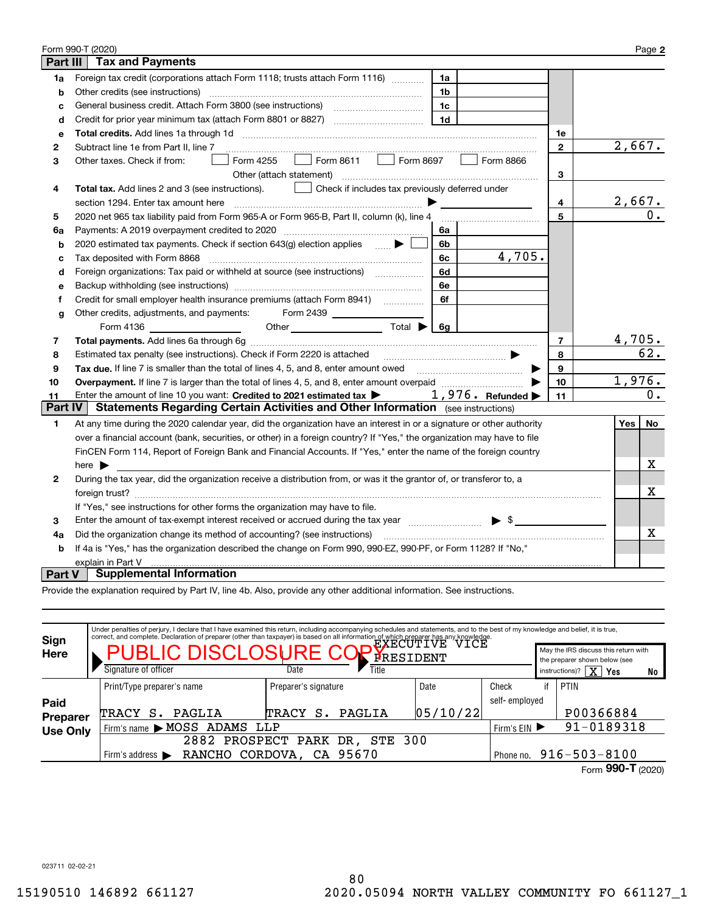Form 990-T (2020) Page 2

## Part III Tax and Payments

| | | | | | |
|---|---|---|---|---|---|
| 1a | Foreign tax credit (corporations attach Form 1118; trusts attach Form 1116) | 1a | | | |
| b | Other credits (see instructions) | 1b | | | |
| c | General business credit. Attach Form 3800 (see instructions) | 1c | | | |
| d | Credit for prior year minimum tax (attach Form 8801 or 8827) | 1d | | | |
| e | **Total credits.** Add lines 1a through 1d | | | 1e | |
| 2 | Subtract line 1e from Part II, line 7 | | | 2 | 2,667. |
| 3 | Other taxes. Check if from: ☐ Form 4255 ☐ Form 8611 ☐ Form 8697 ☐ Form 8866 ☐ Other (attach statement) | | | 3 | |
| 4 | **Total tax.** Add lines 2 and 3 (see instructions). ☐ Check if includes tax previously deferred under section 1294. Enter tax amount here ▶ | | | 4 | 2,667. |
| 5 | 2020 net 965 tax liability paid from Form 965-A or Form 965-B, Part II, column (k), line 4 | | | 5 | 0. |
| 6a | Payments: A 2019 overpayment credited to 2020 | 6a | | | |
| b | 2020 estimated tax payments. Check if section 643(g) election applies ▶ ☐ | 6b | | | |
| c | Tax deposited with Form 8868 | 6c | 4,705. | | |
| d | Foreign organizations: Tax paid or withheld at source (see instructions) | 6d | | | |
| e | Backup withholding (see instructions) | 6e | | | |
| f | Credit for small employer health insurance premiums (attach Form 8941) | 6f | | | |
| g | Other credits, adjustments, and payments: Form 2439 ______ Form 4136 ______ Other ______ Total ▶ | 6g | | | |
| 7 | **Total payments.** Add lines 6a through 6g | | | 7 | 4,705. |
| 8 | Estimated tax penalty (see instructions). Check if Form 2220 is attached ▶ | | | 8 | 62. |
| 9 | **Tax due.** If line 7 is smaller than the total of lines 4, 5, and 8, enter amount owed ▶ | | | 9 | |
| 10 | **Overpayment.** If line 7 is larger than the total of lines 4, 5, and 8, enter amount overpaid ▶ | | | 10 | 1,976. |
| 11 | Enter the amount of line 10 you want: **Credited to 2021 estimated tax** ▶ 1,976. **Refunded** ▶ | | | 11 | 0. |

## Part IV Statements Regarding Certain Activities and Other Information (see instructions)

| | | Yes | No |
|---|---|---|---|
| 1 | At any time during the 2020 calendar year, did the organization have an interest in or a signature or other authority over a financial account (bank, securities, or other) in a foreign country? If "Yes," the organization may have to file FinCEN Form 114, Report of Foreign Bank and Financial Accounts. If "Yes," enter the name of the foreign country here ▶ | | X |
| 2 | During the tax year, did the organization receive a distribution from, or was it the grantor of, or transferor to, a foreign trust? If "Yes," see instructions for other forms the organization may have to file. | | X |
| 3 | Enter the amount of tax-exempt interest received or accrued during the tax year ▶ $ | | |
| 4a | Did the organization change its method of accounting? (see instructions) | | X |
| b | If 4a is "Yes," has the organization described the change on Form 990, 990-EZ, 990-PF, or Form 1128? If "No," explain in Part V | | |

## Part V Supplemental Information

Provide the explanation required by Part IV, line 4b. Also, provide any other additional information. See instructions.

**Sign Here**

Under penalties of perjury, I declare that I have examined this return, including accompanying schedules and statements, and to the best of my knowledge and belief, it is true, correct, and complete. Declaration of preparer (other than taxpayer) is based on all information of which preparer has any knowledge.

PUBLIC DISCLOSURE COPY — Signature of officer | Date | Title: EXECUTIVE VICE PRESIDENT

May the IRS discuss this return with the preparer shown below (see instructions)? [X] Yes ☐ No

**Paid Preparer Use Only**

| Print/Type preparer's name | Preparer's signature | Date | Check if self-employed | PTIN |
|---|---|---|---|---|
| TRACY S. PAGLIA | TRACY S. PAGLIA | 05/10/22 | | P00366884 |

Firm's name ▶ MOSS ADAMS LLP — Firm's EIN ▶ 91-0189318

Firm's address ▶ 2882 PROSPECT PARK DR, STE 300, RANCHO CORDOVA, CA 95670 — Phone no. 916-503-8100

Form **990-T** (2020)

023711 02-02-21

15190510 146892 661127 2020.05094 NORTH VALLEY COMMUNITY FO 661127_1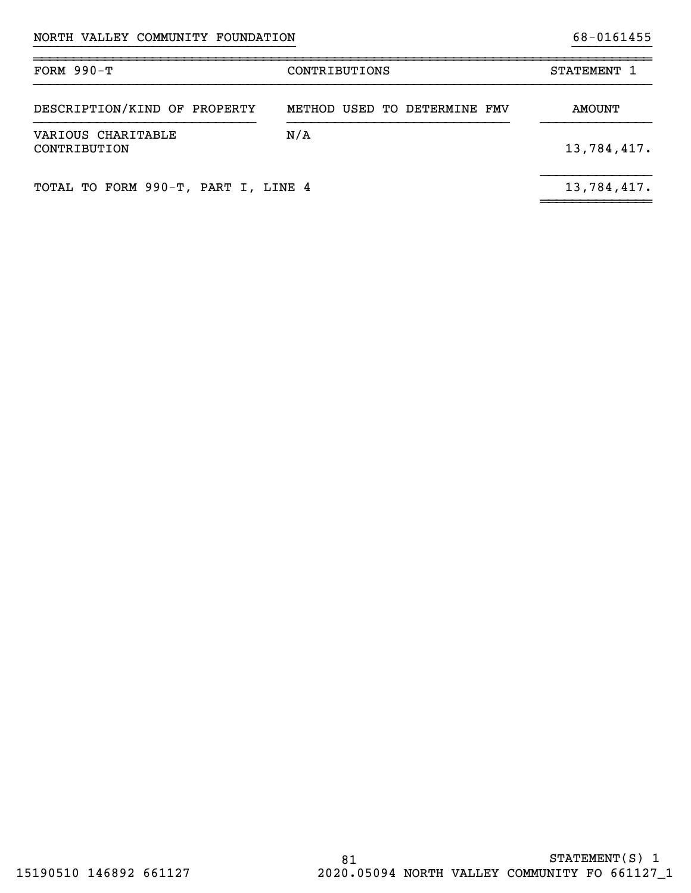NORTH VALLEY COMMUNITY FOUNDATION 68-0161455

| FORM 990-T | CONTRIBUTIONS | STATEMENT 1 |
|---|---|---|
| DESCRIPTION/KIND OF PROPERTY | METHOD USED TO DETERMINE FMV | AMOUNT |
| VARIOUS CHARITABLE CONTRIBUTION | N/A | 13,784,417. |
| TOTAL TO FORM 990-T, PART I, LINE 4 | | 13,784,417. |

STATEMENT(S) 1

15190510 146892 661127 2020.05094 NORTH VALLEY COMMUNITY FO 661127_1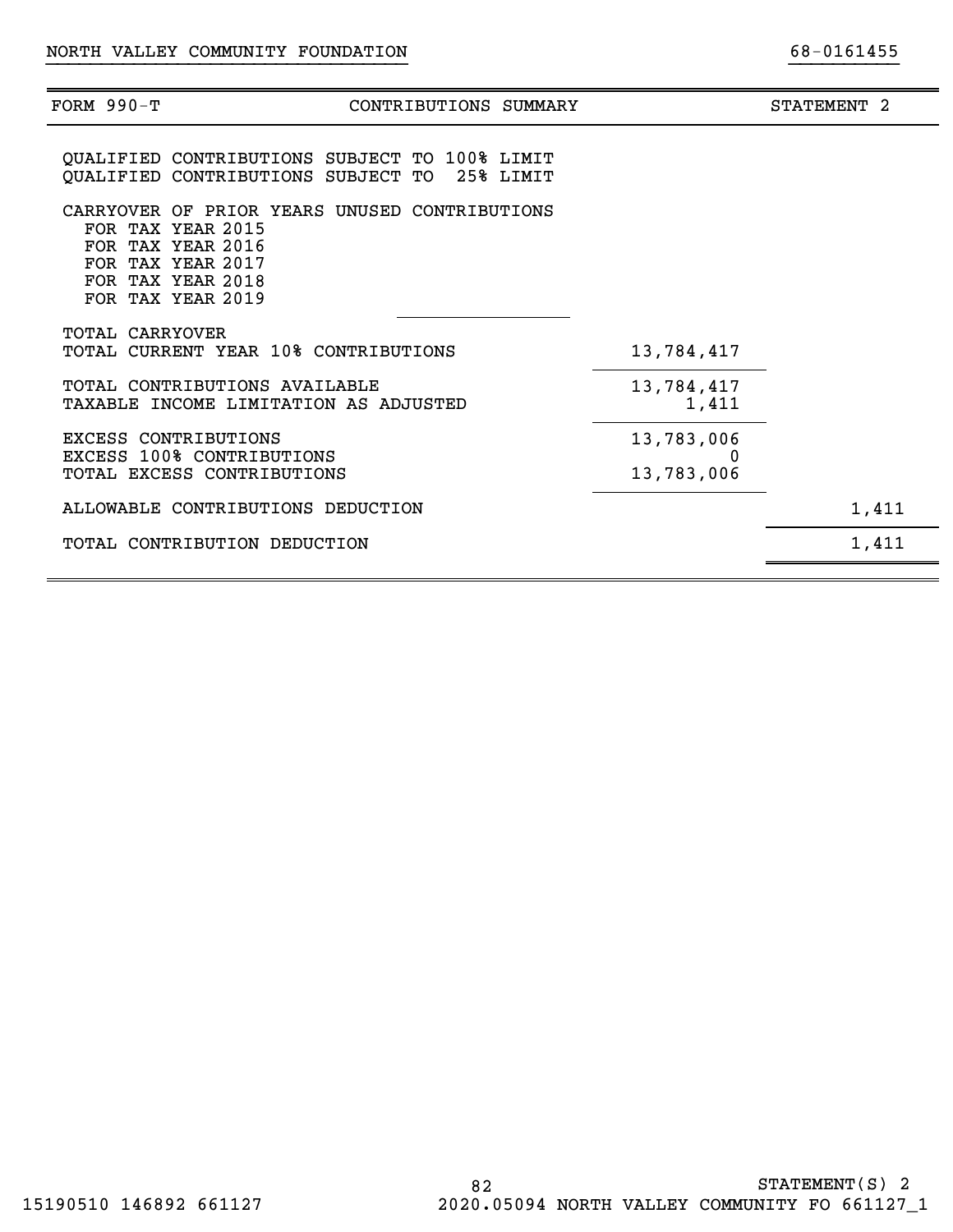NORTH VALLEY COMMUNITY FOUNDATION 68-0161455

| FORM 990-T | CONTRIBUTIONS SUMMARY | STATEMENT 2 |
|---|---|---|
| QUALIFIED CONTRIBUTIONS SUBJECT TO 100% LIMIT | | |
| QUALIFIED CONTRIBUTIONS SUBJECT TO 25% LIMIT | | |
| CARRYOVER OF PRIOR YEARS UNUSED CONTRIBUTIONS | | |
| FOR TAX YEAR 2015 | | |
| FOR TAX YEAR 2016 | | |
| FOR TAX YEAR 2017 | | |
| FOR TAX YEAR 2018 | | |
| FOR TAX YEAR 2019 | | |
| TOTAL CARRYOVER | | |
| TOTAL CURRENT YEAR 10% CONTRIBUTIONS | 13,784,417 | |
| TOTAL CONTRIBUTIONS AVAILABLE | 13,784,417 | |
| TAXABLE INCOME LIMITATION AS ADJUSTED | 1,411 | |
| EXCESS CONTRIBUTIONS | 13,783,006 | |
| EXCESS 100% CONTRIBUTIONS | 0 | |
| TOTAL EXCESS CONTRIBUTIONS | 13,783,006 | |
| ALLOWABLE CONTRIBUTIONS DEDUCTION | | 1,411 |
| TOTAL CONTRIBUTION DEDUCTION | | 1,411 |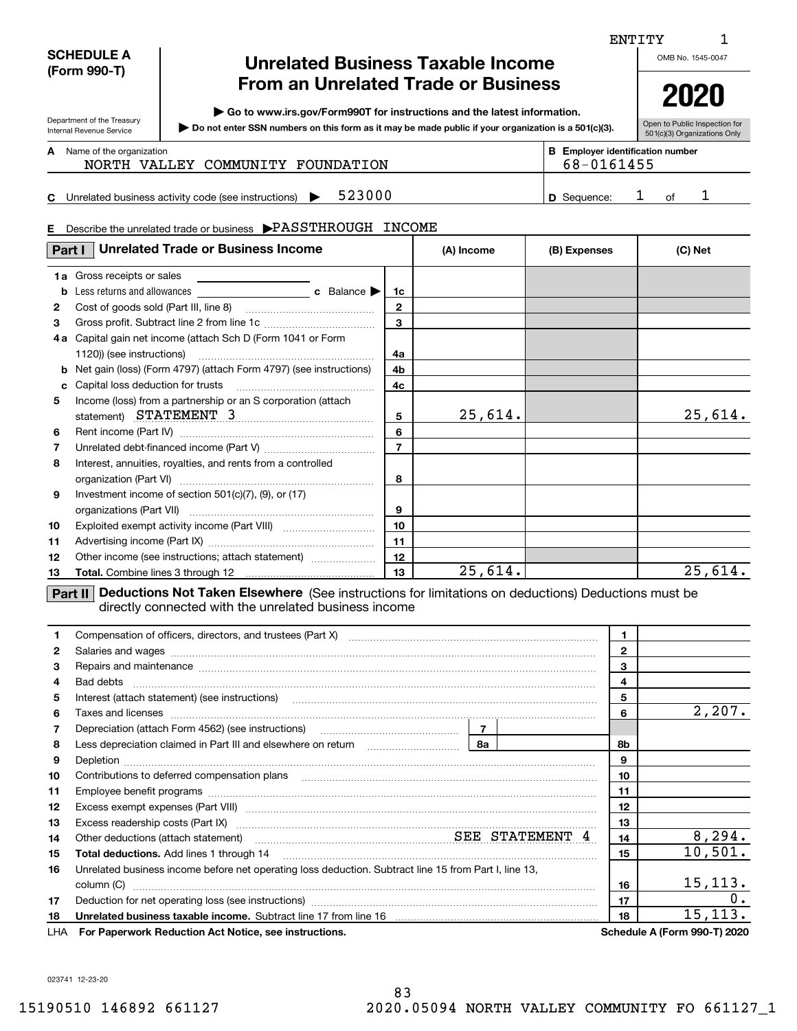ENTITY 1

**SCHEDULE A (Form 990-T)**

Department of the Treasury
Internal Revenue Service

# Unrelated Business Taxable Income From an Unrelated Trade or Business

▶ Go to www.irs.gov/Form990T for instructions and the latest information.
▶ Do not enter SSN numbers on this form as it may be made public if your organization is a 501(c)(3).

OMB No. 1545-0047

**2020**

Open to Public Inspection for 501(c)(3) Organizations Only

**A** Name of the organization: NORTH VALLEY COMMUNITY FOUNDATION

**B** Employer identification number: 68-0161455

**C** Unrelated business activity code (see instructions) ▶ 523000

**D** Sequence: 1 of 1

**E** Describe the unrelated trade or business ▶PASSTHROUGH INCOME

## Part I Unrelated Trade or Business Income

| | | Line | (A) Income | (B) Expenses | (C) Net |
|---|---|---|---|---|---|
| 1a | Gross receipts or sales | | | | |
| b | Less returns and allowances ___ c Balance ▶ | 1c | | | |
| 2 | Cost of goods sold (Part III, line 8) | 2 | | | |
| 3 | Gross profit. Subtract line 2 from line 1c | 3 | | | |
| 4a | Capital gain net income (attach Sch D (Form 1041 or Form 1120)) (see instructions) | 4a | | | |
| b | Net gain (loss) (Form 4797) (attach Form 4797) (see instructions) | 4b | | | |
| c | Capital loss deduction for trusts | 4c | | | |
| 5 | Income (loss) from a partnership or an S corporation (attach statement) STATEMENT 3 | 5 | 25,614. | | 25,614. |
| 6 | Rent income (Part IV) | 6 | | | |
| 7 | Unrelated debt-financed income (Part V) | 7 | | | |
| 8 | Interest, annuities, royalties, and rents from a controlled organization (Part VI) | 8 | | | |
| 9 | Investment income of section 501(c)(7), (9), or (17) organizations (Part VII) | 9 | | | |
| 10 | Exploited exempt activity income (Part VIII) | 10 | | | |
| 11 | Advertising income (Part IX) | 11 | | | |
| 12 | Other income (see instructions; attach statement) | 12 | | | |
| 13 | **Total.** Combine lines 3 through 12 | 13 | 25,614. | | 25,614. |

## Part II Deductions Not Taken Elsewhere (See instructions for limitations on deductions) Deductions must be directly connected with the unrelated business income

| | | Line | Amount |
|---|---|---|---|
| 1 | Compensation of officers, directors, and trustees (Part X) | 1 | |
| 2 | Salaries and wages | 2 | |
| 3 | Repairs and maintenance | 3 | |
| 4 | Bad debts | 4 | |
| 5 | Interest (attach statement) (see instructions) | 5 | |
| 6 | Taxes and licenses | 6 | 2,207. |
| 7 | Depreciation (attach Form 4562) (see instructions) — 7 | | |
| 8 | Less depreciation claimed in Part III and elsewhere on return — 8a | 8b | |
| 9 | Depletion | 9 | |
| 10 | Contributions to deferred compensation plans | 10 | |
| 11 | Employee benefit programs | 11 | |
| 12 | Excess exempt expenses (Part VIII) | 12 | |
| 13 | Excess readership costs (Part IX) | 13 | |
| 14 | Other deductions (attach statement) SEE STATEMENT 4 | 14 | 8,294. |
| 15 | **Total deductions.** Add lines 1 through 14 | 15 | 10,501. |
| 16 | Unrelated business income before net operating loss deduction. Subtract line 15 from Part I, line 13, column (C) | 16 | 15,113. |
| 17 | Deduction for net operating loss (see instructions) | 17 | 0. |
| 18 | **Unrelated business taxable income.** Subtract line 17 from line 16 | 18 | 15,113. |

LHA **For Paperwork Reduction Act Notice, see instructions.** **Schedule A (Form 990-T) 2020**

023741 12-23-20

15190510 146892 661127 2020.05094 NORTH VALLEY COMMUNITY FO 661127_1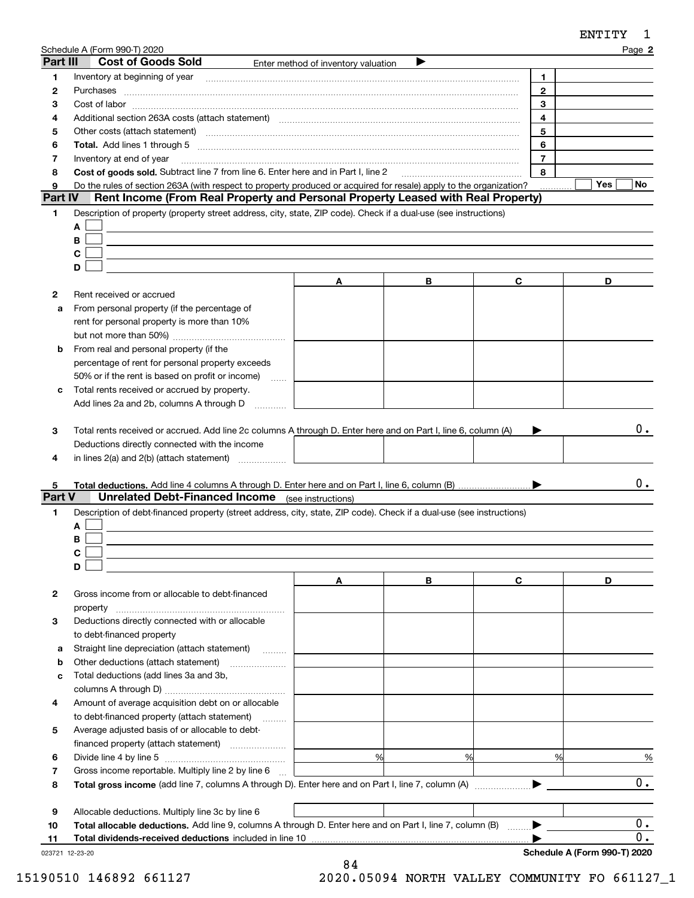ENTITY 1

Schedule A (Form 990-T) 2020 Page **2**

## Part III Cost of Goods Sold

Enter method of inventory valuation ▶

| | | | |
|---|---|---|---|
| 1 | Inventory at beginning of year | 1 | |
| 2 | Purchases | 2 | |
| 3 | Cost of labor | 3 | |
| 4 | Additional section 263A costs (attach statement) | 4 | |
| 5 | Other costs (attach statement) | 5 | |
| 6 | **Total.** Add lines 1 through 5 | 6 | |
| 7 | Inventory at end of year | 7 | |
| 8 | **Cost of goods sold.** Subtract line 7 from line 6. Enter here and in Part I, line 2 | 8 | |
| 9 | Do the rules of section 263A (with respect to property produced or acquired for resale) apply to the organization? | | Yes ☐ No ☐ |

## Part IV Rent Income (From Real Property and Personal Property Leased with Real Property)

1 Description of property (property street address, city, state, ZIP code). Check if a dual-use (see instructions)

A ☐

B ☐

C ☐

D ☐

| | | A | B | C | D |
|---|---|---|---|---|---|
| 2 | Rent received or accrued | | | | |
| a | From personal property (if the percentage of rent for personal property is more than 10% but not more than 50%) | | | | |
| b | From real and personal property (if the percentage of rent for personal property exceeds 50% or if the rent is based on profit or income) | | | | |
| c | Total rents received or accrued by property. Add lines 2a and 2b, columns A through D | | | | |
| 3 | Total rents received or accrued. Add line 2c columns A through D. Enter here and on Part I, line 6, column (A) ▶ | | | | 0. |
| 4 | Deductions directly connected with the income in lines 2(a) and 2(b) (attach statement) | | | | |
| 5 | **Total deductions.** Add line 4 columns A through D. Enter here and on Part I, line 6, column (B) ▶ | | | | 0. |

## Part V Unrelated Debt-Financed Income (see instructions)

1 Description of debt-financed property (street address, city, state, ZIP code). Check if a dual-use (see instructions)

A ☐

B ☐

C ☐

D ☐

| | | A | B | C | D |
|---|---|---|---|---|---|
| 2 | Gross income from or allocable to debt-financed property | | | | |
| 3 | Deductions directly connected with or allocable to debt-financed property | | | | |
| a | Straight line depreciation (attach statement) | | | | |
| b | Other deductions (attach statement) | | | | |
| c | Total deductions (add lines 3a and 3b, columns A through D) | | | | |
| 4 | Amount of average acquisition debt on or allocable to debt-financed property (attach statement) | | | | |
| 5 | Average adjusted basis of or allocable to debt-financed property (attach statement) | | | | |
| 6 | Divide line 4 by line 5 | % | % | % | % |
| 7 | Gross income reportable. Multiply line 2 by line 6 | | | | |
| 8 | **Total gross income** (add line 7, columns A through D). Enter here and on Part I, line 7, column (A) ▶ | | | | 0. |
| 9 | Allocable deductions. Multiply line 3c by line 6 | | | | |
| 10 | **Total allocable deductions.** Add line 9, columns A through D. Enter here and on Part I, line 7, column (B) ▶ | | | | 0. |
| 11 | **Total dividends-received deductions** included in line 10 ▶ | | | | 0. |

023721 12-23-20 **Schedule A (Form 990-T) 2020**

15190510 146892 661127 2020.05094 NORTH VALLEY COMMUNITY FO 661127_1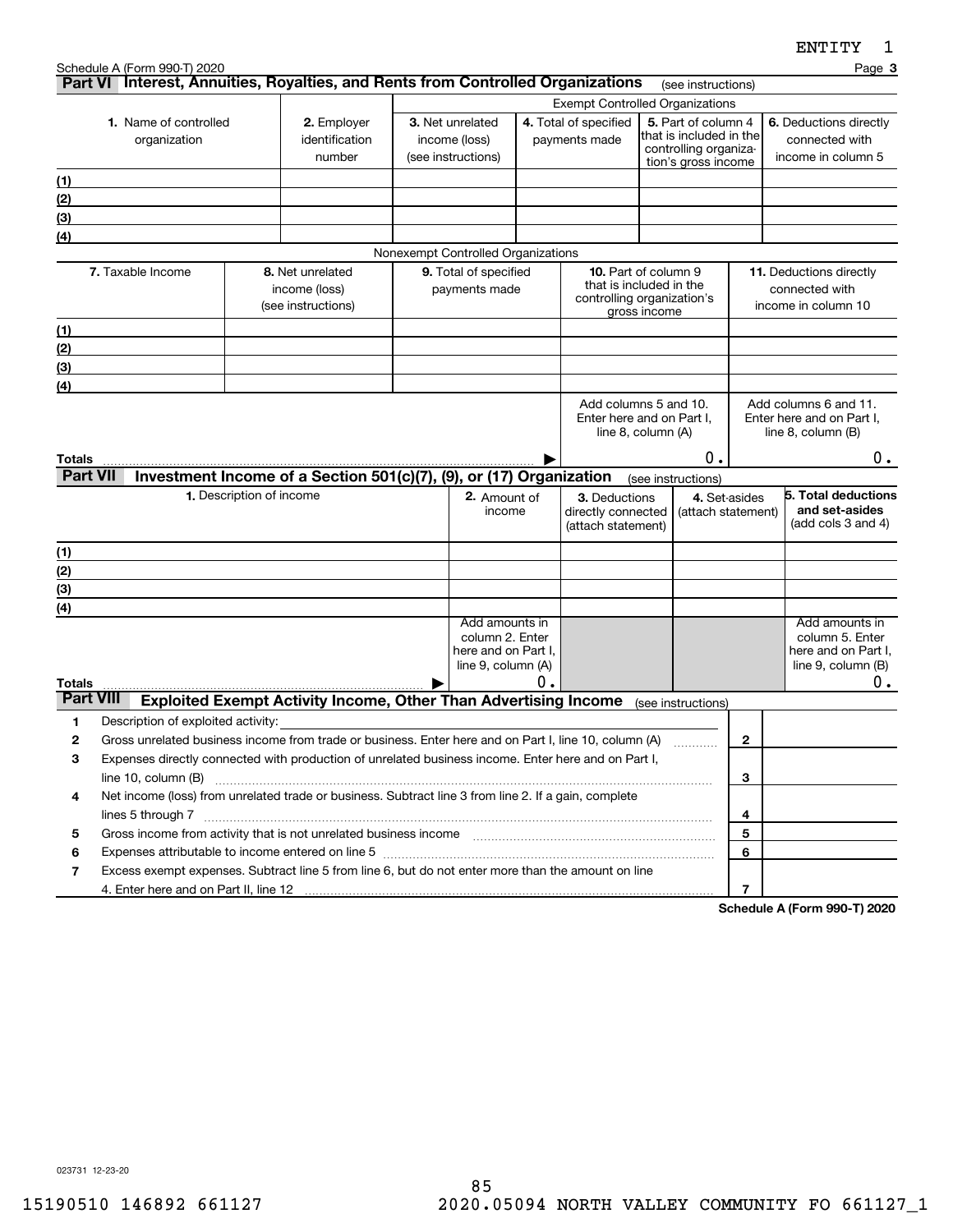ENTITY 1

Schedule A (Form 990-T) 2020 Page **3**

## Part VI Interest, Annuities, Royalties, and Rents from Controlled Organizations (see instructions)

| | | Exempt Controlled Organizations | | | |
|---|---|---|---|---|---|
| **1.** Name of controlled organization | **2.** Employer identification number | **3.** Net unrelated income (loss) (see instructions) | **4.** Total of specified payments made | **5.** Part of column 4 that is included in the controlling organization's gross income | **6.** Deductions directly connected with income in column 5 |
| (1) | | | | | |
| (2) | | | | | |
| (3) | | | | | |
| (4) | | | | | |

| Nonexempt Controlled Organizations | | | | |
|---|---|---|---|---|
| **7.** Taxable Income | **8.** Net unrelated income (loss) (see instructions) | **9.** Total of specified payments made | **10.** Part of column 9 that is included in the controlling organization's gross income | **11.** Deductions directly connected with income in column 10 |
| (1) | | | | |
| (2) | | | | |
| (3) | | | | |
| (4) | | | | |
| | | | Add columns 5 and 10. Enter here and on Part I, line 8, column (A) | Add columns 6 and 11. Enter here and on Part I, line 8, column (B) |
| **Totals** ▶ | | | 0. | 0. |

## Part VII Investment Income of a Section 501(c)(7), (9), or (17) Organization (see instructions)

| **1.** Description of income | **2.** Amount of income | **3.** Deductions directly connected (attach statement) | **4.** Set-asides (attach statement) | **5.** Total deductions and set-asides (add cols 3 and 4) |
|---|---|---|---|---|
| (1) | | | | |
| (2) | | | | |
| (3) | | | | |
| (4) | | | | |
| | Add amounts in column 2. Enter here and on Part I, line 9, column (A) | | | Add amounts in column 5. Enter here and on Part I, line 9, column (B) |
| **Totals** ▶ | 0. | | | 0. |

## Part VIII Exploited Exempt Activity Income, Other Than Advertising Income (see instructions)

| | | | |
|---|---|---|---|
| 1 | Description of exploited activity: | | |
| 2 | Gross unrelated business income from trade or business. Enter here and on Part I, line 10, column (A) | 2 | |
| 3 | Expenses directly connected with production of unrelated business income. Enter here and on Part I, line 10, column (B) | 3 | |
| 4 | Net income (loss) from unrelated trade or business. Subtract line 3 from line 2. If a gain, complete lines 5 through 7 | 4 | |
| 5 | Gross income from activity that is not unrelated business income | 5 | |
| 6 | Expenses attributable to income entered on line 5 | 6 | |
| 7 | Excess exempt expenses. Subtract line 5 from line 6, but do not enter more than the amount on line 4. Enter here and on Part II, line 12 | 7 | |

**Schedule A (Form 990-T) 2020**

023731 12-23-20

15190510 146892 661127 2020.05094 NORTH VALLEY COMMUNITY FO 661127_1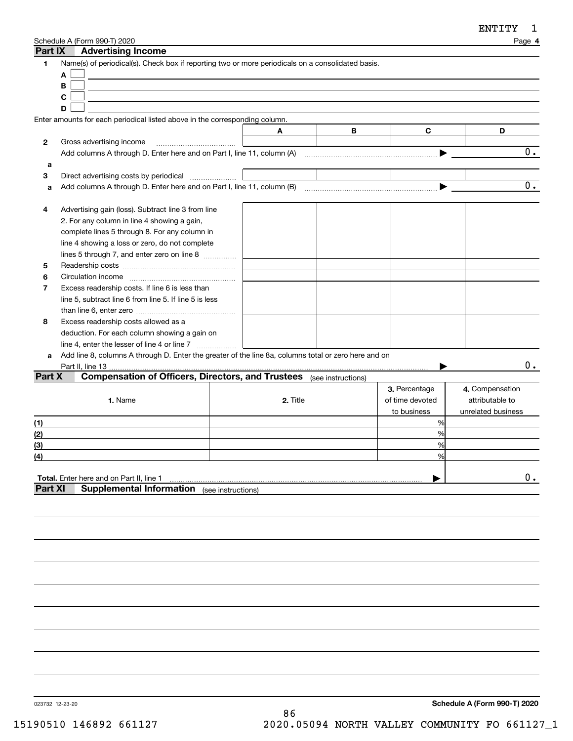ENTITY 1

Schedule A (Form 990-T) 2020 Page **4**

## Part IX Advertising Income

**1** Name(s) of periodical(s). Check box if reporting two or more periodicals on a consolidated basis.

- **A** ☐
- **B** ☐
- **C** ☐
- **D** ☐

Enter amounts for each periodical listed above in the corresponding column.

| | | A | B | C | D |
|---|---|---|---|---|---|
| **2** | Gross advertising income | | | | |
| | Add columns A through D. Enter here and on Part I, line 11, column (A) ▶ | | | | 0. |
| **a** | | | | | |
| **3** | Direct advertising costs by periodical | | | | |
| **a** | Add columns A through D. Enter here and on Part I, line 11, column (B) ▶ | | | | 0. |
| **4** | Advertising gain (loss). Subtract line 3 from line 2. For any column in line 4 showing a gain, complete lines 5 through 8. For any column in line 4 showing a loss or zero, do not complete lines 5 through 7, and enter zero on line 8 | | | | |
| **5** | Readership costs | | | | |
| **6** | Circulation income | | | | |
| **7** | Excess readership costs. If line 6 is less than line 5, subtract line 6 from line 5. If line 5 is less than line 6, enter zero | | | | |
| **8** | Excess readership costs allowed as a deduction. For each column showing a gain on line 4, enter the lesser of line 4 or line 7 | | | | |
| **a** | Add line 8, columns A through D. Enter the greater of the line 8a, columns total or zero here and on Part II, line 13 ▶ | | | | 0. |

## Part X Compensation of Officers, Directors, and Trustees (see instructions)

| | 1. Name | 2. Title | 3. Percentage of time devoted to business | 4. Compensation attributable to unrelated business |
|---|---|---|---|---|
| (1) | | | % | |
| (2) | | | % | |
| (3) | | | % | |
| (4) | | | % | |
| **Total.** Enter here and on Part II, line 1 ▶ | | | | 0. |

## Part XI Supplemental Information (see instructions)

023732 12-23-20 **Schedule A (Form 990-T) 2020**

15190510 146892 661127 2020.05094 NORTH VALLEY COMMUNITY FO 661127_1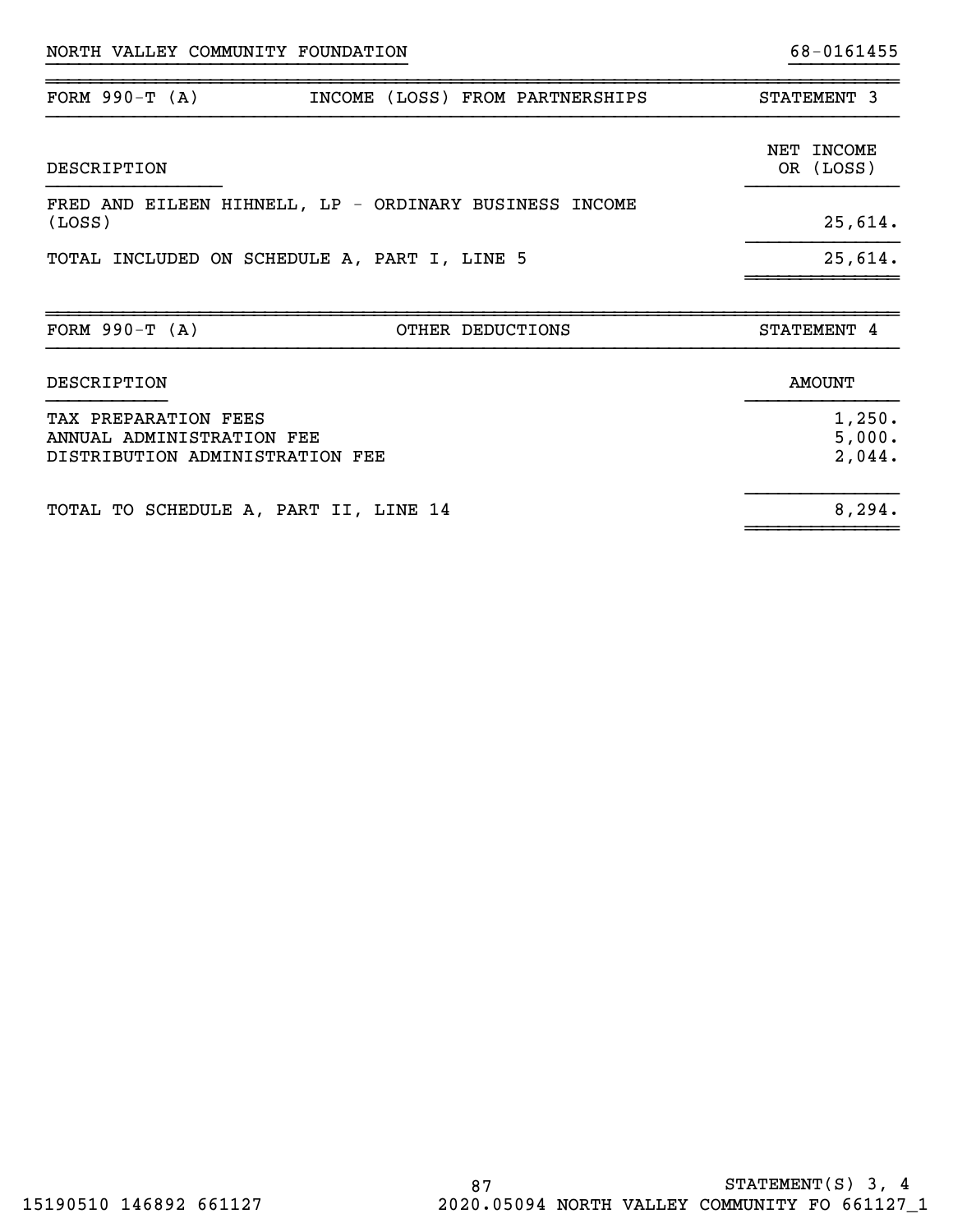NORTH VALLEY COMMUNITY FOUNDATION 68-0161455

| FORM 990-T (A) | INCOME (LOSS) FROM PARTNERSHIPS | STATEMENT 3 |
|---|---|---|

| DESCRIPTION | NET INCOME OR (LOSS) |
|---|---|
| FRED AND EILEEN HIHNELL, LP - ORDINARY BUSINESS INCOME (LOSS) | 25,614. |
| TOTAL INCLUDED ON SCHEDULE A, PART I, LINE 5 | 25,614. |

| FORM 990-T (A) | OTHER DEDUCTIONS | STATEMENT 4 |
|---|---|---|

| DESCRIPTION | AMOUNT |
|---|---|
| TAX PREPARATION FEES | 1,250. |
| ANNUAL ADMINISTRATION FEE | 5,000. |
| DISTRIBUTION ADMINISTRATION FEE | 2,044. |
| TOTAL TO SCHEDULE A, PART II, LINE 14 | 8,294. |

STATEMENT(S) 3, 4

15190510 146892 661127 2020.05094 NORTH VALLEY COMMUNITY FO 661127_1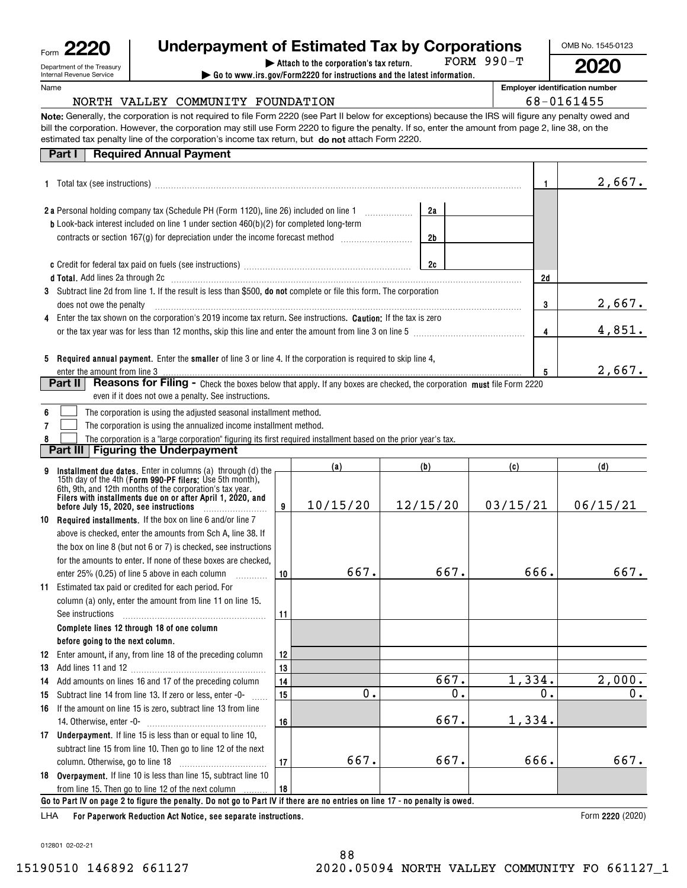Form **2220**

Department of the Treasury
Internal Revenue Service

# Underpayment of Estimated Tax by Corporations

▶ Attach to the corporation's tax return. FORM 990-T

▶ Go to www.irs.gov/Form2220 for instructions and the latest information.

OMB No. 1545-0123

**2020**

Name: NORTH VALLEY COMMUNITY FOUNDATION

Employer identification number: 68-0161455

**Note:** Generally, the corporation is not required to file Form 2220 (see Part II below for exceptions) because the IRS will figure any penalty owed and bill the corporation. However, the corporation may still use Form 2220 to figure the penalty. If so, enter the amount from page 2, line 38, on the estimated tax penalty line of the corporation's income tax return, but **do not** attach Form 2220.

## Part I Required Annual Payment

| Line | Description | | | | Amount |
|---|---|---|---|---|---|
| 1 | Total tax (see instructions) | | | 1 | 2,667. |
| 2a | Personal holding company tax (Schedule PH (Form 1120), line 26) included on line 1 | 2a | | | |
| b | Look-back interest included on line 1 under section 460(b)(2) for completed long-term contracts or section 167(g) for depreciation under the income forecast method | 2b | | | |
| c | Credit for federal tax paid on fuels (see instructions) | 2c | | | |
| d | **Total.** Add lines 2a through 2c | | | 2d | |
| 3 | Subtract line 2d from line 1. If the result is less than $500, **do not** complete or file this form. The corporation does not owe the penalty | | | 3 | 2,667. |
| 4 | Enter the tax shown on the corporation's 2019 income tax return. See instructions. **Caution:** If the tax is zero or the tax year was for less than 12 months, skip this line and enter the amount from line 3 on line 5 | | | 4 | 4,851. |
| 5 | **Required annual payment.** Enter the **smaller** of line 3 or line 4. If the corporation is required to skip line 4, enter the amount from line 3 | | | 5 | 2,667. |

## Part II Reasons for Filing - Check the boxes below that apply. If any boxes are checked, the corporation **must** file Form 2220 even if it does not owe a penalty. See instructions.

6 ☐ The corporation is using the adjusted seasonal installment method.

7 ☐ The corporation is using the annualized income installment method.

8 ☐ The corporation is a "large corporation" figuring its first required installment based on the prior year's tax.

## Part III Figuring the Underpayment

| Line | Description | | (a) | (b) | (c) | (d) |
|---|---|---|---|---|---|---|
| 9 | **Installment due dates.** Enter in columns (a) through (d) the 15th day of the 4th (**Form 990-PF filers:** Use 5th month), 6th, 9th, and 12th months of the corporation's tax year. **Filers with installments due on or after April 1, 2020, and before July 15, 2020, see instructions** | 9 | 10/15/20 | 12/15/20 | 03/15/21 | 06/15/21 |
| 10 | **Required installments.** If the box on line 6 and/or line 7 above is checked, enter the amounts from Sch A, line 38. If the box on line 8 (but not 6 or 7) is checked, see instructions for the amounts to enter. If none of these boxes are checked, enter 25% (0.25) of line 5 above in each column | 10 | 667. | 667. | 666. | 667. |
| 11 | Estimated tax paid or credited for each period. For column (a) only, enter the amount from line 11 on line 15. See instructions | 11 | | | | |
| | **Complete lines 12 through 18 of one column before going to the next column.** | | | | | |
| 12 | Enter amount, if any, from line 18 of the preceding column | 12 | | | | |
| 13 | Add lines 11 and 12 | 13 | | | | |
| 14 | Add amounts on lines 16 and 17 of the preceding column | 14 | | 667. | 1,334. | 2,000. |
| 15 | Subtract line 14 from line 13. If zero or less, enter -0- | 15 | 0. | 0. | 0. | 0. |
| 16 | If the amount on line 15 is zero, subtract line 13 from line 14. Otherwise, enter -0- | 16 | | 667. | 1,334. | |
| 17 | **Underpayment.** If line 15 is less than or equal to line 10, subtract line 15 from line 10. Then go to line 12 of the next column. Otherwise, go to line 18 | 17 | 667. | 667. | 666. | 667. |
| 18 | **Overpayment.** If line 10 is less than line 15, subtract line 10 from line 15. Then go to line 12 of the next column | 18 | | | | |

**Go to Part IV on page 2 to figure the penalty. Do not go to Part IV if there are no entries on line 17 - no penalty is owed.**

LHA **For Paperwork Reduction Act Notice, see separate instructions.** Form **2220** (2020)

012801 02-02-21

15190510 146892 661127 2020.05094 NORTH VALLEY COMMUNITY FO 661127_1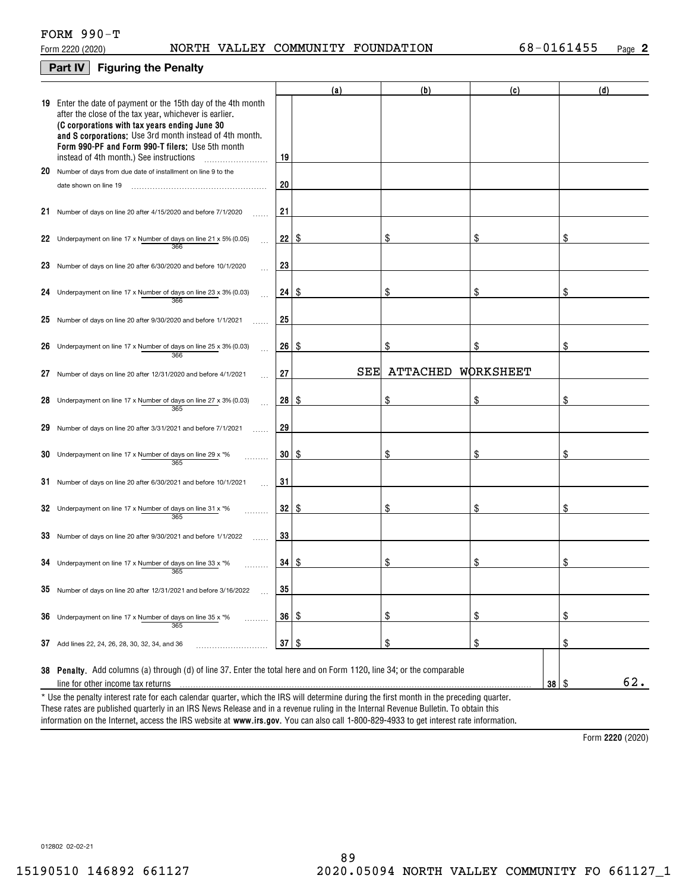FORM 990-T

Form 2220 (2020) NORTH VALLEY COMMUNITY FOUNDATION 68-0161455 Page **2**

## Part IV Figuring the Penalty

| | | | (a) | (b) | (c) | (d) |
|---|---|---|---|---|---|---|
| **19** | Enter the date of payment or the 15th day of the 4th month after the close of the tax year, whichever is earlier. **(C corporations with tax years ending June 30 and S corporations:** Use 3rd month instead of 4th month. **Form 990-PF and Form 990-T filers:** Use 5th month instead of 4th month.) See instructions | 19 | | | | |
| **20** | Number of days from due date of installment on line 9 to the date shown on line 19 | 20 | | | | |
| **21** | Number of days on line 20 after 4/15/2020 and before 7/1/2020 | 21 | | | | |
| **22** | Underpayment on line 17 x (Number of days on line 21 / 366) x 5% (0.05) | 22 | $ | $ | $ | $ |
| **23** | Number of days on line 20 after 6/30/2020 and before 10/1/2020 | 23 | | | | |
| **24** | Underpayment on line 17 x (Number of days on line 23 / 366) x 3% (0.03) | 24 | $ | $ | $ | $ |
| **25** | Number of days on line 20 after 9/30/2020 and before 1/1/2021 | 25 | | | | |
| **26** | Underpayment on line 17 x (Number of days on line 25 / 366) x 3% (0.03) | 26 | $ | $ | $ | $ |
| **27** | Number of days on line 20 after 12/31/2020 and before 4/1/2021 | 27 | SEE | ATTACHED | WORKSHEET | |
| **28** | Underpayment on line 17 x (Number of days on line 27 / 365) x 3% (0.03) | 28 | $ | $ | $ | $ |
| **29** | Number of days on line 20 after 3/31/2021 and before 7/1/2021 | 29 | | | | |
| **30** | Underpayment on line 17 x (Number of days on line 29 / 365) x *% | 30 | $ | $ | $ | $ |
| **31** | Number of days on line 20 after 6/30/2021 and before 10/1/2021 | 31 | | | | |
| **32** | Underpayment on line 17 x (Number of days on line 31 / 365) x *% | 32 | $ | $ | $ | $ |
| **33** | Number of days on line 20 after 9/30/2021 and before 1/1/2022 | 33 | | | | |
| **34** | Underpayment on line 17 x (Number of days on line 33 / 365) x *% | 34 | $ | $ | $ | $ |
| **35** | Number of days on line 20 after 12/31/2021 and before 3/16/2022 | 35 | | | | |
| **36** | Underpayment on line 17 x (Number of days on line 35 / 365) x *% | 36 | $ | $ | $ | $ |
| **37** | Add lines 22, 24, 26, 28, 30, 32, 34, and 36 | 37 | $ | $ | $ | $ |

**38 Penalty.** Add columns (a) through (d) of line 37. Enter the total here and on Form 1120, line 34; or the comparable line for other income tax returns ... **38** $ 62.

\* Use the penalty interest rate for each calendar quarter, which the IRS will determine during the first month in the preceding quarter. These rates are published quarterly in an IRS News Release and in a revenue ruling in the Internal Revenue Bulletin. To obtain this information on the Internet, access the IRS website at **www.irs.gov**. You can also call 1-800-829-4933 to get interest rate information.

Form **2220** (2020)

012802 02-02-21

15190510 146892 661127 2020.05094 NORTH VALLEY COMMUNITY FO 661127_1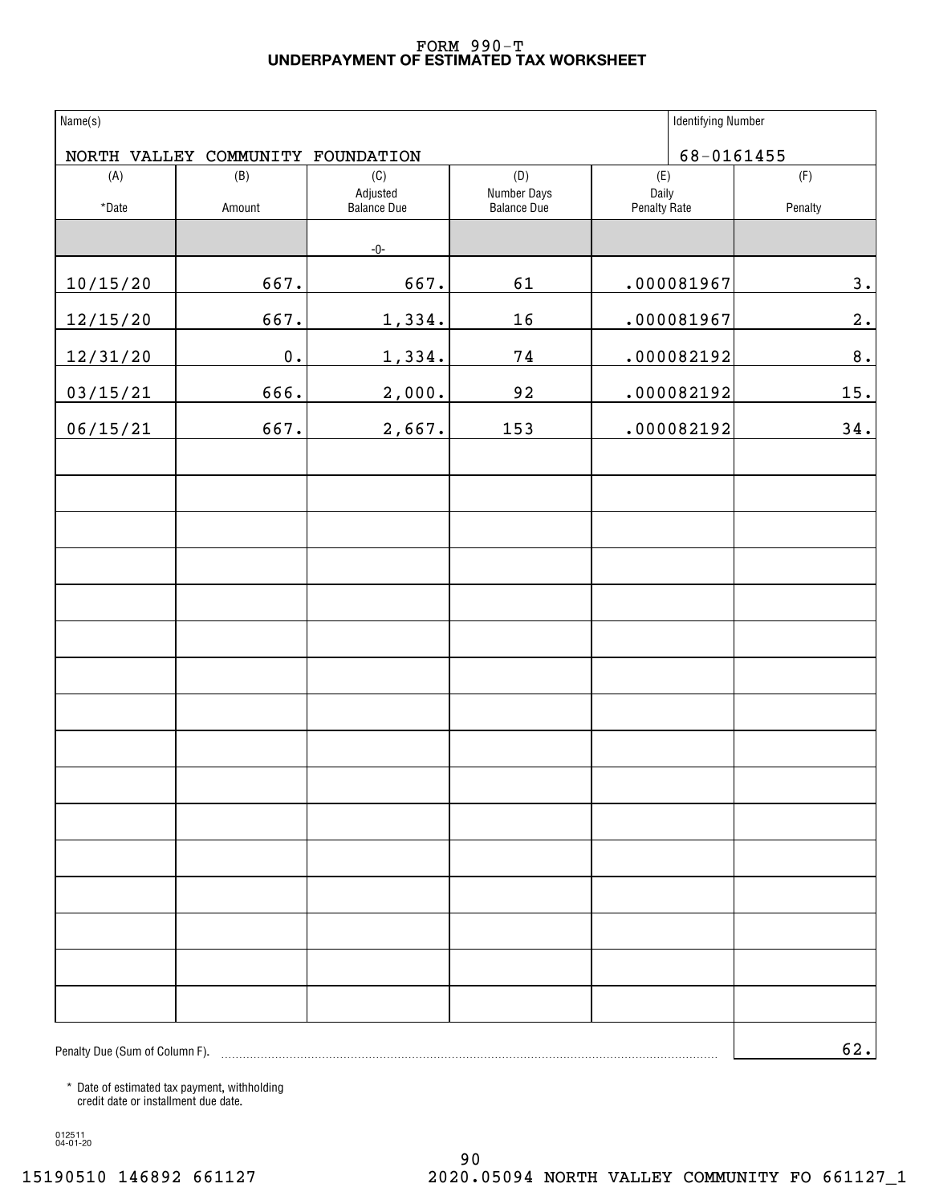# FORM 990-T
## UNDERPAYMENT OF ESTIMATED TAX WORKSHEET

| Name(s) | Identifying Number |
|---|---|
| NORTH VALLEY COMMUNITY FOUNDATION | 68-0161455 |

| (A) *Date | (B) Amount | (C) Adjusted Balance Due | (D) Number Days Balance Due | (E) Daily Penalty Rate | (F) Penalty |
|---|---|---|---|---|---|
| | | -0- | | | |
| 10/15/20 | 667. | 667. | 61 | .000081967 | 3. |
| 12/15/20 | 667. | 1,334. | 16 | .000081967 | 2. |
| 12/31/20 | 0. | 1,334. | 74 | .000082192 | 8. |
| 03/15/21 | 666. | 2,000. | 92 | .000082192 | 15. |
| 06/15/21 | 667. | 2,667. | 153 | .000082192 | 34. |

Penalty Due (Sum of Column F). 62.

\* Date of estimated tax payment, withholding credit date or installment due date.

012511 04-01-20

15190510 146892 661127 2020.05094 NORTH VALLEY COMMUNITY FO 661127_1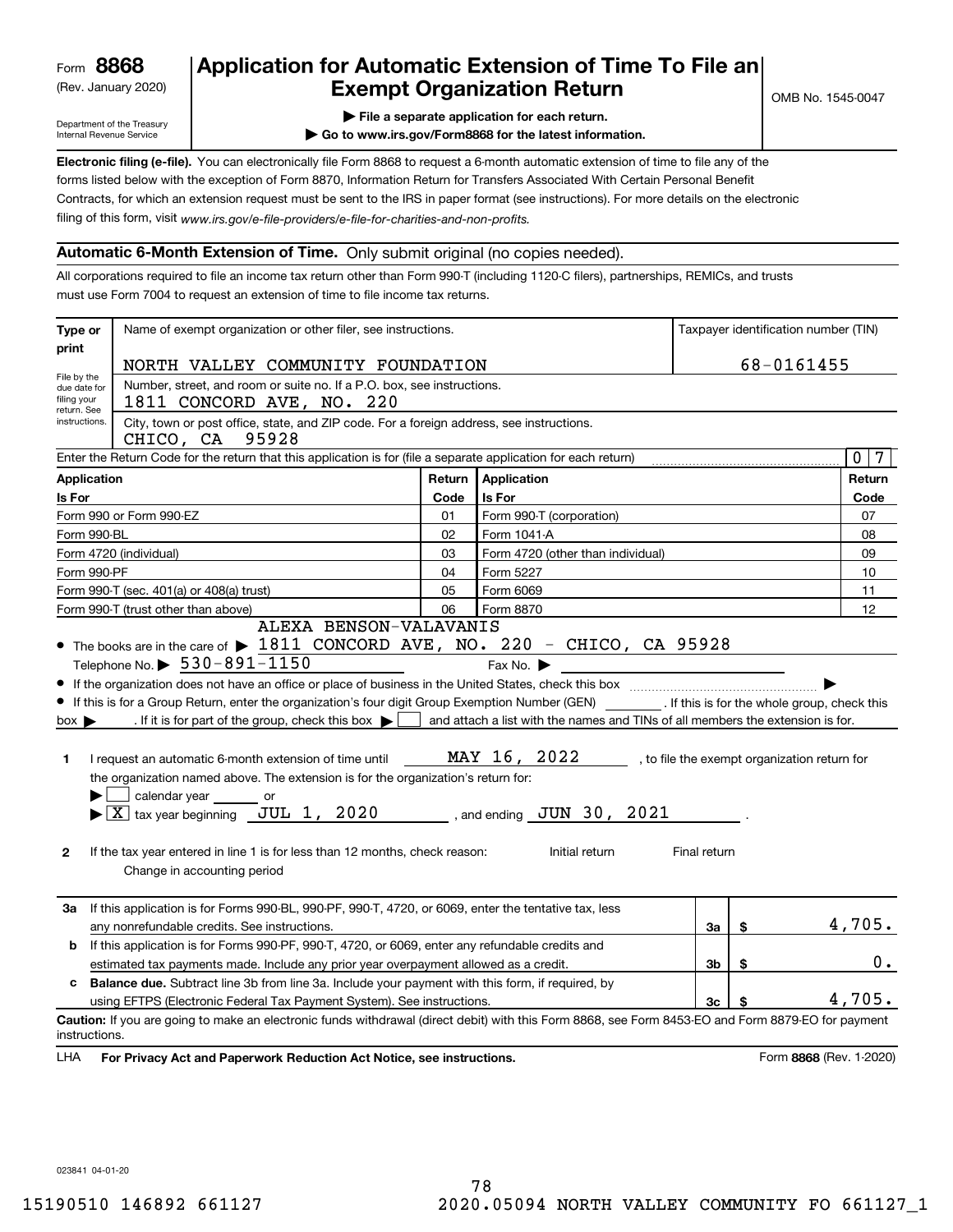Form **8868**
(Rev. January 2020)

Department of the Treasury
Internal Revenue Service

# Application for Automatic Extension of Time To File an Exempt Organization Return

OMB No. 1545-0047

▶ File a separate application for each return.

▶ Go to www.irs.gov/Form8868 for the latest information.

**Electronic filing (e-file).** You can electronically file Form 8868 to request a 6-month automatic extension of time to file any of the forms listed below with the exception of Form 8870, Information Return for Transfers Associated With Certain Personal Benefit Contracts, for which an extension request must be sent to the IRS in paper format (see instructions). For more details on the electronic filing of this form, visit *www.irs.gov/e-file-providers/e-file-for-charities-and-non-profits.*

## Automatic 6-Month Extension of Time. Only submit original (no copies needed).

All corporations required to file an income tax return other than Form 990-T (including 1120-C filers), partnerships, REMICs, and trusts must use Form 7004 to request an extension of time to file income tax returns.

| Type or print | Name of exempt organization or other filer, see instructions. | Taxpayer identification number (TIN) |
|---|---|---|
| File by the due date for filing your return. See instructions. | NORTH VALLEY COMMUNITY FOUNDATION | 68-0161455 |
| | Number, street, and room or suite no. If a P.O. box, see instructions. 1811 CONCORD AVE, NO. 220 | |
| | City, town or post office, state, and ZIP code. For a foreign address, see instructions. CHICO, CA 95928 | |

Enter the Return Code for the return that this application is for (file a separate application for each return) ..... 0 7

| Application Is For | Return Code | Application Is For | Return Code |
|---|---|---|---|
| Form 990 or Form 990-EZ | 01 | Form 990-T (corporation) | 07 |
| Form 990-BL | 02 | Form 1041-A | 08 |
| Form 4720 (individual) | 03 | Form 4720 (other than individual) | 09 |
| Form 990-PF | 04 | Form 5227 | 10 |
| Form 990-T (sec. 401(a) or 408(a) trust) | 05 | Form 6069 | 11 |
| Form 990-T (trust other than above) | 06 | Form 8870 | 12 |

- The books are in the care of ▶ ALEXA BENSON-VALAVANIS 1811 CONCORD AVE, NO. 220 - CHICO, CA 95928

  Telephone No. ▶ 530-891-1150 Fax No. ▶
- If the organization does not have an office or place of business in the United States, check this box ..... ▶
- If this is for a Group Return, enter the organization's four digit Group Exemption Number (GEN) ______ . If this is for the whole group, check this box ▶ ☐ . If it is for part of the group, check this box ▶ ☐ and attach a list with the names and TINs of all members the extension is for.

**1** I request an automatic 6-month extension of time until MAY 16, 2022 , to file the exempt organization return for the organization named above. The extension is for the organization's return for:

▶ ☐ calendar year ______ or

▶ ☒ tax year beginning JUL 1, 2020 , and ending JUN 30, 2021 .

**2** If the tax year entered in line 1 is for less than 12 months, check reason: ☐ Initial return ☐ Final return ☐ Change in accounting period

| | | | |
|---|---|---|---|
| **3a** | If this application is for Forms 990-BL, 990-PF, 990-T, 4720, or 6069, enter the tentative tax, less any nonrefundable credits. See instructions. | 3a | $ 4,705. |
| **b** | If this application is for Forms 990-PF, 990-T, 4720, or 6069, enter any refundable credits and estimated tax payments made. Include any prior year overpayment allowed as a credit. | 3b | $ 0. |
| **c** | **Balance due.** Subtract line 3b from line 3a. Include your payment with this form, if required, by using EFTPS (Electronic Federal Tax Payment System). See instructions. | 3c | $ 4,705. |

**Caution:** If you are going to make an electronic funds withdrawal (direct debit) with this Form 8868, see Form 8453-EO and Form 8879-EO for payment instructions.

LHA **For Privacy Act and Paperwork Reduction Act Notice, see instructions.** Form **8868** (Rev. 1-2020)

023841 04-01-20

15190510 146892 661127 2020.05094 NORTH VALLEY COMMUNITY FO 661127_1